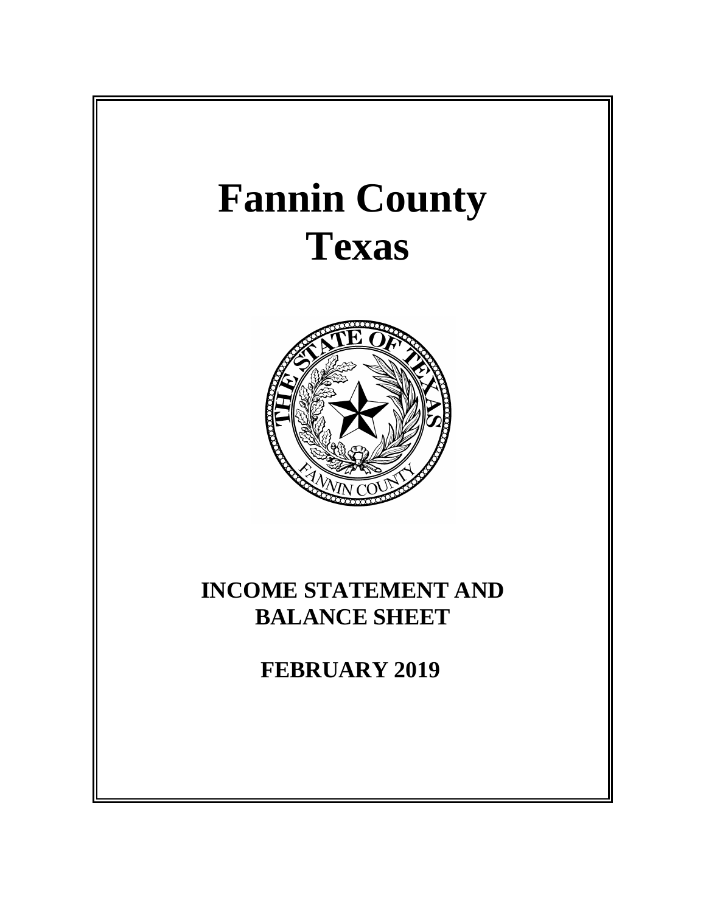# Fannin County
# Texas

## INCOME STATEMENT AND BALANCE SHEET

## FEBRUARY 2019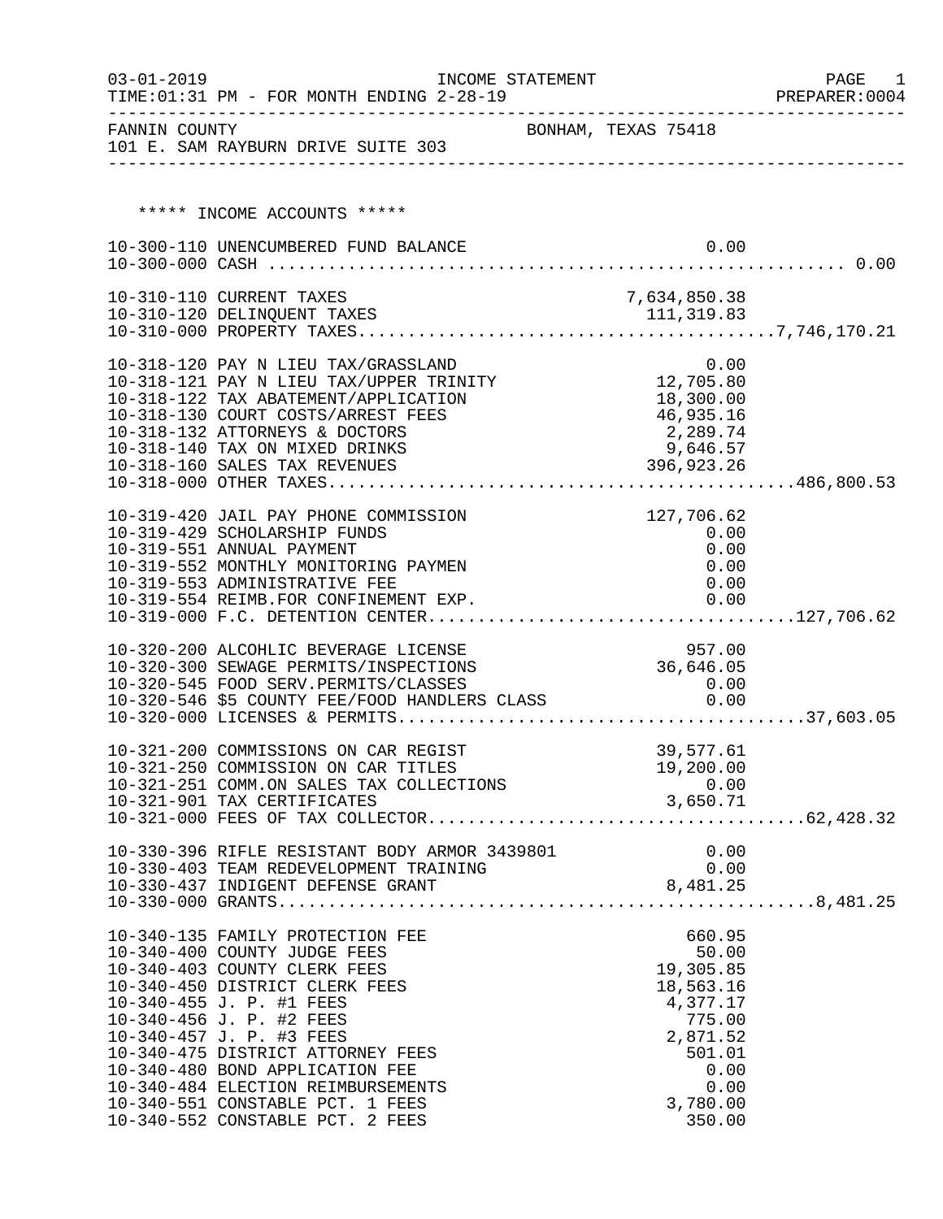03-01-2019 INCOME STATEMENT
TIME:01:31 PM - FOR MONTH ENDING 2-28-19 PREPARER:0004

FANNIN COUNTY BONHAM, TEXAS 75418
101 E. SAM RAYBURN DRIVE SUITE 303

***** INCOME ACCOUNTS *****

| Account | Description | Amount | Total |
|---|---|---|---|
| 10-300-110 | UNENCUMBERED FUND BALANCE | 0.00 | |
| 10-300-000 | CASH | | 0.00 |
| 10-310-110 | CURRENT TAXES | 7,634,850.38 | |
| 10-310-120 | DELINQUENT TAXES | 111,319.83 | |
| 10-310-000 | PROPERTY TAXES | | 7,746,170.21 |
| 10-318-120 | PAY N LIEU TAX/GRASSLAND | 0.00 | |
| 10-318-121 | PAY N LIEU TAX/UPPER TRINITY | 12,705.80 | |
| 10-318-122 | TAX ABATEMENT/APPLICATION | 18,300.00 | |
| 10-318-130 | COURT COSTS/ARREST FEES | 46,935.16 | |
| 10-318-132 | ATTORNEYS & DOCTORS | 2,289.74 | |
| 10-318-140 | TAX ON MIXED DRINKS | 9,646.57 | |
| 10-318-160 | SALES TAX REVENUES | 396,923.26 | |
| 10-318-000 | OTHER TAXES | | 486,800.53 |
| 10-319-420 | JAIL PAY PHONE COMMISSION | 127,706.62 | |
| 10-319-429 | SCHOLARSHIP FUNDS | 0.00 | |
| 10-319-551 | ANNUAL PAYMENT | 0.00 | |
| 10-319-552 | MONTHLY MONITORING PAYMEN | 0.00 | |
| 10-319-553 | ADMINISTRATIVE FEE | 0.00 | |
| 10-319-554 | REIMB.FOR CONFINEMENT EXP. | 0.00 | |
| 10-319-000 | F.C. DETENTION CENTER | | 127,706.62 |
| 10-320-200 | ALCOHLIC BEVERAGE LICENSE | 957.00 | |
| 10-320-300 | SEWAGE PERMITS/INSPECTIONS | 36,646.05 | |
| 10-320-545 | FOOD SERV.PERMITS/CLASSES | 0.00 | |
| 10-320-546 | $5 COUNTY FEE/FOOD HANDLERS CLASS | 0.00 | |
| 10-320-000 | LICENSES & PERMITS | | 37,603.05 |
| 10-321-200 | COMMISSIONS ON CAR REGIST | 39,577.61 | |
| 10-321-250 | COMMISSION ON CAR TITLES | 19,200.00 | |
| 10-321-251 | COMM.ON SALES TAX COLLECTIONS | 0.00 | |
| 10-321-901 | TAX CERTIFICATES | 3,650.71 | |
| 10-321-000 | FEES OF TAX COLLECTOR | | 62,428.32 |
| 10-330-396 | RIFLE RESISTANT BODY ARMOR 3439801 | 0.00 | |
| 10-330-403 | TEAM REDEVELOPMENT TRAINING | 0.00 | |
| 10-330-437 | INDIGENT DEFENSE GRANT | 8,481.25 | |
| 10-330-000 | GRANTS | | 8,481.25 |
| 10-340-135 | FAMILY PROTECTION FEE | 660.95 | |
| 10-340-400 | COUNTY JUDGE FEES | 50.00 | |
| 10-340-403 | COUNTY CLERK FEES | 19,305.85 | |
| 10-340-450 | DISTRICT CLERK FEES | 18,563.16 | |
| 10-340-455 | J. P. #1 FEES | 4,377.17 | |
| 10-340-456 | J. P. #2 FEES | 775.00 | |
| 10-340-457 | J. P. #3 FEES | 2,871.52 | |
| 10-340-475 | DISTRICT ATTORNEY FEES | 501.01 | |
| 10-340-480 | BOND APPLICATION FEE | 0.00 | |
| 10-340-484 | ELECTION REIMBURSEMENTS | 0.00 | |
| 10-340-551 | CONSTABLE PCT. 1 FEES | 3,780.00 | |
| 10-340-552 | CONSTABLE PCT. 2 FEES | 350.00 | |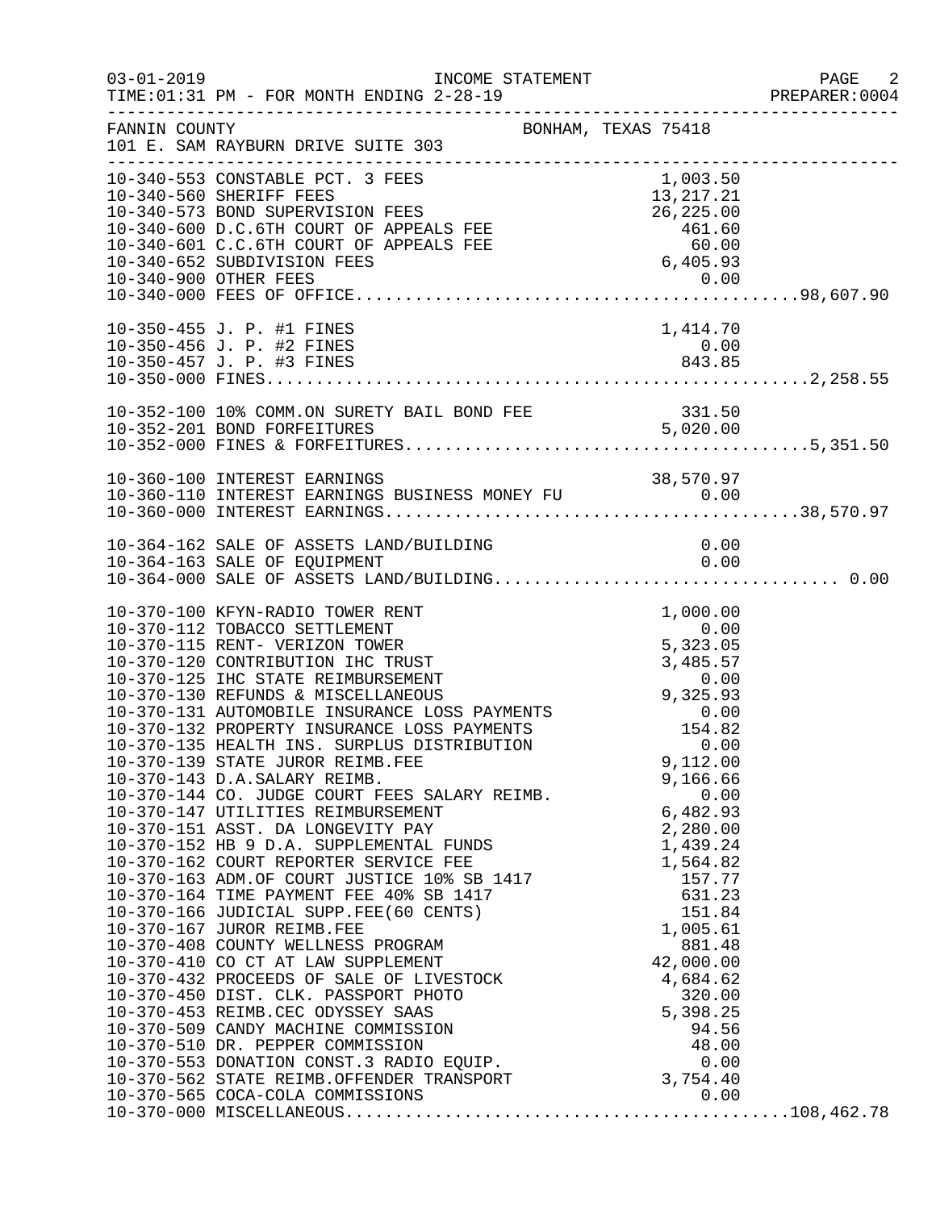INCOME STATEMENT

TIME:01:31 PM - FOR MONTH ENDING 2-28-19

FANNIN COUNTY — BONHAM, TEXAS 75418

101 E. SAM RAYBURN DRIVE SUITE 303

| Account | Description | Amount | Total |
|---|---|---|---|
| 10-340-553 | CONSTABLE PCT. 3 FEES | 1,003.50 | |
| 10-340-560 | SHERIFF FEES | 13,217.21 | |
| 10-340-573 | BOND SUPERVISION FEES | 26,225.00 | |
| 10-340-600 | D.C.6TH COURT OF APPEALS FEE | 461.60 | |
| 10-340-601 | C.C.6TH COURT OF APPEALS FEE | 60.00 | |
| 10-340-652 | SUBDIVISION FEES | 6,405.93 | |
| 10-340-900 | OTHER FEES | 0.00 | |
| 10-340-000 | FEES OF OFFICE | | 98,607.90 |
| 10-350-455 | J. P. #1 FINES | 1,414.70 | |
| 10-350-456 | J. P. #2 FINES | 0.00 | |
| 10-350-457 | J. P. #3 FINES | 843.85 | |
| 10-350-000 | FINES | | 2,258.55 |
| 10-352-100 | 10% COMM.ON SURETY BAIL BOND FEE | 331.50 | |
| 10-352-201 | BOND FORFEITURES | 5,020.00 | |
| 10-352-000 | FINES & FORFEITURES | | 5,351.50 |
| 10-360-100 | INTEREST EARNINGS | 38,570.97 | |
| 10-360-110 | INTEREST EARNINGS BUSINESS MONEY FU | 0.00 | |
| 10-360-000 | INTEREST EARNINGS | | 38,570.97 |
| 10-364-162 | SALE OF ASSETS LAND/BUILDING | 0.00 | |
| 10-364-163 | SALE OF EQUIPMENT | 0.00 | |
| 10-364-000 | SALE OF ASSETS LAND/BUILDING | | 0.00 |
| 10-370-100 | KFYN-RADIO TOWER RENT | 1,000.00 | |
| 10-370-112 | TOBACCO SETTLEMENT | 0.00 | |
| 10-370-115 | RENT- VERIZON TOWER | 5,323.05 | |
| 10-370-120 | CONTRIBUTION IHC TRUST | 3,485.57 | |
| 10-370-125 | IHC STATE REIMBURSEMENT | 0.00 | |
| 10-370-130 | REFUNDS & MISCELLANEOUS | 9,325.93 | |
| 10-370-131 | AUTOMOBILE INSURANCE LOSS PAYMENTS | 0.00 | |
| 10-370-132 | PROPERTY INSURANCE LOSS PAYMENTS | 154.82 | |
| 10-370-135 | HEALTH INS. SURPLUS DISTRIBUTION | 0.00 | |
| 10-370-139 | STATE JUROR REIMB.FEE | 9,112.00 | |
| 10-370-143 | D.A.SALARY REIMB. | 9,166.66 | |
| 10-370-144 | CO. JUDGE COURT FEES SALARY REIMB. | 0.00 | |
| 10-370-147 | UTILITIES REIMBURSEMENT | 6,482.93 | |
| 10-370-151 | ASST. DA LONGEVITY PAY | 2,280.00 | |
| 10-370-152 | HB 9 D.A. SUPPLEMENTAL FUNDS | 1,439.24 | |
| 10-370-162 | COURT REPORTER SERVICE FEE | 1,564.82 | |
| 10-370-163 | ADM.OF COURT JUSTICE 10% SB 1417 | 157.77 | |
| 10-370-164 | TIME PAYMENT FEE 40% SB 1417 | 631.23 | |
| 10-370-166 | JUDICIAL SUPP.FEE(60 CENTS) | 151.84 | |
| 10-370-167 | JUROR REIMB.FEE | 1,005.61 | |
| 10-370-408 | COUNTY WELLNESS PROGRAM | 881.48 | |
| 10-370-410 | CO CT AT LAW SUPPLEMENT | 42,000.00 | |
| 10-370-432 | PROCEEDS OF SALE OF LIVESTOCK | 4,684.62 | |
| 10-370-450 | DIST. CLK. PASSPORT PHOTO | 320.00 | |
| 10-370-453 | REIMB.CEC ODYSSEY SAAS | 5,398.25 | |
| 10-370-509 | CANDY MACHINE COMMISSION | 94.56 | |
| 10-370-510 | DR. PEPPER COMMISSION | 48.00 | |
| 10-370-553 | DONATION CONST.3 RADIO EQUIP. | 0.00 | |
| 10-370-562 | STATE REIMB.OFFENDER TRANSPORT | 3,754.40 | |
| 10-370-565 | COCA-COLA COMMISSIONS | 0.00 | |
| 10-370-000 | MISCELLANEOUS | | 108,462.78 |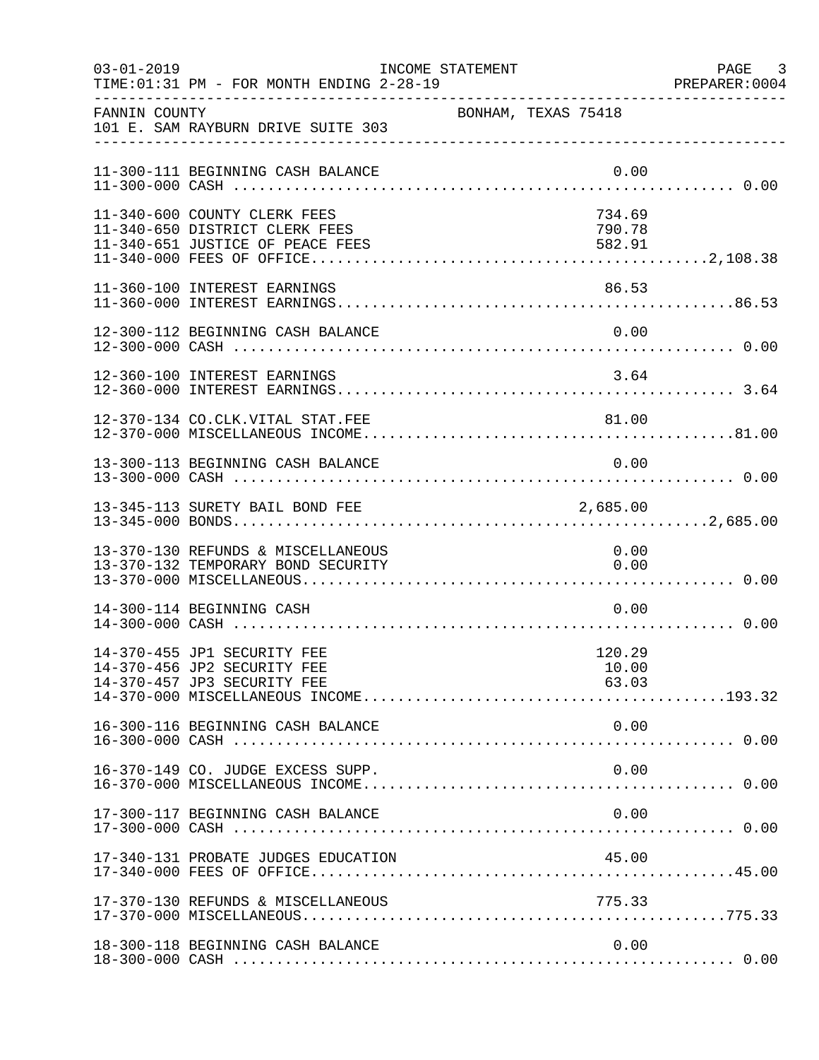FANNIN COUNTY — BONHAM, TEXAS 75418
101 E. SAM RAYBURN DRIVE SUITE 303

INCOME STATEMENT — FOR MONTH ENDING 2-28-19

| Account | Description | Amount | Total |
|---|---|---|---|
| 11-300-111 | BEGINNING CASH BALANCE | 0.00 | |
| 11-300-000 | CASH | | 0.00 |
| 11-340-600 | COUNTY CLERK FEES | 734.69 | |
| 11-340-650 | DISTRICT CLERK FEES | 790.78 | |
| 11-340-651 | JUSTICE OF PEACE FEES | 582.91 | |
| 11-340-000 | FEES OF OFFICE | | 2,108.38 |
| 11-360-100 | INTEREST EARNINGS | 86.53 | |
| 11-360-000 | INTEREST EARNINGS | | 86.53 |
| 12-300-112 | BEGINNING CASH BALANCE | 0.00 | |
| 12-300-000 | CASH | | 0.00 |
| 12-360-100 | INTEREST EARNINGS | 3.64 | |
| 12-360-000 | INTEREST EARNINGS | | 3.64 |
| 12-370-134 | CO.CLK.VITAL STAT.FEE | 81.00 | |
| 12-370-000 | MISCELLANEOUS INCOME | | 81.00 |
| 13-300-113 | BEGINNING CASH BALANCE | 0.00 | |
| 13-300-000 | CASH | | 0.00 |
| 13-345-113 | SURETY BAIL BOND FEE | 2,685.00 | |
| 13-345-000 | BONDS | | 2,685.00 |
| 13-370-130 | REFUNDS & MISCELLANEOUS | 0.00 | |
| 13-370-132 | TEMPORARY BOND SECURITY | 0.00 | |
| 13-370-000 | MISCELLANEOUS | | 0.00 |
| 14-300-114 | BEGINNING CASH | 0.00 | |
| 14-300-000 | CASH | | 0.00 |
| 14-370-455 | JP1 SECURITY FEE | 120.29 | |
| 14-370-456 | JP2 SECURITY FEE | 10.00 | |
| 14-370-457 | JP3 SECURITY FEE | 63.03 | |
| 14-370-000 | MISCELLANEOUS INCOME | | 193.32 |
| 16-300-116 | BEGINNING CASH BALANCE | 0.00 | |
| 16-300-000 | CASH | | 0.00 |
| 16-370-149 | CO. JUDGE EXCESS SUPP. | 0.00 | |
| 16-370-000 | MISCELLANEOUS INCOME | | 0.00 |
| 17-300-117 | BEGINNING CASH BALANCE | 0.00 | |
| 17-300-000 | CASH | | 0.00 |
| 17-340-131 | PROBATE JUDGES EDUCATION | 45.00 | |
| 17-340-000 | FEES OF OFFICE | | 45.00 |
| 17-370-130 | REFUNDS & MISCELLANEOUS | 775.33 | |
| 17-370-000 | MISCELLANEOUS | | 775.33 |
| 18-300-118 | BEGINNING CASH BALANCE | 0.00 | |
| 18-300-000 | CASH | | 0.00 |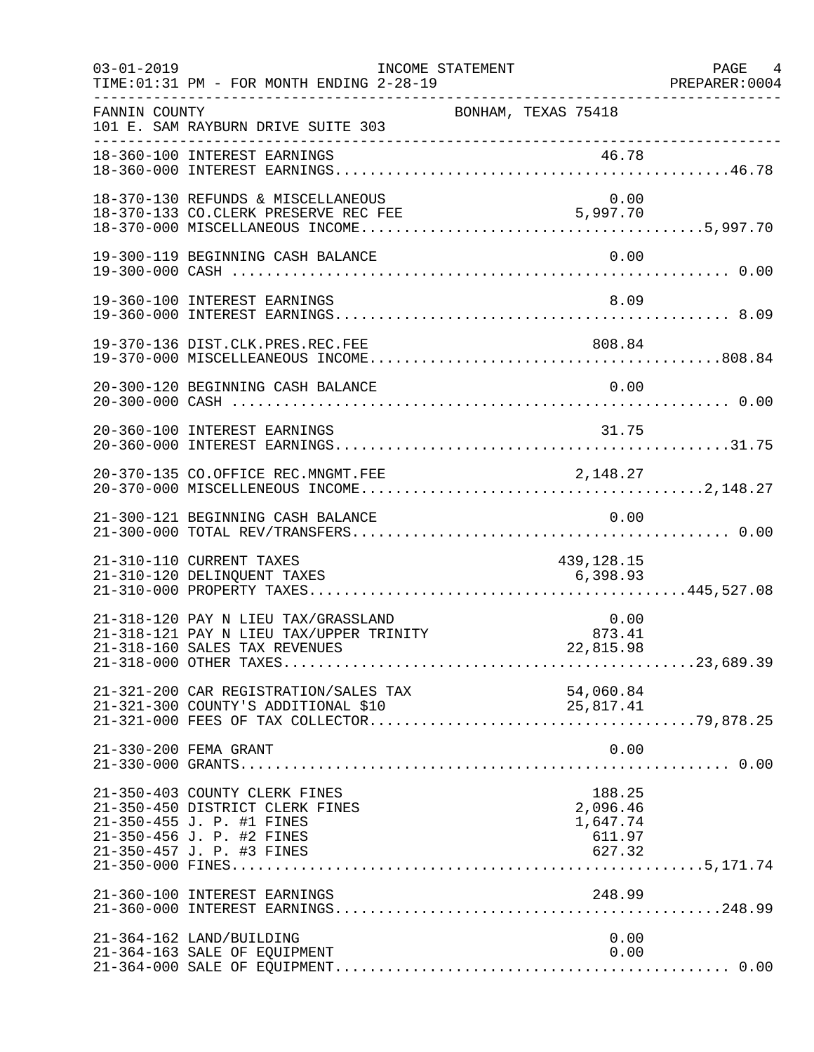FANNIN COUNTY — BONHAM, TEXAS 75418
101 E. SAM RAYBURN DRIVE SUITE 303

INCOME STATEMENT
TIME:01:31 PM - FOR MONTH ENDING 2-28-19

| Account | Description | Amount | Total |
|---|---|---|---|
| 18-360-100 | INTEREST EARNINGS | 46.78 | |
| 18-360-000 | INTEREST EARNINGS | | 46.78 |
| 18-370-130 | REFUNDS & MISCELLANEOUS | 0.00 | |
| 18-370-133 | CO.CLERK PRESERVE REC FEE | 5,997.70 | |
| 18-370-000 | MISCELLANEOUS INCOME | | 5,997.70 |
| 19-300-119 | BEGINNING CASH BALANCE | 0.00 | |
| 19-300-000 | CASH | | 0.00 |
| 19-360-100 | INTEREST EARNINGS | 8.09 | |
| 19-360-000 | INTEREST EARNINGS | | 8.09 |
| 19-370-136 | DIST.CLK.PRES.REC.FEE | 808.84 | |
| 19-370-000 | MISCELLEANEOUS INCOME | | 808.84 |
| 20-300-120 | BEGINNING CASH BALANCE | 0.00 | |
| 20-300-000 | CASH | | 0.00 |
| 20-360-100 | INTEREST EARNINGS | 31.75 | |
| 20-360-000 | INTEREST EARNINGS | | 31.75 |
| 20-370-135 | CO.OFFICE REC.MNGMT.FEE | 2,148.27 | |
| 20-370-000 | MISCELLENEOUS INCOME | | 2,148.27 |
| 21-300-121 | BEGINNING CASH BALANCE | 0.00 | |
| 21-300-000 | TOTAL REV/TRANSFERS | | 0.00 |
| 21-310-110 | CURRENT TAXES | 439,128.15 | |
| 21-310-120 | DELINQUENT TAXES | 6,398.93 | |
| 21-310-000 | PROPERTY TAXES | | 445,527.08 |
| 21-318-120 | PAY N LIEU TAX/GRASSLAND | 0.00 | |
| 21-318-121 | PAY N LIEU TAX/UPPER TRINITY | 873.41 | |
| 21-318-160 | SALES TAX REVENUES | 22,815.98 | |
| 21-318-000 | OTHER TAXES | | 23,689.39 |
| 21-321-200 | CAR REGISTRATION/SALES TAX | 54,060.84 | |
| 21-321-300 | COUNTY'S ADDITIONAL $10 | 25,817.41 | |
| 21-321-000 | FEES OF TAX COLLECTOR | | 79,878.25 |
| 21-330-200 | FEMA GRANT | 0.00 | |
| 21-330-000 | GRANTS | | 0.00 |
| 21-350-403 | COUNTY CLERK FINES | 188.25 | |
| 21-350-450 | DISTRICT CLERK FINES | 2,096.46 | |
| 21-350-455 | J. P. #1 FINES | 1,647.74 | |
| 21-350-456 | J. P. #2 FINES | 611.97 | |
| 21-350-457 | J. P. #3 FINES | 627.32 | |
| 21-350-000 | FINES | | 5,171.74 |
| 21-360-100 | INTEREST EARNINGS | 248.99 | |
| 21-360-000 | INTEREST EARNINGS | | 248.99 |
| 21-364-162 | LAND/BUILDING | 0.00 | |
| 21-364-163 | SALE OF EQUIPMENT | 0.00 | |
| 21-364-000 | SALE OF EQUIPMENT | | 0.00 |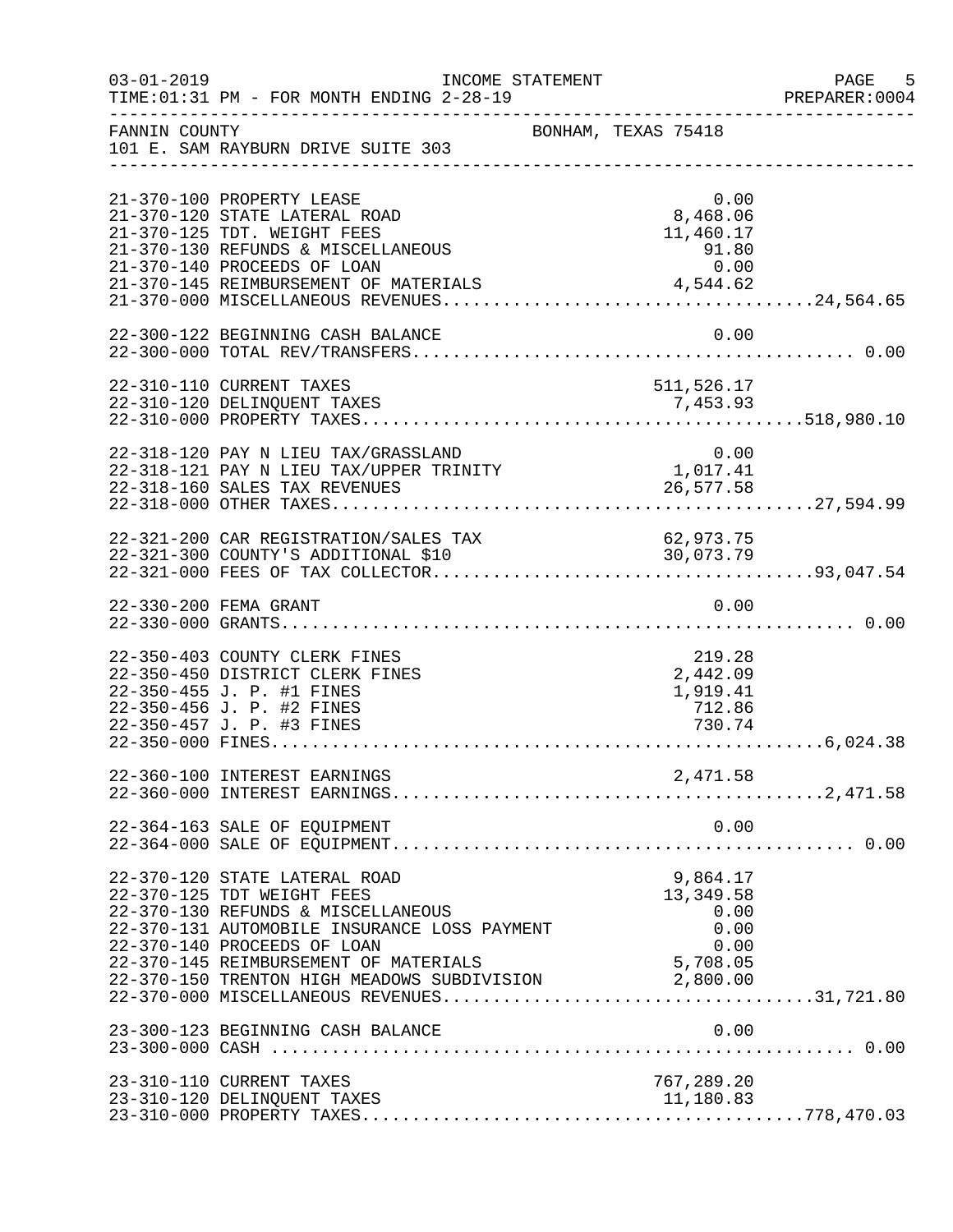INCOME STATEMENT

TIME:01:31 PM - FOR MONTH ENDING 2-28-19

FANNIN COUNTY — BONHAM, TEXAS 75418

101 E. SAM RAYBURN DRIVE SUITE 303

| Account | Description | Amount | Total |
|---|---|---|---|
| 21-370-100 | PROPERTY LEASE | 0.00 | |
| 21-370-120 | STATE LATERAL ROAD | 8,468.06 | |
| 21-370-125 | TDT. WEIGHT FEES | 11,460.17 | |
| 21-370-130 | REFUNDS & MISCELLANEOUS | 91.80 | |
| 21-370-140 | PROCEEDS OF LOAN | 0.00 | |
| 21-370-145 | REIMBURSEMENT OF MATERIALS | 4,544.62 | |
| 21-370-000 | MISCELLANEOUS REVENUES | | 24,564.65 |
| 22-300-122 | BEGINNING CASH BALANCE | 0.00 | |
| 22-300-000 | TOTAL REV/TRANSFERS | | 0.00 |
| 22-310-110 | CURRENT TAXES | 511,526.17 | |
| 22-310-120 | DELINQUENT TAXES | 7,453.93 | |
| 22-310-000 | PROPERTY TAXES | | 518,980.10 |
| 22-318-120 | PAY N LIEU TAX/GRASSLAND | 0.00 | |
| 22-318-121 | PAY N LIEU TAX/UPPER TRINITY | 1,017.41 | |
| 22-318-160 | SALES TAX REVENUES | 26,577.58 | |
| 22-318-000 | OTHER TAXES | | 27,594.99 |
| 22-321-200 | CAR REGISTRATION/SALES TAX | 62,973.75 | |
| 22-321-300 | COUNTY'S ADDITIONAL $10 | 30,073.79 | |
| 22-321-000 | FEES OF TAX COLLECTOR | | 93,047.54 |
| 22-330-200 | FEMA GRANT | 0.00 | |
| 22-330-000 | GRANTS | | 0.00 |
| 22-350-403 | COUNTY CLERK FINES | 219.28 | |
| 22-350-450 | DISTRICT CLERK FINES | 2,442.09 | |
| 22-350-455 | J. P. #1 FINES | 1,919.41 | |
| 22-350-456 | J. P. #2 FINES | 712.86 | |
| 22-350-457 | J. P. #3 FINES | 730.74 | |
| 22-350-000 | FINES | | 6,024.38 |
| 22-360-100 | INTEREST EARNINGS | 2,471.58 | |
| 22-360-000 | INTEREST EARNINGS | | 2,471.58 |
| 22-364-163 | SALE OF EQUIPMENT | 0.00 | |
| 22-364-000 | SALE OF EQUIPMENT | | 0.00 |
| 22-370-120 | STATE LATERAL ROAD | 9,864.17 | |
| 22-370-125 | TDT WEIGHT FEES | 13,349.58 | |
| 22-370-130 | REFUNDS & MISCELLANEOUS | 0.00 | |
| 22-370-131 | AUTOMOBILE INSURANCE LOSS PAYMENT | 0.00 | |
| 22-370-140 | PROCEEDS OF LOAN | 0.00 | |
| 22-370-145 | REIMBURSEMENT OF MATERIALS | 5,708.05 | |
| 22-370-150 | TRENTON HIGH MEADOWS SUBDIVISION | 2,800.00 | |
| 22-370-000 | MISCELLANEOUS REVENUES | | 31,721.80 |
| 23-300-123 | BEGINNING CASH BALANCE | 0.00 | |
| 23-300-000 | CASH | | 0.00 |
| 23-310-110 | CURRENT TAXES | 767,289.20 | |
| 23-310-120 | DELINQUENT TAXES | 11,180.83 | |
| 23-310-000 | PROPERTY TAXES | | 778,470.03 |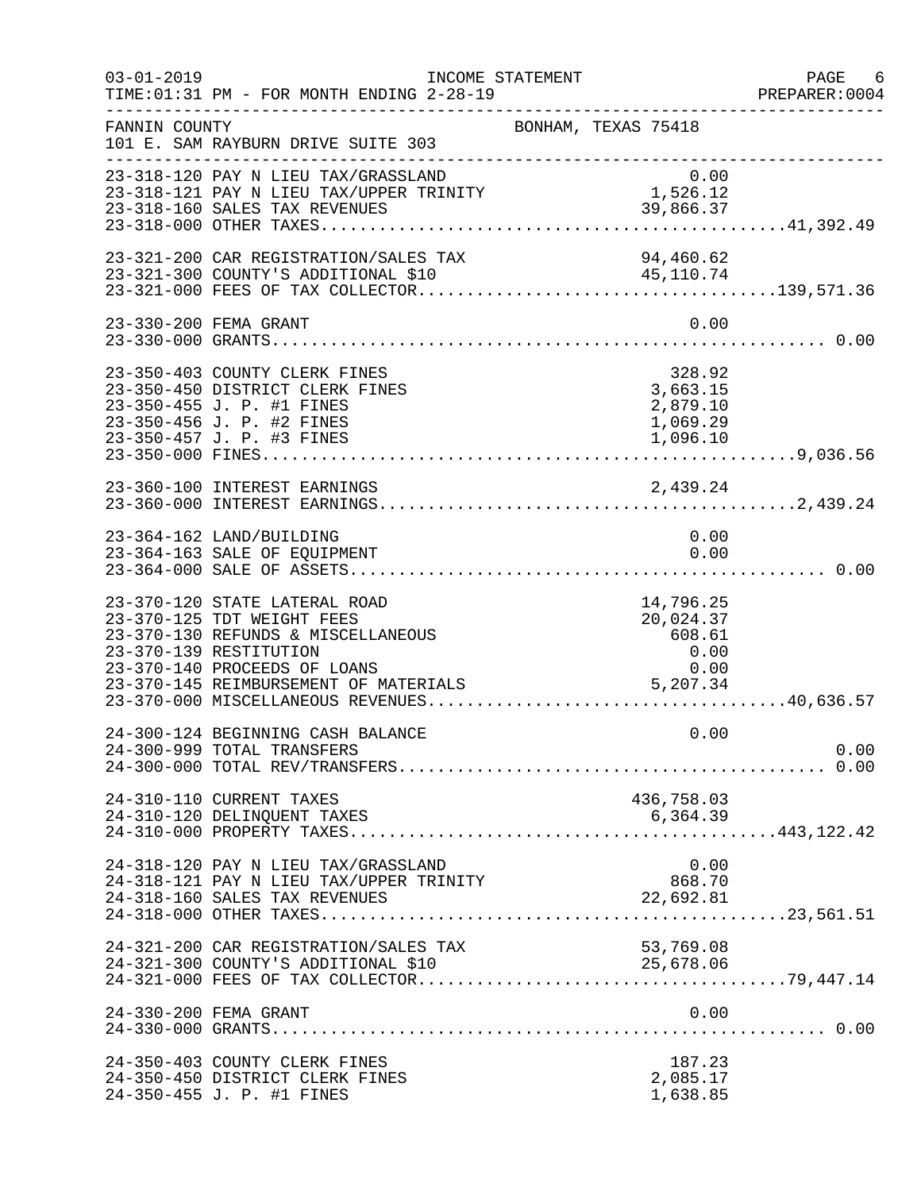FANNIN COUNTY BONHAM, TEXAS 75418
101 E. SAM RAYBURN DRIVE SUITE 303

| Account | Description | Amount | Total |
|---|---|---|---|
| 23-318-120 | PAY N LIEU TAX/GRASSLAND | 0.00 | |
| 23-318-121 | PAY N LIEU TAX/UPPER TRINITY | 1,526.12 | |
| 23-318-160 | SALES TAX REVENUES | 39,866.37 | |
| 23-318-000 | OTHER TAXES | | 41,392.49 |
| 23-321-200 | CAR REGISTRATION/SALES TAX | 94,460.62 | |
| 23-321-300 | COUNTY'S ADDITIONAL $10 | 45,110.74 | |
| 23-321-000 | FEES OF TAX COLLECTOR | | 139,571.36 |
| 23-330-200 | FEMA GRANT | 0.00 | |
| 23-330-000 | GRANTS | | 0.00 |
| 23-350-403 | COUNTY CLERK FINES | 328.92 | |
| 23-350-450 | DISTRICT CLERK FINES | 3,663.15 | |
| 23-350-455 | J. P. #1 FINES | 2,879.10 | |
| 23-350-456 | J. P. #2 FINES | 1,069.29 | |
| 23-350-457 | J. P. #3 FINES | 1,096.10 | |
| 23-350-000 | FINES | | 9,036.56 |
| 23-360-100 | INTEREST EARNINGS | 2,439.24 | |
| 23-360-000 | INTEREST EARNINGS | | 2,439.24 |
| 23-364-162 | LAND/BUILDING | 0.00 | |
| 23-364-163 | SALE OF EQUIPMENT | 0.00 | |
| 23-364-000 | SALE OF ASSETS | | 0.00 |
| 23-370-120 | STATE LATERAL ROAD | 14,796.25 | |
| 23-370-125 | TDT WEIGHT FEES | 20,024.37 | |
| 23-370-130 | REFUNDS & MISCELLANEOUS | 608.61 | |
| 23-370-139 | RESTITUTION | 0.00 | |
| 23-370-140 | PROCEEDS OF LOANS | 0.00 | |
| 23-370-145 | REIMBURSEMENT OF MATERIALS | 5,207.34 | |
| 23-370-000 | MISCELLANEOUS REVENUES | | 40,636.57 |
| 24-300-124 | BEGINNING CASH BALANCE | 0.00 | |
| 24-300-999 | TOTAL TRANSFERS | | 0.00 |
| 24-300-000 | TOTAL REV/TRANSFERS | | 0.00 |
| 24-310-110 | CURRENT TAXES | 436,758.03 | |
| 24-310-120 | DELINQUENT TAXES | 6,364.39 | |
| 24-310-000 | PROPERTY TAXES | | 443,122.42 |
| 24-318-120 | PAY N LIEU TAX/GRASSLAND | 0.00 | |
| 24-318-121 | PAY N LIEU TAX/UPPER TRINITY | 868.70 | |
| 24-318-160 | SALES TAX REVENUES | 22,692.81 | |
| 24-318-000 | OTHER TAXES | | 23,561.51 |
| 24-321-200 | CAR REGISTRATION/SALES TAX | 53,769.08 | |
| 24-321-300 | COUNTY'S ADDITIONAL $10 | 25,678.06 | |
| 24-321-000 | FEES OF TAX COLLECTOR | | 79,447.14 |
| 24-330-200 | FEMA GRANT | 0.00 | |
| 24-330-000 | GRANTS | | 0.00 |
| 24-350-403 | COUNTY CLERK FINES | 187.23 | |
| 24-350-450 | DISTRICT CLERK FINES | 2,085.17 | |
| 24-350-455 | J. P. #1 FINES | 1,638.85 | |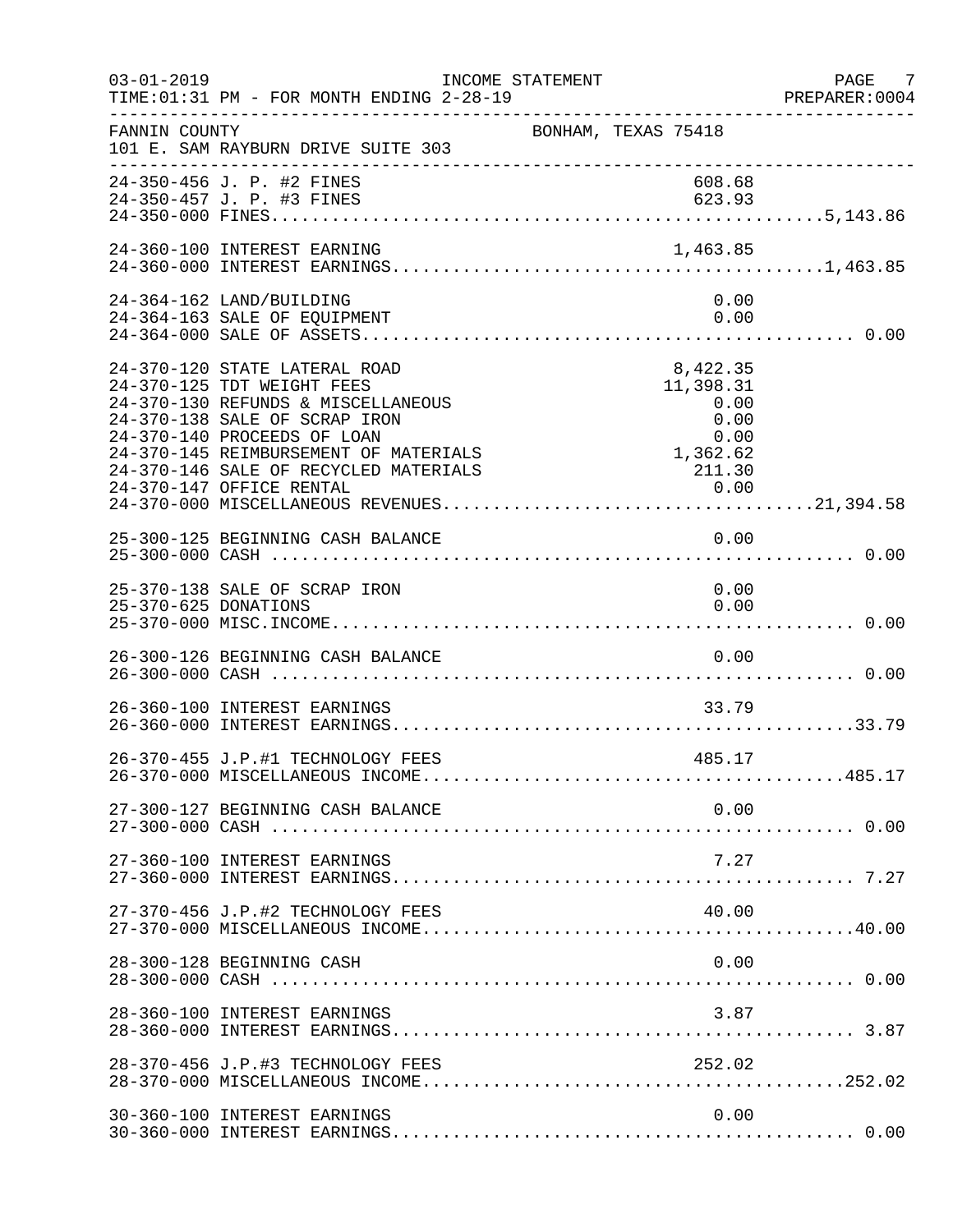FANNIN COUNTY BONHAM, TEXAS 75418
101 E. SAM RAYBURN DRIVE SUITE 303

INCOME STATEMENT — FOR MONTH ENDING 2-28-19

| Account | Description | Amount | Total |
|---|---|---|---|
| 24-350-456 | J. P. #2 FINES | 608.68 | |
| 24-350-457 | J. P. #3 FINES | 623.93 | |
| 24-350-000 | FINES | | 5,143.86 |
| 24-360-100 | INTEREST EARNING | 1,463.85 | |
| 24-360-000 | INTEREST EARNINGS | | 1,463.85 |
| 24-364-162 | LAND/BUILDING | 0.00 | |
| 24-364-163 | SALE OF EQUIPMENT | 0.00 | |
| 24-364-000 | SALE OF ASSETS | | 0.00 |
| 24-370-120 | STATE LATERAL ROAD | 8,422.35 | |
| 24-370-125 | TDT WEIGHT FEES | 11,398.31 | |
| 24-370-130 | REFUNDS & MISCELLANEOUS | 0.00 | |
| 24-370-138 | SALE OF SCRAP IRON | 0.00 | |
| 24-370-140 | PROCEEDS OF LOAN | 0.00 | |
| 24-370-145 | REIMBURSEMENT OF MATERIALS | 1,362.62 | |
| 24-370-146 | SALE OF RECYCLED MATERIALS | 211.30 | |
| 24-370-147 | OFFICE RENTAL | 0.00 | |
| 24-370-000 | MISCELLANEOUS REVENUES | | 21,394.58 |
| 25-300-125 | BEGINNING CASH BALANCE | 0.00 | |
| 25-300-000 | CASH | | 0.00 |
| 25-370-138 | SALE OF SCRAP IRON | 0.00 | |
| 25-370-625 | DONATIONS | 0.00 | |
| 25-370-000 | MISC.INCOME | | 0.00 |
| 26-300-126 | BEGINNING CASH BALANCE | 0.00 | |
| 26-300-000 | CASH | | 0.00 |
| 26-360-100 | INTEREST EARNINGS | 33.79 | |
| 26-360-000 | INTEREST EARNINGS | | 33.79 |
| 26-370-455 | J.P.#1 TECHNOLOGY FEES | 485.17 | |
| 26-370-000 | MISCELLANEOUS INCOME | | 485.17 |
| 27-300-127 | BEGINNING CASH BALANCE | 0.00 | |
| 27-300-000 | CASH | | 0.00 |
| 27-360-100 | INTEREST EARNINGS | 7.27 | |
| 27-360-000 | INTEREST EARNINGS | | 7.27 |
| 27-370-456 | J.P.#2 TECHNOLOGY FEES | 40.00 | |
| 27-370-000 | MISCELLANEOUS INCOME | | 40.00 |
| 28-300-128 | BEGINNING CASH | 0.00 | |
| 28-300-000 | CASH | | 0.00 |
| 28-360-100 | INTEREST EARNINGS | 3.87 | |
| 28-360-000 | INTEREST EARNINGS | | 3.87 |
| 28-370-456 | J.P.#3 TECHNOLOGY FEES | 252.02 | |
| 28-370-000 | MISCELLANEOUS INCOME | | 252.02 |
| 30-360-100 | INTEREST EARNINGS | 0.00 | |
| 30-360-000 | INTEREST EARNINGS | | 0.00 |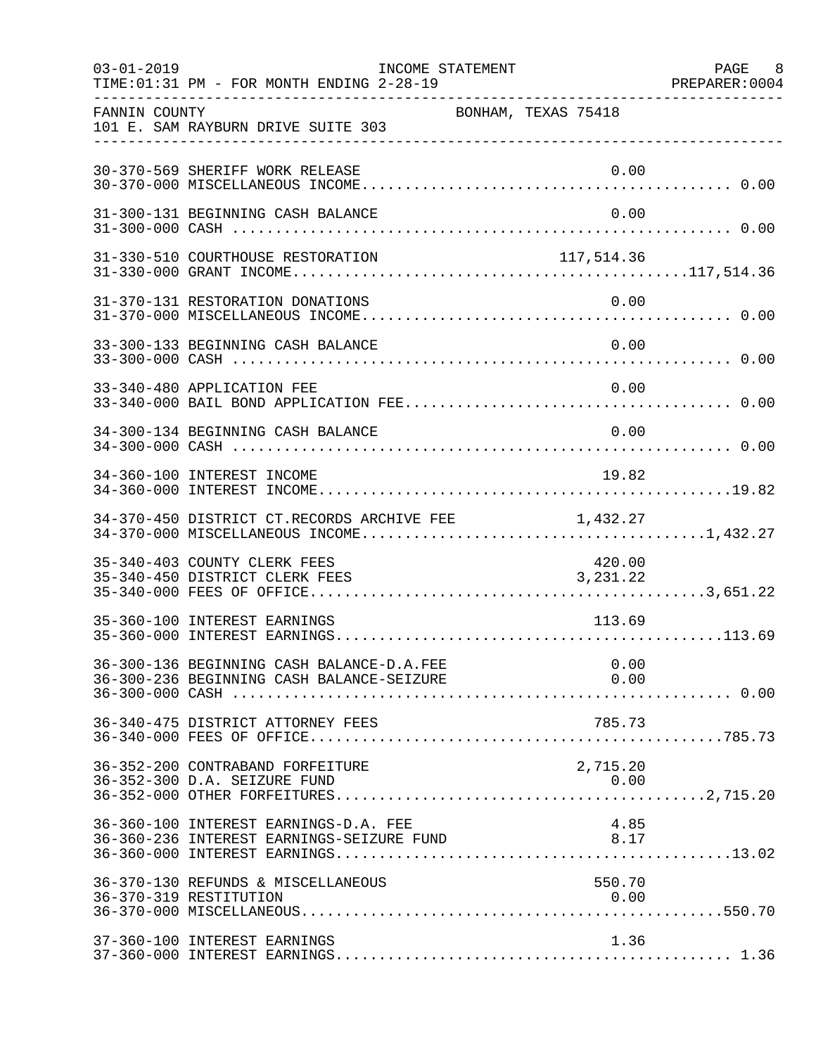FANNIN COUNTY BONHAM, TEXAS 75418
101 E. SAM RAYBURN DRIVE SUITE 303

| Account | Description | Amount | Total |
|---|---|---|---|
| 30-370-569 | SHERIFF WORK RELEASE | 0.00 | |
| 30-370-000 | MISCELLANEOUS INCOME | | 0.00 |
| 31-300-131 | BEGINNING CASH BALANCE | 0.00 | |
| 31-300-000 | CASH | | 0.00 |
| 31-330-510 | COURTHOUSE RESTORATION | 117,514.36 | |
| 31-330-000 | GRANT INCOME | | 117,514.36 |
| 31-370-131 | RESTORATION DONATIONS | 0.00 | |
| 31-370-000 | MISCELLANEOUS INCOME | | 0.00 |
| 33-300-133 | BEGINNING CASH BALANCE | 0.00 | |
| 33-300-000 | CASH | | 0.00 |
| 33-340-480 | APPLICATION FEE | 0.00 | |
| 33-340-000 | BAIL BOND APPLICATION FEE | | 0.00 |
| 34-300-134 | BEGINNING CASH BALANCE | 0.00 | |
| 34-300-000 | CASH | | 0.00 |
| 34-360-100 | INTEREST INCOME | 19.82 | |
| 34-360-000 | INTEREST INCOME | | 19.82 |
| 34-370-450 | DISTRICT CT.RECORDS ARCHIVE FEE | 1,432.27 | |
| 34-370-000 | MISCELLANEOUS INCOME | | 1,432.27 |
| 35-340-403 | COUNTY CLERK FEES | 420.00 | |
| 35-340-450 | DISTRICT CLERK FEES | 3,231.22 | |
| 35-340-000 | FEES OF OFFICE | | 3,651.22 |
| 35-360-100 | INTEREST EARNINGS | 113.69 | |
| 35-360-000 | INTEREST EARNINGS | | 113.69 |
| 36-300-136 | BEGINNING CASH BALANCE-D.A.FEE | 0.00 | |
| 36-300-236 | BEGINNING CASH BALANCE-SEIZURE | 0.00 | |
| 36-300-000 | CASH | | 0.00 |
| 36-340-475 | DISTRICT ATTORNEY FEES | 785.73 | |
| 36-340-000 | FEES OF OFFICE | | 785.73 |
| 36-352-200 | CONTRABAND FORFEITURE | 2,715.20 | |
| 36-352-300 | D.A. SEIZURE FUND | 0.00 | |
| 36-352-000 | OTHER FORFEITURES | | 2,715.20 |
| 36-360-100 | INTEREST EARNINGS-D.A. FEE | 4.85 | |
| 36-360-236 | INTEREST EARNINGS-SEIZURE FUND | 8.17 | |
| 36-360-000 | INTEREST EARNINGS | | 13.02 |
| 36-370-130 | REFUNDS & MISCELLANEOUS | 550.70 | |
| 36-370-319 | RESTITUTION | 0.00 | |
| 36-370-000 | MISCELLANEOUS | | 550.70 |
| 37-360-100 | INTEREST EARNINGS | 1.36 | |
| 37-360-000 | INTEREST EARNINGS | | 1.36 |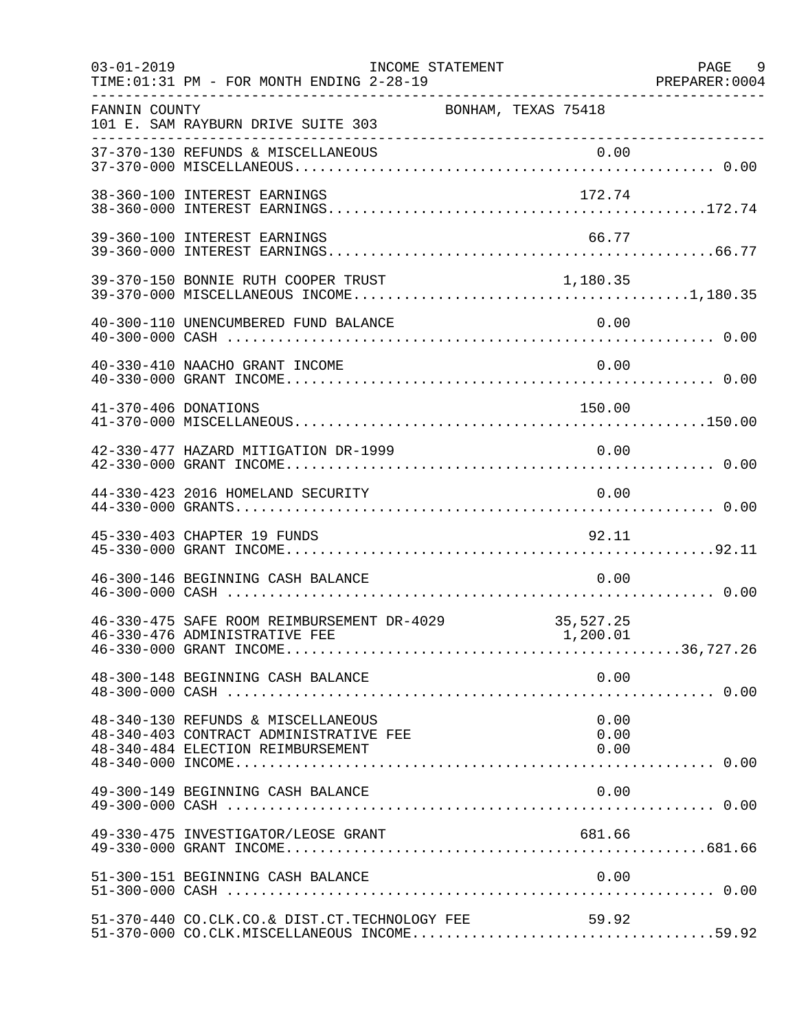03-01-2019 INCOME STATEMENT PAGE 9
TIME:01:31 PM - FOR MONTH ENDING 2-28-19 PREPARER:0004

FANNIN COUNTY BONHAM, TEXAS 75418
101 E. SAM RAYBURN DRIVE SUITE 303

| Account | Description | Amount | Total |
|---|---|---|---|
| 37-370-130 | REFUNDS & MISCELLANEOUS | 0.00 | |
| 37-370-000 | MISCELLANEOUS | | 0.00 |
| 38-360-100 | INTEREST EARNINGS | 172.74 | |
| 38-360-000 | INTEREST EARNINGS | | 172.74 |
| 39-360-100 | INTEREST EARNINGS | 66.77 | |
| 39-360-000 | INTEREST EARNINGS | | 66.77 |
| 39-370-150 | BONNIE RUTH COOPER TRUST | 1,180.35 | |
| 39-370-000 | MISCELLANEOUS INCOME | | 1,180.35 |
| 40-300-110 | UNENCUMBERED FUND BALANCE | 0.00 | |
| 40-300-000 | CASH | | 0.00 |
| 40-330-410 | NAACHO GRANT INCOME | 0.00 | |
| 40-330-000 | GRANT INCOME | | 0.00 |
| 41-370-406 | DONATIONS | 150.00 | |
| 41-370-000 | MISCELLANEOUS | | 150.00 |
| 42-330-477 | HAZARD MITIGATION DR-1999 | 0.00 | |
| 42-330-000 | GRANT INCOME | | 0.00 |
| 44-330-423 | 2016 HOMELAND SECURITY | 0.00 | |
| 44-330-000 | GRANTS | | 0.00 |
| 45-330-403 | CHAPTER 19 FUNDS | 92.11 | |
| 45-330-000 | GRANT INCOME | | 92.11 |
| 46-300-146 | BEGINNING CASH BALANCE | 0.00 | |
| 46-300-000 | CASH | | 0.00 |
| 46-330-475 | SAFE ROOM REIMBURSEMENT DR-4029 | 35,527.25 | |
| 46-330-476 | ADMINISTRATIVE FEE | 1,200.01 | |
| 46-330-000 | GRANT INCOME | | 36,727.26 |
| 48-300-148 | BEGINNING CASH BALANCE | 0.00 | |
| 48-300-000 | CASH | | 0.00 |
| 48-340-130 | REFUNDS & MISCELLANEOUS | 0.00 | |
| 48-340-403 | CONTRACT ADMINISTRATIVE FEE | 0.00 | |
| 48-340-484 | ELECTION REIMBURSEMENT | 0.00 | |
| 48-340-000 | INCOME | | 0.00 |
| 49-300-149 | BEGINNING CASH BALANCE | 0.00 | |
| 49-300-000 | CASH | | 0.00 |
| 49-330-475 | INVESTIGATOR/LEOSE GRANT | 681.66 | |
| 49-330-000 | GRANT INCOME | | 681.66 |
| 51-300-151 | BEGINNING CASH BALANCE | 0.00 | |
| 51-300-000 | CASH | | 0.00 |
| 51-370-440 | CO.CLK.CO.& DIST.CT.TECHNOLOGY FEE | 59.92 | |
| 51-370-000 | CO.CLK.MISCELLANEOUS INCOME | | 59.92 |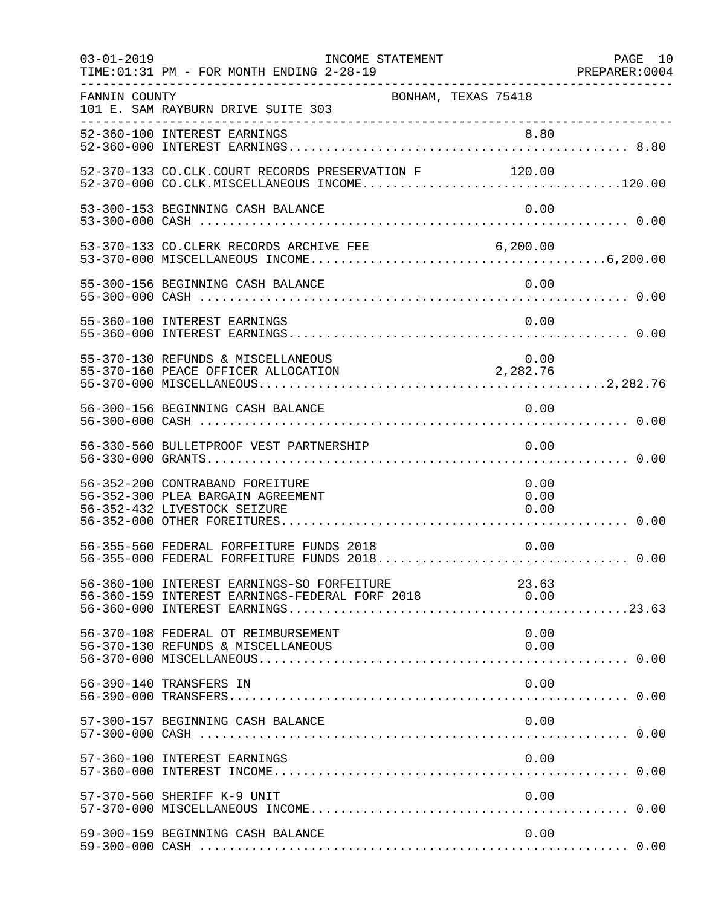FANNIN COUNTY BONHAM, TEXAS 75418
101 E. SAM RAYBURN DRIVE SUITE 303

| Account | Description | Amount | Total |
|---|---|---|---|
| 52-360-100 | INTEREST EARNINGS | 8.80 | |
| 52-360-000 | INTEREST EARNINGS | | 8.80 |
| 52-370-133 | CO.CLK.COURT RECORDS PRESERVATION F | 120.00 | |
| 52-370-000 | CO.CLK.MISCELLANEOUS INCOME | | 120.00 |
| 53-300-153 | BEGINNING CASH BALANCE | 0.00 | |
| 53-300-000 | CASH | | 0.00 |
| 53-370-133 | CO.CLERK RECORDS ARCHIVE FEE | 6,200.00 | |
| 53-370-000 | MISCELLANEOUS INCOME | | 6,200.00 |
| 55-300-156 | BEGINNING CASH BALANCE | 0.00 | |
| 55-300-000 | CASH | | 0.00 |
| 55-360-100 | INTEREST EARNINGS | 0.00 | |
| 55-360-000 | INTEREST EARNINGS | | 0.00 |
| 55-370-130 | REFUNDS & MISCELLANEOUS | 0.00 | |
| 55-370-160 | PEACE OFFICER ALLOCATION | 2,282.76 | |
| 55-370-000 | MISCELLANEOUS | | 2,282.76 |
| 56-300-156 | BEGINNING CASH BALANCE | 0.00 | |
| 56-300-000 | CASH | | 0.00 |
| 56-330-560 | BULLETPROOF VEST PARTNERSHIP | 0.00 | |
| 56-330-000 | GRANTS | | 0.00 |
| 56-352-200 | CONTRABAND FOREITURE | 0.00 | |
| 56-352-300 | PLEA BARGAIN AGREEMENT | 0.00 | |
| 56-352-432 | LIVESTOCK SEIZURE | 0.00 | |
| 56-352-000 | OTHER FOREITURES | | 0.00 |
| 56-355-560 | FEDERAL FORFEITURE FUNDS 2018 | 0.00 | |
| 56-355-000 | FEDERAL FORFEITURE FUNDS 2018 | | 0.00 |
| 56-360-100 | INTEREST EARNINGS-SO FORFEITURE | 23.63 | |
| 56-360-159 | INTEREST EARNINGS-FEDERAL FORF 2018 | 0.00 | |
| 56-360-000 | INTEREST EARNINGS | | 23.63 |
| 56-370-108 | FEDERAL OT REIMBURSEMENT | 0.00 | |
| 56-370-130 | REFUNDS & MISCELLANEOUS | 0.00 | |
| 56-370-000 | MISCELLANEOUS | | 0.00 |
| 56-390-140 | TRANSFERS IN | 0.00 | |
| 56-390-000 | TRANSFERS | | 0.00 |
| 57-300-157 | BEGINNING CASH BALANCE | 0.00 | |
| 57-300-000 | CASH | | 0.00 |
| 57-360-100 | INTEREST EARNINGS | 0.00 | |
| 57-360-000 | INTEREST INCOME | | 0.00 |
| 57-370-560 | SHERIFF K-9 UNIT | 0.00 | |
| 57-370-000 | MISCELLANEOUS INCOME | | 0.00 |
| 59-300-159 | BEGINNING CASH BALANCE | 0.00 | |
| 59-300-000 | CASH | | 0.00 |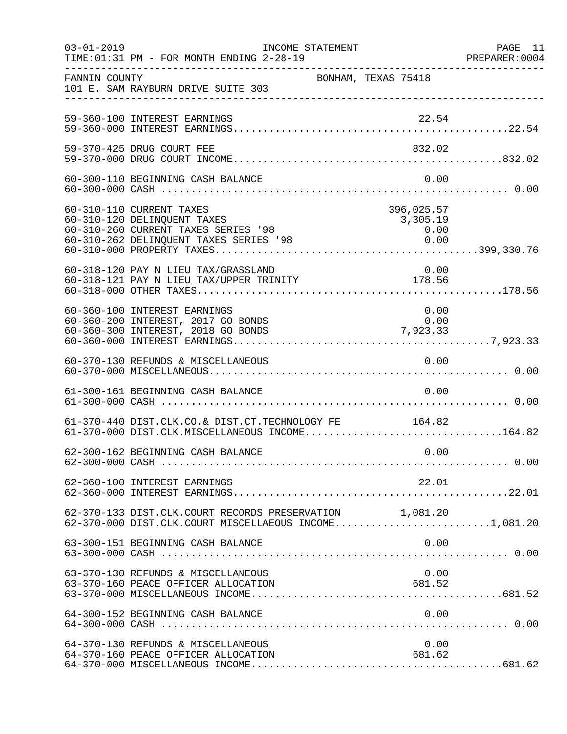FANNIN COUNTY — BONHAM, TEXAS 75418
101 E. SAM RAYBURN DRIVE SUITE 303

INCOME STATEMENT
TIME:01:31 PM - FOR MONTH ENDING 2-28-19

| Account | Description | Amount | Total |
|---|---|---|---|
| 59-360-100 | INTEREST EARNINGS | 22.54 | |
| 59-360-000 | INTEREST EARNINGS | | 22.54 |
| 59-370-425 | DRUG COURT FEE | 832.02 | |
| 59-370-000 | DRUG COURT INCOME | | 832.02 |
| 60-300-110 | BEGINNING CASH BALANCE | 0.00 | |
| 60-300-000 | CASH | | 0.00 |
| 60-310-110 | CURRENT TAXES | 396,025.57 | |
| 60-310-120 | DELINQUENT TAXES | 3,305.19 | |
| 60-310-260 | CURRENT TAXES SERIES '98 | 0.00 | |
| 60-310-262 | DELINQUENT TAXES SERIES '98 | 0.00 | |
| 60-310-000 | PROPERTY TAXES | | 399,330.76 |
| 60-318-120 | PAY N LIEU TAX/GRASSLAND | 0.00 | |
| 60-318-121 | PAY N LIEU TAX/UPPER TRINITY | 178.56 | |
| 60-318-000 | OTHER TAXES | | 178.56 |
| 60-360-100 | INTEREST EARNINGS | 0.00 | |
| 60-360-200 | INTEREST, 2017 GO BONDS | 0.00 | |
| 60-360-300 | INTEREST, 2018 GO BONDS | 7,923.33 | |
| 60-360-000 | INTEREST EARNINGS | | 7,923.33 |
| 60-370-130 | REFUNDS & MISCELLANEOUS | 0.00 | |
| 60-370-000 | MISCELLANEOUS | | 0.00 |
| 61-300-161 | BEGINNING CASH BALANCE | 0.00 | |
| 61-300-000 | CASH | | 0.00 |
| 61-370-440 | DIST.CLK.CO.& DIST.CT.TECHNOLOGY FE | 164.82 | |
| 61-370-000 | DIST.CLK.MISCELLANEOUS INCOME | | 164.82 |
| 62-300-162 | BEGINNING CASH BALANCE | 0.00 | |
| 62-300-000 | CASH | | 0.00 |
| 62-360-100 | INTEREST EARNINGS | 22.01 | |
| 62-360-000 | INTEREST EARNINGS | | 22.01 |
| 62-370-133 | DIST.CLK.COURT RECORDS PRESERVATION | 1,081.20 | |
| 62-370-000 | DIST.CLK.COURT MISCELLAEOUS INCOME | | 1,081.20 |
| 63-300-151 | BEGINNING CASH BALANCE | 0.00 | |
| 63-300-000 | CASH | | 0.00 |
| 63-370-130 | REFUNDS & MISCELLANEOUS | 0.00 | |
| 63-370-160 | PEACE OFFICER ALLOCATION | 681.52 | |
| 63-370-000 | MISCELLANEOUS INCOME | | 681.52 |
| 64-300-152 | BEGINNING CASH BALANCE | 0.00 | |
| 64-300-000 | CASH | | 0.00 |
| 64-370-130 | REFUNDS & MISCELLANEOUS | 0.00 | |
| 64-370-160 | PEACE OFFICER ALLOCATION | 681.62 | |
| 64-370-000 | MISCELLANEOUS INCOME | | 681.62 |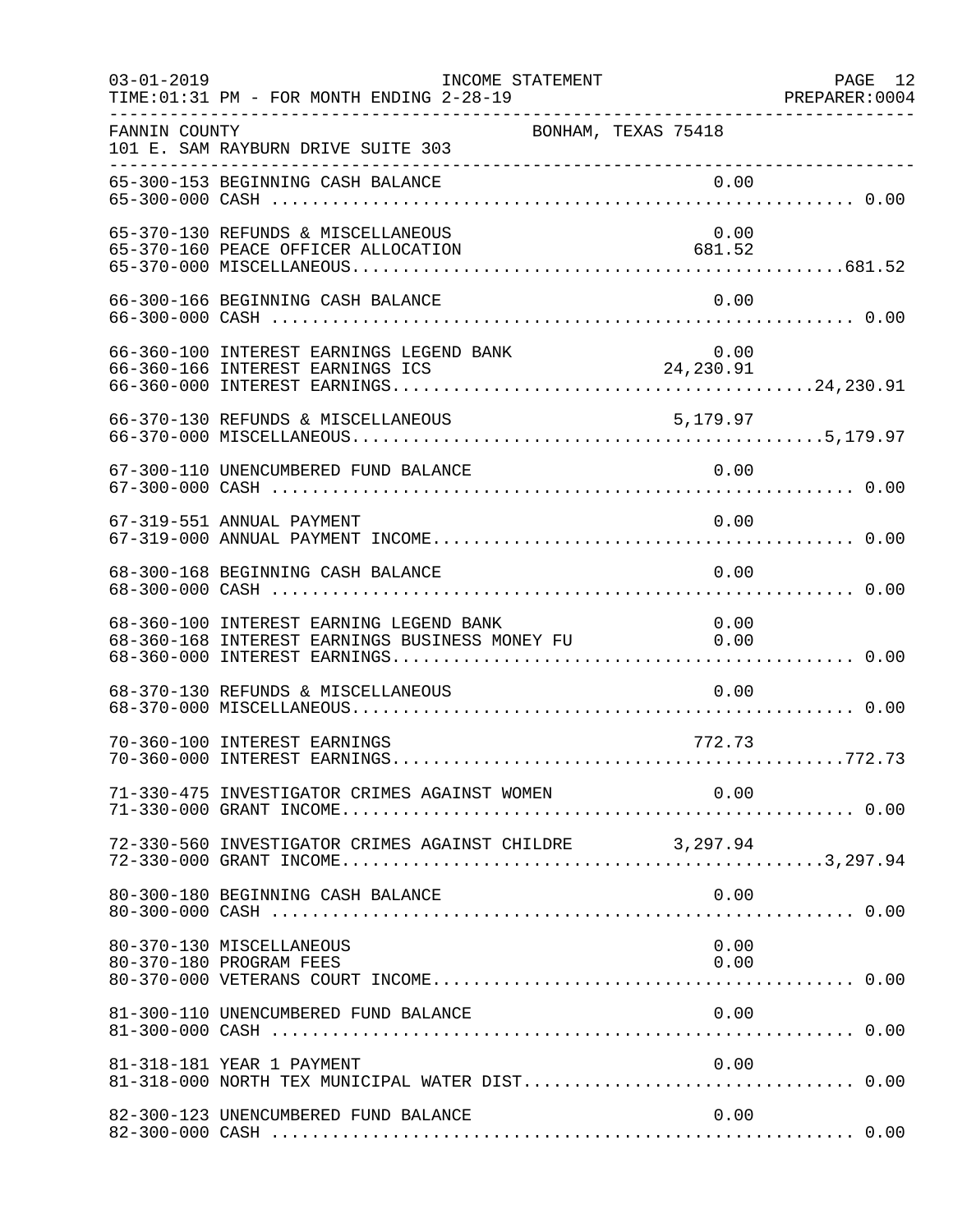FANNIN COUNTY — BONHAM, TEXAS 75418
101 E. SAM RAYBURN DRIVE SUITE 303

| Account | Description | Amount | Total |
|---|---|---|---|
| 65-300-153 | BEGINNING CASH BALANCE | 0.00 | |
| 65-300-000 | CASH | | 0.00 |
| 65-370-130 | REFUNDS & MISCELLANEOUS | 0.00 | |
| 65-370-160 | PEACE OFFICER ALLOCATION | 681.52 | |
| 65-370-000 | MISCELLANEOUS | | 681.52 |
| 66-300-166 | BEGINNING CASH BALANCE | 0.00 | |
| 66-300-000 | CASH | | 0.00 |
| 66-360-100 | INTEREST EARNINGS LEGEND BANK | 0.00 | |
| 66-360-166 | INTEREST EARNINGS ICS | 24,230.91 | |
| 66-360-000 | INTEREST EARNINGS | | 24,230.91 |
| 66-370-130 | REFUNDS & MISCELLANEOUS | 5,179.97 | |
| 66-370-000 | MISCELLANEOUS | | 5,179.97 |
| 67-300-110 | UNENCUMBERED FUND BALANCE | 0.00 | |
| 67-300-000 | CASH | | 0.00 |
| 67-319-551 | ANNUAL PAYMENT | 0.00 | |
| 67-319-000 | ANNUAL PAYMENT INCOME | | 0.00 |
| 68-300-168 | BEGINNING CASH BALANCE | 0.00 | |
| 68-300-000 | CASH | | 0.00 |
| 68-360-100 | INTEREST EARNING LEGEND BANK | 0.00 | |
| 68-360-168 | INTEREST EARNINGS BUSINESS MONEY FU | 0.00 | |
| 68-360-000 | INTEREST EARNINGS | | 0.00 |
| 68-370-130 | REFUNDS & MISCELLANEOUS | 0.00 | |
| 68-370-000 | MISCELLANEOUS | | 0.00 |
| 70-360-100 | INTEREST EARNINGS | 772.73 | |
| 70-360-000 | INTEREST EARNINGS | | 772.73 |
| 71-330-475 | INVESTIGATOR CRIMES AGAINST WOMEN | 0.00 | |
| 71-330-000 | GRANT INCOME | | 0.00 |
| 72-330-560 | INVESTIGATOR CRIMES AGAINST CHILDRE | 3,297.94 | |
| 72-330-000 | GRANT INCOME | | 3,297.94 |
| 80-300-180 | BEGINNING CASH BALANCE | 0.00 | |
| 80-300-000 | CASH | | 0.00 |
| 80-370-130 | MISCELLANEOUS | 0.00 | |
| 80-370-180 | PROGRAM FEES | 0.00 | |
| 80-370-000 | VETERANS COURT INCOME | | 0.00 |
| 81-300-110 | UNENCUMBERED FUND BALANCE | 0.00 | |
| 81-300-000 | CASH | | 0.00 |
| 81-318-181 | YEAR 1 PAYMENT | 0.00 | |
| 81-318-000 | NORTH TEX MUNICIPAL WATER DIST | | 0.00 |
| 82-300-123 | UNENCUMBERED FUND BALANCE | 0.00 | |
| 82-300-000 | CASH | | 0.00 |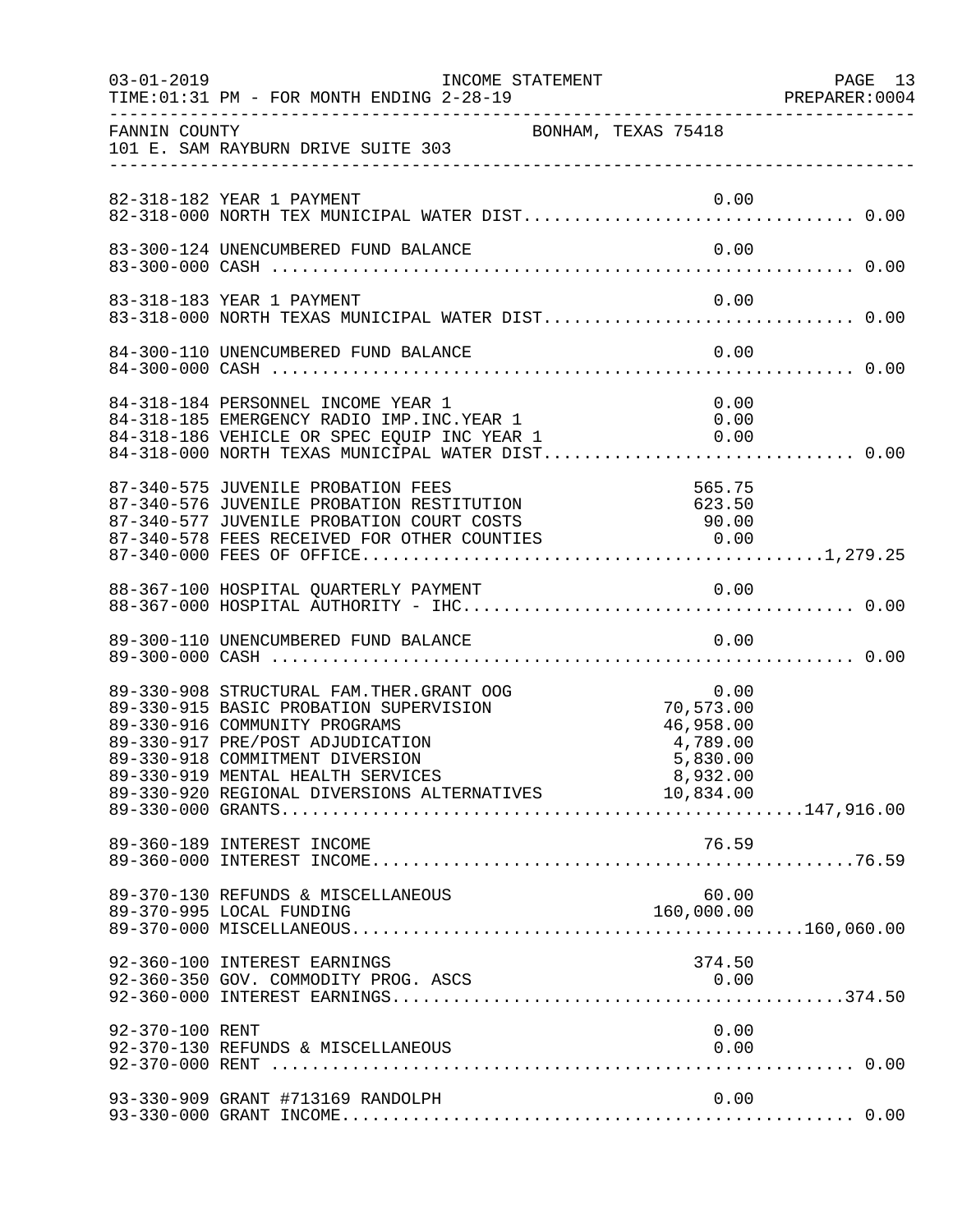FANNIN COUNTY — BONHAM, TEXAS 75418
101 E. SAM RAYBURN DRIVE SUITE 303

INCOME STATEMENT — FOR MONTH ENDING 2-28-19

| Account | Description | Amount | Total |
|---|---|---|---|
| 82-318-182 | YEAR 1 PAYMENT | 0.00 | |
| 82-318-000 | NORTH TEX MUNICIPAL WATER DIST | | 0.00 |
| 83-300-124 | UNENCUMBERED FUND BALANCE | 0.00 | |
| 83-300-000 | CASH | | 0.00 |
| 83-318-183 | YEAR 1 PAYMENT | 0.00 | |
| 83-318-000 | NORTH TEXAS MUNICIPAL WATER DIST | | 0.00 |
| 84-300-110 | UNENCUMBERED FUND BALANCE | 0.00 | |
| 84-300-000 | CASH | | 0.00 |
| 84-318-184 | PERSONNEL INCOME YEAR 1 | 0.00 | |
| 84-318-185 | EMERGENCY RADIO IMP.INC.YEAR 1 | 0.00 | |
| 84-318-186 | VEHICLE OR SPEC EQUIP INC YEAR 1 | 0.00 | |
| 84-318-000 | NORTH TEXAS MUNICIPAL WATER DIST | | 0.00 |
| 87-340-575 | JUVENILE PROBATION FEES | 565.75 | |
| 87-340-576 | JUVENILE PROBATION RESTITUTION | 623.50 | |
| 87-340-577 | JUVENILE PROBATION COURT COSTS | 90.00 | |
| 87-340-578 | FEES RECEIVED FOR OTHER COUNTIES | 0.00 | |
| 87-340-000 | FEES OF OFFICE | | 1,279.25 |
| 88-367-100 | HOSPITAL QUARTERLY PAYMENT | 0.00 | |
| 88-367-000 | HOSPITAL AUTHORITY - IHC | | 0.00 |
| 89-300-110 | UNENCUMBERED FUND BALANCE | 0.00 | |
| 89-300-000 | CASH | | 0.00 |
| 89-330-908 | STRUCTURAL FAM.THER.GRANT OOG | 0.00 | |
| 89-330-915 | BASIC PROBATION SUPERVISION | 70,573.00 | |
| 89-330-916 | COMMUNITY PROGRAMS | 46,958.00 | |
| 89-330-917 | PRE/POST ADJUDICATION | 4,789.00 | |
| 89-330-918 | COMMITMENT DIVERSION | 5,830.00 | |
| 89-330-919 | MENTAL HEALTH SERVICES | 8,932.00 | |
| 89-330-920 | REGIONAL DIVERSIONS ALTERNATIVES | 10,834.00 | |
| 89-330-000 | GRANTS | | 147,916.00 |
| 89-360-189 | INTEREST INCOME | 76.59 | |
| 89-360-000 | INTEREST INCOME | | 76.59 |
| 89-370-130 | REFUNDS & MISCELLANEOUS | 60.00 | |
| 89-370-995 | LOCAL FUNDING | 160,000.00 | |
| 89-370-000 | MISCELLANEOUS | | 160,060.00 |
| 92-360-100 | INTEREST EARNINGS | 374.50 | |
| 92-360-350 | GOV. COMMODITY PROG. ASCS | 0.00 | |
| 92-360-000 | INTEREST EARNINGS | | 374.50 |
| 92-370-100 | RENT | 0.00 | |
| 92-370-130 | REFUNDS & MISCELLANEOUS | 0.00 | |
| 92-370-000 | RENT | | 0.00 |
| 93-330-909 | GRANT #713169 RANDOLPH | 0.00 | |
| 93-330-000 | GRANT INCOME | | 0.00 |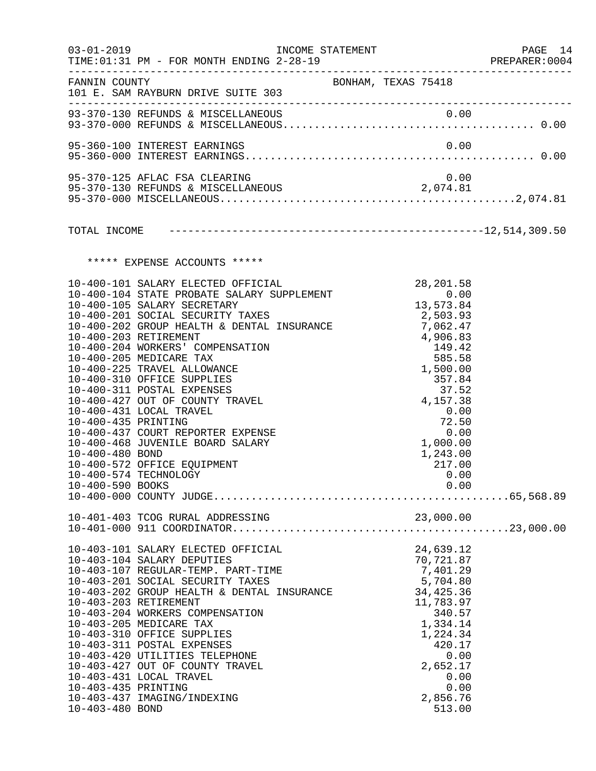FANNIN COUNTY BONHAM, TEXAS 75418
101 E. SAM RAYBURN DRIVE SUITE 303

INCOME STATEMENT - FOR MONTH ENDING 2-28-19

| Account | Description | Amount | Total |
|---|---|---|---|
| 93-370-130 | REFUNDS & MISCELLANEOUS | 0.00 | |
| 93-370-000 | REFUNDS & MISCELLANEOUS | | 0.00 |
| 95-360-100 | INTEREST EARNINGS | 0.00 | |
| 95-360-000 | INTEREST EARNINGS | | 0.00 |
| 95-370-125 | AFLAC FSA CLEARING | 0.00 | |
| 95-370-130 | REFUNDS & MISCELLANEOUS | 2,074.81 | |
| 95-370-000 | MISCELLANEOUS | | 2,074.81 |
| | TOTAL INCOME | | 12,514,309.50 |

***** EXPENSE ACCOUNTS *****

| Account | Description | Amount | Total |
|---|---|---|---|
| 10-400-101 | SALARY ELECTED OFFICIAL | 28,201.58 | |
| 10-400-104 | STATE PROBATE SALARY SUPPLEMENT | 0.00 | |
| 10-400-105 | SALARY SECRETARY | 13,573.84 | |
| 10-400-201 | SOCIAL SECURITY TAXES | 2,503.93 | |
| 10-400-202 | GROUP HEALTH & DENTAL INSURANCE | 7,062.47 | |
| 10-400-203 | RETIREMENT | 4,906.83 | |
| 10-400-204 | WORKERS' COMPENSATION | 149.42 | |
| 10-400-205 | MEDICARE TAX | 585.58 | |
| 10-400-225 | TRAVEL ALLOWANCE | 1,500.00 | |
| 10-400-310 | OFFICE SUPPLIES | 357.84 | |
| 10-400-311 | POSTAL EXPENSES | 37.52 | |
| 10-400-427 | OUT OF COUNTY TRAVEL | 4,157.38 | |
| 10-400-431 | LOCAL TRAVEL | 0.00 | |
| 10-400-435 | PRINTING | 72.50 | |
| 10-400-437 | COURT REPORTER EXPENSE | 0.00 | |
| 10-400-468 | JUVENILE BOARD SALARY | 1,000.00 | |
| 10-400-480 | BOND | 1,243.00 | |
| 10-400-572 | OFFICE EQUIPMENT | 217.00 | |
| 10-400-574 | TECHNOLOGY | 0.00 | |
| 10-400-590 | BOOKS | 0.00 | |
| 10-400-000 | COUNTY JUDGE | | 65,568.89 |
| 10-401-403 | TCOG RURAL ADDRESSING | 23,000.00 | |
| 10-401-000 | 911 COORDINATOR | | 23,000.00 |
| 10-403-101 | SALARY ELECTED OFFICIAL | 24,639.12 | |
| 10-403-104 | SALARY DEPUTIES | 70,721.87 | |
| 10-403-107 | REGULAR-TEMP. PART-TIME | 7,401.29 | |
| 10-403-201 | SOCIAL SECURITY TAXES | 5,704.80 | |
| 10-403-202 | GROUP HEALTH & DENTAL INSURANCE | 34,425.36 | |
| 10-403-203 | RETIREMENT | 11,783.97 | |
| 10-403-204 | WORKERS COMPENSATION | 340.57 | |
| 10-403-205 | MEDICARE TAX | 1,334.14 | |
| 10-403-310 | OFFICE SUPPLIES | 1,224.34 | |
| 10-403-311 | POSTAL EXPENSES | 420.17 | |
| 10-403-420 | UTILITIES TELEPHONE | 0.00 | |
| 10-403-427 | OUT OF COUNTY TRAVEL | 2,652.17 | |
| 10-403-431 | LOCAL TRAVEL | 0.00 | |
| 10-403-435 | PRINTING | 0.00 | |
| 10-403-437 | IMAGING/INDEXING | 2,856.76 | |
| 10-403-480 | BOND | 513.00 | |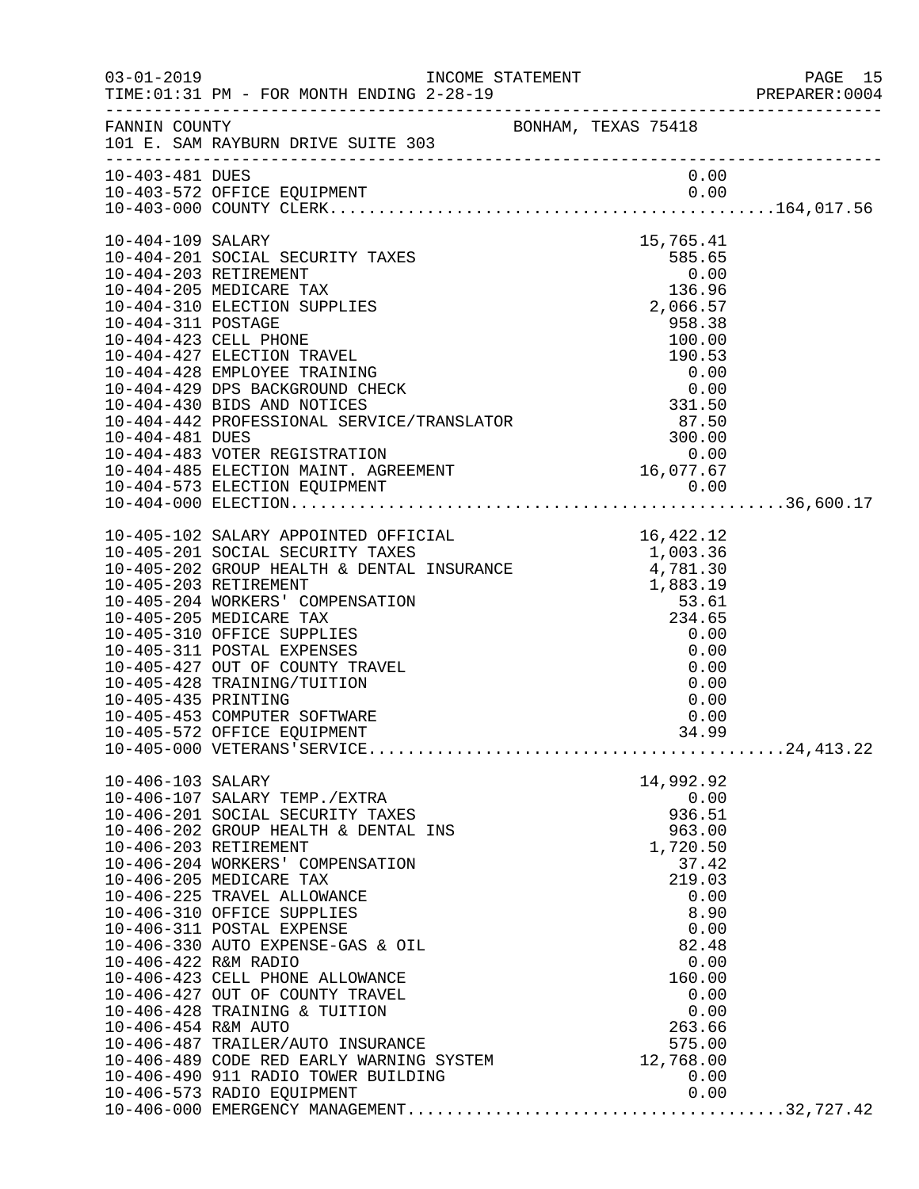FANNIN COUNTY BONHAM, TEXAS 75418
101 E. SAM RAYBURN DRIVE SUITE 303

INCOME STATEMENT
TIME:01:31 PM - FOR MONTH ENDING 2-28-19

| Account | Description | Amount | Total |
|---|---|---|---|
| 10-403-481 | DUES | 0.00 | |
| 10-403-572 | OFFICE EQUIPMENT | 0.00 | |
| 10-403-000 | COUNTY CLERK | | 164,017.56 |
| 10-404-109 | SALARY | 15,765.41 | |
| 10-404-201 | SOCIAL SECURITY TAXES | 585.65 | |
| 10-404-203 | RETIREMENT | 0.00 | |
| 10-404-205 | MEDICARE TAX | 136.96 | |
| 10-404-310 | ELECTION SUPPLIES | 2,066.57 | |
| 10-404-311 | POSTAGE | 958.38 | |
| 10-404-423 | CELL PHONE | 100.00 | |
| 10-404-427 | ELECTION TRAVEL | 190.53 | |
| 10-404-428 | EMPLOYEE TRAINING | 0.00 | |
| 10-404-429 | DPS BACKGROUND CHECK | 0.00 | |
| 10-404-430 | BIDS AND NOTICES | 331.50 | |
| 10-404-442 | PROFESSIONAL SERVICE/TRANSLATOR | 87.50 | |
| 10-404-481 | DUES | 300.00 | |
| 10-404-483 | VOTER REGISTRATION | 0.00 | |
| 10-404-485 | ELECTION MAINT. AGREEMENT | 16,077.67 | |
| 10-404-573 | ELECTION EQUIPMENT | 0.00 | |
| 10-404-000 | ELECTION | | 36,600.17 |
| 10-405-102 | SALARY APPOINTED OFFICIAL | 16,422.12 | |
| 10-405-201 | SOCIAL SECURITY TAXES | 1,003.36 | |
| 10-405-202 | GROUP HEALTH & DENTAL INSURANCE | 4,781.30 | |
| 10-405-203 | RETIREMENT | 1,883.19 | |
| 10-405-204 | WORKERS' COMPENSATION | 53.61 | |
| 10-405-205 | MEDICARE TAX | 234.65 | |
| 10-405-310 | OFFICE SUPPLIES | 0.00 | |
| 10-405-311 | POSTAL EXPENSES | 0.00 | |
| 10-405-427 | OUT OF COUNTY TRAVEL | 0.00 | |
| 10-405-428 | TRAINING/TUITION | 0.00 | |
| 10-405-435 | PRINTING | 0.00 | |
| 10-405-453 | COMPUTER SOFTWARE | 0.00 | |
| 10-405-572 | OFFICE EQUIPMENT | 34.99 | |
| 10-405-000 | VETERANS'SERVICE | | 24,413.22 |
| 10-406-103 | SALARY | 14,992.92 | |
| 10-406-107 | SALARY TEMP./EXTRA | 0.00 | |
| 10-406-201 | SOCIAL SECURITY TAXES | 936.51 | |
| 10-406-202 | GROUP HEALTH & DENTAL INS | 963.00 | |
| 10-406-203 | RETIREMENT | 1,720.50 | |
| 10-406-204 | WORKERS' COMPENSATION | 37.42 | |
| 10-406-205 | MEDICARE TAX | 219.03 | |
| 10-406-225 | TRAVEL ALLOWANCE | 0.00 | |
| 10-406-310 | OFFICE SUPPLIES | 8.90 | |
| 10-406-311 | POSTAL EXPENSE | 0.00 | |
| 10-406-330 | AUTO EXPENSE-GAS & OIL | 82.48 | |
| 10-406-422 | R&M RADIO | 0.00 | |
| 10-406-423 | CELL PHONE ALLOWANCE | 160.00 | |
| 10-406-427 | OUT OF COUNTY TRAVEL | 0.00 | |
| 10-406-428 | TRAINING & TUITION | 0.00 | |
| 10-406-454 | R&M AUTO | 263.66 | |
| 10-406-487 | TRAILER/AUTO INSURANCE | 575.00 | |
| 10-406-489 | CODE RED EARLY WARNING SYSTEM | 12,768.00 | |
| 10-406-490 | 911 RADIO TOWER BUILDING | 0.00 | |
| 10-406-573 | RADIO EQUIPMENT | 0.00 | |
| 10-406-000 | EMERGENCY MANAGEMENT | | 32,727.42 |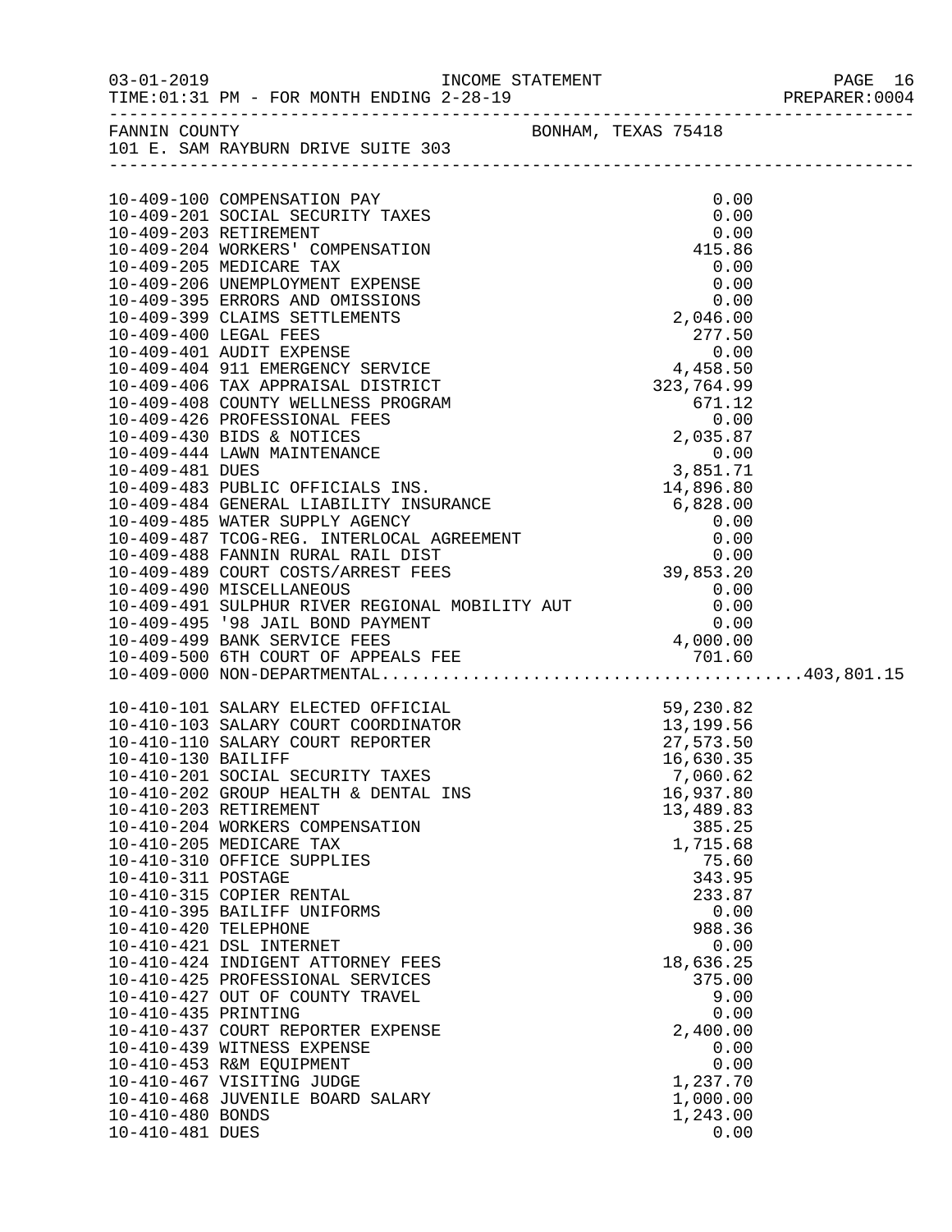INCOME STATEMENT

TIME:01:31 PM - FOR MONTH ENDING 2-28-19

FANNIN COUNTY BONHAM, TEXAS 75418

101 E. SAM RAYBURN DRIVE SUITE 303

| Account | Description | Amount | Total |
|---|---|---|---|
| 10-409-100 | COMPENSATION PAY | 0.00 | |
| 10-409-201 | SOCIAL SECURITY TAXES | 0.00 | |
| 10-409-203 | RETIREMENT | 0.00 | |
| 10-409-204 | WORKERS' COMPENSATION | 415.86 | |
| 10-409-205 | MEDICARE TAX | 0.00 | |
| 10-409-206 | UNEMPLOYMENT EXPENSE | 0.00 | |
| 10-409-395 | ERRORS AND OMISSIONS | 0.00 | |
| 10-409-399 | CLAIMS SETTLEMENTS | 2,046.00 | |
| 10-409-400 | LEGAL FEES | 277.50 | |
| 10-409-401 | AUDIT EXPENSE | 0.00 | |
| 10-409-404 | 911 EMERGENCY SERVICE | 4,458.50 | |
| 10-409-406 | TAX APPRAISAL DISTRICT | 323,764.99 | |
| 10-409-408 | COUNTY WELLNESS PROGRAM | 671.12 | |
| 10-409-426 | PROFESSIONAL FEES | 0.00 | |
| 10-409-430 | BIDS & NOTICES | 2,035.87 | |
| 10-409-444 | LAWN MAINTENANCE | 0.00 | |
| 10-409-481 | DUES | 3,851.71 | |
| 10-409-483 | PUBLIC OFFICIALS INS. | 14,896.80 | |
| 10-409-484 | GENERAL LIABILITY INSURANCE | 6,828.00 | |
| 10-409-485 | WATER SUPPLY AGENCY | 0.00 | |
| 10-409-487 | TCOG-REG. INTERLOCAL AGREEMENT | 0.00 | |
| 10-409-488 | FANNIN RURAL RAIL DIST | 0.00 | |
| 10-409-489 | COURT COSTS/ARREST FEES | 39,853.20 | |
| 10-409-490 | MISCELLANEOUS | 0.00 | |
| 10-409-491 | SULPHUR RIVER REGIONAL MOBILITY AUT | 0.00 | |
| 10-409-495 | '98 JAIL BOND PAYMENT | 0.00 | |
| 10-409-499 | BANK SERVICE FEES | 4,000.00 | |
| 10-409-500 | 6TH COURT OF APPEALS FEE | 701.60 | |
| 10-409-000 | NON-DEPARTMENTAL | | 403,801.15 |
| 10-410-101 | SALARY ELECTED OFFICIAL | 59,230.82 | |
| 10-410-103 | SALARY COURT COORDINATOR | 13,199.56 | |
| 10-410-110 | SALARY COURT REPORTER | 27,573.50 | |
| 10-410-130 | BAILIFF | 16,630.35 | |
| 10-410-201 | SOCIAL SECURITY TAXES | 7,060.62 | |
| 10-410-202 | GROUP HEALTH & DENTAL INS | 16,937.80 | |
| 10-410-203 | RETIREMENT | 13,489.83 | |
| 10-410-204 | WORKERS COMPENSATION | 385.25 | |
| 10-410-205 | MEDICARE TAX | 1,715.68 | |
| 10-410-310 | OFFICE SUPPLIES | 75.60 | |
| 10-410-311 | POSTAGE | 343.95 | |
| 10-410-315 | COPIER RENTAL | 233.87 | |
| 10-410-395 | BAILIFF UNIFORMS | 0.00 | |
| 10-410-420 | TELEPHONE | 988.36 | |
| 10-410-421 | DSL INTERNET | 0.00 | |
| 10-410-424 | INDIGENT ATTORNEY FEES | 18,636.25 | |
| 10-410-425 | PROFESSIONAL SERVICES | 375.00 | |
| 10-410-427 | OUT OF COUNTY TRAVEL | 9.00 | |
| 10-410-435 | PRINTING | 0.00 | |
| 10-410-437 | COURT REPORTER EXPENSE | 2,400.00 | |
| 10-410-439 | WITNESS EXPENSE | 0.00 | |
| 10-410-453 | R&M EQUIPMENT | 0.00 | |
| 10-410-467 | VISITING JUDGE | 1,237.70 | |
| 10-410-468 | JUVENILE BOARD SALARY | 1,000.00 | |
| 10-410-480 | BONDS | 1,243.00 | |
| 10-410-481 | DUES | 0.00 | |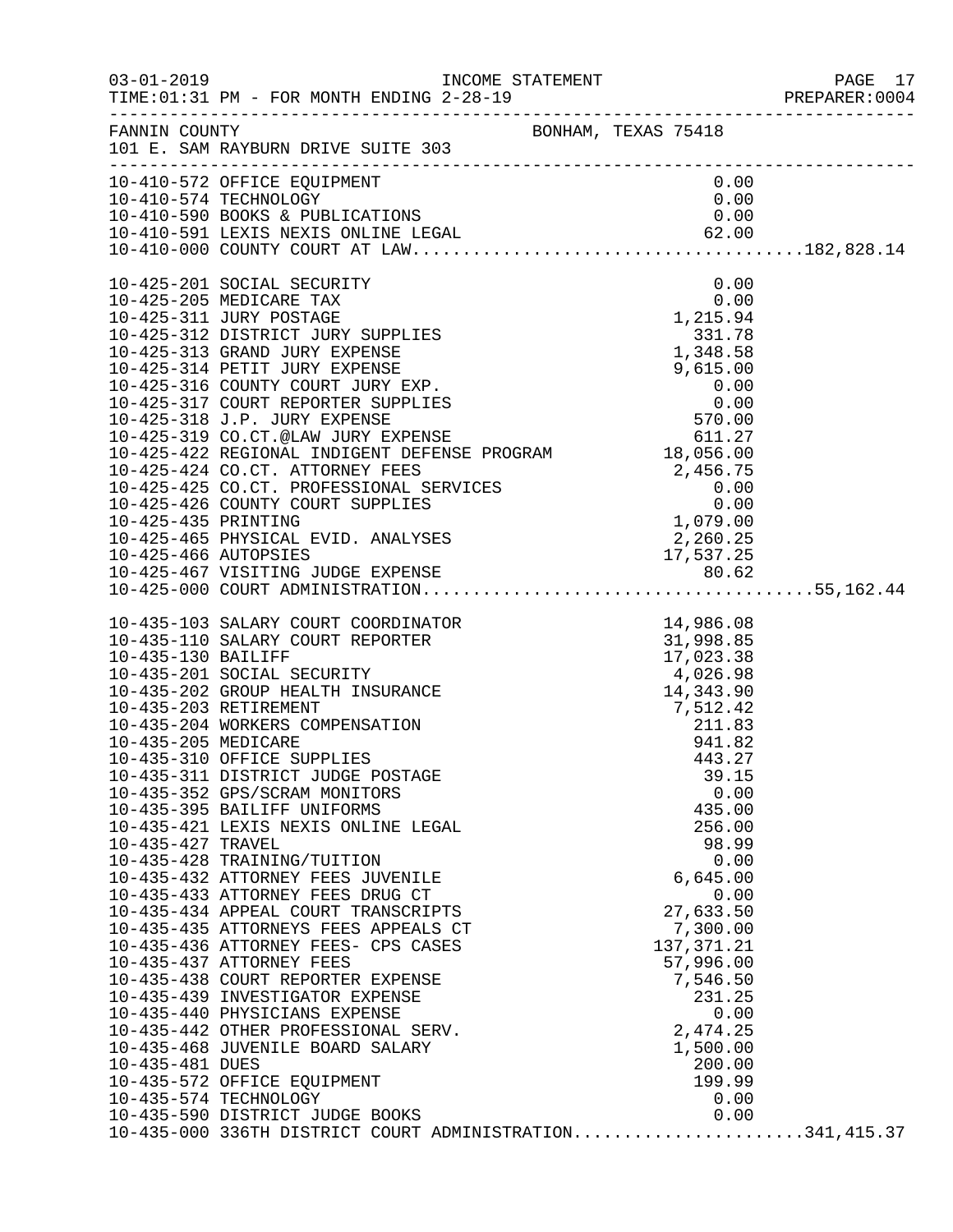INCOME STATEMENT

03-01-2019
TIME:01:31 PM - FOR MONTH ENDING 2-28-19

PREPARER:0004

FANNIN COUNTY BONHAM, TEXAS 75418
101 E. SAM RAYBURN DRIVE SUITE 303

| Account | Description | Amount | Total |
|---|---|---|---|
| 10-410-572 | OFFICE EQUIPMENT | 0.00 | |
| 10-410-574 | TECHNOLOGY | 0.00 | |
| 10-410-590 | BOOKS & PUBLICATIONS | 0.00 | |
| 10-410-591 | LEXIS NEXIS ONLINE LEGAL | 62.00 | |
| 10-410-000 | COUNTY COURT AT LAW | | 182,828.14 |
| 10-425-201 | SOCIAL SECURITY | 0.00 | |
| 10-425-205 | MEDICARE TAX | 0.00 | |
| 10-425-311 | JURY POSTAGE | 1,215.94 | |
| 10-425-312 | DISTRICT JURY SUPPLIES | 331.78 | |
| 10-425-313 | GRAND JURY EXPENSE | 1,348.58 | |
| 10-425-314 | PETIT JURY EXPENSE | 9,615.00 | |
| 10-425-316 | COUNTY COURT JURY EXP. | 0.00 | |
| 10-425-317 | COURT REPORTER SUPPLIES | 0.00 | |
| 10-425-318 | J.P. JURY EXPENSE | 570.00 | |
| 10-425-319 | CO.CT.@LAW JURY EXPENSE | 611.27 | |
| 10-425-422 | REGIONAL INDIGENT DEFENSE PROGRAM | 18,056.00 | |
| 10-425-424 | CO.CT. ATTORNEY FEES | 2,456.75 | |
| 10-425-425 | CO.CT. PROFESSIONAL SERVICES | 0.00 | |
| 10-425-426 | COUNTY COURT SUPPLIES | 0.00 | |
| 10-425-435 | PRINTING | 1,079.00 | |
| 10-425-465 | PHYSICAL EVID. ANALYSES | 2,260.25 | |
| 10-425-466 | AUTOPSIES | 17,537.25 | |
| 10-425-467 | VISITING JUDGE EXPENSE | 80.62 | |
| 10-425-000 | COURT ADMINISTRATION | | 55,162.44 |
| 10-435-103 | SALARY COURT COORDINATOR | 14,986.08 | |
| 10-435-110 | SALARY COURT REPORTER | 31,998.85 | |
| 10-435-130 | BAILIFF | 17,023.38 | |
| 10-435-201 | SOCIAL SECURITY | 4,026.98 | |
| 10-435-202 | GROUP HEALTH INSURANCE | 14,343.90 | |
| 10-435-203 | RETIREMENT | 7,512.42 | |
| 10-435-204 | WORKERS COMPENSATION | 211.83 | |
| 10-435-205 | MEDICARE | 941.82 | |
| 10-435-310 | OFFICE SUPPLIES | 443.27 | |
| 10-435-311 | DISTRICT JUDGE POSTAGE | 39.15 | |
| 10-435-352 | GPS/SCRAM MONITORS | 0.00 | |
| 10-435-395 | BAILIFF UNIFORMS | 435.00 | |
| 10-435-421 | LEXIS NEXIS ONLINE LEGAL | 256.00 | |
| 10-435-427 | TRAVEL | 98.99 | |
| 10-435-428 | TRAINING/TUITION | 0.00 | |
| 10-435-432 | ATTORNEY FEES JUVENILE | 6,645.00 | |
| 10-435-433 | ATTORNEY FEES DRUG CT | 0.00 | |
| 10-435-434 | APPEAL COURT TRANSCRIPTS | 27,633.50 | |
| 10-435-435 | ATTORNEYS FEES APPEALS CT | 7,300.00 | |
| 10-435-436 | ATTORNEY FEES- CPS CASES | 137,371.21 | |
| 10-435-437 | ATTORNEY FEES | 57,996.00 | |
| 10-435-438 | COURT REPORTER EXPENSE | 7,546.50 | |
| 10-435-439 | INVESTIGATOR EXPENSE | 231.25 | |
| 10-435-440 | PHYSICIANS EXPENSE | 0.00 | |
| 10-435-442 | OTHER PROFESSIONAL SERV. | 2,474.25 | |
| 10-435-468 | JUVENILE BOARD SALARY | 1,500.00 | |
| 10-435-481 | DUES | 200.00 | |
| 10-435-572 | OFFICE EQUIPMENT | 199.99 | |
| 10-435-574 | TECHNOLOGY | 0.00 | |
| 10-435-590 | DISTRICT JUDGE BOOKS | 0.00 | |
| 10-435-000 | 336TH DISTRICT COURT ADMINISTRATION | | 341,415.37 |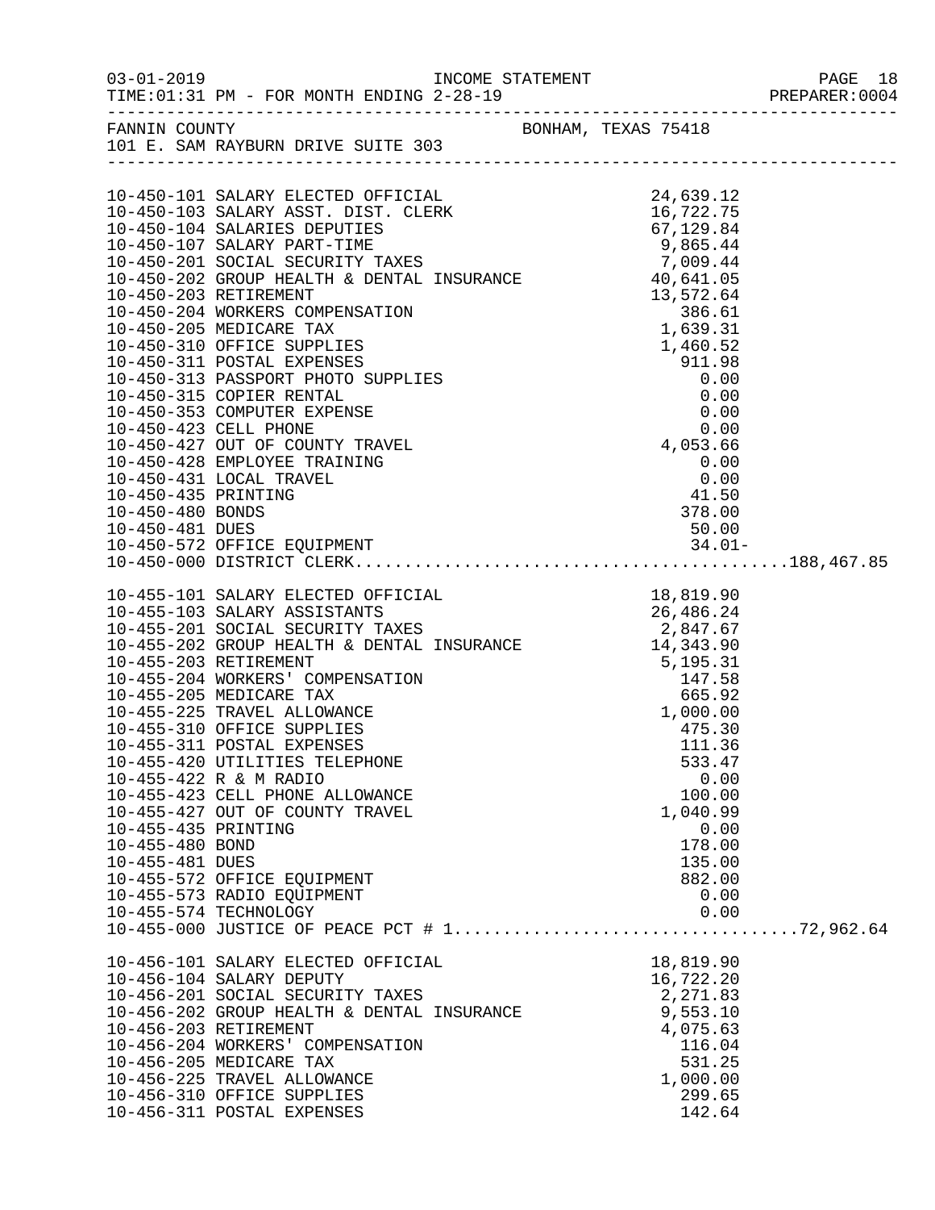FANNIN COUNTY — BONHAM, TEXAS 75418
101 E. SAM RAYBURN DRIVE SUITE 303

INCOME STATEMENT
TIME:01:31 PM - FOR MONTH ENDING 2-28-19

| Account | Description | Amount | Total |
|---|---|---|---|
| 10-450-101 | SALARY ELECTED OFFICIAL | 24,639.12 | |
| 10-450-103 | SALARY ASST. DIST. CLERK | 16,722.75 | |
| 10-450-104 | SALARIES DEPUTIES | 67,129.84 | |
| 10-450-107 | SALARY PART-TIME | 9,865.44 | |
| 10-450-201 | SOCIAL SECURITY TAXES | 7,009.44 | |
| 10-450-202 | GROUP HEALTH & DENTAL INSURANCE | 40,641.05 | |
| 10-450-203 | RETIREMENT | 13,572.64 | |
| 10-450-204 | WORKERS COMPENSATION | 386.61 | |
| 10-450-205 | MEDICARE TAX | 1,639.31 | |
| 10-450-310 | OFFICE SUPPLIES | 1,460.52 | |
| 10-450-311 | POSTAL EXPENSES | 911.98 | |
| 10-450-313 | PASSPORT PHOTO SUPPLIES | 0.00 | |
| 10-450-315 | COPIER RENTAL | 0.00 | |
| 10-450-353 | COMPUTER EXPENSE | 0.00 | |
| 10-450-423 | CELL PHONE | 0.00 | |
| 10-450-427 | OUT OF COUNTY TRAVEL | 4,053.66 | |
| 10-450-428 | EMPLOYEE TRAINING | 0.00 | |
| 10-450-431 | LOCAL TRAVEL | 0.00 | |
| 10-450-435 | PRINTING | 41.50 | |
| 10-450-480 | BONDS | 378.00 | |
| 10-450-481 | DUES | 50.00 | |
| 10-450-572 | OFFICE EQUIPMENT | 34.01- | |
| 10-450-000 | DISTRICT CLERK | | 188,467.85 |
| 10-455-101 | SALARY ELECTED OFFICIAL | 18,819.90 | |
| 10-455-103 | SALARY ASSISTANTS | 26,486.24 | |
| 10-455-201 | SOCIAL SECURITY TAXES | 2,847.67 | |
| 10-455-202 | GROUP HEALTH & DENTAL INSURANCE | 14,343.90 | |
| 10-455-203 | RETIREMENT | 5,195.31 | |
| 10-455-204 | WORKERS' COMPENSATION | 147.58 | |
| 10-455-205 | MEDICARE TAX | 665.92 | |
| 10-455-225 | TRAVEL ALLOWANCE | 1,000.00 | |
| 10-455-310 | OFFICE SUPPLIES | 475.30 | |
| 10-455-311 | POSTAL EXPENSES | 111.36 | |
| 10-455-420 | UTILITIES TELEPHONE | 533.47 | |
| 10-455-422 | R & M RADIO | 0.00 | |
| 10-455-423 | CELL PHONE ALLOWANCE | 100.00 | |
| 10-455-427 | OUT OF COUNTY TRAVEL | 1,040.99 | |
| 10-455-435 | PRINTING | 0.00 | |
| 10-455-480 | BOND | 178.00 | |
| 10-455-481 | DUES | 135.00 | |
| 10-455-572 | OFFICE EQUIPMENT | 882.00 | |
| 10-455-573 | RADIO EQUIPMENT | 0.00 | |
| 10-455-574 | TECHNOLOGY | 0.00 | |
| 10-455-000 | JUSTICE OF PEACE PCT # 1 | | 72,962.64 |
| 10-456-101 | SALARY ELECTED OFFICIAL | 18,819.90 | |
| 10-456-104 | SALARY DEPUTY | 16,722.20 | |
| 10-456-201 | SOCIAL SECURITY TAXES | 2,271.83 | |
| 10-456-202 | GROUP HEALTH & DENTAL INSURANCE | 9,553.10 | |
| 10-456-203 | RETIREMENT | 4,075.63 | |
| 10-456-204 | WORKERS' COMPENSATION | 116.04 | |
| 10-456-205 | MEDICARE TAX | 531.25 | |
| 10-456-225 | TRAVEL ALLOWANCE | 1,000.00 | |
| 10-456-310 | OFFICE SUPPLIES | 299.65 | |
| 10-456-311 | POSTAL EXPENSES | 142.64 | |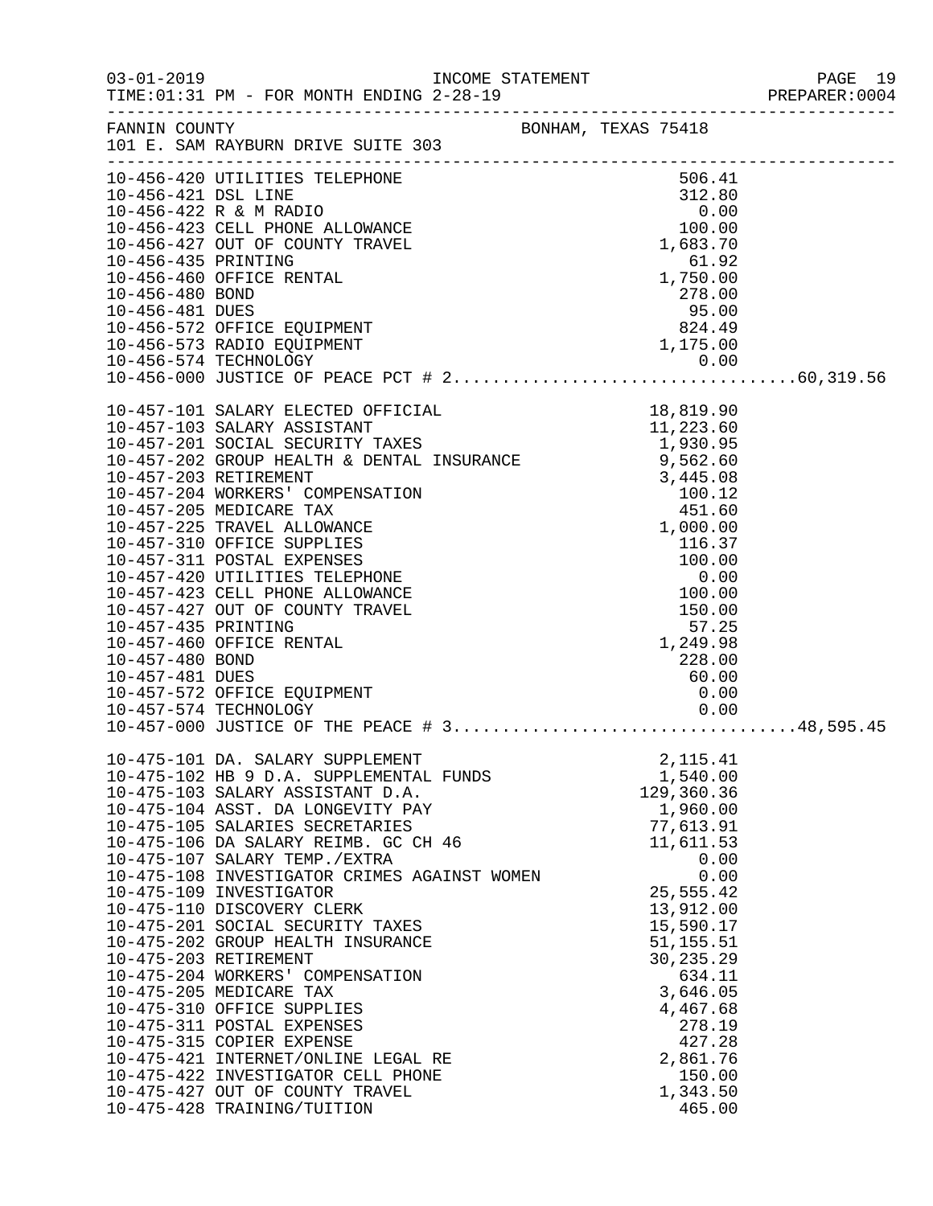FANNIN COUNTY BONHAM, TEXAS 75418
101 E. SAM RAYBURN DRIVE SUITE 303

| Account | Description | Amount | Total |
|---|---|---|---|
| 10-456-420 | UTILITIES TELEPHONE | 506.41 | |
| 10-456-421 | DSL LINE | 312.80 | |
| 10-456-422 | R & M RADIO | 0.00 | |
| 10-456-423 | CELL PHONE ALLOWANCE | 100.00 | |
| 10-456-427 | OUT OF COUNTY TRAVEL | 1,683.70 | |
| 10-456-435 | PRINTING | 61.92 | |
| 10-456-460 | OFFICE RENTAL | 1,750.00 | |
| 10-456-480 | BOND | 278.00 | |
| 10-456-481 | DUES | 95.00 | |
| 10-456-572 | OFFICE EQUIPMENT | 824.49 | |
| 10-456-573 | RADIO EQUIPMENT | 1,175.00 | |
| 10-456-574 | TECHNOLOGY | 0.00 | |
| 10-456-000 | JUSTICE OF PEACE PCT # 2 | | 60,319.56 |
| 10-457-101 | SALARY ELECTED OFFICIAL | 18,819.90 | |
| 10-457-103 | SALARY ASSISTANT | 11,223.60 | |
| 10-457-201 | SOCIAL SECURITY TAXES | 1,930.95 | |
| 10-457-202 | GROUP HEALTH & DENTAL INSURANCE | 9,562.60 | |
| 10-457-203 | RETIREMENT | 3,445.08 | |
| 10-457-204 | WORKERS' COMPENSATION | 100.12 | |
| 10-457-205 | MEDICARE TAX | 451.60 | |
| 10-457-225 | TRAVEL ALLOWANCE | 1,000.00 | |
| 10-457-310 | OFFICE SUPPLIES | 116.37 | |
| 10-457-311 | POSTAL EXPENSES | 100.00 | |
| 10-457-420 | UTILITIES TELEPHONE | 0.00 | |
| 10-457-423 | CELL PHONE ALLOWANCE | 100.00 | |
| 10-457-427 | OUT OF COUNTY TRAVEL | 150.00 | |
| 10-457-435 | PRINTING | 57.25 | |
| 10-457-460 | OFFICE RENTAL | 1,249.98 | |
| 10-457-480 | BOND | 228.00 | |
| 10-457-481 | DUES | 60.00 | |
| 10-457-572 | OFFICE EQUIPMENT | 0.00 | |
| 10-457-574 | TECHNOLOGY | 0.00 | |
| 10-457-000 | JUSTICE OF THE PEACE # 3 | | 48,595.45 |
| 10-475-101 | DA. SALARY SUPPLEMENT | 2,115.41 | |
| 10-475-102 | HB 9 D.A. SUPPLEMENTAL FUNDS | 1,540.00 | |
| 10-475-103 | SALARY ASSISTANT D.A. | 129,360.36 | |
| 10-475-104 | ASST. DA LONGEVITY PAY | 1,960.00 | |
| 10-475-105 | SALARIES SECRETARIES | 77,613.91 | |
| 10-475-106 | DA SALARY REIMB. GC CH 46 | 11,611.53 | |
| 10-475-107 | SALARY TEMP./EXTRA | 0.00 | |
| 10-475-108 | INVESTIGATOR CRIMES AGAINST WOMEN | 0.00 | |
| 10-475-109 | INVESTIGATOR | 25,555.42 | |
| 10-475-110 | DISCOVERY CLERK | 13,912.00 | |
| 10-475-201 | SOCIAL SECURITY TAXES | 15,590.17 | |
| 10-475-202 | GROUP HEALTH INSURANCE | 51,155.51 | |
| 10-475-203 | RETIREMENT | 30,235.29 | |
| 10-475-204 | WORKERS' COMPENSATION | 634.11 | |
| 10-475-205 | MEDICARE TAX | 3,646.05 | |
| 10-475-310 | OFFICE SUPPLIES | 4,467.68 | |
| 10-475-311 | POSTAL EXPENSES | 278.19 | |
| 10-475-315 | COPIER EXPENSE | 427.28 | |
| 10-475-421 | INTERNET/ONLINE LEGAL RE | 2,861.76 | |
| 10-475-422 | INVESTIGATOR CELL PHONE | 150.00 | |
| 10-475-427 | OUT OF COUNTY TRAVEL | 1,343.50 | |
| 10-475-428 | TRAINING/TUITION | 465.00 | |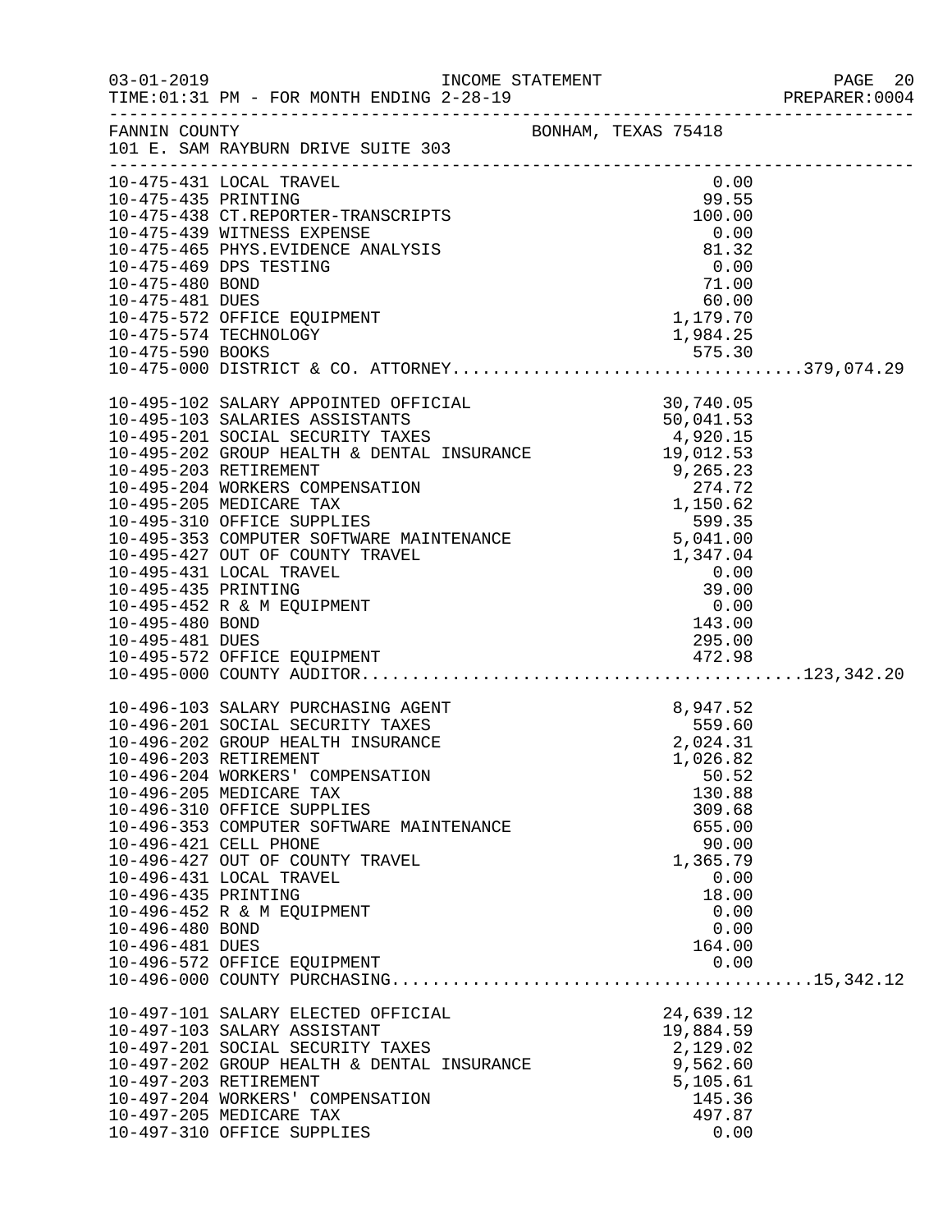FANNIN COUNTY BONHAM, TEXAS 75418
101 E. SAM RAYBURN DRIVE SUITE 303

INCOME STATEMENT
03-01-2019
TIME:01:31 PM - FOR MONTH ENDING 2-28-19
PREPARER:0004

| Account | Description | Amount | Total |
|---|---|---|---|
| 10-475-431 | LOCAL TRAVEL | 0.00 | |
| 10-475-435 | PRINTING | 99.55 | |
| 10-475-438 | CT.REPORTER-TRANSCRIPTS | 100.00 | |
| 10-475-439 | WITNESS EXPENSE | 0.00 | |
| 10-475-465 | PHYS.EVIDENCE ANALYSIS | 81.32 | |
| 10-475-469 | DPS TESTING | 0.00 | |
| 10-475-480 | BOND | 71.00 | |
| 10-475-481 | DUES | 60.00 | |
| 10-475-572 | OFFICE EQUIPMENT | 1,179.70 | |
| 10-475-574 | TECHNOLOGY | 1,984.25 | |
| 10-475-590 | BOOKS | 575.30 | |
| 10-475-000 | DISTRICT & CO. ATTORNEY | | 379,074.29 |
| 10-495-102 | SALARY APPOINTED OFFICIAL | 30,740.05 | |
| 10-495-103 | SALARIES ASSISTANTS | 50,041.53 | |
| 10-495-201 | SOCIAL SECURITY TAXES | 4,920.15 | |
| 10-495-202 | GROUP HEALTH & DENTAL INSURANCE | 19,012.53 | |
| 10-495-203 | RETIREMENT | 9,265.23 | |
| 10-495-204 | WORKERS COMPENSATION | 274.72 | |
| 10-495-205 | MEDICARE TAX | 1,150.62 | |
| 10-495-310 | OFFICE SUPPLIES | 599.35 | |
| 10-495-353 | COMPUTER SOFTWARE MAINTENANCE | 5,041.00 | |
| 10-495-427 | OUT OF COUNTY TRAVEL | 1,347.04 | |
| 10-495-431 | LOCAL TRAVEL | 0.00 | |
| 10-495-435 | PRINTING | 39.00 | |
| 10-495-452 | R & M EQUIPMENT | 0.00 | |
| 10-495-480 | BOND | 143.00 | |
| 10-495-481 | DUES | 295.00 | |
| 10-495-572 | OFFICE EQUIPMENT | 472.98 | |
| 10-495-000 | COUNTY AUDITOR | | 123,342.20 |
| 10-496-103 | SALARY PURCHASING AGENT | 8,947.52 | |
| 10-496-201 | SOCIAL SECURITY TAXES | 559.60 | |
| 10-496-202 | GROUP HEALTH INSURANCE | 2,024.31 | |
| 10-496-203 | RETIREMENT | 1,026.82 | |
| 10-496-204 | WORKERS' COMPENSATION | 50.52 | |
| 10-496-205 | MEDICARE TAX | 130.88 | |
| 10-496-310 | OFFICE SUPPLIES | 309.68 | |
| 10-496-353 | COMPUTER SOFTWARE MAINTENANCE | 655.00 | |
| 10-496-421 | CELL PHONE | 90.00 | |
| 10-496-427 | OUT OF COUNTY TRAVEL | 1,365.79 | |
| 10-496-431 | LOCAL TRAVEL | 0.00 | |
| 10-496-435 | PRINTING | 18.00 | |
| 10-496-452 | R & M EQUIPMENT | 0.00 | |
| 10-496-480 | BOND | 0.00 | |
| 10-496-481 | DUES | 164.00 | |
| 10-496-572 | OFFICE EQUIPMENT | 0.00 | |
| 10-496-000 | COUNTY PURCHASING | | 15,342.12 |
| 10-497-101 | SALARY ELECTED OFFICIAL | 24,639.12 | |
| 10-497-103 | SALARY ASSISTANT | 19,884.59 | |
| 10-497-201 | SOCIAL SECURITY TAXES | 2,129.02 | |
| 10-497-202 | GROUP HEALTH & DENTAL INSURANCE | 9,562.60 | |
| 10-497-203 | RETIREMENT | 5,105.61 | |
| 10-497-204 | WORKERS' COMPENSATION | 145.36 | |
| 10-497-205 | MEDICARE TAX | 497.87 | |
| 10-497-310 | OFFICE SUPPLIES | 0.00 | |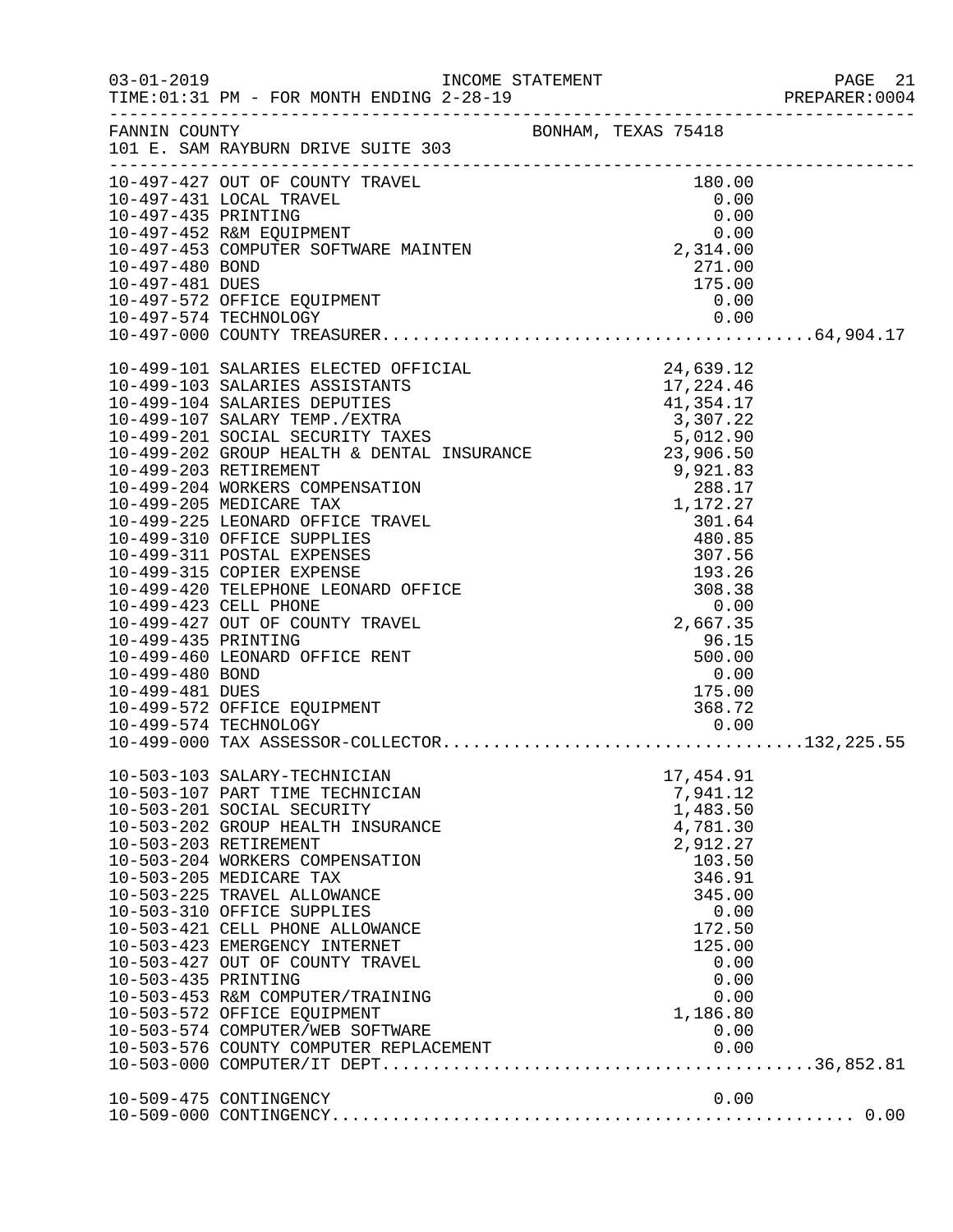FANNIN COUNTY BONHAM, TEXAS 75418
101 E. SAM RAYBURN DRIVE SUITE 303

| Account | Description | Amount | Total |
|---|---|---|---|
| 10-497-427 | OUT OF COUNTY TRAVEL | 180.00 | |
| 10-497-431 | LOCAL TRAVEL | 0.00 | |
| 10-497-435 | PRINTING | 0.00 | |
| 10-497-452 | R&M EQUIPMENT | 0.00 | |
| 10-497-453 | COMPUTER SOFTWARE MAINTEN | 2,314.00 | |
| 10-497-480 | BOND | 271.00 | |
| 10-497-481 | DUES | 175.00 | |
| 10-497-572 | OFFICE EQUIPMENT | 0.00 | |
| 10-497-574 | TECHNOLOGY | 0.00 | |
| 10-497-000 | COUNTY TREASURER | | 64,904.17 |
| 10-499-101 | SALARIES ELECTED OFFICIAL | 24,639.12 | |
| 10-499-103 | SALARIES ASSISTANTS | 17,224.46 | |
| 10-499-104 | SALARIES DEPUTIES | 41,354.17 | |
| 10-499-107 | SALARY TEMP./EXTRA | 3,307.22 | |
| 10-499-201 | SOCIAL SECURITY TAXES | 5,012.90 | |
| 10-499-202 | GROUP HEALTH & DENTAL INSURANCE | 23,906.50 | |
| 10-499-203 | RETIREMENT | 9,921.83 | |
| 10-499-204 | WORKERS COMPENSATION | 288.17 | |
| 10-499-205 | MEDICARE TAX | 1,172.27 | |
| 10-499-225 | LEONARD OFFICE TRAVEL | 301.64 | |
| 10-499-310 | OFFICE SUPPLIES | 480.85 | |
| 10-499-311 | POSTAL EXPENSES | 307.56 | |
| 10-499-315 | COPIER EXPENSE | 193.26 | |
| 10-499-420 | TELEPHONE LEONARD OFFICE | 308.38 | |
| 10-499-423 | CELL PHONE | 0.00 | |
| 10-499-427 | OUT OF COUNTY TRAVEL | 2,667.35 | |
| 10-499-435 | PRINTING | 96.15 | |
| 10-499-460 | LEONARD OFFICE RENT | 500.00 | |
| 10-499-480 | BOND | 0.00 | |
| 10-499-481 | DUES | 175.00 | |
| 10-499-572 | OFFICE EQUIPMENT | 368.72 | |
| 10-499-574 | TECHNOLOGY | 0.00 | |
| 10-499-000 | TAX ASSESSOR-COLLECTOR | | 132,225.55 |
| 10-503-103 | SALARY-TECHNICIAN | 17,454.91 | |
| 10-503-107 | PART TIME TECHNICIAN | 7,941.12 | |
| 10-503-201 | SOCIAL SECURITY | 1,483.50 | |
| 10-503-202 | GROUP HEALTH INSURANCE | 4,781.30 | |
| 10-503-203 | RETIREMENT | 2,912.27 | |
| 10-503-204 | WORKERS COMPENSATION | 103.50 | |
| 10-503-205 | MEDICARE TAX | 346.91 | |
| 10-503-225 | TRAVEL ALLOWANCE | 345.00 | |
| 10-503-310 | OFFICE SUPPLIES | 0.00 | |
| 10-503-421 | CELL PHONE ALLOWANCE | 172.50 | |
| 10-503-423 | EMERGENCY INTERNET | 125.00 | |
| 10-503-427 | OUT OF COUNTY TRAVEL | 0.00 | |
| 10-503-435 | PRINTING | 0.00 | |
| 10-503-453 | R&M COMPUTER/TRAINING | 0.00 | |
| 10-503-572 | OFFICE EQUIPMENT | 1,186.80 | |
| 10-503-574 | COMPUTER/WEB SOFTWARE | 0.00 | |
| 10-503-576 | COUNTY COMPUTER REPLACEMENT | 0.00 | |
| 10-503-000 | COMPUTER/IT DEPT | | 36,852.81 |
| 10-509-475 | CONTINGENCY | 0.00 | |
| 10-509-000 | CONTINGENCY | | 0.00 |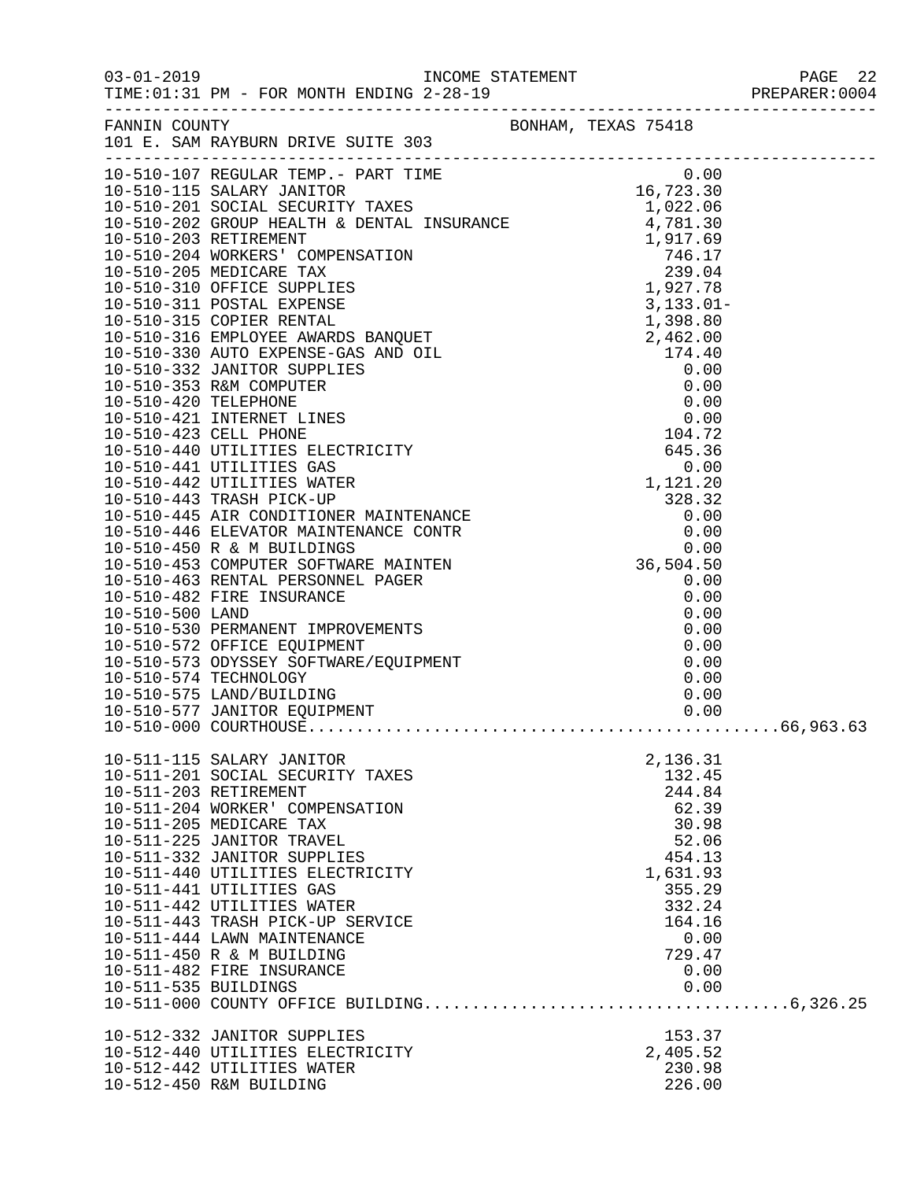FANNIN COUNTY BONHAM, TEXAS 75418
101 E. SAM RAYBURN DRIVE SUITE 303

| Account | Description | Amount | Total |
|---|---|---|---|
| 10-510-107 | REGULAR TEMP.- PART TIME | 0.00 | |
| 10-510-115 | SALARY JANITOR | 16,723.30 | |
| 10-510-201 | SOCIAL SECURITY TAXES | 1,022.06 | |
| 10-510-202 | GROUP HEALTH & DENTAL INSURANCE | 4,781.30 | |
| 10-510-203 | RETIREMENT | 1,917.69 | |
| 10-510-204 | WORKERS' COMPENSATION | 746.17 | |
| 10-510-205 | MEDICARE TAX | 239.04 | |
| 10-510-310 | OFFICE SUPPLIES | 1,927.78 | |
| 10-510-311 | POSTAL EXPENSE | 3,133.01- | |
| 10-510-315 | COPIER RENTAL | 1,398.80 | |
| 10-510-316 | EMPLOYEE AWARDS BANQUET | 2,462.00 | |
| 10-510-330 | AUTO EXPENSE-GAS AND OIL | 174.40 | |
| 10-510-332 | JANITOR SUPPLIES | 0.00 | |
| 10-510-353 | R&M COMPUTER | 0.00 | |
| 10-510-420 | TELEPHONE | 0.00 | |
| 10-510-421 | INTERNET LINES | 0.00 | |
| 10-510-423 | CELL PHONE | 104.72 | |
| 10-510-440 | UTILITIES ELECTRICITY | 645.36 | |
| 10-510-441 | UTILITIES GAS | 0.00 | |
| 10-510-442 | UTILITIES WATER | 1,121.20 | |
| 10-510-443 | TRASH PICK-UP | 328.32 | |
| 10-510-445 | AIR CONDITIONER MAINTENANCE | 0.00 | |
| 10-510-446 | ELEVATOR MAINTENANCE CONTR | 0.00 | |
| 10-510-450 | R & M BUILDINGS | 0.00 | |
| 10-510-453 | COMPUTER SOFTWARE MAINTEN | 36,504.50 | |
| 10-510-463 | RENTAL PERSONNEL PAGER | 0.00 | |
| 10-510-482 | FIRE INSURANCE | 0.00 | |
| 10-510-500 | LAND | 0.00 | |
| 10-510-530 | PERMANENT IMPROVEMENTS | 0.00 | |
| 10-510-572 | OFFICE EQUIPMENT | 0.00 | |
| 10-510-573 | ODYSSEY SOFTWARE/EQUIPMENT | 0.00 | |
| 10-510-574 | TECHNOLOGY | 0.00 | |
| 10-510-575 | LAND/BUILDING | 0.00 | |
| 10-510-577 | JANITOR EQUIPMENT | 0.00 | |
| 10-510-000 | COURTHOUSE | | 66,963.63 |
| 10-511-115 | SALARY JANITOR | 2,136.31 | |
| 10-511-201 | SOCIAL SECURITY TAXES | 132.45 | |
| 10-511-203 | RETIREMENT | 244.84 | |
| 10-511-204 | WORKER' COMPENSATION | 62.39 | |
| 10-511-205 | MEDICARE TAX | 30.98 | |
| 10-511-225 | JANITOR TRAVEL | 52.06 | |
| 10-511-332 | JANITOR SUPPLIES | 454.13 | |
| 10-511-440 | UTILITIES ELECTRICITY | 1,631.93 | |
| 10-511-441 | UTILITIES GAS | 355.29 | |
| 10-511-442 | UTILITIES WATER | 332.24 | |
| 10-511-443 | TRASH PICK-UP SERVICE | 164.16 | |
| 10-511-444 | LAWN MAINTENANCE | 0.00 | |
| 10-511-450 | R & M BUILDING | 729.47 | |
| 10-511-482 | FIRE INSURANCE | 0.00 | |
| 10-511-535 | BUILDINGS | 0.00 | |
| 10-511-000 | COUNTY OFFICE BUILDING | | 6,326.25 |
| 10-512-332 | JANITOR SUPPLIES | 153.37 | |
| 10-512-440 | UTILITIES ELECTRICITY | 2,405.52 | |
| 10-512-442 | UTILITIES WATER | 230.98 | |
| 10-512-450 | R&M BUILDING | 226.00 | |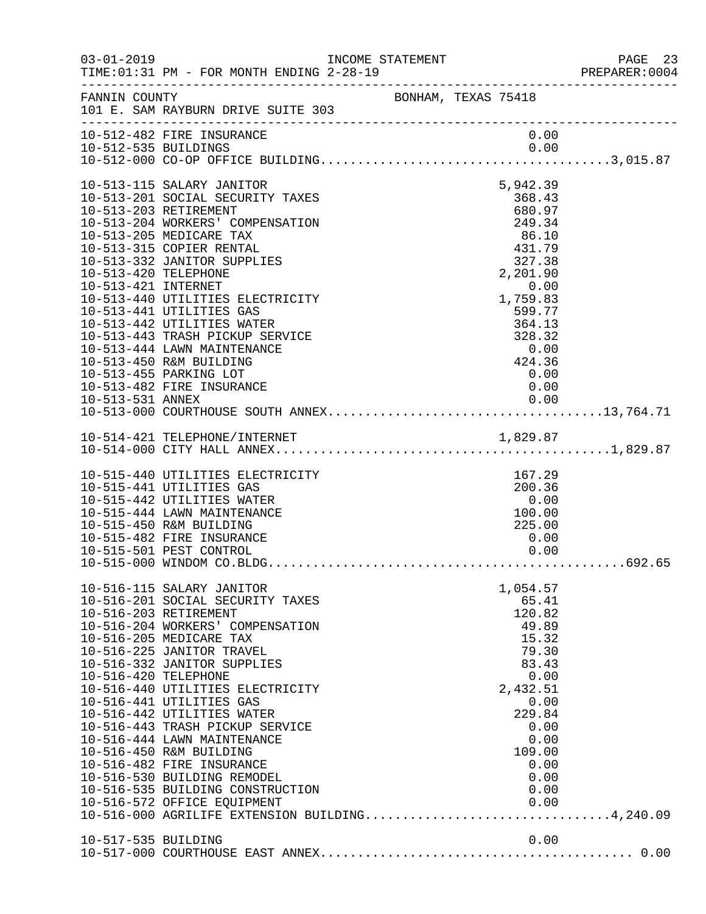FANNIN COUNTY BONHAM, TEXAS 75418
101 E. SAM RAYBURN DRIVE SUITE 303

| Account | Description | Amount | Total |
|---|---|---|---|
| 10-512-482 | FIRE INSURANCE | 0.00 | |
| 10-512-535 | BUILDINGS | 0.00 | |
| 10-512-000 | CO-OP OFFICE BUILDING | | 3,015.87 |
| | | | |
| 10-513-115 | SALARY JANITOR | 5,942.39 | |
| 10-513-201 | SOCIAL SECURITY TAXES | 368.43 | |
| 10-513-203 | RETIREMENT | 680.97 | |
| 10-513-204 | WORKERS' COMPENSATION | 249.34 | |
| 10-513-205 | MEDICARE TAX | 86.10 | |
| 10-513-315 | COPIER RENTAL | 431.79 | |
| 10-513-332 | JANITOR SUPPLIES | 327.38 | |
| 10-513-420 | TELEPHONE | 2,201.90 | |
| 10-513-421 | INTERNET | 0.00 | |
| 10-513-440 | UTILITIES ELECTRICITY | 1,759.83 | |
| 10-513-441 | UTILITIES GAS | 599.77 | |
| 10-513-442 | UTILITIES WATER | 364.13 | |
| 10-513-443 | TRASH PICKUP SERVICE | 328.32 | |
| 10-513-444 | LAWN MAINTENANCE | 0.00 | |
| 10-513-450 | R&M BUILDING | 424.36 | |
| 10-513-455 | PARKING LOT | 0.00 | |
| 10-513-482 | FIRE INSURANCE | 0.00 | |
| 10-513-531 | ANNEX | 0.00 | |
| 10-513-000 | COURTHOUSE SOUTH ANNEX | | 13,764.71 |
| | | | |
| 10-514-421 | TELEPHONE/INTERNET | 1,829.87 | |
| 10-514-000 | CITY HALL ANNEX | | 1,829.87 |
| | | | |
| 10-515-440 | UTILITIES ELECTRICITY | 167.29 | |
| 10-515-441 | UTILITIES GAS | 200.36 | |
| 10-515-442 | UTILITIES WATER | 0.00 | |
| 10-515-444 | LAWN MAINTENANCE | 100.00 | |
| 10-515-450 | R&M BUILDING | 225.00 | |
| 10-515-482 | FIRE INSURANCE | 0.00 | |
| 10-515-501 | PEST CONTROL | 0.00 | |
| 10-515-000 | WINDOM CO.BLDG | | 692.65 |
| | | | |
| 10-516-115 | SALARY JANITOR | 1,054.57 | |
| 10-516-201 | SOCIAL SECURITY TAXES | 65.41 | |
| 10-516-203 | RETIREMENT | 120.82 | |
| 10-516-204 | WORKERS' COMPENSATION | 49.89 | |
| 10-516-205 | MEDICARE TAX | 15.32 | |
| 10-516-225 | JANITOR TRAVEL | 79.30 | |
| 10-516-332 | JANITOR SUPPLIES | 83.43 | |
| 10-516-420 | TELEPHONE | 0.00 | |
| 10-516-440 | UTILITIES ELECTRICITY | 2,432.51 | |
| 10-516-441 | UTILITIES GAS | 0.00 | |
| 10-516-442 | UTILITIES WATER | 229.84 | |
| 10-516-443 | TRASH PICKUP SERVICE | 0.00 | |
| 10-516-444 | LAWN MAINTENANCE | 0.00 | |
| 10-516-450 | R&M BUILDING | 109.00 | |
| 10-516-482 | FIRE INSURANCE | 0.00 | |
| 10-516-530 | BUILDING REMODEL | 0.00 | |
| 10-516-535 | BUILDING CONSTRUCTION | 0.00 | |
| 10-516-572 | OFFICE EQUIPMENT | 0.00 | |
| 10-516-000 | AGRILIFE EXTENSION BUILDING | | 4,240.09 |
| | | | |
| 10-517-535 | BUILDING | 0.00 | |
| 10-517-000 | COURTHOUSE EAST ANNEX | | 0.00 |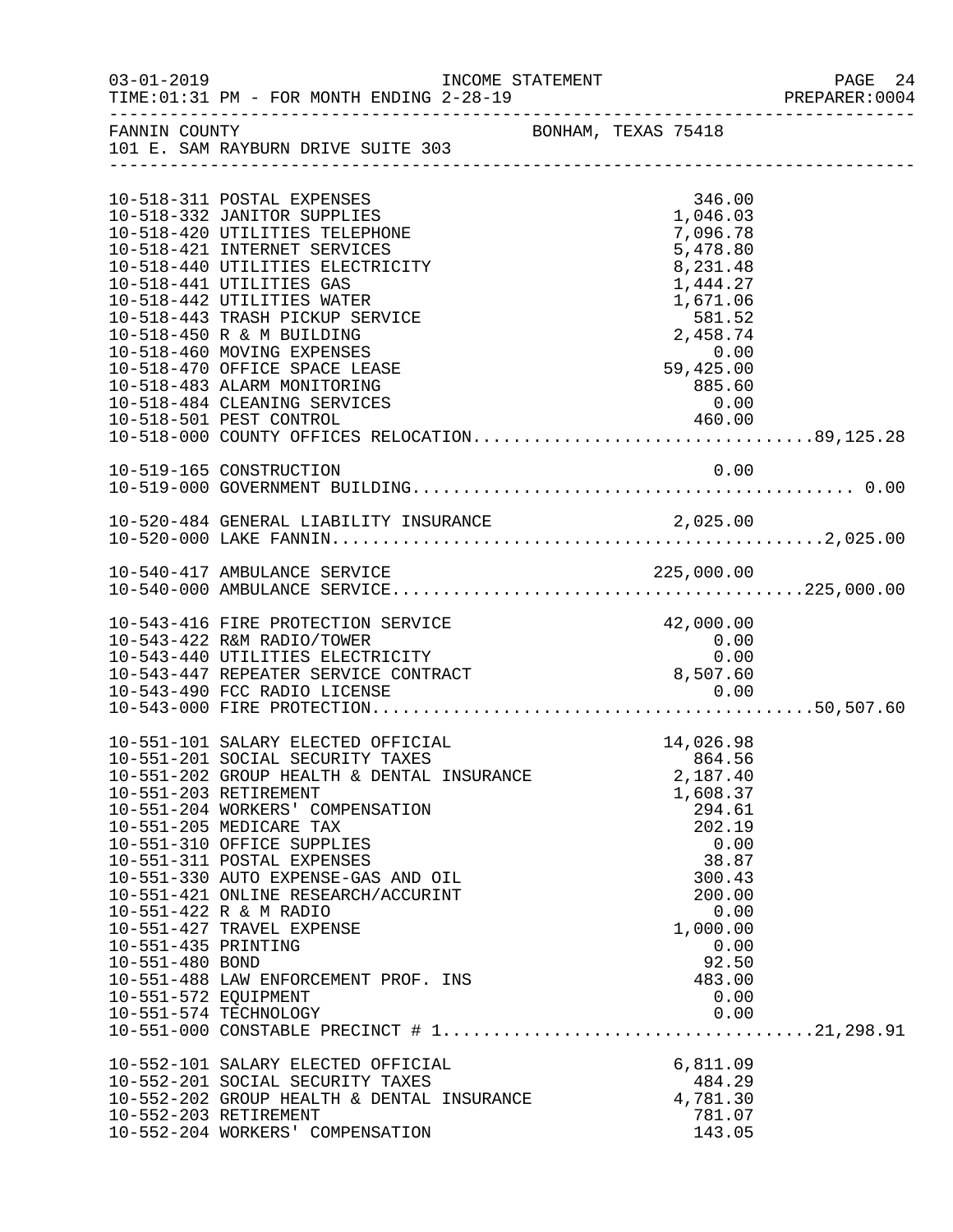03-01-2019 INCOME STATEMENT
TIME:01:31 PM - FOR MONTH ENDING 2-28-19 PREPARER:0004

FANNIN COUNTY BONHAM, TEXAS 75418
101 E. SAM RAYBURN DRIVE SUITE 303

| Account | Description | Amount | Total |
|---|---|---|---|
| 10-518-311 | POSTAL EXPENSES | 346.00 | |
| 10-518-332 | JANITOR SUPPLIES | 1,046.03 | |
| 10-518-420 | UTILITIES TELEPHONE | 7,096.78 | |
| 10-518-421 | INTERNET SERVICES | 5,478.80 | |
| 10-518-440 | UTILITIES ELECTRICITY | 8,231.48 | |
| 10-518-441 | UTILITIES GAS | 1,444.27 | |
| 10-518-442 | UTILITIES WATER | 1,671.06 | |
| 10-518-443 | TRASH PICKUP SERVICE | 581.52 | |
| 10-518-450 | R & M BUILDING | 2,458.74 | |
| 10-518-460 | MOVING EXPENSES | 0.00 | |
| 10-518-470 | OFFICE SPACE LEASE | 59,425.00 | |
| 10-518-483 | ALARM MONITORING | 885.60 | |
| 10-518-484 | CLEANING SERVICES | 0.00 | |
| 10-518-501 | PEST CONTROL | 460.00 | |
| 10-518-000 | COUNTY OFFICES RELOCATION | | 89,125.28 |
| 10-519-165 | CONSTRUCTION | 0.00 | |
| 10-519-000 | GOVERNMENT BUILDING | | 0.00 |
| 10-520-484 | GENERAL LIABILITY INSURANCE | 2,025.00 | |
| 10-520-000 | LAKE FANNIN | | 2,025.00 |
| 10-540-417 | AMBULANCE SERVICE | 225,000.00 | |
| 10-540-000 | AMBULANCE SERVICE | | 225,000.00 |
| 10-543-416 | FIRE PROTECTION SERVICE | 42,000.00 | |
| 10-543-422 | R&M RADIO/TOWER | 0.00 | |
| 10-543-440 | UTILITIES ELECTRICITY | 0.00 | |
| 10-543-447 | REPEATER SERVICE CONTRACT | 8,507.60 | |
| 10-543-490 | FCC RADIO LICENSE | 0.00 | |
| 10-543-000 | FIRE PROTECTION | | 50,507.60 |
| 10-551-101 | SALARY ELECTED OFFICIAL | 14,026.98 | |
| 10-551-201 | SOCIAL SECURITY TAXES | 864.56 | |
| 10-551-202 | GROUP HEALTH & DENTAL INSURANCE | 2,187.40 | |
| 10-551-203 | RETIREMENT | 1,608.37 | |
| 10-551-204 | WORKERS' COMPENSATION | 294.61 | |
| 10-551-205 | MEDICARE TAX | 202.19 | |
| 10-551-310 | OFFICE SUPPLIES | 0.00 | |
| 10-551-311 | POSTAL EXPENSES | 38.87 | |
| 10-551-330 | AUTO EXPENSE-GAS AND OIL | 300.43 | |
| 10-551-421 | ONLINE RESEARCH/ACCURINT | 200.00 | |
| 10-551-422 | R & M RADIO | 0.00 | |
| 10-551-427 | TRAVEL EXPENSE | 1,000.00 | |
| 10-551-435 | PRINTING | 0.00 | |
| 10-551-480 | BOND | 92.50 | |
| 10-551-488 | LAW ENFORCEMENT PROF. INS | 483.00 | |
| 10-551-572 | EQUIPMENT | 0.00 | |
| 10-551-574 | TECHNOLOGY | 0.00 | |
| 10-551-000 | CONSTABLE PRECINCT # 1 | | 21,298.91 |
| 10-552-101 | SALARY ELECTED OFFICIAL | 6,811.09 | |
| 10-552-201 | SOCIAL SECURITY TAXES | 484.29 | |
| 10-552-202 | GROUP HEALTH & DENTAL INSURANCE | 4,781.30 | |
| 10-552-203 | RETIREMENT | 781.07 | |
| 10-552-204 | WORKERS' COMPENSATION | 143.05 | |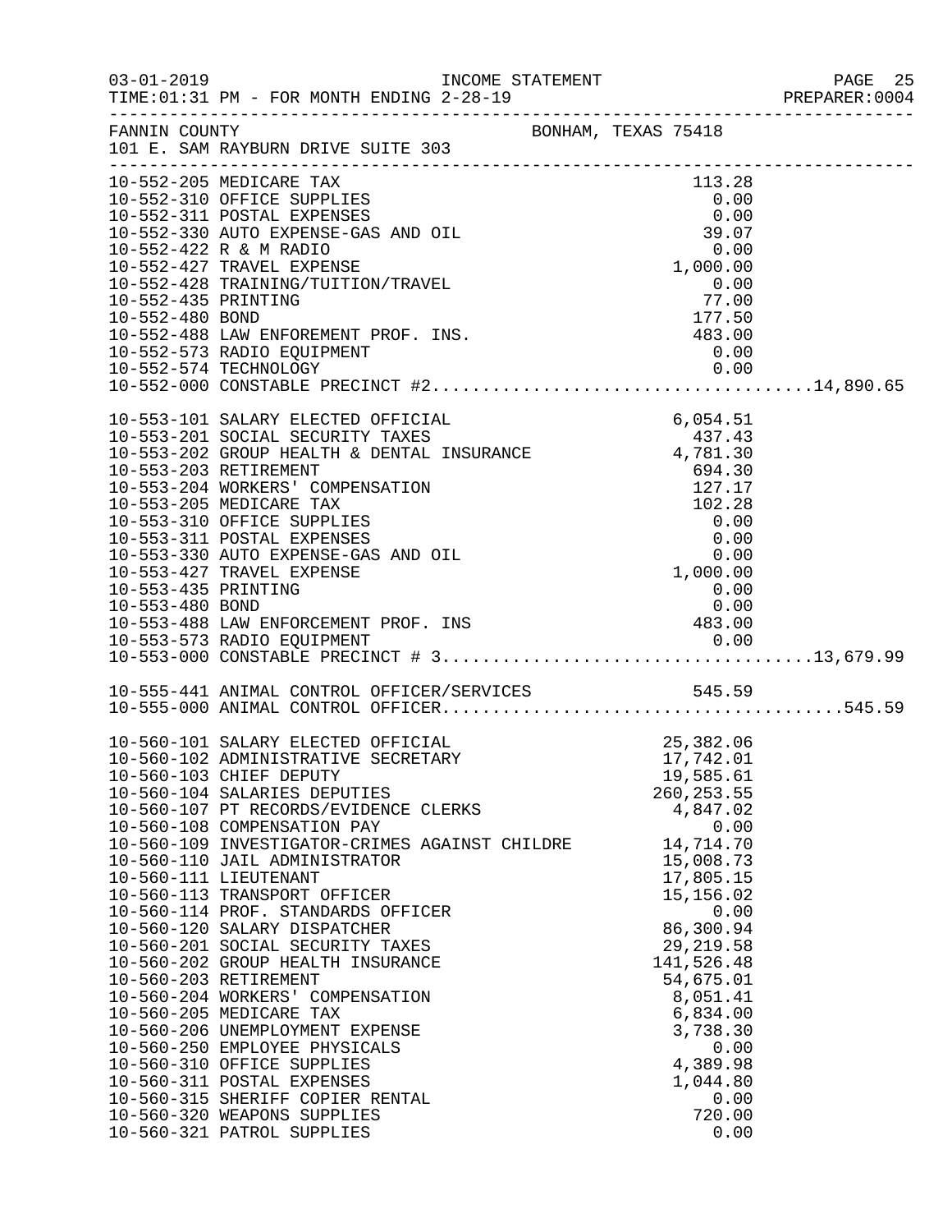FANNIN COUNTY BONHAM, TEXAS 75418
101 E. SAM RAYBURN DRIVE SUITE 303

| Account | Description | Amount | Total |
|---|---|---|---|
| 10-552-205 | MEDICARE TAX | 113.28 | |
| 10-552-310 | OFFICE SUPPLIES | 0.00 | |
| 10-552-311 | POSTAL EXPENSES | 0.00 | |
| 10-552-330 | AUTO EXPENSE-GAS AND OIL | 39.07 | |
| 10-552-422 | R & M RADIO | 0.00 | |
| 10-552-427 | TRAVEL EXPENSE | 1,000.00 | |
| 10-552-428 | TRAINING/TUITION/TRAVEL | 0.00 | |
| 10-552-435 | PRINTING | 77.00 | |
| 10-552-480 | BOND | 177.50 | |
| 10-552-488 | LAW ENFOREMENT PROF. INS. | 483.00 | |
| 10-552-573 | RADIO EQUIPMENT | 0.00 | |
| 10-552-574 | TECHNOLOGY | 0.00 | |
| 10-552-000 | CONSTABLE PRECINCT #2 | | 14,890.65 |
| 10-553-101 | SALARY ELECTED OFFICIAL | 6,054.51 | |
| 10-553-201 | SOCIAL SECURITY TAXES | 437.43 | |
| 10-553-202 | GROUP HEALTH & DENTAL INSURANCE | 4,781.30 | |
| 10-553-203 | RETIREMENT | 694.30 | |
| 10-553-204 | WORKERS' COMPENSATION | 127.17 | |
| 10-553-205 | MEDICARE TAX | 102.28 | |
| 10-553-310 | OFFICE SUPPLIES | 0.00 | |
| 10-553-311 | POSTAL EXPENSES | 0.00 | |
| 10-553-330 | AUTO EXPENSE-GAS AND OIL | 0.00 | |
| 10-553-427 | TRAVEL EXPENSE | 1,000.00 | |
| 10-553-435 | PRINTING | 0.00 | |
| 10-553-480 | BOND | 0.00 | |
| 10-553-488 | LAW ENFORCEMENT PROF. INS | 483.00 | |
| 10-553-573 | RADIO EQUIPMENT | 0.00 | |
| 10-553-000 | CONSTABLE PRECINCT # 3 | | 13,679.99 |
| 10-555-441 | ANIMAL CONTROL OFFICER/SERVICES | 545.59 | |
| 10-555-000 | ANIMAL CONTROL OFFICER | | 545.59 |
| 10-560-101 | SALARY ELECTED OFFICIAL | 25,382.06 | |
| 10-560-102 | ADMINISTRATIVE SECRETARY | 17,742.01 | |
| 10-560-103 | CHIEF DEPUTY | 19,585.61 | |
| 10-560-104 | SALARIES DEPUTIES | 260,253.55 | |
| 10-560-107 | PT RECORDS/EVIDENCE CLERKS | 4,847.02 | |
| 10-560-108 | COMPENSATION PAY | 0.00 | |
| 10-560-109 | INVESTIGATOR-CRIMES AGAINST CHILDRE | 14,714.70 | |
| 10-560-110 | JAIL ADMINISTRATOR | 15,008.73 | |
| 10-560-111 | LIEUTENANT | 17,805.15 | |
| 10-560-113 | TRANSPORT OFFICER | 15,156.02 | |
| 10-560-114 | PROF. STANDARDS OFFICER | 0.00 | |
| 10-560-120 | SALARY DISPATCHER | 86,300.94 | |
| 10-560-201 | SOCIAL SECURITY TAXES | 29,219.58 | |
| 10-560-202 | GROUP HEALTH INSURANCE | 141,526.48 | |
| 10-560-203 | RETIREMENT | 54,675.01 | |
| 10-560-204 | WORKERS' COMPENSATION | 8,051.41 | |
| 10-560-205 | MEDICARE TAX | 6,834.00 | |
| 10-560-206 | UNEMPLOYMENT EXPENSE | 3,738.30 | |
| 10-560-250 | EMPLOYEE PHYSICALS | 0.00 | |
| 10-560-310 | OFFICE SUPPLIES | 4,389.98 | |
| 10-560-311 | POSTAL EXPENSES | 1,044.80 | |
| 10-560-315 | SHERIFF COPIER RENTAL | 0.00 | |
| 10-560-320 | WEAPONS SUPPLIES | 720.00 | |
| 10-560-321 | PATROL SUPPLIES | 0.00 | |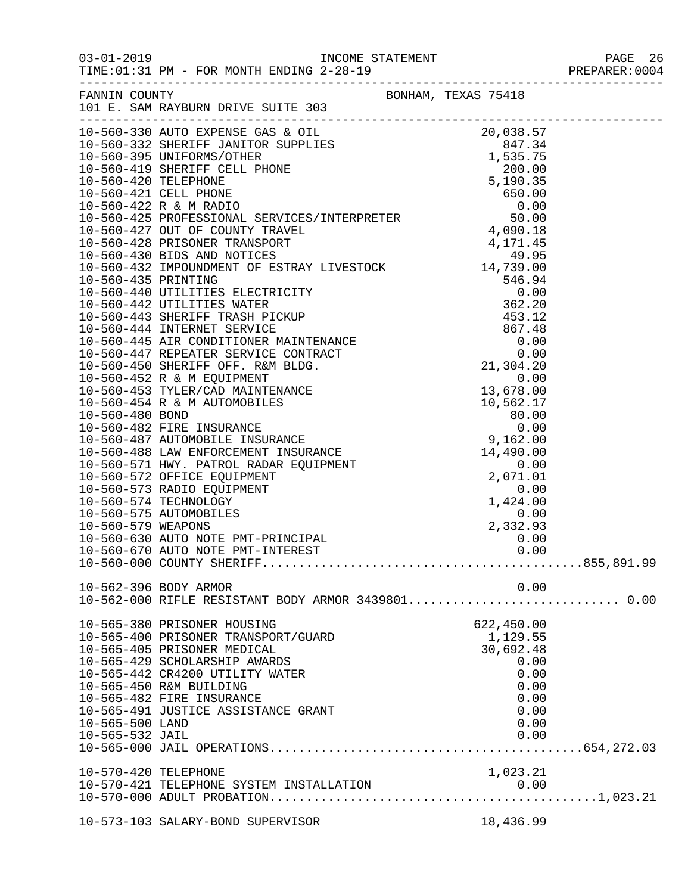FANNIN COUNTY — BONHAM, TEXAS 75418
101 E. SAM RAYBURN DRIVE SUITE 303

| Account | Description | Amount | Total |
|---|---|---|---|
| 10-560-330 | AUTO EXPENSE GAS & OIL | 20,038.57 | |
| 10-560-332 | SHERIFF JANITOR SUPPLIES | 847.34 | |
| 10-560-395 | UNIFORMS/OTHER | 1,535.75 | |
| 10-560-419 | SHERIFF CELL PHONE | 200.00 | |
| 10-560-420 | TELEPHONE | 5,190.35 | |
| 10-560-421 | CELL PHONE | 650.00 | |
| 10-560-422 | R & M RADIO | 0.00 | |
| 10-560-425 | PROFESSIONAL SERVICES/INTERPRETER | 50.00 | |
| 10-560-427 | OUT OF COUNTY TRAVEL | 4,090.18 | |
| 10-560-428 | PRISONER TRANSPORT | 4,171.45 | |
| 10-560-430 | BIDS AND NOTICES | 49.95 | |
| 10-560-432 | IMPOUNDMENT OF ESTRAY LIVESTOCK | 14,739.00 | |
| 10-560-435 | PRINTING | 546.94 | |
| 10-560-440 | UTILITIES ELECTRICITY | 0.00 | |
| 10-560-442 | UTILITIES WATER | 362.20 | |
| 10-560-443 | SHERIFF TRASH PICKUP | 453.12 | |
| 10-560-444 | INTERNET SERVICE | 867.48 | |
| 10-560-445 | AIR CONDITIONER MAINTENANCE | 0.00 | |
| 10-560-447 | REPEATER SERVICE CONTRACT | 0.00 | |
| 10-560-450 | SHERIFF OFF. R&M BLDG. | 21,304.20 | |
| 10-560-452 | R & M EQUIPMENT | 0.00 | |
| 10-560-453 | TYLER/CAD MAINTENANCE | 13,678.00 | |
| 10-560-454 | R & M AUTOMOBILES | 10,562.17 | |
| 10-560-480 | BOND | 80.00 | |
| 10-560-482 | FIRE INSURANCE | 0.00 | |
| 10-560-487 | AUTOMOBILE INSURANCE | 9,162.00 | |
| 10-560-488 | LAW ENFORCEMENT INSURANCE | 14,490.00 | |
| 10-560-571 | HWY. PATROL RADAR EQUIPMENT | 0.00 | |
| 10-560-572 | OFFICE EQUIPMENT | 2,071.01 | |
| 10-560-573 | RADIO EQUIPMENT | 0.00 | |
| 10-560-574 | TECHNOLOGY | 1,424.00 | |
| 10-560-575 | AUTOMOBILES | 0.00 | |
| 10-560-579 | WEAPONS | 2,332.93 | |
| 10-560-630 | AUTO NOTE PMT-PRINCIPAL | 0.00 | |
| 10-560-670 | AUTO NOTE PMT-INTEREST | 0.00 | |
| 10-560-000 | COUNTY SHERIFF | | 855,891.99 |
| | | | |
| 10-562-396 | BODY ARMOR | 0.00 | |
| 10-562-000 | RIFLE RESISTANT BODY ARMOR 3439801 | | 0.00 |
| | | | |
| 10-565-380 | PRISONER HOUSING | 622,450.00 | |
| 10-565-400 | PRISONER TRANSPORT/GUARD | 1,129.55 | |
| 10-565-405 | PRISONER MEDICAL | 30,692.48 | |
| 10-565-429 | SCHOLARSHIP AWARDS | 0.00 | |
| 10-565-442 | CR4200 UTILITY WATER | 0.00 | |
| 10-565-450 | R&M BUILDING | 0.00 | |
| 10-565-482 | FIRE INSURANCE | 0.00 | |
| 10-565-491 | JUSTICE ASSISTANCE GRANT | 0.00 | |
| 10-565-500 | LAND | 0.00 | |
| 10-565-532 | JAIL | 0.00 | |
| 10-565-000 | JAIL OPERATIONS | | 654,272.03 |
| | | | |
| 10-570-420 | TELEPHONE | 1,023.21 | |
| 10-570-421 | TELEPHONE SYSTEM INSTALLATION | 0.00 | |
| 10-570-000 | ADULT PROBATION | | 1,023.21 |
| | | | |
| 10-573-103 | SALARY-BOND SUPERVISOR | 18,436.99 | |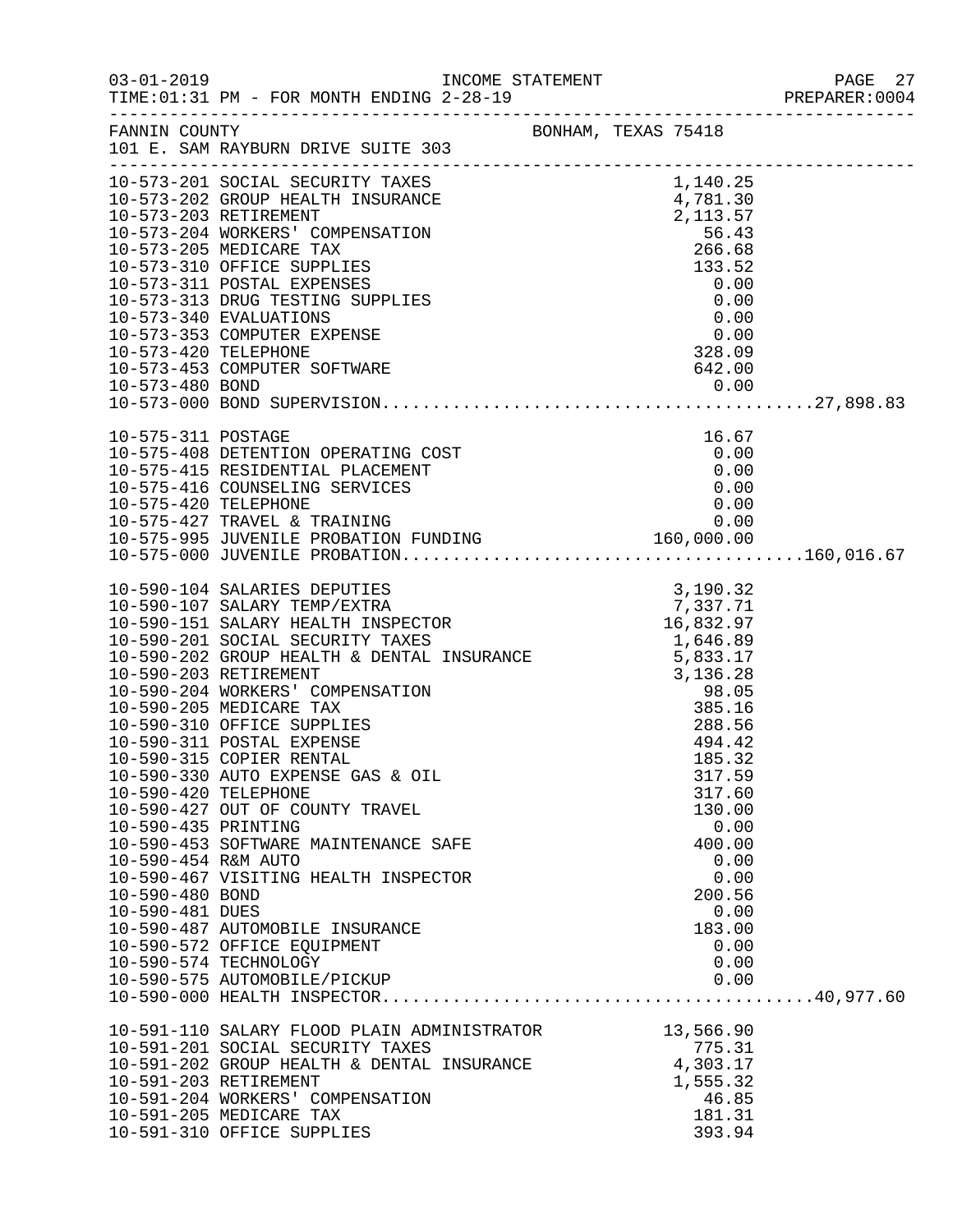FANNIN COUNTY BONHAM, TEXAS 75418
101 E. SAM RAYBURN DRIVE SUITE 303

INCOME STATEMENT
TIME:01:31 PM - FOR MONTH ENDING 2-28-19

| Account | Description | Amount | Total |
|---|---|---|---|
| 10-573-201 | SOCIAL SECURITY TAXES | 1,140.25 | |
| 10-573-202 | GROUP HEALTH INSURANCE | 4,781.30 | |
| 10-573-203 | RETIREMENT | 2,113.57 | |
| 10-573-204 | WORKERS' COMPENSATION | 56.43 | |
| 10-573-205 | MEDICARE TAX | 266.68 | |
| 10-573-310 | OFFICE SUPPLIES | 133.52 | |
| 10-573-311 | POSTAL EXPENSES | 0.00 | |
| 10-573-313 | DRUG TESTING SUPPLIES | 0.00 | |
| 10-573-340 | EVALUATIONS | 0.00 | |
| 10-573-353 | COMPUTER EXPENSE | 0.00 | |
| 10-573-420 | TELEPHONE | 328.09 | |
| 10-573-453 | COMPUTER SOFTWARE | 642.00 | |
| 10-573-480 | BOND | 0.00 | |
| 10-573-000 | BOND SUPERVISION | | 27,898.83 |
| 10-575-311 | POSTAGE | 16.67 | |
| 10-575-408 | DETENTION OPERATING COST | 0.00 | |
| 10-575-415 | RESIDENTIAL PLACEMENT | 0.00 | |
| 10-575-416 | COUNSELING SERVICES | 0.00 | |
| 10-575-420 | TELEPHONE | 0.00 | |
| 10-575-427 | TRAVEL & TRAINING | 0.00 | |
| 10-575-995 | JUVENILE PROBATION FUNDING | 160,000.00 | |
| 10-575-000 | JUVENILE PROBATION | | 160,016.67 |
| 10-590-104 | SALARIES DEPUTIES | 3,190.32 | |
| 10-590-107 | SALARY TEMP/EXTRA | 7,337.71 | |
| 10-590-151 | SALARY HEALTH INSPECTOR | 16,832.97 | |
| 10-590-201 | SOCIAL SECURITY TAXES | 1,646.89 | |
| 10-590-202 | GROUP HEALTH & DENTAL INSURANCE | 5,833.17 | |
| 10-590-203 | RETIREMENT | 3,136.28 | |
| 10-590-204 | WORKERS' COMPENSATION | 98.05 | |
| 10-590-205 | MEDICARE TAX | 385.16 | |
| 10-590-310 | OFFICE SUPPLIES | 288.56 | |
| 10-590-311 | POSTAL EXPENSE | 494.42 | |
| 10-590-315 | COPIER RENTAL | 185.32 | |
| 10-590-330 | AUTO EXPENSE GAS & OIL | 317.59 | |
| 10-590-420 | TELEPHONE | 317.60 | |
| 10-590-427 | OUT OF COUNTY TRAVEL | 130.00 | |
| 10-590-435 | PRINTING | 0.00 | |
| 10-590-453 | SOFTWARE MAINTENANCE SAFE | 400.00 | |
| 10-590-454 | R&M AUTO | 0.00 | |
| 10-590-467 | VISITING HEALTH INSPECTOR | 0.00 | |
| 10-590-480 | BOND | 200.56 | |
| 10-590-481 | DUES | 0.00 | |
| 10-590-487 | AUTOMOBILE INSURANCE | 183.00 | |
| 10-590-572 | OFFICE EQUIPMENT | 0.00 | |
| 10-590-574 | TECHNOLOGY | 0.00 | |
| 10-590-575 | AUTOMOBILE/PICKUP | 0.00 | |
| 10-590-000 | HEALTH INSPECTOR | | 40,977.60 |
| 10-591-110 | SALARY FLOOD PLAIN ADMINISTRATOR | 13,566.90 | |
| 10-591-201 | SOCIAL SECURITY TAXES | 775.31 | |
| 10-591-202 | GROUP HEALTH & DENTAL INSURANCE | 4,303.17 | |
| 10-591-203 | RETIREMENT | 1,555.32 | |
| 10-591-204 | WORKERS' COMPENSATION | 46.85 | |
| 10-591-205 | MEDICARE TAX | 181.31 | |
| 10-591-310 | OFFICE SUPPLIES | 393.94 | |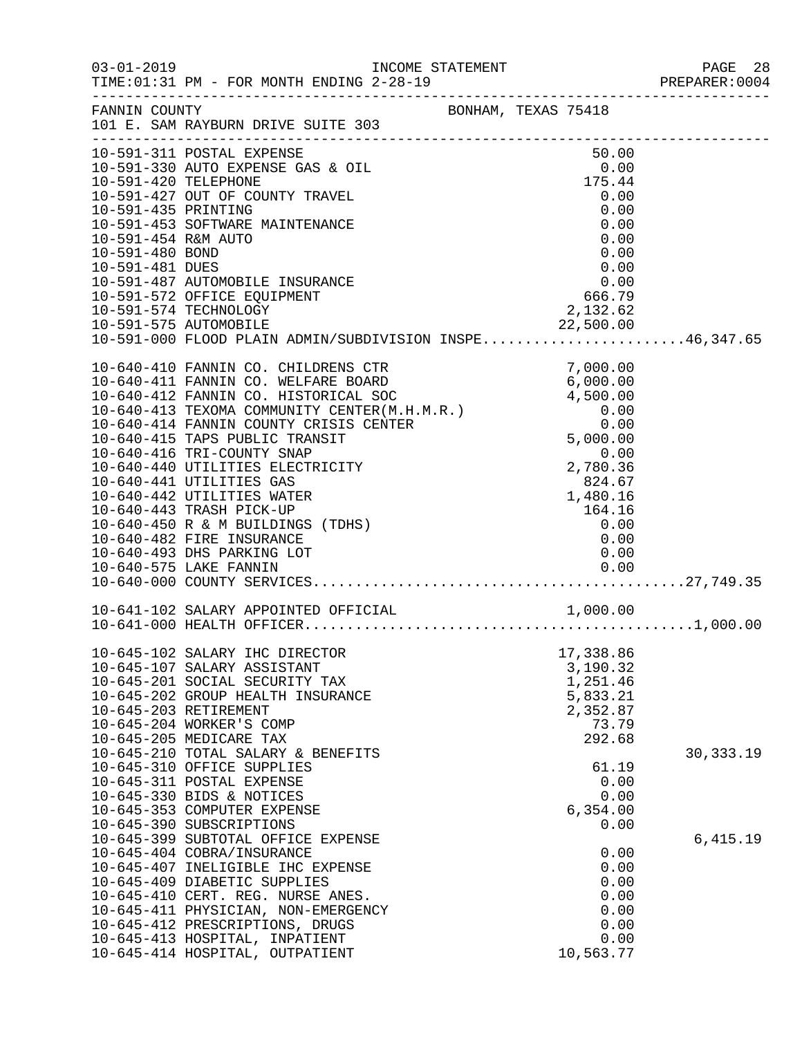FANNIN COUNTY BONHAM, TEXAS 75418
101 E. SAM RAYBURN DRIVE SUITE 303

| Account | Description | Amount | Total |
|---|---|---|---|
| 10-591-311 | POSTAL EXPENSE | 50.00 | |
| 10-591-330 | AUTO EXPENSE GAS & OIL | 0.00 | |
| 10-591-420 | TELEPHONE | 175.44 | |
| 10-591-427 | OUT OF COUNTY TRAVEL | 0.00 | |
| 10-591-435 | PRINTING | 0.00 | |
| 10-591-453 | SOFTWARE MAINTENANCE | 0.00 | |
| 10-591-454 | R&M AUTO | 0.00 | |
| 10-591-480 | BOND | 0.00 | |
| 10-591-481 | DUES | 0.00 | |
| 10-591-487 | AUTOMOBILE INSURANCE | 0.00 | |
| 10-591-572 | OFFICE EQUIPMENT | 666.79 | |
| 10-591-574 | TECHNOLOGY | 2,132.62 | |
| 10-591-575 | AUTOMOBILE | 22,500.00 | |
| 10-591-000 | FLOOD PLAIN ADMIN/SUBDIVISION INSPE | | 46,347.65 |
| 10-640-410 | FANNIN CO. CHILDRENS CTR | 7,000.00 | |
| 10-640-411 | FANNIN CO. WELFARE BOARD | 6,000.00 | |
| 10-640-412 | FANNIN CO. HISTORICAL SOC | 4,500.00 | |
| 10-640-413 | TEXOMA COMMUNITY CENTER(M.H.M.R.) | 0.00 | |
| 10-640-414 | FANNIN COUNTY CRISIS CENTER | 0.00 | |
| 10-640-415 | TAPS PUBLIC TRANSIT | 5,000.00 | |
| 10-640-416 | TRI-COUNTY SNAP | 0.00 | |
| 10-640-440 | UTILITIES ELECTRICITY | 2,780.36 | |
| 10-640-441 | UTILITIES GAS | 824.67 | |
| 10-640-442 | UTILITIES WATER | 1,480.16 | |
| 10-640-443 | TRASH PICK-UP | 164.16 | |
| 10-640-450 | R & M BUILDINGS (TDHS) | 0.00 | |
| 10-640-482 | FIRE INSURANCE | 0.00 | |
| 10-640-493 | DHS PARKING LOT | 0.00 | |
| 10-640-575 | LAKE FANNIN | 0.00 | |
| 10-640-000 | COUNTY SERVICES | | 27,749.35 |
| 10-641-102 | SALARY APPOINTED OFFICIAL | 1,000.00 | |
| 10-641-000 | HEALTH OFFICER | | 1,000.00 |
| 10-645-102 | SALARY IHC DIRECTOR | 17,338.86 | |
| 10-645-107 | SALARY ASSISTANT | 3,190.32 | |
| 10-645-201 | SOCIAL SECURITY TAX | 1,251.46 | |
| 10-645-202 | GROUP HEALTH INSURANCE | 5,833.21 | |
| 10-645-203 | RETIREMENT | 2,352.87 | |
| 10-645-204 | WORKER'S COMP | 73.79 | |
| 10-645-205 | MEDICARE TAX | 292.68 | |
| 10-645-210 | TOTAL SALARY & BENEFITS | | 30,333.19 |
| 10-645-310 | OFFICE SUPPLIES | 61.19 | |
| 10-645-311 | POSTAL EXPENSE | 0.00 | |
| 10-645-330 | BIDS & NOTICES | 0.00 | |
| 10-645-353 | COMPUTER EXPENSE | 6,354.00 | |
| 10-645-390 | SUBSCRIPTIONS | 0.00 | |
| 10-645-399 | SUBTOTAL OFFICE EXPENSE | | 6,415.19 |
| 10-645-404 | COBRA/INSURANCE | 0.00 | |
| 10-645-407 | INELIGIBLE IHC EXPENSE | 0.00 | |
| 10-645-409 | DIABETIC SUPPLIES | 0.00 | |
| 10-645-410 | CERT. REG. NURSE ANES. | 0.00 | |
| 10-645-411 | PHYSICIAN, NON-EMERGENCY | 0.00 | |
| 10-645-412 | PRESCRIPTIONS, DRUGS | 0.00 | |
| 10-645-413 | HOSPITAL, INPATIENT | 0.00 | |
| 10-645-414 | HOSPITAL, OUTPATIENT | 10,563.77 | |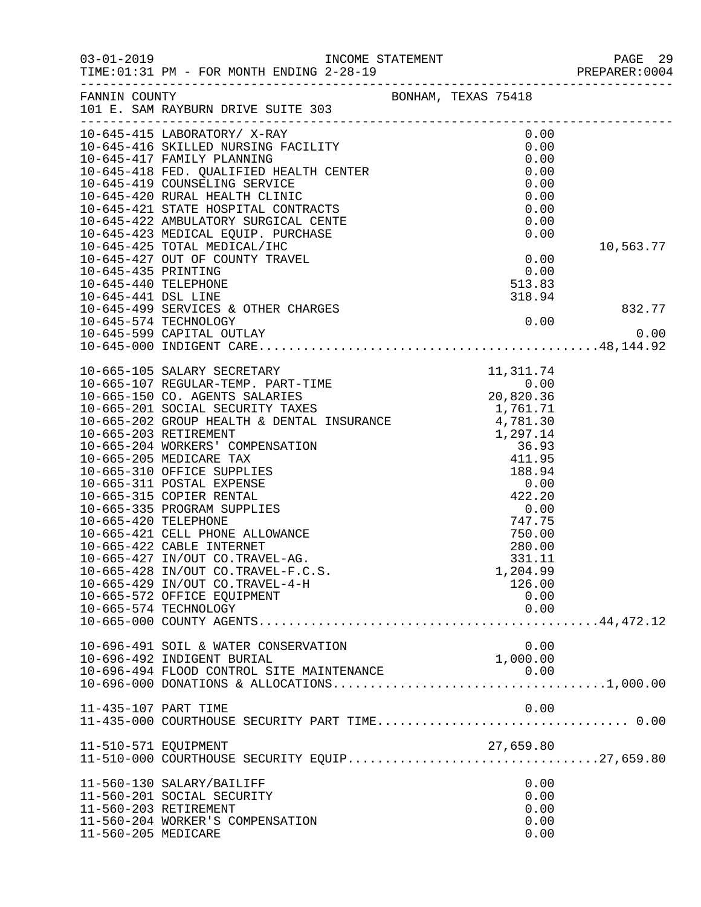FANNIN COUNTY — BONHAM, TEXAS 75418
101 E. SAM RAYBURN DRIVE SUITE 303

INCOME STATEMENT — FOR MONTH ENDING 2-28-19

| Account | Description | Amount | Subtotal |
|---|---|---|---|
| 10-645-415 | LABORATORY/ X-RAY | 0.00 | |
| 10-645-416 | SKILLED NURSING FACILITY | 0.00 | |
| 10-645-417 | FAMILY PLANNING | 0.00 | |
| 10-645-418 | FED. QUALIFIED HEALTH CENTER | 0.00 | |
| 10-645-419 | COUNSELING SERVICE | 0.00 | |
| 10-645-420 | RURAL HEALTH CLINIC | 0.00 | |
| 10-645-421 | STATE HOSPITAL CONTRACTS | 0.00 | |
| 10-645-422 | AMBULATORY SURGICAL CENTE | 0.00 | |
| 10-645-423 | MEDICAL EQUIP. PURCHASE | 0.00 | |
| 10-645-425 | TOTAL MEDICAL/IHC | | 10,563.77 |
| 10-645-427 | OUT OF COUNTY TRAVEL | 0.00 | |
| 10-645-435 | PRINTING | 0.00 | |
| 10-645-440 | TELEPHONE | 513.83 | |
| 10-645-441 | DSL LINE | 318.94 | |
| 10-645-499 | SERVICES & OTHER CHARGES | | 832.77 |
| 10-645-574 | TECHNOLOGY | 0.00 | |
| 10-645-599 | CAPITAL OUTLAY | | 0.00 |
| 10-645-000 | INDIGENT CARE | | 48,144.92 |
| 10-665-105 | SALARY SECRETARY | 11,311.74 | |
| 10-665-107 | REGULAR-TEMP. PART-TIME | 0.00 | |
| 10-665-150 | CO. AGENTS SALARIES | 20,820.36 | |
| 10-665-201 | SOCIAL SECURITY TAXES | 1,761.71 | |
| 10-665-202 | GROUP HEALTH & DENTAL INSURANCE | 4,781.30 | |
| 10-665-203 | RETIREMENT | 1,297.14 | |
| 10-665-204 | WORKERS' COMPENSATION | 36.93 | |
| 10-665-205 | MEDICARE TAX | 411.95 | |
| 10-665-310 | OFFICE SUPPLIES | 188.94 | |
| 10-665-311 | POSTAL EXPENSE | 0.00 | |
| 10-665-315 | COPIER RENTAL | 422.20 | |
| 10-665-335 | PROGRAM SUPPLIES | 0.00 | |
| 10-665-420 | TELEPHONE | 747.75 | |
| 10-665-421 | CELL PHONE ALLOWANCE | 750.00 | |
| 10-665-422 | CABLE INTERNET | 280.00 | |
| 10-665-427 | IN/OUT CO.TRAVEL-AG. | 331.11 | |
| 10-665-428 | IN/OUT CO.TRAVEL-F.C.S. | 1,204.99 | |
| 10-665-429 | IN/OUT CO.TRAVEL-4-H | 126.00 | |
| 10-665-572 | OFFICE EQUIPMENT | 0.00 | |
| 10-665-574 | TECHNOLOGY | 0.00 | |
| 10-665-000 | COUNTY AGENTS | | 44,472.12 |
| 10-696-491 | SOIL & WATER CONSERVATION | 0.00 | |
| 10-696-492 | INDIGENT BURIAL | 1,000.00 | |
| 10-696-494 | FLOOD CONTROL SITE MAINTENANCE | 0.00 | |
| 10-696-000 | DONATIONS & ALLOCATIONS | | 1,000.00 |
| 11-435-107 | PART TIME | 0.00 | |
| 11-435-000 | COURTHOUSE SECURITY PART TIME | | 0.00 |
| 11-510-571 | EQUIPMENT | 27,659.80 | |
| 11-510-000 | COURTHOUSE SECURITY EQUIP | | 27,659.80 |
| 11-560-130 | SALARY/BAILIFF | 0.00 | |
| 11-560-201 | SOCIAL SECURITY | 0.00 | |
| 11-560-203 | RETIREMENT | 0.00 | |
| 11-560-204 | WORKER'S COMPENSATION | 0.00 | |
| 11-560-205 | MEDICARE | 0.00 | |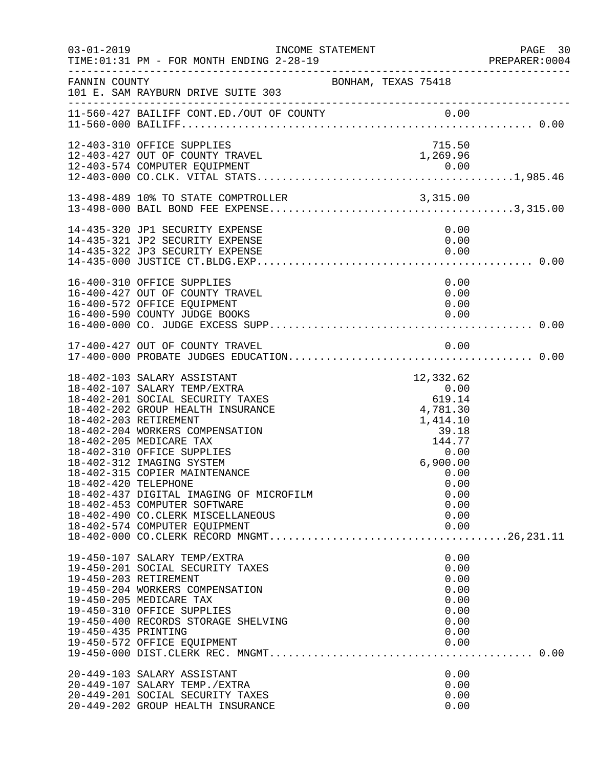FANNIN COUNTY BONHAM, TEXAS 75418
101 E. SAM RAYBURN DRIVE SUITE 303

| Account | Description | Amount | Total |
|---|---|---|---|
| 11-560-427 | BAILIFF CONT.ED./OUT OF COUNTY | 0.00 | |
| 11-560-000 | BAILIFF | | 0.00 |
| 12-403-310 | OFFICE SUPPLIES | 715.50 | |
| 12-403-427 | OUT OF COUNTY TRAVEL | 1,269.96 | |
| 12-403-574 | COMPUTER EQUIPMENT | 0.00 | |
| 12-403-000 | CO.CLK. VITAL STATS | | 1,985.46 |
| 13-498-489 | 10% TO STATE COMPTROLLER | 3,315.00 | |
| 13-498-000 | BAIL BOND FEE EXPENSE | | 3,315.00 |
| 14-435-320 | JP1 SECURITY EXPENSE | 0.00 | |
| 14-435-321 | JP2 SECURITY EXPENSE | 0.00 | |
| 14-435-322 | JP3 SECURITY EXPENSE | 0.00 | |
| 14-435-000 | JUSTICE CT.BLDG.EXP | | 0.00 |
| 16-400-310 | OFFICE SUPPLIES | 0.00 | |
| 16-400-427 | OUT OF COUNTY TRAVEL | 0.00 | |
| 16-400-572 | OFFICE EQUIPMENT | 0.00 | |
| 16-400-590 | COUNTY JUDGE BOOKS | 0.00 | |
| 16-400-000 | CO. JUDGE EXCESS SUPP | | 0.00 |
| 17-400-427 | OUT OF COUNTY TRAVEL | 0.00 | |
| 17-400-000 | PROBATE JUDGES EDUCATION | | 0.00 |
| 18-402-103 | SALARY ASSISTANT | 12,332.62 | |
| 18-402-107 | SALARY TEMP/EXTRA | 0.00 | |
| 18-402-201 | SOCIAL SECURITY TAXES | 619.14 | |
| 18-402-202 | GROUP HEALTH INSURANCE | 4,781.30 | |
| 18-402-203 | RETIREMENT | 1,414.10 | |
| 18-402-204 | WORKERS COMPENSATION | 39.18 | |
| 18-402-205 | MEDICARE TAX | 144.77 | |
| 18-402-310 | OFFICE SUPPLIES | 0.00 | |
| 18-402-312 | IMAGING SYSTEM | 6,900.00 | |
| 18-402-315 | COPIER MAINTENANCE | 0.00 | |
| 18-402-420 | TELEPHONE | 0.00 | |
| 18-402-437 | DIGITAL IMAGING OF MICROFILM | 0.00 | |
| 18-402-453 | COMPUTER SOFTWARE | 0.00 | |
| 18-402-490 | CO.CLERK MISCELLANEOUS | 0.00 | |
| 18-402-574 | COMPUTER EQUIPMENT | 0.00 | |
| 18-402-000 | CO.CLERK RECORD MNGMT | | 26,231.11 |
| 19-450-107 | SALARY TEMP/EXTRA | 0.00 | |
| 19-450-201 | SOCIAL SECURITY TAXES | 0.00 | |
| 19-450-203 | RETIREMENT | 0.00 | |
| 19-450-204 | WORKERS COMPENSATION | 0.00 | |
| 19-450-205 | MEDICARE TAX | 0.00 | |
| 19-450-310 | OFFICE SUPPLIES | 0.00 | |
| 19-450-400 | RECORDS STORAGE SHELVING | 0.00 | |
| 19-450-435 | PRINTING | 0.00 | |
| 19-450-572 | OFFICE EQUIPMENT | 0.00 | |
| 19-450-000 | DIST.CLERK REC. MNGMT | | 0.00 |
| 20-449-103 | SALARY ASSISTANT | 0.00 | |
| 20-449-107 | SALARY TEMP./EXTRA | 0.00 | |
| 20-449-201 | SOCIAL SECURITY TAXES | 0.00 | |
| 20-449-202 | GROUP HEALTH INSURANCE | 0.00 | |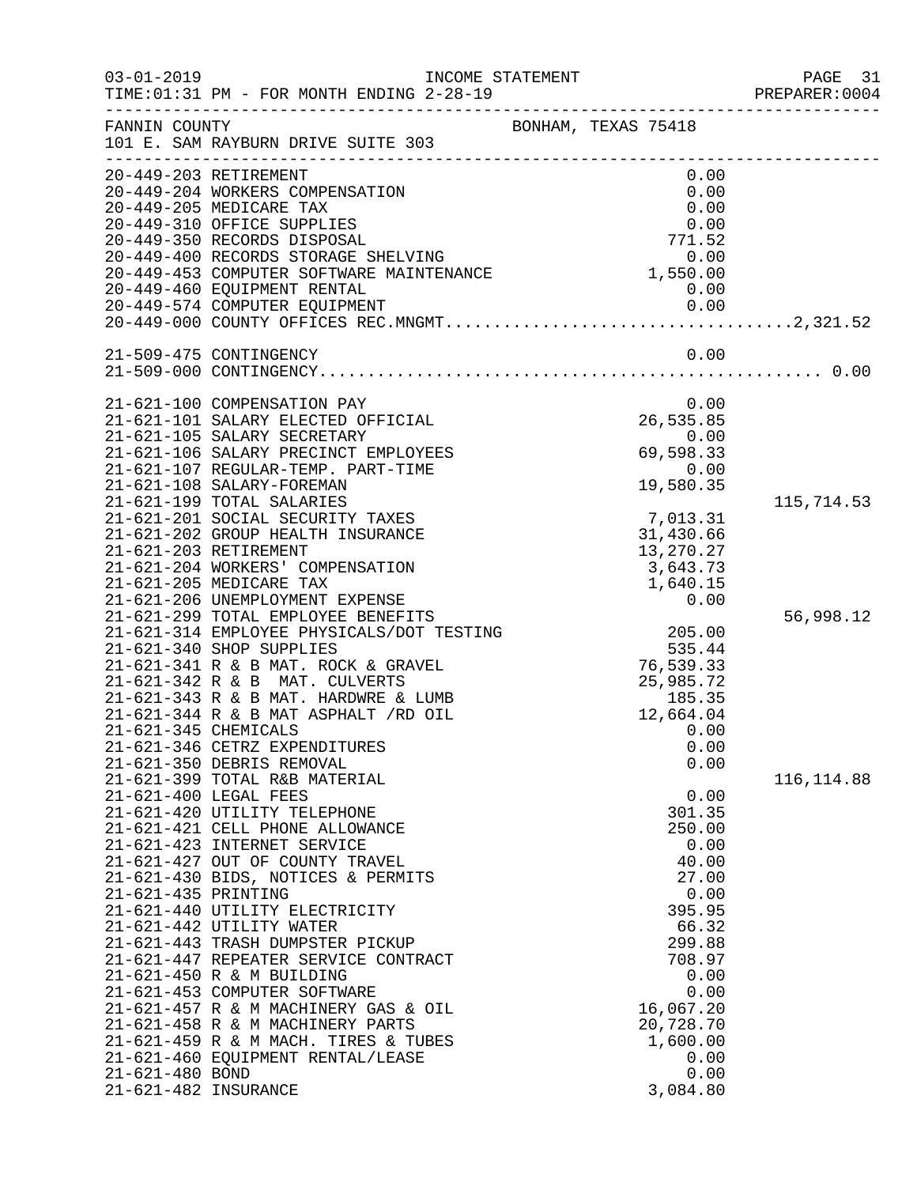FANNIN COUNTY — BONHAM, TEXAS 75418
101 E. SAM RAYBURN DRIVE SUITE 303

| Account | Description | Amount | Total |
|---|---|---|---|
| 20-449-203 | RETIREMENT | 0.00 | |
| 20-449-204 | WORKERS COMPENSATION | 0.00 | |
| 20-449-205 | MEDICARE TAX | 0.00 | |
| 20-449-310 | OFFICE SUPPLIES | 0.00 | |
| 20-449-350 | RECORDS DISPOSAL | 771.52 | |
| 20-449-400 | RECORDS STORAGE SHELVING | 0.00 | |
| 20-449-453 | COMPUTER SOFTWARE MAINTENANCE | 1,550.00 | |
| 20-449-460 | EQUIPMENT RENTAL | 0.00 | |
| 20-449-574 | COMPUTER EQUIPMENT | 0.00 | |
| 20-449-000 | COUNTY OFFICES REC.MNGMT. | | 2,321.52 |
| 21-509-475 | CONTINGENCY | 0.00 | |
| 21-509-000 | CONTINGENCY | | 0.00 |
| 21-621-100 | COMPENSATION PAY | 0.00 | |
| 21-621-101 | SALARY ELECTED OFFICIAL | 26,535.85 | |
| 21-621-105 | SALARY SECRETARY | 0.00 | |
| 21-621-106 | SALARY PRECINCT EMPLOYEES | 69,598.33 | |
| 21-621-107 | REGULAR-TEMP. PART-TIME | 0.00 | |
| 21-621-108 | SALARY-FOREMAN | 19,580.35 | |
| 21-621-199 | TOTAL SALARIES | | 115,714.53 |
| 21-621-201 | SOCIAL SECURITY TAXES | 7,013.31 | |
| 21-621-202 | GROUP HEALTH INSURANCE | 31,430.66 | |
| 21-621-203 | RETIREMENT | 13,270.27 | |
| 21-621-204 | WORKERS' COMPENSATION | 3,643.73 | |
| 21-621-205 | MEDICARE TAX | 1,640.15 | |
| 21-621-206 | UNEMPLOYMENT EXPENSE | 0.00 | |
| 21-621-299 | TOTAL EMPLOYEE BENEFITS | | 56,998.12 |
| 21-621-314 | EMPLOYEE PHYSICALS/DOT TESTING | 205.00 | |
| 21-621-340 | SHOP SUPPLIES | 535.44 | |
| 21-621-341 | R & B MAT. ROCK & GRAVEL | 76,539.33 | |
| 21-621-342 | R & B MAT. CULVERTS | 25,985.72 | |
| 21-621-343 | R & B MAT. HARDWRE & LUMB | 185.35 | |
| 21-621-344 | R & B MAT ASPHALT /RD OIL | 12,664.04 | |
| 21-621-345 | CHEMICALS | 0.00 | |
| 21-621-346 | CETRZ EXPENDITURES | 0.00 | |
| 21-621-350 | DEBRIS REMOVAL | 0.00 | |
| 21-621-399 | TOTAL R&B MATERIAL | | 116,114.88 |
| 21-621-400 | LEGAL FEES | 0.00 | |
| 21-621-420 | UTILITY TELEPHONE | 301.35 | |
| 21-621-421 | CELL PHONE ALLOWANCE | 250.00 | |
| 21-621-423 | INTERNET SERVICE | 0.00 | |
| 21-621-427 | OUT OF COUNTY TRAVEL | 40.00 | |
| 21-621-430 | BIDS, NOTICES & PERMITS | 27.00 | |
| 21-621-435 | PRINTING | 0.00 | |
| 21-621-440 | UTILITY ELECTRICITY | 395.95 | |
| 21-621-442 | UTILITY WATER | 66.32 | |
| 21-621-443 | TRASH DUMPSTER PICKUP | 299.88 | |
| 21-621-447 | REPEATER SERVICE CONTRACT | 708.97 | |
| 21-621-450 | R & M BUILDING | 0.00 | |
| 21-621-453 | COMPUTER SOFTWARE | 0.00 | |
| 21-621-457 | R & M MACHINERY GAS & OIL | 16,067.20 | |
| 21-621-458 | R & M MACHINERY PARTS | 20,728.70 | |
| 21-621-459 | R & M MACH. TIRES & TUBES | 1,600.00 | |
| 21-621-460 | EQUIPMENT RENTAL/LEASE | 0.00 | |
| 21-621-480 | BOND | 0.00 | |
| 21-621-482 | INSURANCE | 3,084.80 | |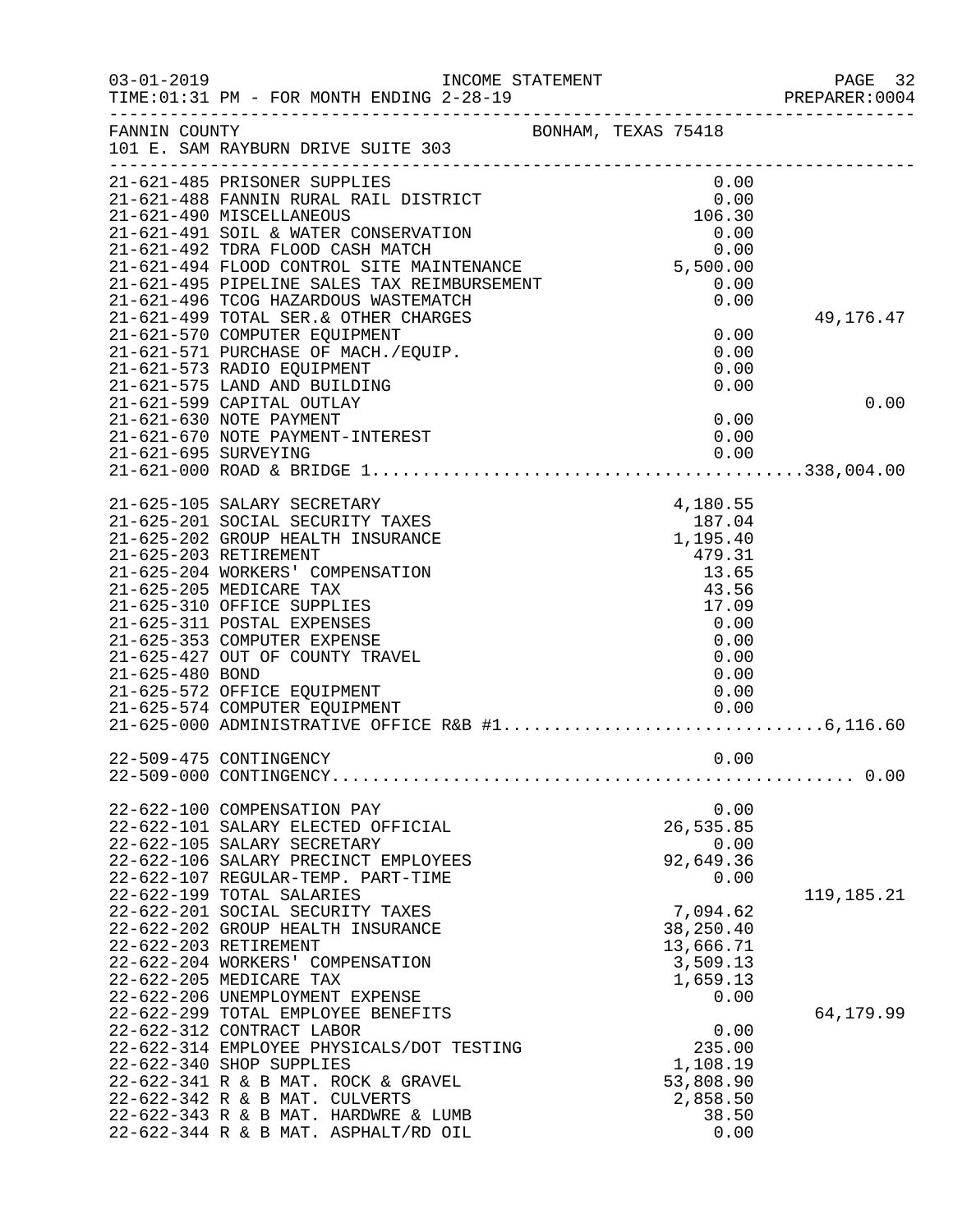03-01-2019 INCOME STATEMENT
TIME:01:31 PM - FOR MONTH ENDING 2-28-19 PREPARER:0004

FANNIN COUNTY BONHAM, TEXAS 75418
101 E. SAM RAYBURN DRIVE SUITE 303

| Account | Description | Amount | Total |
|---|---|---|---|
| 21-621-485 | PRISONER SUPPLIES | 0.00 | |
| 21-621-488 | FANNIN RURAL RAIL DISTRICT | 0.00 | |
| 21-621-490 | MISCELLANEOUS | 106.30 | |
| 21-621-491 | SOIL & WATER CONSERVATION | 0.00 | |
| 21-621-492 | TDRA FLOOD CASH MATCH | 0.00 | |
| 21-621-494 | FLOOD CONTROL SITE MAINTENANCE | 5,500.00 | |
| 21-621-495 | PIPELINE SALES TAX REIMBURSEMENT | 0.00 | |
| 21-621-496 | TCOG HAZARDOUS WASTEMATCH | 0.00 | |
| 21-621-499 | TOTAL SER.& OTHER CHARGES | | 49,176.47 |
| 21-621-570 | COMPUTER EQUIPMENT | 0.00 | |
| 21-621-571 | PURCHASE OF MACH./EQUIP. | 0.00 | |
| 21-621-573 | RADIO EQUIPMENT | 0.00 | |
| 21-621-575 | LAND AND BUILDING | 0.00 | |
| 21-621-599 | CAPITAL OUTLAY | | 0.00 |
| 21-621-630 | NOTE PAYMENT | 0.00 | |
| 21-621-670 | NOTE PAYMENT-INTEREST | 0.00 | |
| 21-621-695 | SURVEYING | 0.00 | |
| 21-621-000 | ROAD & BRIDGE 1 | | 338,004.00 |
| | | | |
| 21-625-105 | SALARY SECRETARY | 4,180.55 | |
| 21-625-201 | SOCIAL SECURITY TAXES | 187.04 | |
| 21-625-202 | GROUP HEALTH INSURANCE | 1,195.40 | |
| 21-625-203 | RETIREMENT | 479.31 | |
| 21-625-204 | WORKERS' COMPENSATION | 13.65 | |
| 21-625-205 | MEDICARE TAX | 43.56 | |
| 21-625-310 | OFFICE SUPPLIES | 17.09 | |
| 21-625-311 | POSTAL EXPENSES | 0.00 | |
| 21-625-353 | COMPUTER EXPENSE | 0.00 | |
| 21-625-427 | OUT OF COUNTY TRAVEL | 0.00 | |
| 21-625-480 | BOND | 0.00 | |
| 21-625-572 | OFFICE EQUIPMENT | 0.00 | |
| 21-625-574 | COMPUTER EQUIPMENT | 0.00 | |
| 21-625-000 | ADMINISTRATIVE OFFICE R&B #1 | | 6,116.60 |
| | | | |
| 22-509-475 | CONTINGENCY | 0.00 | |
| 22-509-000 | CONTINGENCY | | 0.00 |
| | | | |
| 22-622-100 | COMPENSATION PAY | 0.00 | |
| 22-622-101 | SALARY ELECTED OFFICIAL | 26,535.85 | |
| 22-622-105 | SALARY SECRETARY | 0.00 | |
| 22-622-106 | SALARY PRECINCT EMPLOYEES | 92,649.36 | |
| 22-622-107 | REGULAR-TEMP. PART-TIME | 0.00 | |
| 22-622-199 | TOTAL SALARIES | | 119,185.21 |
| 22-622-201 | SOCIAL SECURITY TAXES | 7,094.62 | |
| 22-622-202 | GROUP HEALTH INSURANCE | 38,250.40 | |
| 22-622-203 | RETIREMENT | 13,666.71 | |
| 22-622-204 | WORKERS' COMPENSATION | 3,509.13 | |
| 22-622-205 | MEDICARE TAX | 1,659.13 | |
| 22-622-206 | UNEMPLOYMENT EXPENSE | 0.00 | |
| 22-622-299 | TOTAL EMPLOYEE BENEFITS | | 64,179.99 |
| 22-622-312 | CONTRACT LABOR | 0.00 | |
| 22-622-314 | EMPLOYEE PHYSICALS/DOT TESTING | 235.00 | |
| 22-622-340 | SHOP SUPPLIES | 1,108.19 | |
| 22-622-341 | R & B MAT. ROCK & GRAVEL | 53,808.90 | |
| 22-622-342 | R & B MAT. CULVERTS | 2,858.50 | |
| 22-622-343 | R & B MAT. HARDWRE & LUMB | 38.50 | |
| 22-622-344 | R & B MAT. ASPHALT/RD OIL | 0.00 | |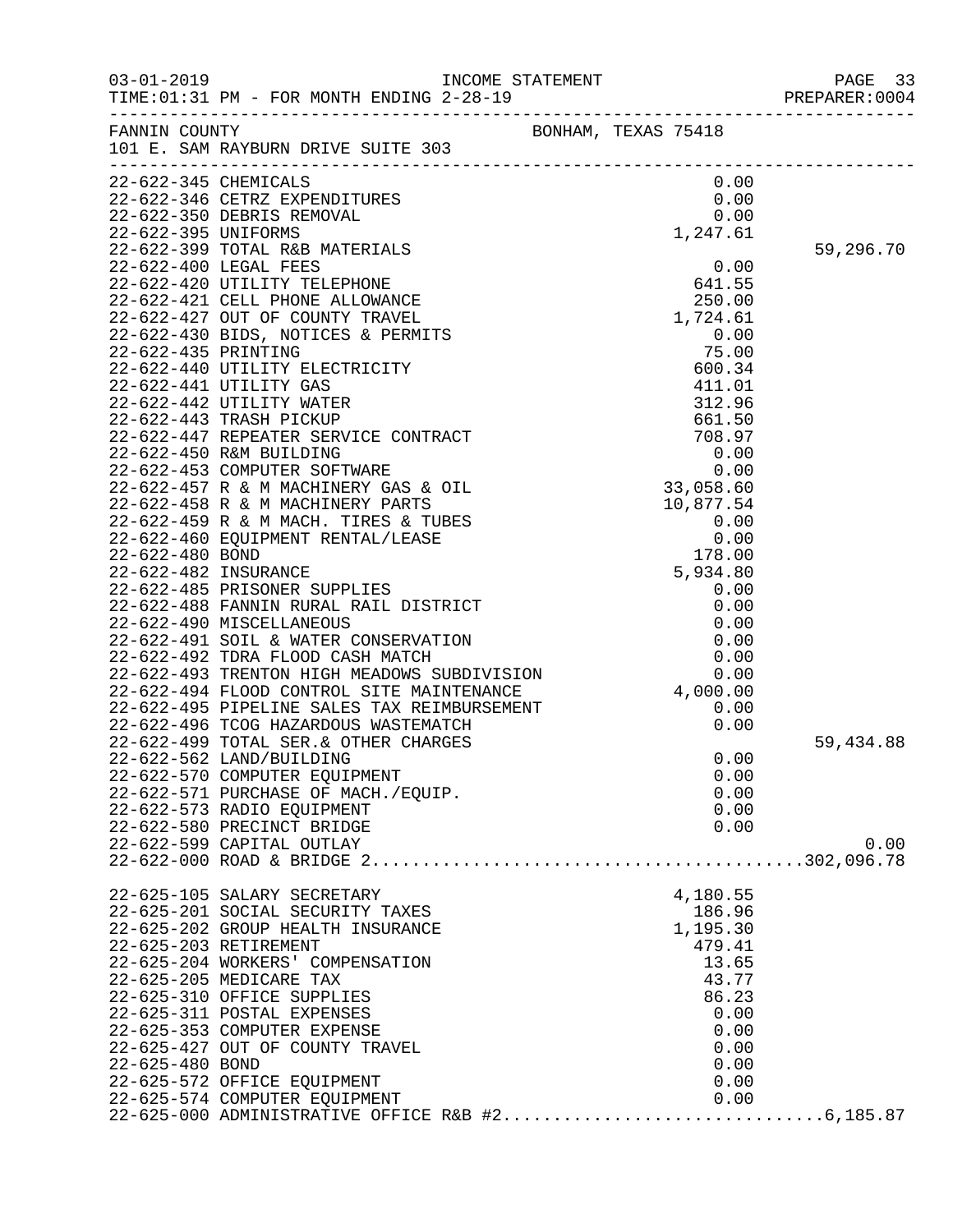FANNIN COUNTY — BONHAM, TEXAS 75418
101 E. SAM RAYBURN DRIVE SUITE 303

INCOME STATEMENT — TIME:01:31 PM - FOR MONTH ENDING 2-28-19

| Account | Description | Amount | Total |
|---|---|---|---|
| 22-622-345 | CHEMICALS | 0.00 | |
| 22-622-346 | CETRZ EXPENDITURES | 0.00 | |
| 22-622-350 | DEBRIS REMOVAL | 0.00 | |
| 22-622-395 | UNIFORMS | 1,247.61 | |
| 22-622-399 | TOTAL R&B MATERIALS | | 59,296.70 |
| 22-622-400 | LEGAL FEES | 0.00 | |
| 22-622-420 | UTILITY TELEPHONE | 641.55 | |
| 22-622-421 | CELL PHONE ALLOWANCE | 250.00 | |
| 22-622-427 | OUT OF COUNTY TRAVEL | 1,724.61 | |
| 22-622-430 | BIDS, NOTICES & PERMITS | 0.00 | |
| 22-622-435 | PRINTING | 75.00 | |
| 22-622-440 | UTILITY ELECTRICITY | 600.34 | |
| 22-622-441 | UTILITY GAS | 411.01 | |
| 22-622-442 | UTILITY WATER | 312.96 | |
| 22-622-443 | TRASH PICKUP | 661.50 | |
| 22-622-447 | REPEATER SERVICE CONTRACT | 708.97 | |
| 22-622-450 | R&M BUILDING | 0.00 | |
| 22-622-453 | COMPUTER SOFTWARE | 0.00 | |
| 22-622-457 | R & M MACHINERY GAS & OIL | 33,058.60 | |
| 22-622-458 | R & M MACHINERY PARTS | 10,877.54 | |
| 22-622-459 | R & M MACH. TIRES & TUBES | 0.00 | |
| 22-622-460 | EQUIPMENT RENTAL/LEASE | 0.00 | |
| 22-622-480 | BOND | 178.00 | |
| 22-622-482 | INSURANCE | 5,934.80 | |
| 22-622-485 | PRISONER SUPPLIES | 0.00 | |
| 22-622-488 | FANNIN RURAL RAIL DISTRICT | 0.00 | |
| 22-622-490 | MISCELLANEOUS | 0.00 | |
| 22-622-491 | SOIL & WATER CONSERVATION | 0.00 | |
| 22-622-492 | TDRA FLOOD CASH MATCH | 0.00 | |
| 22-622-493 | TRENTON HIGH MEADOWS SUBDIVISION | 0.00 | |
| 22-622-494 | FLOOD CONTROL SITE MAINTENANCE | 4,000.00 | |
| 22-622-495 | PIPELINE SALES TAX REIMBURSEMENT | 0.00 | |
| 22-622-496 | TCOG HAZARDOUS WASTEMATCH | 0.00 | |
| 22-622-499 | TOTAL SER.& OTHER CHARGES | | 59,434.88 |
| 22-622-562 | LAND/BUILDING | 0.00 | |
| 22-622-570 | COMPUTER EQUIPMENT | 0.00 | |
| 22-622-571 | PURCHASE OF MACH./EQUIP. | 0.00 | |
| 22-622-573 | RADIO EQUIPMENT | 0.00 | |
| 22-622-580 | PRECINCT BRIDGE | 0.00 | |
| 22-622-599 | CAPITAL OUTLAY | | 0.00 |
| 22-622-000 | ROAD & BRIDGE 2 | | 302,096.78 |
| 22-625-105 | SALARY SECRETARY | 4,180.55 | |
| 22-625-201 | SOCIAL SECURITY TAXES | 186.96 | |
| 22-625-202 | GROUP HEALTH INSURANCE | 1,195.30 | |
| 22-625-203 | RETIREMENT | 479.41 | |
| 22-625-204 | WORKERS' COMPENSATION | 13.65 | |
| 22-625-205 | MEDICARE TAX | 43.77 | |
| 22-625-310 | OFFICE SUPPLIES | 86.23 | |
| 22-625-311 | POSTAL EXPENSES | 0.00 | |
| 22-625-353 | COMPUTER EXPENSE | 0.00 | |
| 22-625-427 | OUT OF COUNTY TRAVEL | 0.00 | |
| 22-625-480 | BOND | 0.00 | |
| 22-625-572 | OFFICE EQUIPMENT | 0.00 | |
| 22-625-574 | COMPUTER EQUIPMENT | 0.00 | |
| 22-625-000 | ADMINISTRATIVE OFFICE R&B #2 | | 6,185.87 |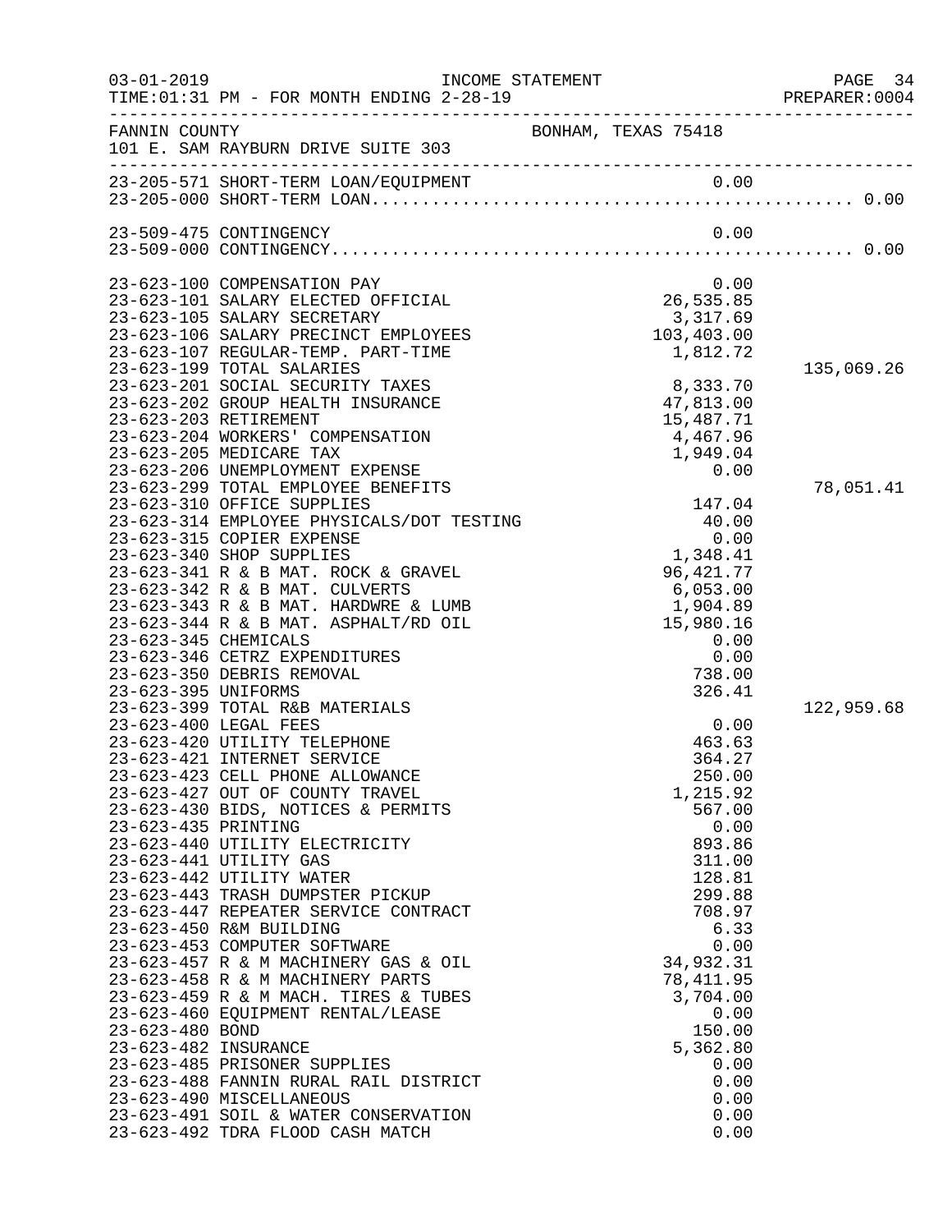FANNIN COUNTY — BONHAM, TEXAS 75418
101 E. SAM RAYBURN DRIVE SUITE 303

INCOME STATEMENT
TIME:01:31 PM - FOR MONTH ENDING 2-28-19

| Account | Description | Amount | Total |
|---|---|---|---|
| 23-205-571 | SHORT-TERM LOAN/EQUIPMENT | 0.00 | |
| 23-205-000 | SHORT-TERM LOAN | | 0.00 |
| 23-509-475 | CONTINGENCY | 0.00 | |
| 23-509-000 | CONTINGENCY | | 0.00 |
| 23-623-100 | COMPENSATION PAY | 0.00 | |
| 23-623-101 | SALARY ELECTED OFFICIAL | 26,535.85 | |
| 23-623-105 | SALARY SECRETARY | 3,317.69 | |
| 23-623-106 | SALARY PRECINCT EMPLOYEES | 103,403.00 | |
| 23-623-107 | REGULAR-TEMP. PART-TIME | 1,812.72 | |
| 23-623-199 | TOTAL SALARIES | | 135,069.26 |
| 23-623-201 | SOCIAL SECURITY TAXES | 8,333.70 | |
| 23-623-202 | GROUP HEALTH INSURANCE | 47,813.00 | |
| 23-623-203 | RETIREMENT | 15,487.71 | |
| 23-623-204 | WORKERS' COMPENSATION | 4,467.96 | |
| 23-623-205 | MEDICARE TAX | 1,949.04 | |
| 23-623-206 | UNEMPLOYMENT EXPENSE | 0.00 | |
| 23-623-299 | TOTAL EMPLOYEE BENEFITS | | 78,051.41 |
| 23-623-310 | OFFICE SUPPLIES | 147.04 | |
| 23-623-314 | EMPLOYEE PHYSICALS/DOT TESTING | 40.00 | |
| 23-623-315 | COPIER EXPENSE | 0.00 | |
| 23-623-340 | SHOP SUPPLIES | 1,348.41 | |
| 23-623-341 | R & B MAT. ROCK & GRAVEL | 96,421.77 | |
| 23-623-342 | R & B MAT. CULVERTS | 6,053.00 | |
| 23-623-343 | R & B MAT. HARDWRE & LUMB | 1,904.89 | |
| 23-623-344 | R & B MAT. ASPHALT/RD OIL | 15,980.16 | |
| 23-623-345 | CHEMICALS | 0.00 | |
| 23-623-346 | CETRZ EXPENDITURES | 0.00 | |
| 23-623-350 | DEBRIS REMOVAL | 738.00 | |
| 23-623-395 | UNIFORMS | 326.41 | |
| 23-623-399 | TOTAL R&B MATERIALS | | 122,959.68 |
| 23-623-400 | LEGAL FEES | 0.00 | |
| 23-623-420 | UTILITY TELEPHONE | 463.63 | |
| 23-623-421 | INTERNET SERVICE | 364.27 | |
| 23-623-423 | CELL PHONE ALLOWANCE | 250.00 | |
| 23-623-427 | OUT OF COUNTY TRAVEL | 1,215.92 | |
| 23-623-430 | BIDS, NOTICES & PERMITS | 567.00 | |
| 23-623-435 | PRINTING | 0.00 | |
| 23-623-440 | UTILITY ELECTRICITY | 893.86 | |
| 23-623-441 | UTILITY GAS | 311.00 | |
| 23-623-442 | UTILITY WATER | 128.81 | |
| 23-623-443 | TRASH DUMPSTER PICKUP | 299.88 | |
| 23-623-447 | REPEATER SERVICE CONTRACT | 708.97 | |
| 23-623-450 | R&M BUILDING | 6.33 | |
| 23-623-453 | COMPUTER SOFTWARE | 0.00 | |
| 23-623-457 | R & M MACHINERY GAS & OIL | 34,932.31 | |
| 23-623-458 | R & M MACHINERY PARTS | 78,411.95 | |
| 23-623-459 | R & M MACH. TIRES & TUBES | 3,704.00 | |
| 23-623-460 | EQUIPMENT RENTAL/LEASE | 0.00 | |
| 23-623-480 | BOND | 150.00 | |
| 23-623-482 | INSURANCE | 5,362.80 | |
| 23-623-485 | PRISONER SUPPLIES | 0.00 | |
| 23-623-488 | FANNIN RURAL RAIL DISTRICT | 0.00 | |
| 23-623-490 | MISCELLANEOUS | 0.00 | |
| 23-623-491 | SOIL & WATER CONSERVATION | 0.00 | |
| 23-623-492 | TDRA FLOOD CASH MATCH | 0.00 | |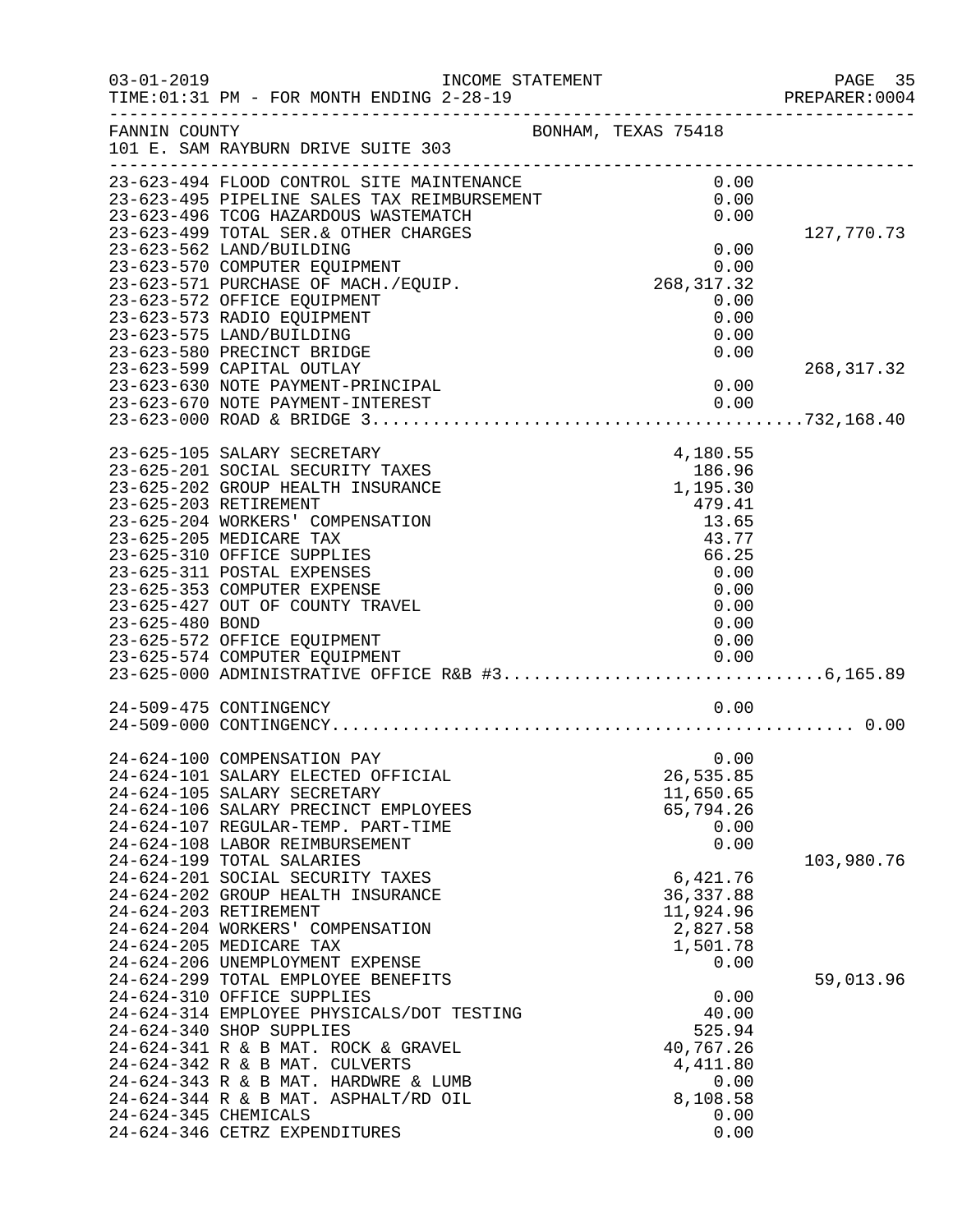FANNIN COUNTY BONHAM, TEXAS 75418
101 E. SAM RAYBURN DRIVE SUITE 303

| Account | Description | Amount | Total |
|---|---|---|---|
| 23-623-494 | FLOOD CONTROL SITE MAINTENANCE | 0.00 | |
| 23-623-495 | PIPELINE SALES TAX REIMBURSEMENT | 0.00 | |
| 23-623-496 | TCOG HAZARDOUS WASTEMATCH | 0.00 | |
| 23-623-499 | TOTAL SER.& OTHER CHARGES | | 127,770.73 |
| 23-623-562 | LAND/BUILDING | 0.00 | |
| 23-623-570 | COMPUTER EQUIPMENT | 0.00 | |
| 23-623-571 | PURCHASE OF MACH./EQUIP. | 268,317.32 | |
| 23-623-572 | OFFICE EQUIPMENT | 0.00 | |
| 23-623-573 | RADIO EQUIPMENT | 0.00 | |
| 23-623-575 | LAND/BUILDING | 0.00 | |
| 23-623-580 | PRECINCT BRIDGE | 0.00 | |
| 23-623-599 | CAPITAL OUTLAY | | 268,317.32 |
| 23-623-630 | NOTE PAYMENT-PRINCIPAL | 0.00 | |
| 23-623-670 | NOTE PAYMENT-INTEREST | 0.00 | |
| 23-623-000 | ROAD & BRIDGE 3 | | 732,168.40 |
| 23-625-105 | SALARY SECRETARY | 4,180.55 | |
| 23-625-201 | SOCIAL SECURITY TAXES | 186.96 | |
| 23-625-202 | GROUP HEALTH INSURANCE | 1,195.30 | |
| 23-625-203 | RETIREMENT | 479.41 | |
| 23-625-204 | WORKERS' COMPENSATION | 13.65 | |
| 23-625-205 | MEDICARE TAX | 43.77 | |
| 23-625-310 | OFFICE SUPPLIES | 66.25 | |
| 23-625-311 | POSTAL EXPENSES | 0.00 | |
| 23-625-353 | COMPUTER EXPENSE | 0.00 | |
| 23-625-427 | OUT OF COUNTY TRAVEL | 0.00 | |
| 23-625-480 | BOND | 0.00 | |
| 23-625-572 | OFFICE EQUIPMENT | 0.00 | |
| 23-625-574 | COMPUTER EQUIPMENT | 0.00 | |
| 23-625-000 | ADMINISTRATIVE OFFICE R&B #3 | | 6,165.89 |
| 24-509-475 | CONTINGENCY | 0.00 | |
| 24-509-000 | CONTINGENCY | | 0.00 |
| 24-624-100 | COMPENSATION PAY | 0.00 | |
| 24-624-101 | SALARY ELECTED OFFICIAL | 26,535.85 | |
| 24-624-105 | SALARY SECRETARY | 11,650.65 | |
| 24-624-106 | SALARY PRECINCT EMPLOYEES | 65,794.26 | |
| 24-624-107 | REGULAR-TEMP. PART-TIME | 0.00 | |
| 24-624-108 | LABOR REIMBURSEMENT | 0.00 | |
| 24-624-199 | TOTAL SALARIES | | 103,980.76 |
| 24-624-201 | SOCIAL SECURITY TAXES | 6,421.76 | |
| 24-624-202 | GROUP HEALTH INSURANCE | 36,337.88 | |
| 24-624-203 | RETIREMENT | 11,924.96 | |
| 24-624-204 | WORKERS' COMPENSATION | 2,827.58 | |
| 24-624-205 | MEDICARE TAX | 1,501.78 | |
| 24-624-206 | UNEMPLOYMENT EXPENSE | 0.00 | |
| 24-624-299 | TOTAL EMPLOYEE BENEFITS | | 59,013.96 |
| 24-624-310 | OFFICE SUPPLIES | 0.00 | |
| 24-624-314 | EMPLOYEE PHYSICALS/DOT TESTING | 40.00 | |
| 24-624-340 | SHOP SUPPLIES | 525.94 | |
| 24-624-341 | R & B MAT. ROCK & GRAVEL | 40,767.26 | |
| 24-624-342 | R & B MAT. CULVERTS | 4,411.80 | |
| 24-624-343 | R & B MAT. HARDWRE & LUMB | 0.00 | |
| 24-624-344 | R & B MAT. ASPHALT/RD OIL | 8,108.58 | |
| 24-624-345 | CHEMICALS | 0.00 | |
| 24-624-346 | CETRZ EXPENDITURES | 0.00 | |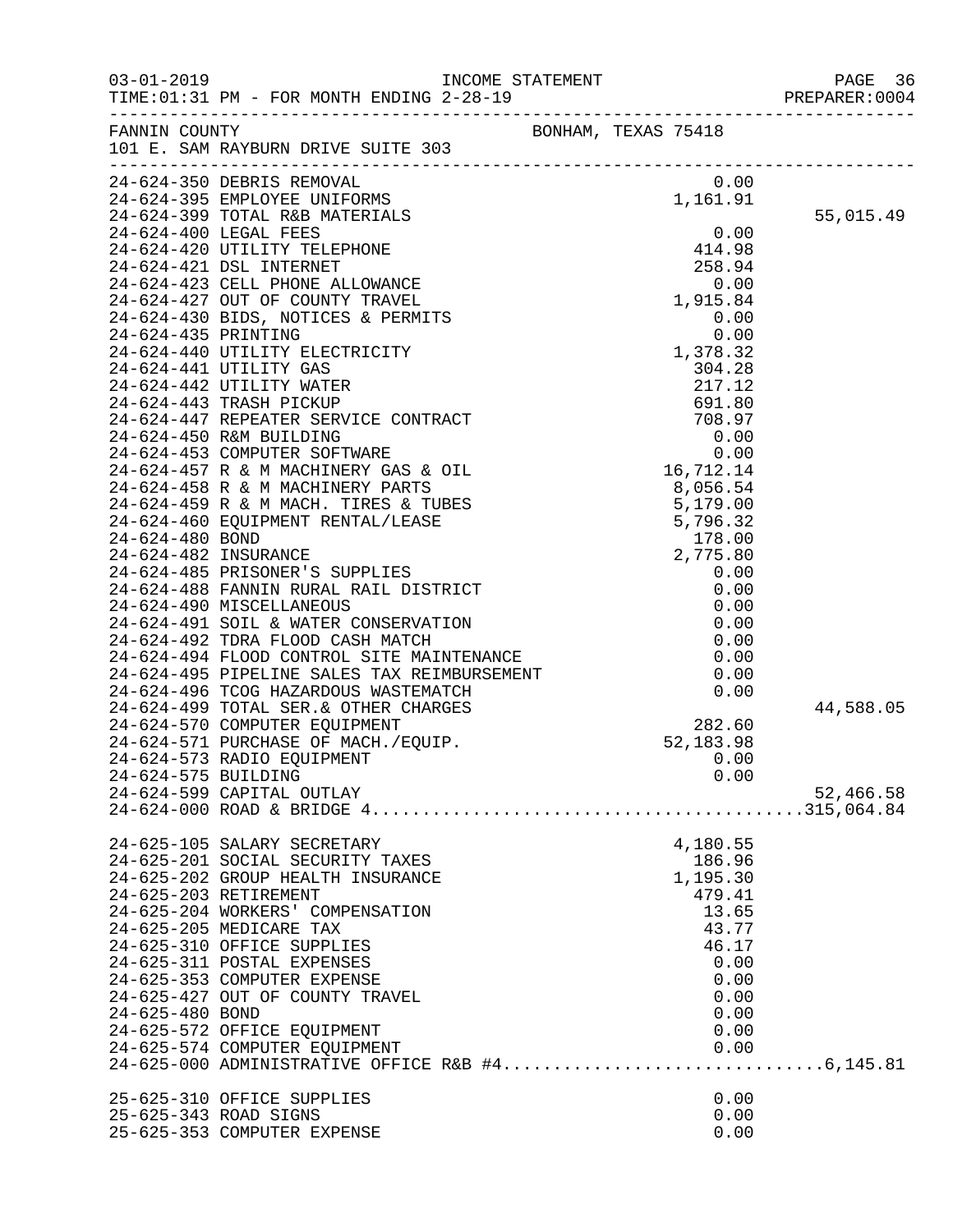FANNIN COUNTY BONHAM, TEXAS 75418
101 E. SAM RAYBURN DRIVE SUITE 303

| Account | Description | Amount | Total |
|---|---|---|---|
| 24-624-350 | DEBRIS REMOVAL | 0.00 | |
| 24-624-395 | EMPLOYEE UNIFORMS | 1,161.91 | |
| 24-624-399 | TOTAL R&B MATERIALS | | 55,015.49 |
| 24-624-400 | LEGAL FEES | 0.00 | |
| 24-624-420 | UTILITY TELEPHONE | 414.98 | |
| 24-624-421 | DSL INTERNET | 258.94 | |
| 24-624-423 | CELL PHONE ALLOWANCE | 0.00 | |
| 24-624-427 | OUT OF COUNTY TRAVEL | 1,915.84 | |
| 24-624-430 | BIDS, NOTICES & PERMITS | 0.00 | |
| 24-624-435 | PRINTING | 0.00 | |
| 24-624-440 | UTILITY ELECTRICITY | 1,378.32 | |
| 24-624-441 | UTILITY GAS | 304.28 | |
| 24-624-442 | UTILITY WATER | 217.12 | |
| 24-624-443 | TRASH PICKUP | 691.80 | |
| 24-624-447 | REPEATER SERVICE CONTRACT | 708.97 | |
| 24-624-450 | R&M BUILDING | 0.00 | |
| 24-624-453 | COMPUTER SOFTWARE | 0.00 | |
| 24-624-457 | R & M MACHINERY GAS & OIL | 16,712.14 | |
| 24-624-458 | R & M MACHINERY PARTS | 8,056.54 | |
| 24-624-459 | R & M MACH. TIRES & TUBES | 5,179.00 | |
| 24-624-460 | EQUIPMENT RENTAL/LEASE | 5,796.32 | |
| 24-624-480 | BOND | 178.00 | |
| 24-624-482 | INSURANCE | 2,775.80 | |
| 24-624-485 | PRISONER'S SUPPLIES | 0.00 | |
| 24-624-488 | FANNIN RURAL RAIL DISTRICT | 0.00 | |
| 24-624-490 | MISCELLANEOUS | 0.00 | |
| 24-624-491 | SOIL & WATER CONSERVATION | 0.00 | |
| 24-624-492 | TDRA FLOOD CASH MATCH | 0.00 | |
| 24-624-494 | FLOOD CONTROL SITE MAINTENANCE | 0.00 | |
| 24-624-495 | PIPELINE SALES TAX REIMBURSEMENT | 0.00 | |
| 24-624-496 | TCOG HAZARDOUS WASTEMATCH | 0.00 | |
| 24-624-499 | TOTAL SER.& OTHER CHARGES | | 44,588.05 |
| 24-624-570 | COMPUTER EQUIPMENT | 282.60 | |
| 24-624-571 | PURCHASE OF MACH./EQUIP. | 52,183.98 | |
| 24-624-573 | RADIO EQUIPMENT | 0.00 | |
| 24-624-575 | BUILDING | 0.00 | |
| 24-624-599 | CAPITAL OUTLAY | | 52,466.58 |
| 24-624-000 | ROAD & BRIDGE 4 | | 315,064.84 |
| 24-625-105 | SALARY SECRETARY | 4,180.55 | |
| 24-625-201 | SOCIAL SECURITY TAXES | 186.96 | |
| 24-625-202 | GROUP HEALTH INSURANCE | 1,195.30 | |
| 24-625-203 | RETIREMENT | 479.41 | |
| 24-625-204 | WORKERS' COMPENSATION | 13.65 | |
| 24-625-205 | MEDICARE TAX | 43.77 | |
| 24-625-310 | OFFICE SUPPLIES | 46.17 | |
| 24-625-311 | POSTAL EXPENSES | 0.00 | |
| 24-625-353 | COMPUTER EXPENSE | 0.00 | |
| 24-625-427 | OUT OF COUNTY TRAVEL | 0.00 | |
| 24-625-480 | BOND | 0.00 | |
| 24-625-572 | OFFICE EQUIPMENT | 0.00 | |
| 24-625-574 | COMPUTER EQUIPMENT | 0.00 | |
| 24-625-000 | ADMINISTRATIVE OFFICE R&B #4 | | 6,145.81 |
| 25-625-310 | OFFICE SUPPLIES | 0.00 | |
| 25-625-343 | ROAD SIGNS | 0.00 | |
| 25-625-353 | COMPUTER EXPENSE | 0.00 | |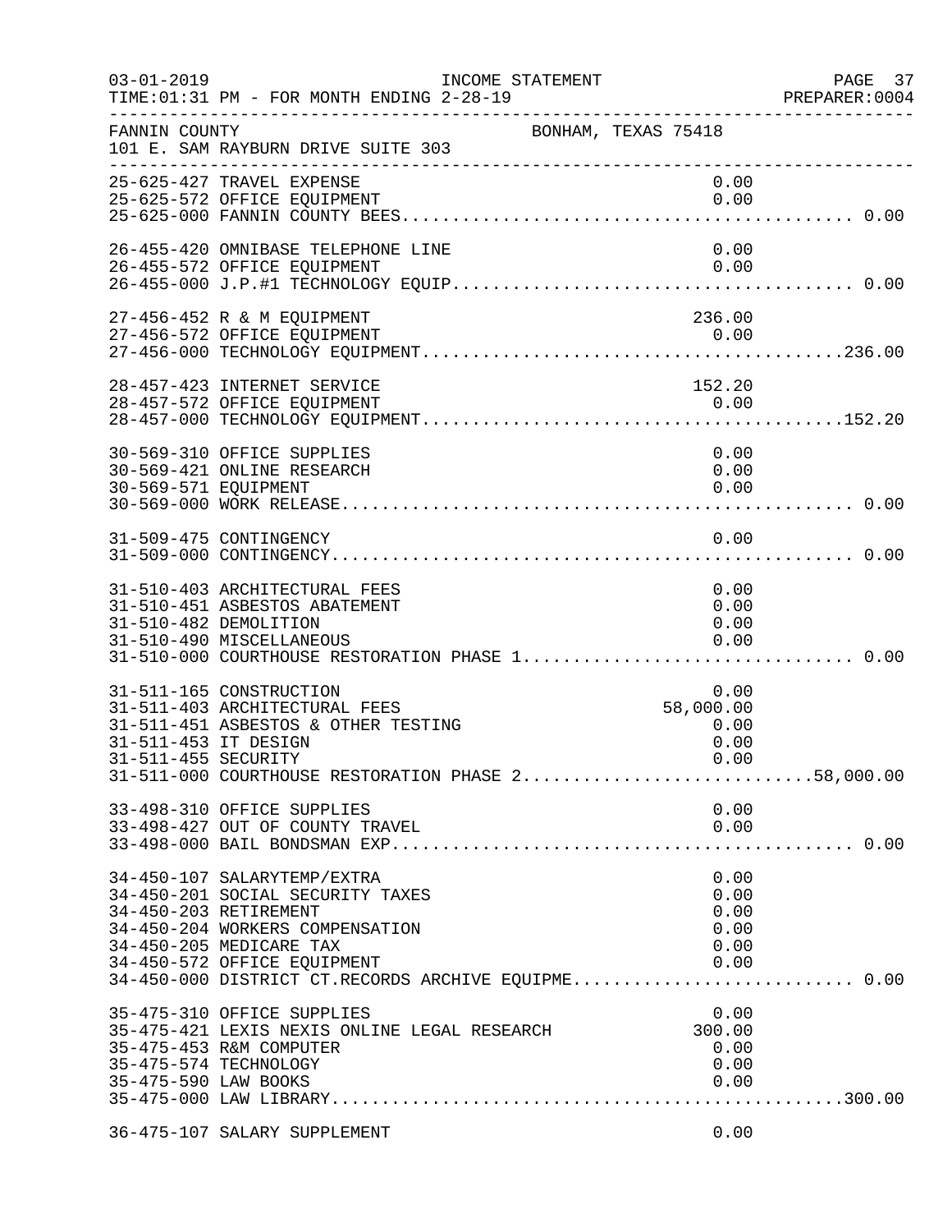FANNIN COUNTY BONHAM, TEXAS 75418
101 E. SAM RAYBURN DRIVE SUITE 303

| Account | Description | Amount | Total |
|---|---|---|---|
| 25-625-427 | TRAVEL EXPENSE | 0.00 | |
| 25-625-572 | OFFICE EQUIPMENT | 0.00 | |
| 25-625-000 | FANNIN COUNTY BEES | | 0.00 |
| 26-455-420 | OMNIBASE TELEPHONE LINE | 0.00 | |
| 26-455-572 | OFFICE EQUIPMENT | 0.00 | |
| 26-455-000 | J.P.#1 TECHNOLOGY EQUIP | | 0.00 |
| 27-456-452 | R & M EQUIPMENT | 236.00 | |
| 27-456-572 | OFFICE EQUIPMENT | 0.00 | |
| 27-456-000 | TECHNOLOGY EQUIPMENT | | 236.00 |
| 28-457-423 | INTERNET SERVICE | 152.20 | |
| 28-457-572 | OFFICE EQUIPMENT | 0.00 | |
| 28-457-000 | TECHNOLOGY EQUIPMENT | | 152.20 |
| 30-569-310 | OFFICE SUPPLIES | 0.00 | |
| 30-569-421 | ONLINE RESEARCH | 0.00 | |
| 30-569-571 | EQUIPMENT | 0.00 | |
| 30-569-000 | WORK RELEASE | | 0.00 |
| 31-509-475 | CONTINGENCY | 0.00 | |
| 31-509-000 | CONTINGENCY | | 0.00 |
| 31-510-403 | ARCHITECTURAL FEES | 0.00 | |
| 31-510-451 | ASBESTOS ABATEMENT | 0.00 | |
| 31-510-482 | DEMOLITION | 0.00 | |
| 31-510-490 | MISCELLANEOUS | 0.00 | |
| 31-510-000 | COURTHOUSE RESTORATION PHASE 1 | | 0.00 |
| 31-511-165 | CONSTRUCTION | 0.00 | |
| 31-511-403 | ARCHITECTURAL FEES | 58,000.00 | |
| 31-511-451 | ASBESTOS & OTHER TESTING | 0.00 | |
| 31-511-453 | IT DESIGN | 0.00 | |
| 31-511-455 | SECURITY | 0.00 | |
| 31-511-000 | COURTHOUSE RESTORATION PHASE 2 | | 58,000.00 |
| 33-498-310 | OFFICE SUPPLIES | 0.00 | |
| 33-498-427 | OUT OF COUNTY TRAVEL | 0.00 | |
| 33-498-000 | BAIL BONDSMAN EXP | | 0.00 |
| 34-450-107 | SALARYTEMP/EXTRA | 0.00 | |
| 34-450-201 | SOCIAL SECURITY TAXES | 0.00 | |
| 34-450-203 | RETIREMENT | 0.00 | |
| 34-450-204 | WORKERS COMPENSATION | 0.00 | |
| 34-450-205 | MEDICARE TAX | 0.00 | |
| 34-450-572 | OFFICE EQUIPMENT | 0.00 | |
| 34-450-000 | DISTRICT CT.RECORDS ARCHIVE EQUIPME | | 0.00 |
| 35-475-310 | OFFICE SUPPLIES | 0.00 | |
| 35-475-421 | LEXIS NEXIS ONLINE LEGAL RESEARCH | 300.00 | |
| 35-475-453 | R&M COMPUTER | 0.00 | |
| 35-475-574 | TECHNOLOGY | 0.00 | |
| 35-475-590 | LAW BOOKS | 0.00 | |
| 35-475-000 | LAW LIBRARY | | 300.00 |
| 36-475-107 | SALARY SUPPLEMENT | 0.00 | |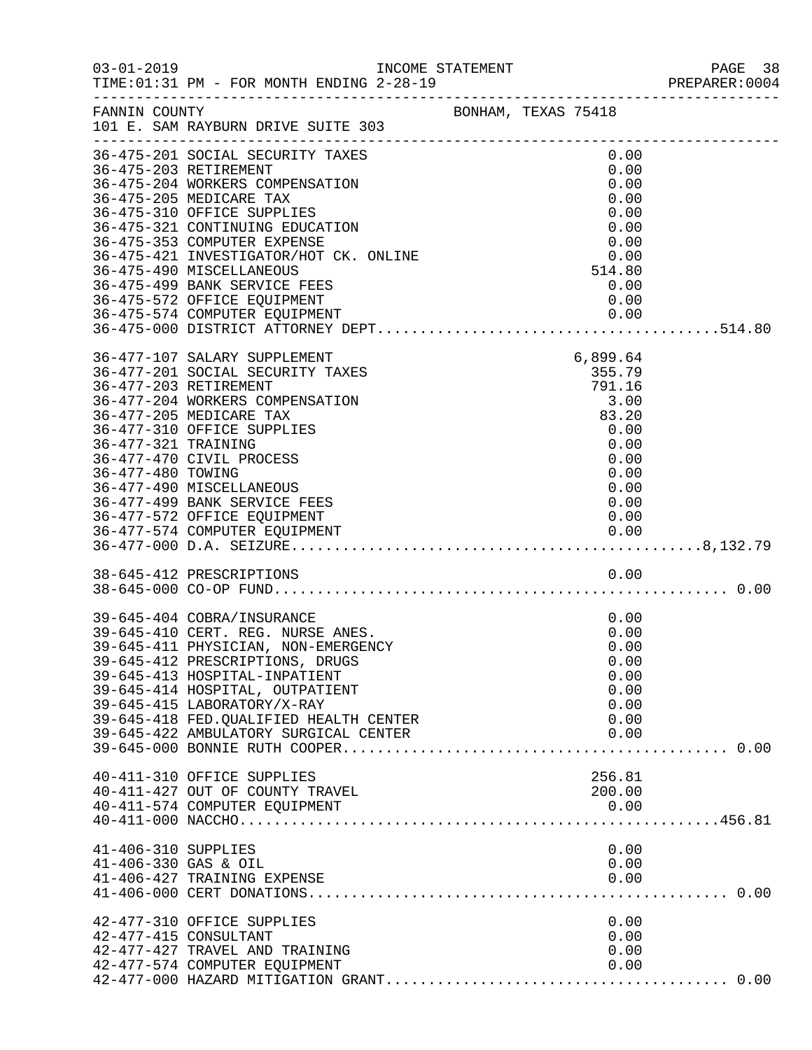INCOME STATEMENT

03-01-2019 TIME:01:31 PM - FOR MONTH ENDING 2-28-19

FANNIN COUNTY — BONHAM, TEXAS 75418
101 E. SAM RAYBURN DRIVE SUITE 303

| Account | Description | Amount | Total |
|---|---|---|---|
| 36-475-201 | SOCIAL SECURITY TAXES | 0.00 | |
| 36-475-203 | RETIREMENT | 0.00 | |
| 36-475-204 | WORKERS COMPENSATION | 0.00 | |
| 36-475-205 | MEDICARE TAX | 0.00 | |
| 36-475-310 | OFFICE SUPPLIES | 0.00 | |
| 36-475-321 | CONTINUING EDUCATION | 0.00 | |
| 36-475-353 | COMPUTER EXPENSE | 0.00 | |
| 36-475-421 | INVESTIGATOR/HOT CK. ONLINE | 0.00 | |
| 36-475-490 | MISCELLANEOUS | 514.80 | |
| 36-475-499 | BANK SERVICE FEES | 0.00 | |
| 36-475-572 | OFFICE EQUIPMENT | 0.00 | |
| 36-475-574 | COMPUTER EQUIPMENT | 0.00 | |
| 36-475-000 | DISTRICT ATTORNEY DEPT. | | 514.80 |
| 36-477-107 | SALARY SUPPLEMENT | 6,899.64 | |
| 36-477-201 | SOCIAL SECURITY TAXES | 355.79 | |
| 36-477-203 | RETIREMENT | 791.16 | |
| 36-477-204 | WORKERS COMPENSATION | 3.00 | |
| 36-477-205 | MEDICARE TAX | 83.20 | |
| 36-477-310 | OFFICE SUPPLIES | 0.00 | |
| 36-477-321 | TRAINING | 0.00 | |
| 36-477-470 | CIVIL PROCESS | 0.00 | |
| 36-477-480 | TOWING | 0.00 | |
| 36-477-490 | MISCELLANEOUS | 0.00 | |
| 36-477-499 | BANK SERVICE FEES | 0.00 | |
| 36-477-572 | OFFICE EQUIPMENT | 0.00 | |
| 36-477-574 | COMPUTER EQUIPMENT | 0.00 | |
| 36-477-000 | D.A. SEIZURE | | 8,132.79 |
| 38-645-412 | PRESCRIPTIONS | 0.00 | |
| 38-645-000 | CO-OP FUND | | 0.00 |
| 39-645-404 | COBRA/INSURANCE | 0.00 | |
| 39-645-410 | CERT. REG. NURSE ANES. | 0.00 | |
| 39-645-411 | PHYSICIAN, NON-EMERGENCY | 0.00 | |
| 39-645-412 | PRESCRIPTIONS, DRUGS | 0.00 | |
| 39-645-413 | HOSPITAL-INPATIENT | 0.00 | |
| 39-645-414 | HOSPITAL, OUTPATIENT | 0.00 | |
| 39-645-415 | LABORATORY/X-RAY | 0.00 | |
| 39-645-418 | FED.QUALIFIED HEALTH CENTER | 0.00 | |
| 39-645-422 | AMBULATORY SURGICAL CENTER | 0.00 | |
| 39-645-000 | BONNIE RUTH COOPER | | 0.00 |
| 40-411-310 | OFFICE SUPPLIES | 256.81 | |
| 40-411-427 | OUT OF COUNTY TRAVEL | 200.00 | |
| 40-411-574 | COMPUTER EQUIPMENT | 0.00 | |
| 40-411-000 | NACCHO | | 456.81 |
| 41-406-310 | SUPPLIES | 0.00 | |
| 41-406-330 | GAS & OIL | 0.00 | |
| 41-406-427 | TRAINING EXPENSE | 0.00 | |
| 41-406-000 | CERT DONATIONS | | 0.00 |
| 42-477-310 | OFFICE SUPPLIES | 0.00 | |
| 42-477-415 | CONSULTANT | 0.00 | |
| 42-477-427 | TRAVEL AND TRAINING | 0.00 | |
| 42-477-574 | COMPUTER EQUIPMENT | 0.00 | |
| 42-477-000 | HAZARD MITIGATION GRANT | | 0.00 |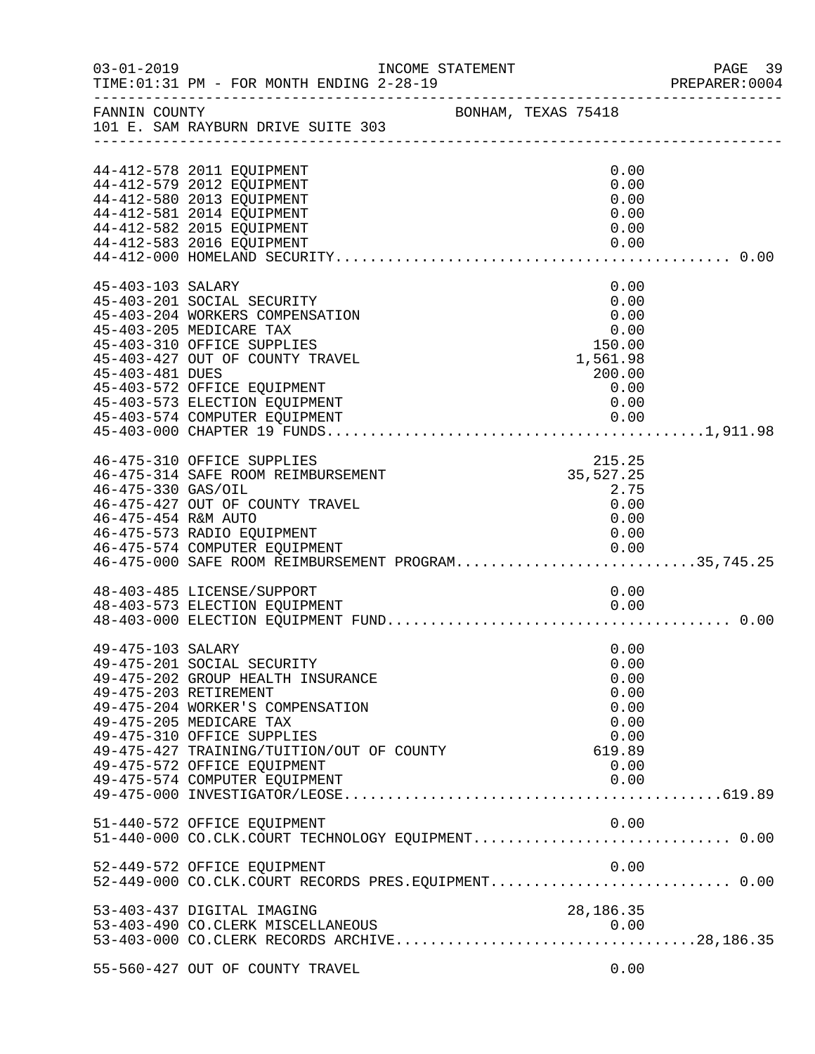FANNIN COUNTY — BONHAM, TEXAS 75418
101 E. SAM RAYBURN DRIVE SUITE 303

INCOME STATEMENT — FOR MONTH ENDING 2-28-19

| Account | Description | Amount | Total |
|---|---|---|---|
| 44-412-578 | 2011 EQUIPMENT | 0.00 | |
| 44-412-579 | 2012 EQUIPMENT | 0.00 | |
| 44-412-580 | 2013 EQUIPMENT | 0.00 | |
| 44-412-581 | 2014 EQUIPMENT | 0.00 | |
| 44-412-582 | 2015 EQUIPMENT | 0.00 | |
| 44-412-583 | 2016 EQUIPMENT | 0.00 | |
| 44-412-000 | HOMELAND SECURITY | | 0.00 |
| 45-403-103 | SALARY | 0.00 | |
| 45-403-201 | SOCIAL SECURITY | 0.00 | |
| 45-403-204 | WORKERS COMPENSATION | 0.00 | |
| 45-403-205 | MEDICARE TAX | 0.00 | |
| 45-403-310 | OFFICE SUPPLIES | 150.00 | |
| 45-403-427 | OUT OF COUNTY TRAVEL | 1,561.98 | |
| 45-403-481 | DUES | 200.00 | |
| 45-403-572 | OFFICE EQUIPMENT | 0.00 | |
| 45-403-573 | ELECTION EQUIPMENT | 0.00 | |
| 45-403-574 | COMPUTER EQUIPMENT | 0.00 | |
| 45-403-000 | CHAPTER 19 FUNDS | | 1,911.98 |
| 46-475-310 | OFFICE SUPPLIES | 215.25 | |
| 46-475-314 | SAFE ROOM REIMBURSEMENT | 35,527.25 | |
| 46-475-330 | GAS/OIL | 2.75 | |
| 46-475-427 | OUT OF COUNTY TRAVEL | 0.00 | |
| 46-475-454 | R&M AUTO | 0.00 | |
| 46-475-573 | RADIO EQUIPMENT | 0.00 | |
| 46-475-574 | COMPUTER EQUIPMENT | 0.00 | |
| 46-475-000 | SAFE ROOM REIMBURSEMENT PROGRAM | | 35,745.25 |
| 48-403-485 | LICENSE/SUPPORT | 0.00 | |
| 48-403-573 | ELECTION EQUIPMENT | 0.00 | |
| 48-403-000 | ELECTION EQUIPMENT FUND | | 0.00 |
| 49-475-103 | SALARY | 0.00 | |
| 49-475-201 | SOCIAL SECURITY | 0.00 | |
| 49-475-202 | GROUP HEALTH INSURANCE | 0.00 | |
| 49-475-203 | RETIREMENT | 0.00 | |
| 49-475-204 | WORKER'S COMPENSATION | 0.00 | |
| 49-475-205 | MEDICARE TAX | 0.00 | |
| 49-475-310 | OFFICE SUPPLIES | 0.00 | |
| 49-475-427 | TRAINING/TUITION/OUT OF COUNTY | 619.89 | |
| 49-475-572 | OFFICE EQUIPMENT | 0.00 | |
| 49-475-574 | COMPUTER EQUIPMENT | 0.00 | |
| 49-475-000 | INVESTIGATOR/LEOSE | | 619.89 |
| 51-440-572 | OFFICE EQUIPMENT | 0.00 | |
| 51-440-000 | CO.CLK.COURT TECHNOLOGY EQUIPMENT | | 0.00 |
| 52-449-572 | OFFICE EQUIPMENT | 0.00 | |
| 52-449-000 | CO.CLK.COURT RECORDS PRES.EQUIPMENT | | 0.00 |
| 53-403-437 | DIGITAL IMAGING | 28,186.35 | |
| 53-403-490 | CO.CLERK MISCELLANEOUS | 0.00 | |
| 53-403-000 | CO.CLERK RECORDS ARCHIVE | | 28,186.35 |
| 55-560-427 | OUT OF COUNTY TRAVEL | 0.00 | |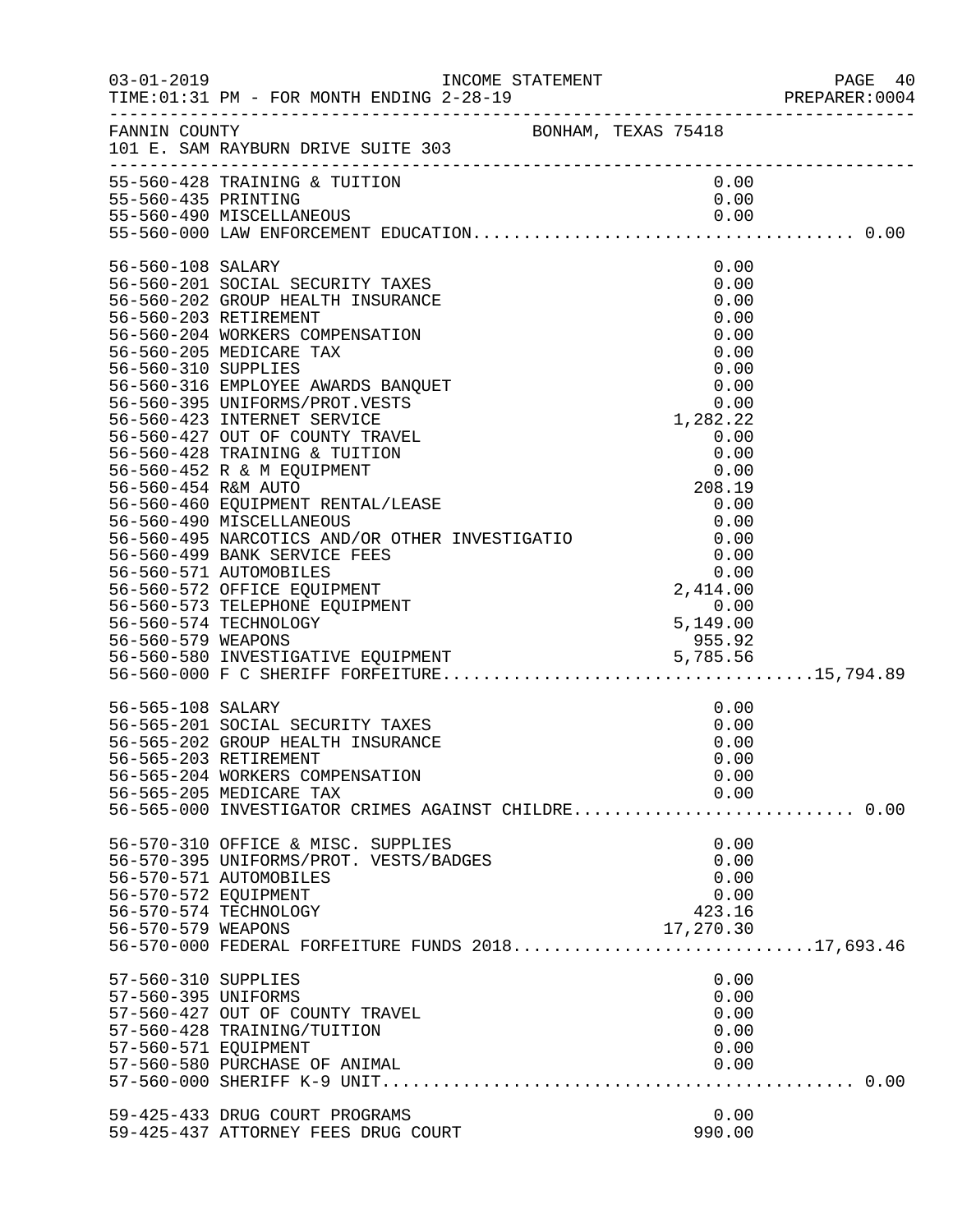FANNIN COUNTY BONHAM, TEXAS 75418
101 E. SAM RAYBURN DRIVE SUITE 303

INCOME STATEMENT — FOR MONTH ENDING 2-28-19

| Account | Description | Amount | Total |
|---|---|---|---|
| 55-560-428 | TRAINING & TUITION | 0.00 | |
| 55-560-435 | PRINTING | 0.00 | |
| 55-560-490 | MISCELLANEOUS | 0.00 | |
| 55-560-000 | LAW ENFORCEMENT EDUCATION | | 0.00 |
| 56-560-108 | SALARY | 0.00 | |
| 56-560-201 | SOCIAL SECURITY TAXES | 0.00 | |
| 56-560-202 | GROUP HEALTH INSURANCE | 0.00 | |
| 56-560-203 | RETIREMENT | 0.00 | |
| 56-560-204 | WORKERS COMPENSATION | 0.00 | |
| 56-560-205 | MEDICARE TAX | 0.00 | |
| 56-560-310 | SUPPLIES | 0.00 | |
| 56-560-316 | EMPLOYEE AWARDS BANQUET | 0.00 | |
| 56-560-395 | UNIFORMS/PROT.VESTS | 0.00 | |
| 56-560-423 | INTERNET SERVICE | 1,282.22 | |
| 56-560-427 | OUT OF COUNTY TRAVEL | 0.00 | |
| 56-560-428 | TRAINING & TUITION | 0.00 | |
| 56-560-452 | R & M EQUIPMENT | 0.00 | |
| 56-560-454 | R&M AUTO | 208.19 | |
| 56-560-460 | EQUIPMENT RENTAL/LEASE | 0.00 | |
| 56-560-490 | MISCELLANEOUS | 0.00 | |
| 56-560-495 | NARCOTICS AND/OR OTHER INVESTIGATIO | 0.00 | |
| 56-560-499 | BANK SERVICE FEES | 0.00 | |
| 56-560-571 | AUTOMOBILES | 0.00 | |
| 56-560-572 | OFFICE EQUIPMENT | 2,414.00 | |
| 56-560-573 | TELEPHONE EQUIPMENT | 0.00 | |
| 56-560-574 | TECHNOLOGY | 5,149.00 | |
| 56-560-579 | WEAPONS | 955.92 | |
| 56-560-580 | INVESTIGATIVE EQUIPMENT | 5,785.56 | |
| 56-560-000 | F C SHERIFF FORFEITURE | | 15,794.89 |
| 56-565-108 | SALARY | 0.00 | |
| 56-565-201 | SOCIAL SECURITY TAXES | 0.00 | |
| 56-565-202 | GROUP HEALTH INSURANCE | 0.00 | |
| 56-565-203 | RETIREMENT | 0.00 | |
| 56-565-204 | WORKERS COMPENSATION | 0.00 | |
| 56-565-205 | MEDICARE TAX | 0.00 | |
| 56-565-000 | INVESTIGATOR CRIMES AGAINST CHILDRE | | 0.00 |
| 56-570-310 | OFFICE & MISC. SUPPLIES | 0.00 | |
| 56-570-395 | UNIFORMS/PROT. VESTS/BADGES | 0.00 | |
| 56-570-571 | AUTOMOBILES | 0.00 | |
| 56-570-572 | EQUIPMENT | 0.00 | |
| 56-570-574 | TECHNOLOGY | 423.16 | |
| 56-570-579 | WEAPONS | 17,270.30 | |
| 56-570-000 | FEDERAL FORFEITURE FUNDS 2018 | | 17,693.46 |
| 57-560-310 | SUPPLIES | 0.00 | |
| 57-560-395 | UNIFORMS | 0.00 | |
| 57-560-427 | OUT OF COUNTY TRAVEL | 0.00 | |
| 57-560-428 | TRAINING/TUITION | 0.00 | |
| 57-560-571 | EQUIPMENT | 0.00 | |
| 57-560-580 | PURCHASE OF ANIMAL | 0.00 | |
| 57-560-000 | SHERIFF K-9 UNIT | | 0.00 |
| 59-425-433 | DRUG COURT PROGRAMS | 0.00 | |
| 59-425-437 | ATTORNEY FEES DRUG COURT | 990.00 | |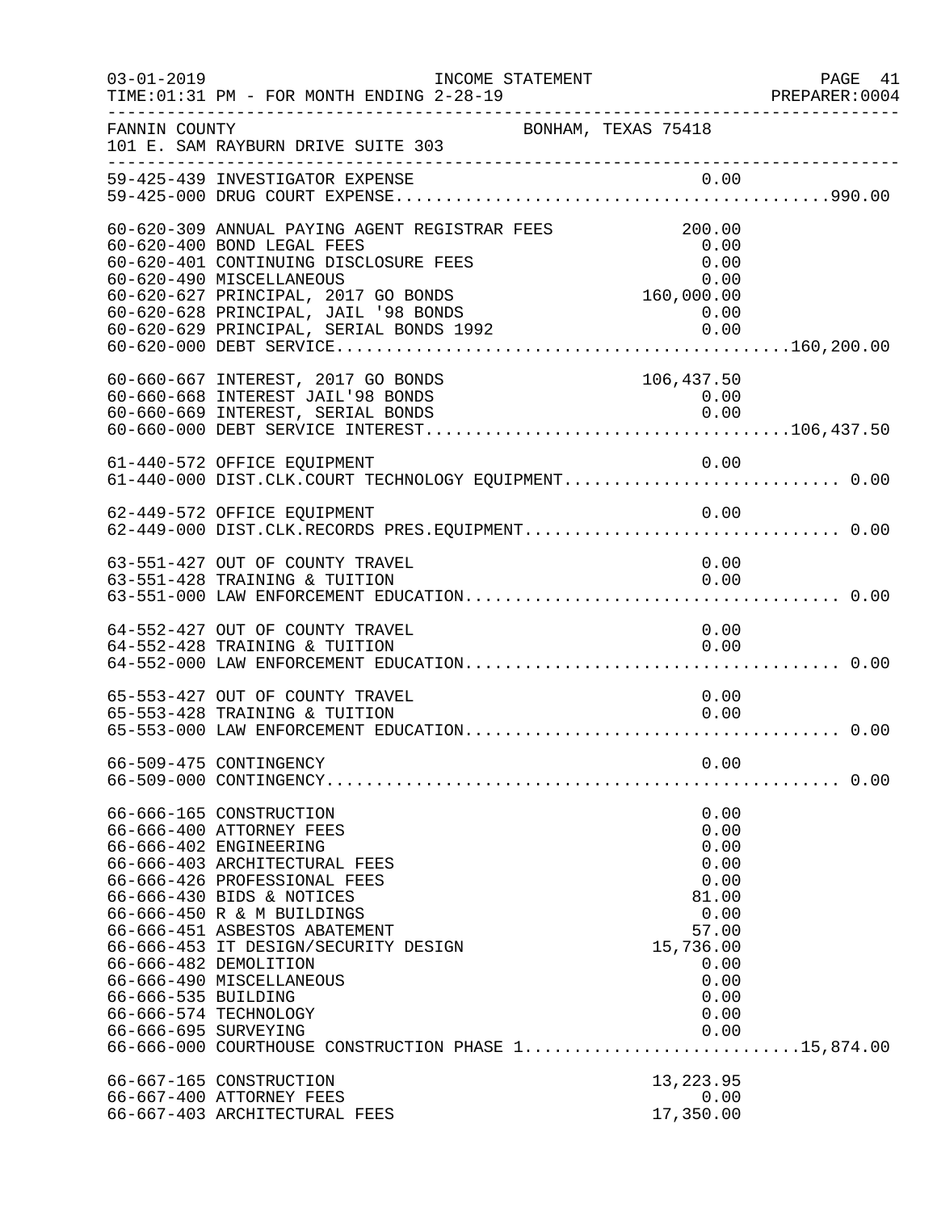FANNIN COUNTY — BONHAM, TEXAS 75418
101 E. SAM RAYBURN DRIVE SUITE 303

INCOME STATEMENT — FOR MONTH ENDING 2-28-19

| Account | Description | Amount | Total |
|---|---|---|---|
| 59-425-439 | INVESTIGATOR EXPENSE | 0.00 | |
| 59-425-000 | DRUG COURT EXPENSE | | 990.00 |
| 60-620-309 | ANNUAL PAYING AGENT REGISTRAR FEES | 200.00 | |
| 60-620-400 | BOND LEGAL FEES | 0.00 | |
| 60-620-401 | CONTINUING DISCLOSURE FEES | 0.00 | |
| 60-620-490 | MISCELLANEOUS | 0.00 | |
| 60-620-627 | PRINCIPAL, 2017 GO BONDS | 160,000.00 | |
| 60-620-628 | PRINCIPAL, JAIL '98 BONDS | 0.00 | |
| 60-620-629 | PRINCIPAL, SERIAL BONDS 1992 | 0.00 | |
| 60-620-000 | DEBT SERVICE | | 160,200.00 |
| 60-660-667 | INTEREST, 2017 GO BONDS | 106,437.50 | |
| 60-660-668 | INTEREST JAIL'98 BONDS | 0.00 | |
| 60-660-669 | INTEREST, SERIAL BONDS | 0.00 | |
| 60-660-000 | DEBT SERVICE INTEREST | | 106,437.50 |
| 61-440-572 | OFFICE EQUIPMENT | 0.00 | |
| 61-440-000 | DIST.CLK.COURT TECHNOLOGY EQUIPMENT | | 0.00 |
| 62-449-572 | OFFICE EQUIPMENT | 0.00 | |
| 62-449-000 | DIST.CLK.RECORDS PRES.EQUIPMENT | | 0.00 |
| 63-551-427 | OUT OF COUNTY TRAVEL | 0.00 | |
| 63-551-428 | TRAINING & TUITION | 0.00 | |
| 63-551-000 | LAW ENFORCEMENT EDUCATION | | 0.00 |
| 64-552-427 | OUT OF COUNTY TRAVEL | 0.00 | |
| 64-552-428 | TRAINING & TUITION | 0.00 | |
| 64-552-000 | LAW ENFORCEMENT EDUCATION | | 0.00 |
| 65-553-427 | OUT OF COUNTY TRAVEL | 0.00 | |
| 65-553-428 | TRAINING & TUITION | 0.00 | |
| 65-553-000 | LAW ENFORCEMENT EDUCATION | | 0.00 |
| 66-509-475 | CONTINGENCY | 0.00 | |
| 66-509-000 | CONTINGENCY | | 0.00 |
| 66-666-165 | CONSTRUCTION | 0.00 | |
| 66-666-400 | ATTORNEY FEES | 0.00 | |
| 66-666-402 | ENGINEERING | 0.00 | |
| 66-666-403 | ARCHITECTURAL FEES | 0.00 | |
| 66-666-426 | PROFESSIONAL FEES | 0.00 | |
| 66-666-430 | BIDS & NOTICES | 81.00 | |
| 66-666-450 | R & M BUILDINGS | 0.00 | |
| 66-666-451 | ASBESTOS ABATEMENT | 57.00 | |
| 66-666-453 | IT DESIGN/SECURITY DESIGN | 15,736.00 | |
| 66-666-482 | DEMOLITION | 0.00 | |
| 66-666-490 | MISCELLANEOUS | 0.00 | |
| 66-666-535 | BUILDING | 0.00 | |
| 66-666-574 | TECHNOLOGY | 0.00 | |
| 66-666-695 | SURVEYING | 0.00 | |
| 66-666-000 | COURTHOUSE CONSTRUCTION PHASE 1 | | 15,874.00 |
| 66-667-165 | CONSTRUCTION | 13,223.95 | |
| 66-667-400 | ATTORNEY FEES | 0.00 | |
| 66-667-403 | ARCHITECTURAL FEES | 17,350.00 | |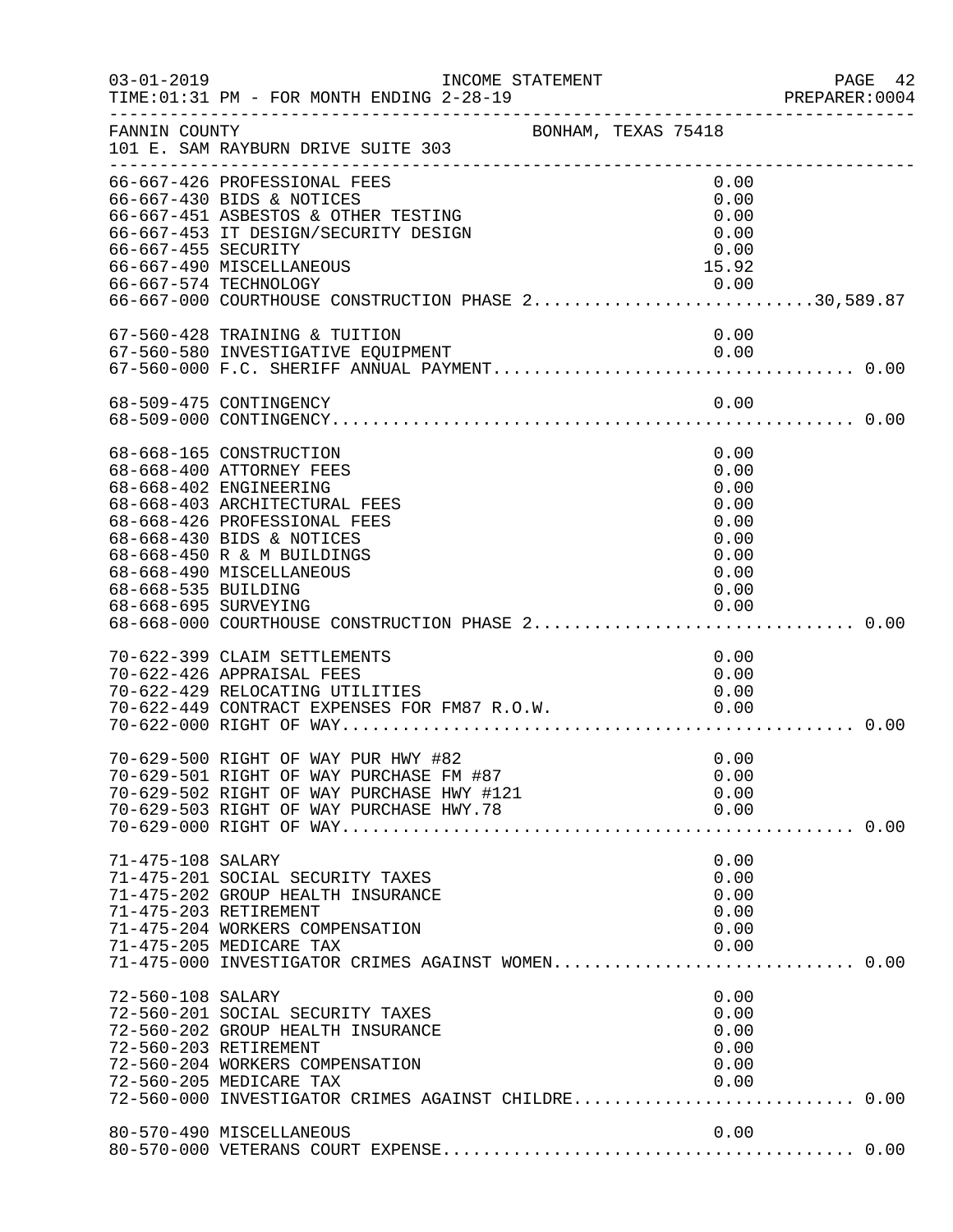03-01-2019 INCOME STATEMENT PAGE 42
TIME:01:31 PM - FOR MONTH ENDING 2-28-19 PREPARER:0004

FANNIN COUNTY BONHAM, TEXAS 75418
101 E. SAM RAYBURN DRIVE SUITE 303

```
66-667-426 PROFESSIONAL FEES                                    0.00
66-667-430 BIDS & NOTICES                                       0.00
66-667-451 ASBESTOS & OTHER TESTING                             0.00
66-667-453 IT DESIGN/SECURITY DESIGN                            0.00
66-667-455 SECURITY                                             0.00
66-667-490 MISCELLANEOUS                                       15.92
66-667-574 TECHNOLOGY                                           0.00
66-667-000 COURTHOUSE CONSTRUCTION PHASE 2...........................30,589.87

67-560-428 TRAINING & TUITION                                   0.00
67-560-580 INVESTIGATIVE EQUIPMENT                              0.00
67-560-000 F.C. SHERIFF ANNUAL PAYMENT.................................. 0.00

68-509-475 CONTINGENCY                                          0.00
68-509-000 CONTINGENCY.................................................. 0.00

68-668-165 CONSTRUCTION                                         0.00
68-668-400 ATTORNEY FEES                                        0.00
68-668-402 ENGINEERING                                          0.00
68-668-403 ARCHITECTURAL FEES                                   0.00
68-668-426 PROFESSIONAL FEES                                    0.00
68-668-430 BIDS & NOTICES                                       0.00
68-668-450 R & M BUILDINGS                                      0.00
68-668-490 MISCELLANEOUS                                        0.00
68-668-535 BUILDING                                             0.00
68-668-695 SURVEYING                                            0.00
68-668-000 COURTHOUSE CONSTRUCTION PHASE 2.............................. 0.00

70-622-399 CLAIM SETTLEMENTS                                    0.00
70-622-426 APPRAISAL FEES                                       0.00
70-622-429 RELOCATING UTILITIES                                 0.00
70-622-449 CONTRACT EXPENSES FOR FM87 R.O.W.                    0.00
70-622-000 RIGHT OF WAY................................................. 0.00

70-629-500 RIGHT OF WAY PUR HWY #82                             0.00
70-629-501 RIGHT OF WAY PURCHASE FM #87                         0.00
70-629-502 RIGHT OF WAY PURCHASE HWY #121                       0.00
70-629-503 RIGHT OF WAY PURCHASE HWY.78                         0.00
70-629-000 RIGHT OF WAY................................................. 0.00

71-475-108 SALARY                                               0.00
71-475-201 SOCIAL SECURITY TAXES                                0.00
71-475-202 GROUP HEALTH INSURANCE                               0.00
71-475-203 RETIREMENT                                           0.00
71-475-204 WORKERS COMPENSATION                                 0.00
71-475-205 MEDICARE TAX                                         0.00
71-475-000 INVESTIGATOR CRIMES AGAINST WOMEN............................ 0.00

72-560-108 SALARY                                               0.00
72-560-201 SOCIAL SECURITY TAXES                                0.00
72-560-202 GROUP HEALTH INSURANCE                               0.00
72-560-203 RETIREMENT                                           0.00
72-560-204 WORKERS COMPENSATION                                 0.00
72-560-205 MEDICARE TAX                                         0.00
72-560-000 INVESTIGATOR CRIMES AGAINST CHILDRE.......................... 0.00

80-570-490 MISCELLANEOUS                                        0.00
80-570-000 VETERANS COURT EXPENSE....................................... 0.00
```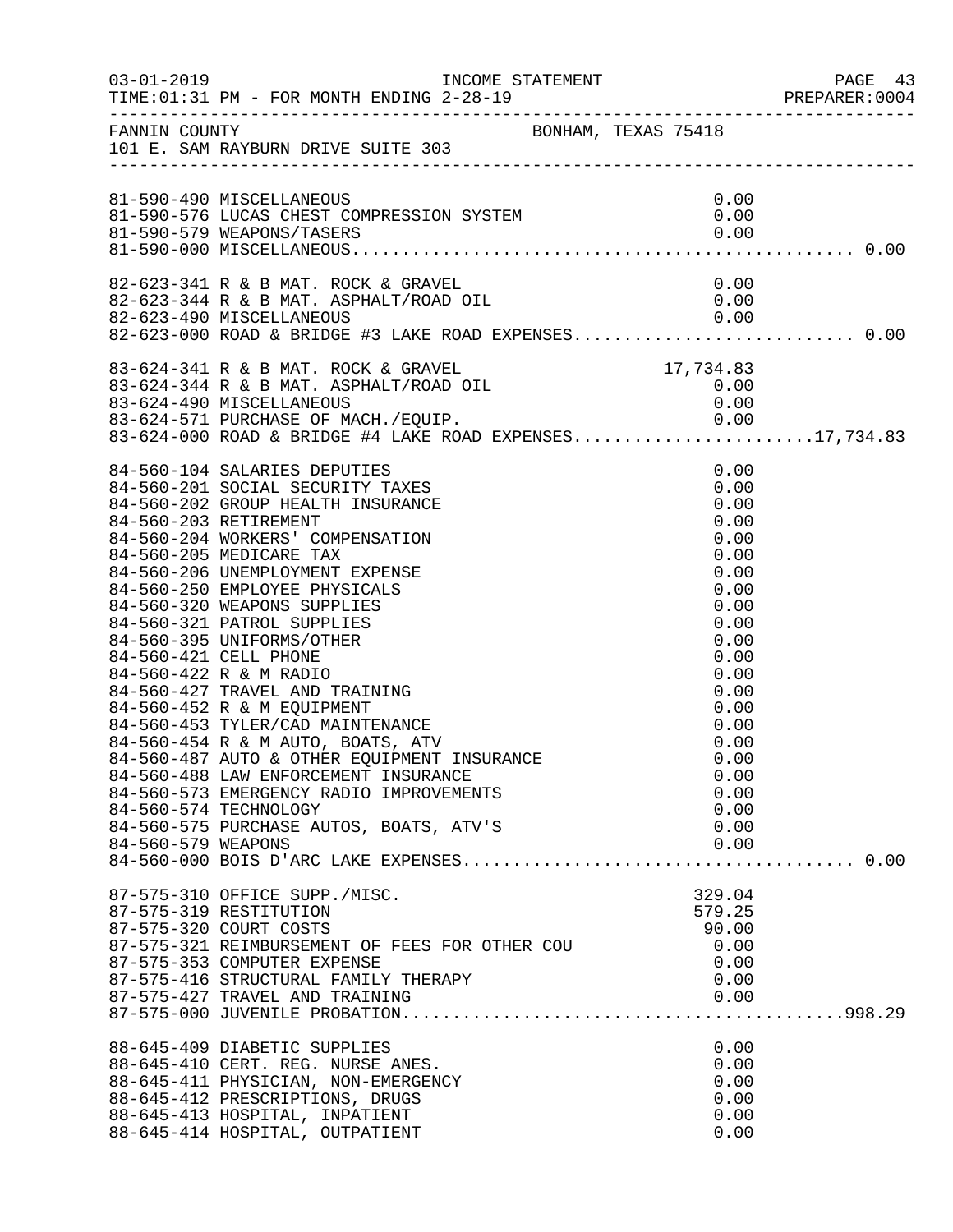FANNIN COUNTY                                    BONHAM, TEXAS 75418
101 E. SAM RAYBURN DRIVE SUITE 303

```
81-590-490 MISCELLANEOUS                                         0.00
81-590-576 LUCAS CHEST COMPRESSION SYSTEM                        0.00
81-590-579 WEAPONS/TASERS                                        0.00
81-590-000 MISCELLANEOUS.................................................. 0.00

82-623-341 R & B MAT. ROCK & GRAVEL                              0.00
82-623-344 R & B MAT. ASPHALT/ROAD OIL                           0.00
82-623-490 MISCELLANEOUS                                         0.00
82-623-000 ROAD & BRIDGE #3 LAKE ROAD EXPENSES........................... 0.00

83-624-341 R & B MAT. ROCK & GRAVEL                         17,734.83
83-624-344 R & B MAT. ASPHALT/ROAD OIL                           0.00
83-624-490 MISCELLANEOUS                                         0.00
83-624-571 PURCHASE OF MACH./EQUIP.                              0.00
83-624-000 ROAD & BRIDGE #4 LAKE ROAD EXPENSES......................17,734.83

84-560-104 SALARIES DEPUTIES                                     0.00
84-560-201 SOCIAL SECURITY TAXES                                 0.00
84-560-202 GROUP HEALTH INSURANCE                                0.00
84-560-203 RETIREMENT                                            0.00
84-560-204 WORKERS' COMPENSATION                                 0.00
84-560-205 MEDICARE TAX                                          0.00
84-560-206 UNEMPLOYMENT EXPENSE                                  0.00
84-560-250 EMPLOYEE PHYSICALS                                    0.00
84-560-320 WEAPONS SUPPLIES                                      0.00
84-560-321 PATROL SUPPLIES                                       0.00
84-560-395 UNIFORMS/OTHER                                        0.00
84-560-421 CELL PHONE                                            0.00
84-560-422 R & M RADIO                                           0.00
84-560-427 TRAVEL AND TRAINING                                   0.00
84-560-452 R & M EQUIPMENT                                       0.00
84-560-453 TYLER/CAD MAINTENANCE                                 0.00
84-560-454 R & M AUTO, BOATS, ATV                                0.00
84-560-487 AUTO & OTHER EQUIPMENT INSURANCE                      0.00
84-560-488 LAW ENFORCEMENT INSURANCE                             0.00
84-560-573 EMERGENCY RADIO IMPROVEMENTS                          0.00
84-560-574 TECHNOLOGY                                            0.00
84-560-575 PURCHASE AUTOS, BOATS, ATV'S                          0.00
84-560-579 WEAPONS                                               0.00
84-560-000 BOIS D'ARC LAKE EXPENSES...................................... 0.00

87-575-310 OFFICE SUPP./MISC.                                  329.04
87-575-319 RESTITUTION                                         579.25
87-575-320 COURT COSTS                                          90.00
87-575-321 REIMBURSEMENT OF FEES FOR OTHER COU                   0.00
87-575-353 COMPUTER EXPENSE                                      0.00
87-575-416 STRUCTURAL FAMILY THERAPY                             0.00
87-575-427 TRAVEL AND TRAINING                                   0.00
87-575-000 JUVENILE PROBATION...........................................998.29

88-645-409 DIABETIC SUPPLIES                                     0.00
88-645-410 CERT. REG. NURSE ANES.                                0.00
88-645-411 PHYSICIAN, NON-EMERGENCY                              0.00
88-645-412 PRESCRIPTIONS, DRUGS                                  0.00
88-645-413 HOSPITAL, INPATIENT                                   0.00
88-645-414 HOSPITAL, OUTPATIENT                                  0.00
```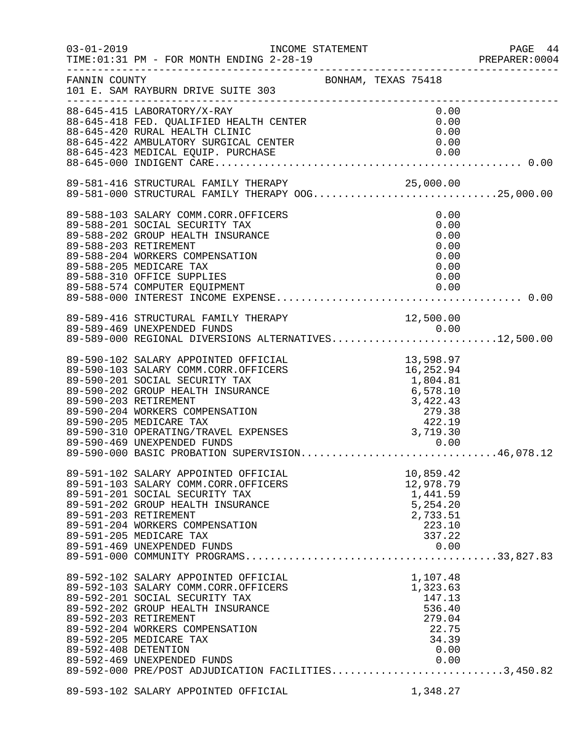FANNIN COUNTY BONHAM, TEXAS 75418
101 E. SAM RAYBURN DRIVE SUITE 303

| Account | Description | Amount | Total |
|---|---|---|---|
| 88-645-415 | LABORATORY/X-RAY | 0.00 | |
| 88-645-418 | FED. QUALIFIED HEALTH CENTER | 0.00 | |
| 88-645-420 | RURAL HEALTH CLINIC | 0.00 | |
| 88-645-422 | AMBULATORY SURGICAL CENTER | 0.00 | |
| 88-645-423 | MEDICAL EQUIP. PURCHASE | 0.00 | |
| 88-645-000 | INDIGENT CARE | | 0.00 |
| 89-581-416 | STRUCTURAL FAMILY THERAPY | 25,000.00 | |
| 89-581-000 | STRUCTURAL FAMILY THERAPY OOG | | 25,000.00 |
| 89-588-103 | SALARY COMM.CORR.OFFICERS | 0.00 | |
| 89-588-201 | SOCIAL SECURITY TAX | 0.00 | |
| 89-588-202 | GROUP HEALTH INSURANCE | 0.00 | |
| 89-588-203 | RETIREMENT | 0.00 | |
| 89-588-204 | WORKERS COMPENSATION | 0.00 | |
| 89-588-205 | MEDICARE TAX | 0.00 | |
| 89-588-310 | OFFICE SUPPLIES | 0.00 | |
| 89-588-574 | COMPUTER EQUIPMENT | 0.00 | |
| 89-588-000 | INTEREST INCOME EXPENSE | | 0.00 |
| 89-589-416 | STRUCTURAL FAMILY THERAPY | 12,500.00 | |
| 89-589-469 | UNEXPENDED FUNDS | 0.00 | |
| 89-589-000 | REGIONAL DIVERSIONS ALTERNATIVES | | 12,500.00 |
| 89-590-102 | SALARY APPOINTED OFFICIAL | 13,598.97 | |
| 89-590-103 | SALARY COMM.CORR.OFFICERS | 16,252.94 | |
| 89-590-201 | SOCIAL SECURITY TAX | 1,804.81 | |
| 89-590-202 | GROUP HEALTH INSURANCE | 6,578.10 | |
| 89-590-203 | RETIREMENT | 3,422.43 | |
| 89-590-204 | WORKERS COMPENSATION | 279.38 | |
| 89-590-205 | MEDICARE TAX | 422.19 | |
| 89-590-310 | OPERATING/TRAVEL EXPENSES | 3,719.30 | |
| 89-590-469 | UNEXPENDED FUNDS | 0.00 | |
| 89-590-000 | BASIC PROBATION SUPERVISION | | 46,078.12 |
| 89-591-102 | SALARY APPOINTED OFFICIAL | 10,859.42 | |
| 89-591-103 | SALARY COMM.CORR.OFFICERS | 12,978.79 | |
| 89-591-201 | SOCIAL SECURITY TAX | 1,441.59 | |
| 89-591-202 | GROUP HEALTH INSURANCE | 5,254.20 | |
| 89-591-203 | RETIREMENT | 2,733.51 | |
| 89-591-204 | WORKERS COMPENSATION | 223.10 | |
| 89-591-205 | MEDICARE TAX | 337.22 | |
| 89-591-469 | UNEXPENDED FUNDS | 0.00 | |
| 89-591-000 | COMMUNITY PROGRAMS | | 33,827.83 |
| 89-592-102 | SALARY APPOINTED OFFICIAL | 1,107.48 | |
| 89-592-103 | SALARY COMM.CORR.OFFICERS | 1,323.63 | |
| 89-592-201 | SOCIAL SECURITY TAX | 147.13 | |
| 89-592-202 | GROUP HEALTH INSURANCE | 536.40 | |
| 89-592-203 | RETIREMENT | 279.04 | |
| 89-592-204 | WORKERS COMPENSATION | 22.75 | |
| 89-592-205 | MEDICARE TAX | 34.39 | |
| 89-592-408 | DETENTION | 0.00 | |
| 89-592-469 | UNEXPENDED FUNDS | 0.00 | |
| 89-592-000 | PRE/POST ADJUDICATION FACILITIES | | 3,450.82 |
| 89-593-102 | SALARY APPOINTED OFFICIAL | 1,348.27 | |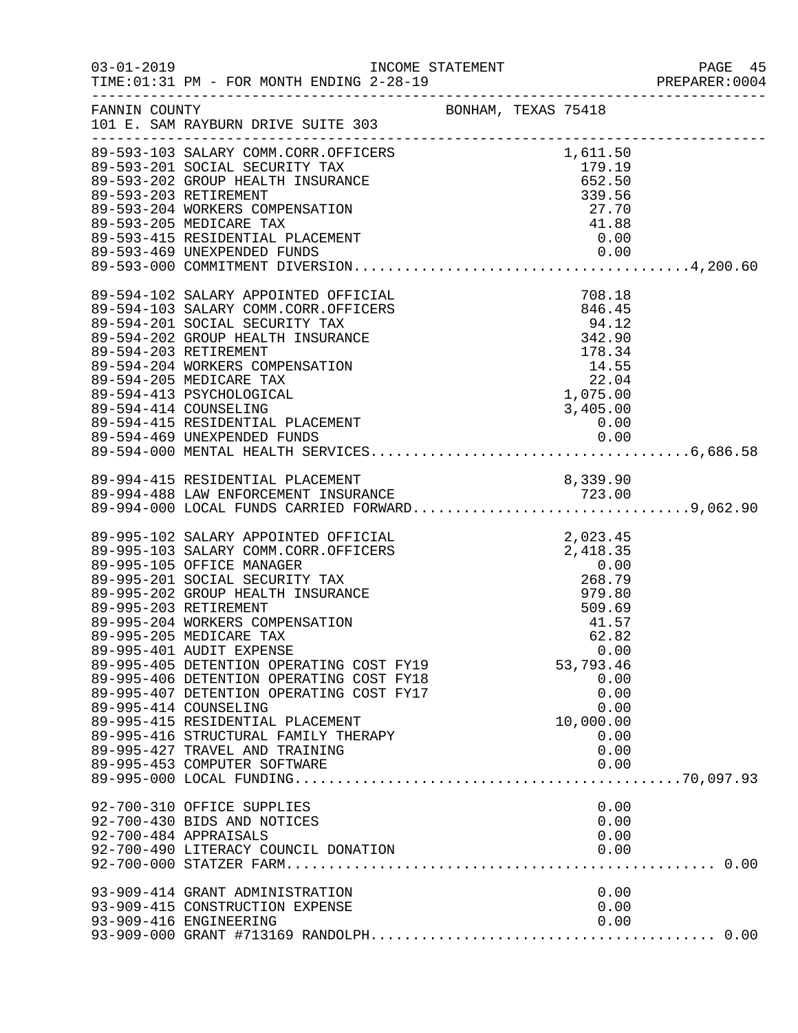FANNIN COUNTY BONHAM, TEXAS 75418
101 E. SAM RAYBURN DRIVE SUITE 303

| Account | Description | Amount | Total |
|---|---|---|---|
| 89-593-103 | SALARY COMM.CORR.OFFICERS | 1,611.50 | |
| 89-593-201 | SOCIAL SECURITY TAX | 179.19 | |
| 89-593-202 | GROUP HEALTH INSURANCE | 652.50 | |
| 89-593-203 | RETIREMENT | 339.56 | |
| 89-593-204 | WORKERS COMPENSATION | 27.70 | |
| 89-593-205 | MEDICARE TAX | 41.88 | |
| 89-593-415 | RESIDENTIAL PLACEMENT | 0.00 | |
| 89-593-469 | UNEXPENDED FUNDS | 0.00 | |
| 89-593-000 | COMMITMENT DIVERSION | | 4,200.60 |
| 89-594-102 | SALARY APPOINTED OFFICIAL | 708.18 | |
| 89-594-103 | SALARY COMM.CORR.OFFICERS | 846.45 | |
| 89-594-201 | SOCIAL SECURITY TAX | 94.12 | |
| 89-594-202 | GROUP HEALTH INSURANCE | 342.90 | |
| 89-594-203 | RETIREMENT | 178.34 | |
| 89-594-204 | WORKERS COMPENSATION | 14.55 | |
| 89-594-205 | MEDICARE TAX | 22.04 | |
| 89-594-413 | PSYCHOLOGICAL | 1,075.00 | |
| 89-594-414 | COUNSELING | 3,405.00 | |
| 89-594-415 | RESIDENTIAL PLACEMENT | 0.00 | |
| 89-594-469 | UNEXPENDED FUNDS | 0.00 | |
| 89-594-000 | MENTAL HEALTH SERVICES | | 6,686.58 |
| 89-994-415 | RESIDENTIAL PLACEMENT | 8,339.90 | |
| 89-994-488 | LAW ENFORCEMENT INSURANCE | 723.00 | |
| 89-994-000 | LOCAL FUNDS CARRIED FORWARD | | 9,062.90 |
| 89-995-102 | SALARY APPOINTED OFFICIAL | 2,023.45 | |
| 89-995-103 | SALARY COMM.CORR.OFFICERS | 2,418.35 | |
| 89-995-105 | OFFICE MANAGER | 0.00 | |
| 89-995-201 | SOCIAL SECURITY TAX | 268.79 | |
| 89-995-202 | GROUP HEALTH INSURANCE | 979.80 | |
| 89-995-203 | RETIREMENT | 509.69 | |
| 89-995-204 | WORKERS COMPENSATION | 41.57 | |
| 89-995-205 | MEDICARE TAX | 62.82 | |
| 89-995-401 | AUDIT EXPENSE | 0.00 | |
| 89-995-405 | DETENTION OPERATING COST FY19 | 53,793.46 | |
| 89-995-406 | DETENTION OPERATING COST FY18 | 0.00 | |
| 89-995-407 | DETENTION OPERATING COST FY17 | 0.00 | |
| 89-995-414 | COUNSELING | 0.00 | |
| 89-995-415 | RESIDENTIAL PLACEMENT | 10,000.00 | |
| 89-995-416 | STRUCTURAL FAMILY THERAPY | 0.00 | |
| 89-995-427 | TRAVEL AND TRAINING | 0.00 | |
| 89-995-453 | COMPUTER SOFTWARE | 0.00 | |
| 89-995-000 | LOCAL FUNDING | | 70,097.93 |
| 92-700-310 | OFFICE SUPPLIES | 0.00 | |
| 92-700-430 | BIDS AND NOTICES | 0.00 | |
| 92-700-484 | APPRAISALS | 0.00 | |
| 92-700-490 | LITERACY COUNCIL DONATION | 0.00 | |
| 92-700-000 | STATZER FARM | | 0.00 |
| 93-909-414 | GRANT ADMINISTRATION | 0.00 | |
| 93-909-415 | CONSTRUCTION EXPENSE | 0.00 | |
| 93-909-416 | ENGINEERING | 0.00 | |
| 93-909-000 | GRANT #713169 RANDOLPH | | 0.00 |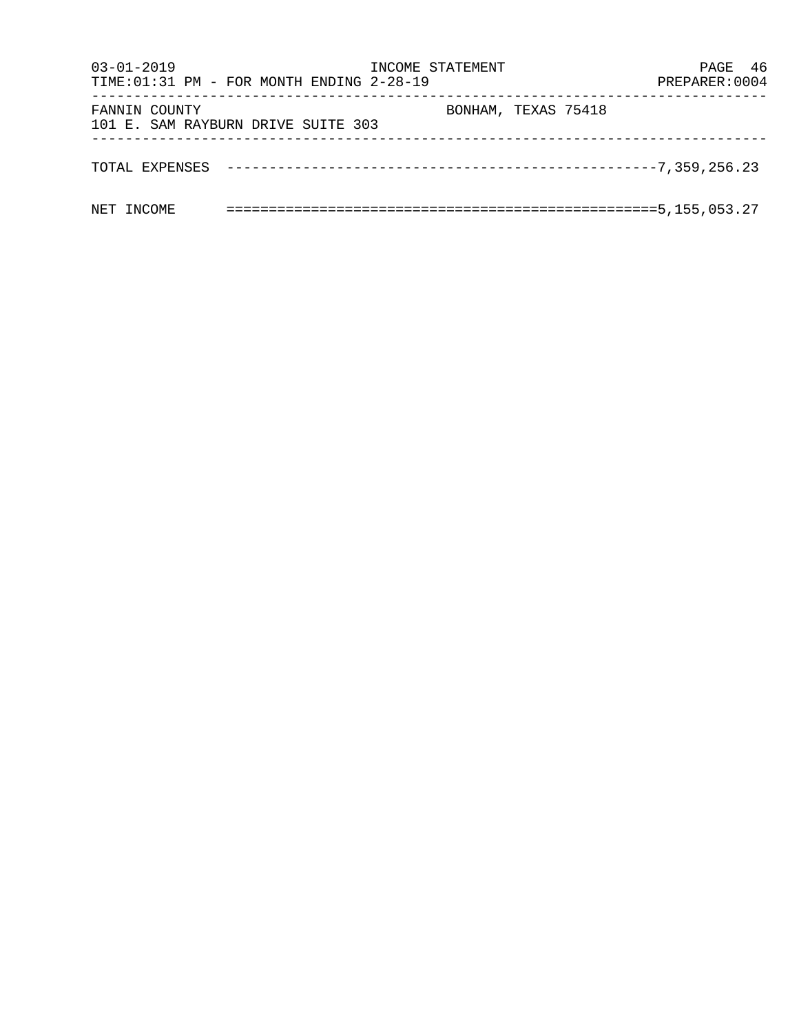FANNIN COUNTY BONHAM, TEXAS 75418
101 E. SAM RAYBURN DRIVE SUITE 303

TOTAL EXPENSES ---------------------------------------------------7,359,256.23

NET INCOME ===================================================5,155,053.27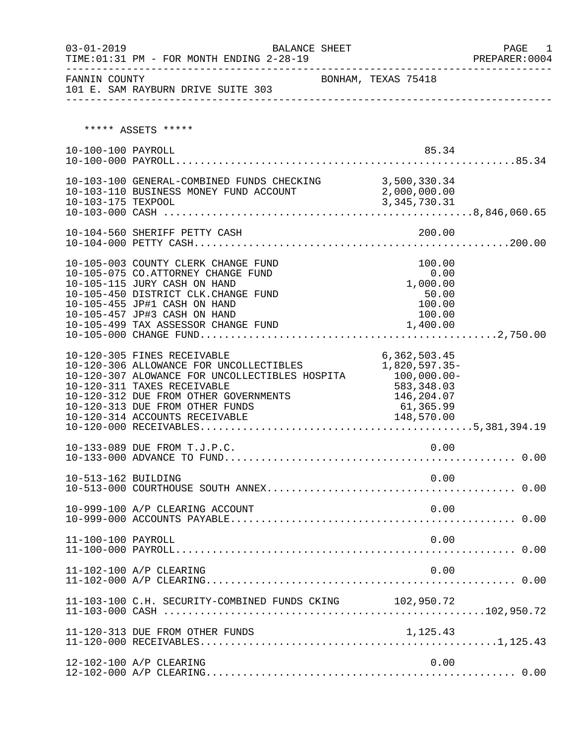FANNIN COUNTY BONHAM, TEXAS 75418
101 E. SAM RAYBURN DRIVE SUITE 303

BALANCE SHEET
03-01-2019
TIME:01:31 PM - FOR MONTH ENDING 2-28-19

***** ASSETS *****

| Account | Description | Amount | Total |
|---|---|---|---|
| 10-100-100 | PAYROLL | 85.34 | |
| 10-100-000 | PAYROLL | | 85.34 |
| 10-103-100 | GENERAL-COMBINED FUNDS CHECKING | 3,500,330.34 | |
| 10-103-110 | BUSINESS MONEY FUND ACCOUNT | 2,000,000.00 | |
| 10-103-175 | TEXPOOL | 3,345,730.31 | |
| 10-103-000 | CASH | | 8,846,060.65 |
| 10-104-560 | SHERIFF PETTY CASH | 200.00 | |
| 10-104-000 | PETTY CASH | | 200.00 |
| 10-105-003 | COUNTY CLERK CHANGE FUND | 100.00 | |
| 10-105-075 | CO.ATTORNEY CHANGE FUND | 0.00 | |
| 10-105-115 | JURY CASH ON HAND | 1,000.00 | |
| 10-105-450 | DISTRICT CLK.CHANGE FUND | 50.00 | |
| 10-105-455 | JP#1 CASH ON HAND | 100.00 | |
| 10-105-457 | JP#3 CASH ON HAND | 100.00 | |
| 10-105-499 | TAX ASSESSOR CHANGE FUND | 1,400.00 | |
| 10-105-000 | CHANGE FUND | | 2,750.00 |
| 10-120-305 | FINES RECEIVABLE | 6,362,503.45 | |
| 10-120-306 | ALLOWANCE FOR UNCOLLECTIBLES | 1,820,597.35- | |
| 10-120-307 | ALOWANCE FOR UNCOLLECTIBLES HOSPITA | 100,000.00- | |
| 10-120-311 | TAXES RECEIVABLE | 583,348.03 | |
| 10-120-312 | DUE FROM OTHER GOVERNMENTS | 146,204.07 | |
| 10-120-313 | DUE FROM OTHER FUNDS | 61,365.99 | |
| 10-120-314 | ACCOUNTS RECEIVABLE | 148,570.00 | |
| 10-120-000 | RECEIVABLES | | 5,381,394.19 |
| 10-133-089 | DUE FROM T.J.P.C. | 0.00 | |
| 10-133-000 | ADVANCE TO FUND | | 0.00 |
| 10-513-162 | BUILDING | 0.00 | |
| 10-513-000 | COURTHOUSE SOUTH ANNEX | | 0.00 |
| 10-999-100 | A/P CLEARING ACCOUNT | 0.00 | |
| 10-999-000 | ACCOUNTS PAYABLE | | 0.00 |
| 11-100-100 | PAYROLL | 0.00 | |
| 11-100-000 | PAYROLL | | 0.00 |
| 11-102-100 | A/P CLEARING | 0.00 | |
| 11-102-000 | A/P CLEARING | | 0.00 |
| 11-103-100 | C.H. SECURITY-COMBINED FUNDS CKING | 102,950.72 | |
| 11-103-000 | CASH | | 102,950.72 |
| 11-120-313 | DUE FROM OTHER FUNDS | 1,125.43 | |
| 11-120-000 | RECEIVABLES | | 1,125.43 |
| 12-102-100 | A/P CLEARING | 0.00 | |
| 12-102-000 | A/P CLEARING | | 0.00 |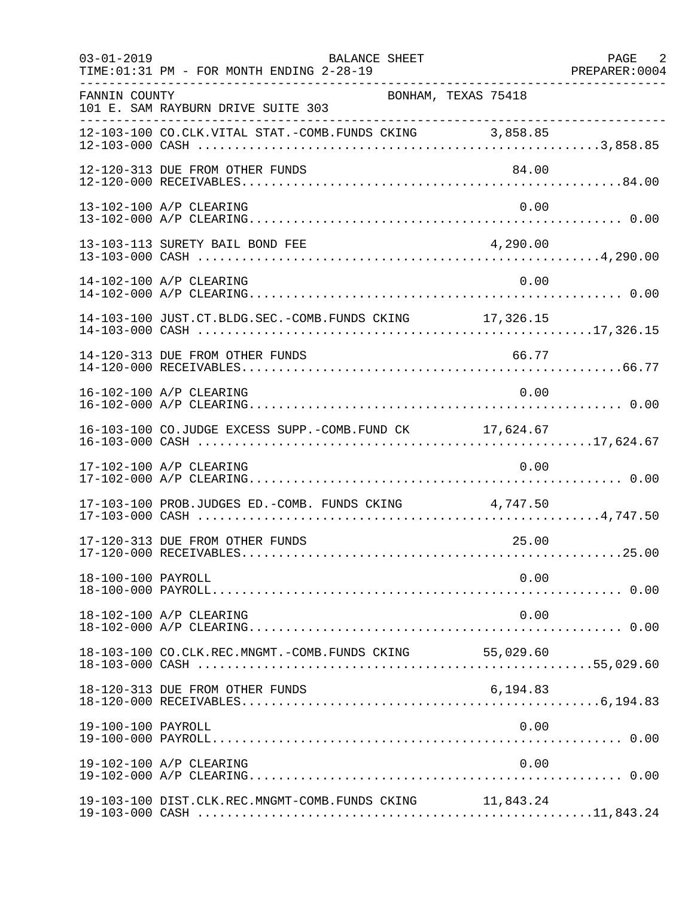BALANCE SHEET

TIME:01:31 PM - FOR MONTH ENDING 2-28-19

FANNIN COUNTY — BONHAM, TEXAS 75418

101 E. SAM RAYBURN DRIVE SUITE 303

| Account | Description | Amount | Total |
|---|---|---|---|
| 12-103-100 | CO.CLK.VITAL STAT.-COMB.FUNDS CKING | 3,858.85 | |
| 12-103-000 | CASH | | 3,858.85 |
| 12-120-313 | DUE FROM OTHER FUNDS | 84.00 | |
| 12-120-000 | RECEIVABLES | | 84.00 |
| 13-102-100 | A/P CLEARING | 0.00 | |
| 13-102-000 | A/P CLEARING | | 0.00 |
| 13-103-113 | SURETY BAIL BOND FEE | 4,290.00 | |
| 13-103-000 | CASH | | 4,290.00 |
| 14-102-100 | A/P CLEARING | 0.00 | |
| 14-102-000 | A/P CLEARING | | 0.00 |
| 14-103-100 | JUST.CT.BLDG.SEC.-COMB.FUNDS CKING | 17,326.15 | |
| 14-103-000 | CASH | | 17,326.15 |
| 14-120-313 | DUE FROM OTHER FUNDS | 66.77 | |
| 14-120-000 | RECEIVABLES | | 66.77 |
| 16-102-100 | A/P CLEARING | 0.00 | |
| 16-102-000 | A/P CLEARING | | 0.00 |
| 16-103-100 | CO.JUDGE EXCESS SUPP.-COMB.FUND CK | 17,624.67 | |
| 16-103-000 | CASH | | 17,624.67 |
| 17-102-100 | A/P CLEARING | 0.00 | |
| 17-102-000 | A/P CLEARING | | 0.00 |
| 17-103-100 | PROB.JUDGES ED.-COMB. FUNDS CKING | 4,747.50 | |
| 17-103-000 | CASH | | 4,747.50 |
| 17-120-313 | DUE FROM OTHER FUNDS | 25.00 | |
| 17-120-000 | RECEIVABLES | | 25.00 |
| 18-100-100 | PAYROLL | 0.00 | |
| 18-100-000 | PAYROLL | | 0.00 |
| 18-102-100 | A/P CLEARING | 0.00 | |
| 18-102-000 | A/P CLEARING | | 0.00 |
| 18-103-100 | CO.CLK.REC.MNGMT.-COMB.FUNDS CKING | 55,029.60 | |
| 18-103-000 | CASH | | 55,029.60 |
| 18-120-313 | DUE FROM OTHER FUNDS | 6,194.83 | |
| 18-120-000 | RECEIVABLES | | 6,194.83 |
| 19-100-100 | PAYROLL | 0.00 | |
| 19-100-000 | PAYROLL | | 0.00 |
| 19-102-100 | A/P CLEARING | 0.00 | |
| 19-102-000 | A/P CLEARING | | 0.00 |
| 19-103-100 | DIST.CLK.REC.MNGMT-COMB.FUNDS CKING | 11,843.24 | |
| 19-103-000 | CASH | | 11,843.24 |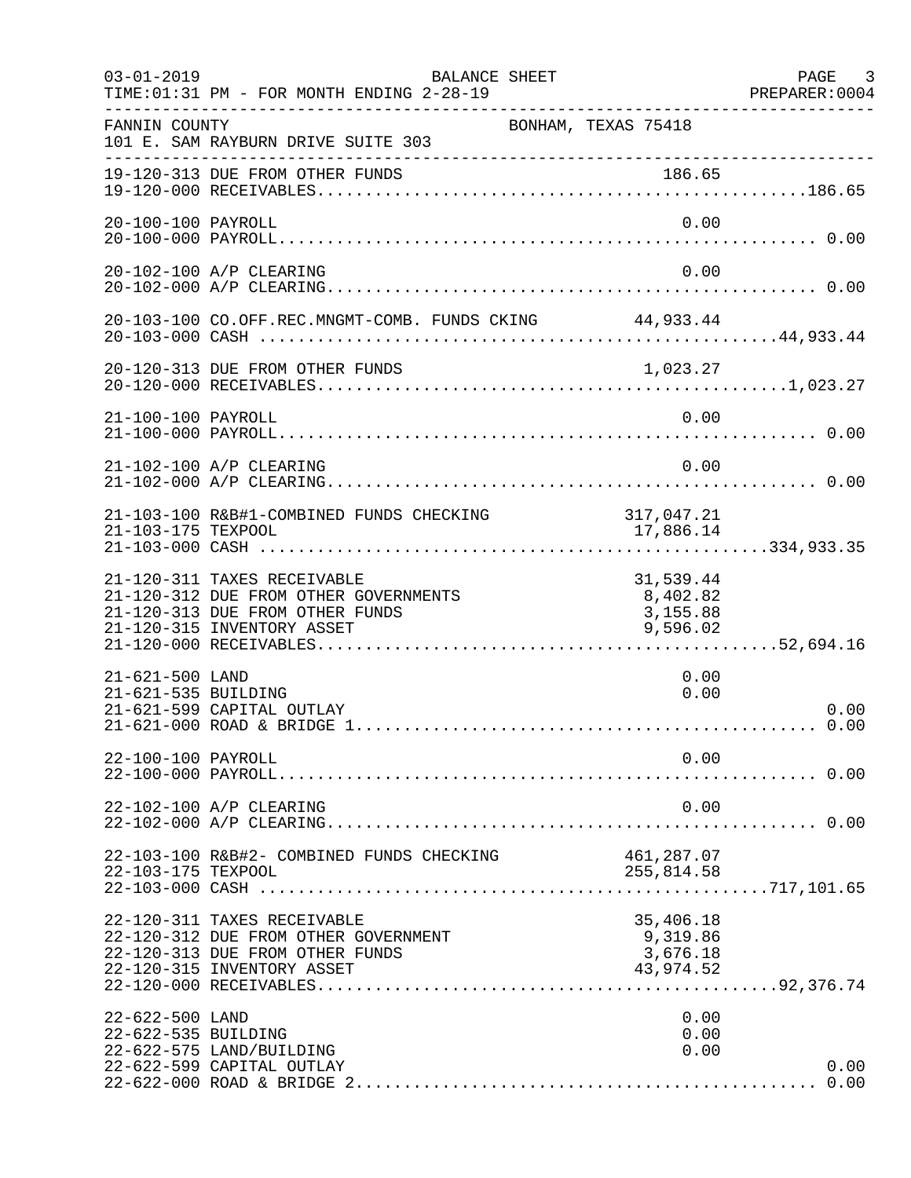FANNIN COUNTY — BONHAM, TEXAS 75418
101 E. SAM RAYBURN DRIVE SUITE 303

BALANCE SHEET
03-01-2019 TIME:01:31 PM - FOR MONTH ENDING 2-28-19 — PREPARER:0004

| Account | Description | Amount | Total |
|---|---|---|---|
| 19-120-313 | DUE FROM OTHER FUNDS | 186.65 | |
| 19-120-000 | RECEIVABLES | | 186.65 |
| 20-100-100 | PAYROLL | 0.00 | |
| 20-100-000 | PAYROLL | | 0.00 |
| 20-102-100 | A/P CLEARING | 0.00 | |
| 20-102-000 | A/P CLEARING | | 0.00 |
| 20-103-100 | CO.OFF.REC.MNGMT-COMB. FUNDS CKING | 44,933.44 | |
| 20-103-000 | CASH | | 44,933.44 |
| 20-120-313 | DUE FROM OTHER FUNDS | 1,023.27 | |
| 20-120-000 | RECEIVABLES | | 1,023.27 |
| 21-100-100 | PAYROLL | 0.00 | |
| 21-100-000 | PAYROLL | | 0.00 |
| 21-102-100 | A/P CLEARING | 0.00 | |
| 21-102-000 | A/P CLEARING | | 0.00 |
| 21-103-100 | R&B#1-COMBINED FUNDS CHECKING | 317,047.21 | |
| 21-103-175 | TEXPOOL | 17,886.14 | |
| 21-103-000 | CASH | | 334,933.35 |
| 21-120-311 | TAXES RECEIVABLE | 31,539.44 | |
| 21-120-312 | DUE FROM OTHER GOVERNMENTS | 8,402.82 | |
| 21-120-313 | DUE FROM OTHER FUNDS | 3,155.88 | |
| 21-120-315 | INVENTORY ASSET | 9,596.02 | |
| 21-120-000 | RECEIVABLES | | 52,694.16 |
| 21-621-500 | LAND | 0.00 | |
| 21-621-535 | BUILDING | 0.00 | |
| 21-621-599 | CAPITAL OUTLAY | | 0.00 |
| 21-621-000 | ROAD & BRIDGE 1 | | 0.00 |
| 22-100-100 | PAYROLL | 0.00 | |
| 22-100-000 | PAYROLL | | 0.00 |
| 22-102-100 | A/P CLEARING | 0.00 | |
| 22-102-000 | A/P CLEARING | | 0.00 |
| 22-103-100 | R&B#2- COMBINED FUNDS CHECKING | 461,287.07 | |
| 22-103-175 | TEXPOOL | 255,814.58 | |
| 22-103-000 | CASH | | 717,101.65 |
| 22-120-311 | TAXES RECEIVABLE | 35,406.18 | |
| 22-120-312 | DUE FROM OTHER GOVERNMENT | 9,319.86 | |
| 22-120-313 | DUE FROM OTHER FUNDS | 3,676.18 | |
| 22-120-315 | INVENTORY ASSET | 43,974.52 | |
| 22-120-000 | RECEIVABLES | | 92,376.74 |
| 22-622-500 | LAND | 0.00 | |
| 22-622-535 | BUILDING | 0.00 | |
| 22-622-575 | LAND/BUILDING | 0.00 | |
| 22-622-599 | CAPITAL OUTLAY | | 0.00 |
| 22-622-000 | ROAD & BRIDGE 2 | | 0.00 |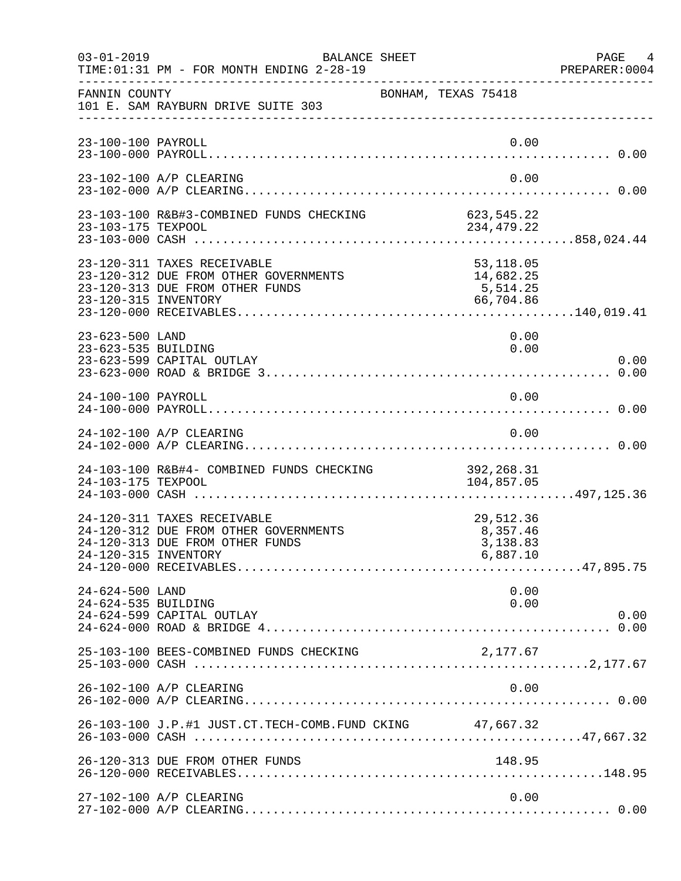FANNIN COUNTY　　　　　　　　　　　　　　　　　BONHAM, TEXAS 75418
101 E. SAM RAYBURN DRIVE SUITE 303

| Account | Description | Detail | Total |
|---|---|---|---|
| 23-100-100 | PAYROLL | 0.00 | |
| 23-100-000 | PAYROLL | | 0.00 |
| 23-102-100 | A/P CLEARING | 0.00 | |
| 23-102-000 | A/P CLEARING | | 0.00 |
| 23-103-100 | R&B#3-COMBINED FUNDS CHECKING | 623,545.22 | |
| 23-103-175 | TEXPOOL | 234,479.22 | |
| 23-103-000 | CASH | | 858,024.44 |
| 23-120-311 | TAXES RECEIVABLE | 53,118.05 | |
| 23-120-312 | DUE FROM OTHER GOVERNMENTS | 14,682.25 | |
| 23-120-313 | DUE FROM OTHER FUNDS | 5,514.25 | |
| 23-120-315 | INVENTORY | 66,704.86 | |
| 23-120-000 | RECEIVABLES | | 140,019.41 |
| 23-623-500 | LAND | 0.00 | |
| 23-623-535 | BUILDING | 0.00 | |
| 23-623-599 | CAPITAL OUTLAY | | 0.00 |
| 23-623-000 | ROAD & BRIDGE 3 | | 0.00 |
| 24-100-100 | PAYROLL | 0.00 | |
| 24-100-000 | PAYROLL | | 0.00 |
| 24-102-100 | A/P CLEARING | 0.00 | |
| 24-102-000 | A/P CLEARING | | 0.00 |
| 24-103-100 | R&B#4- COMBINED FUNDS CHECKING | 392,268.31 | |
| 24-103-175 | TEXPOOL | 104,857.05 | |
| 24-103-000 | CASH | | 497,125.36 |
| 24-120-311 | TAXES RECEIVABLE | 29,512.36 | |
| 24-120-312 | DUE FROM OTHER GOVERNMENTS | 8,357.46 | |
| 24-120-313 | DUE FROM OTHER FUNDS | 3,138.83 | |
| 24-120-315 | INVENTORY | 6,887.10 | |
| 24-120-000 | RECEIVABLES | | 47,895.75 |
| 24-624-500 | LAND | 0.00 | |
| 24-624-535 | BUILDING | 0.00 | |
| 24-624-599 | CAPITAL OUTLAY | | 0.00 |
| 24-624-000 | ROAD & BRIDGE 4 | | 0.00 |
| 25-103-100 | BEES-COMBINED FUNDS CHECKING | 2,177.67 | |
| 25-103-000 | CASH | | 2,177.67 |
| 26-102-100 | A/P CLEARING | 0.00 | |
| 26-102-000 | A/P CLEARING | | 0.00 |
| 26-103-100 | J.P.#1 JUST.CT.TECH-COMB.FUND CKING | 47,667.32 | |
| 26-103-000 | CASH | | 47,667.32 |
| 26-120-313 | DUE FROM OTHER FUNDS | 148.95 | |
| 26-120-000 | RECEIVABLES | | 148.95 |
| 27-102-100 | A/P CLEARING | 0.00 | |
| 27-102-000 | A/P CLEARING | | 0.00 |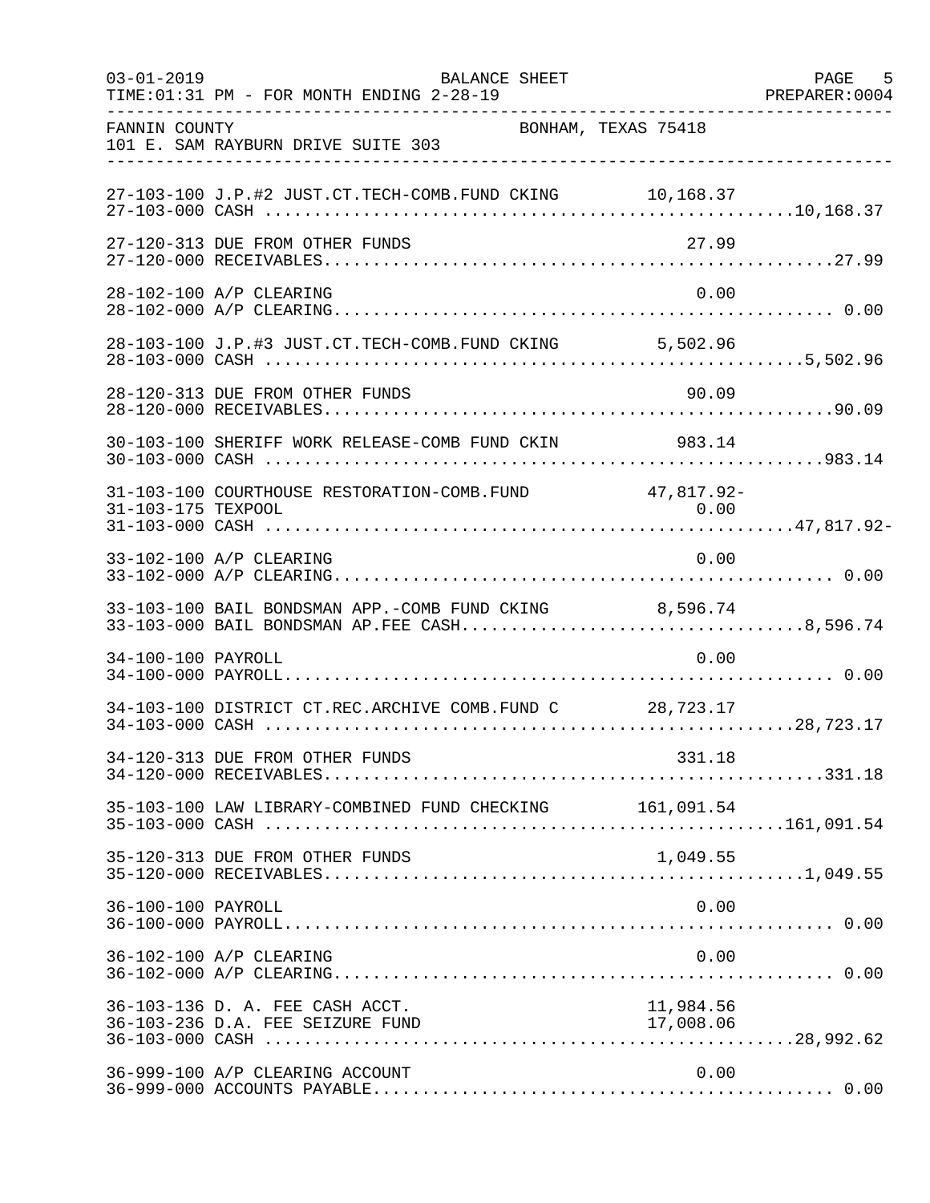BALANCE SHEET

TIME:01:31 PM - FOR MONTH ENDING 2-28-19

FANNIN COUNTY — BONHAM, TEXAS 75418
101 E. SAM RAYBURN DRIVE SUITE 303

| Account | Description | Detail | Total |
|---|---|---|---|
| 27-103-100 | J.P.#2 JUST.CT.TECH-COMB.FUND CKING | 10,168.37 | |
| 27-103-000 | CASH | | 10,168.37 |
| 27-120-313 | DUE FROM OTHER FUNDS | 27.99 | |
| 27-120-000 | RECEIVABLES | | 27.99 |
| 28-102-100 | A/P CLEARING | 0.00 | |
| 28-102-000 | A/P CLEARING | | 0.00 |
| 28-103-100 | J.P.#3 JUST.CT.TECH-COMB.FUND CKING | 5,502.96 | |
| 28-103-000 | CASH | | 5,502.96 |
| 28-120-313 | DUE FROM OTHER FUNDS | 90.09 | |
| 28-120-000 | RECEIVABLES | | 90.09 |
| 30-103-100 | SHERIFF WORK RELEASE-COMB FUND CKIN | 983.14 | |
| 30-103-000 | CASH | | 983.14 |
| 31-103-100 | COURTHOUSE RESTORATION-COMB.FUND | 47,817.92- | |
| 31-103-175 | TEXPOOL | 0.00 | |
| 31-103-000 | CASH | | 47,817.92- |
| 33-102-100 | A/P CLEARING | 0.00 | |
| 33-102-000 | A/P CLEARING | | 0.00 |
| 33-103-100 | BAIL BONDSMAN APP.-COMB FUND CKING | 8,596.74 | |
| 33-103-000 | BAIL BONDSMAN AP.FEE CASH | | 8,596.74 |
| 34-100-100 | PAYROLL | 0.00 | |
| 34-100-000 | PAYROLL | | 0.00 |
| 34-103-100 | DISTRICT CT.REC.ARCHIVE COMB.FUND C | 28,723.17 | |
| 34-103-000 | CASH | | 28,723.17 |
| 34-120-313 | DUE FROM OTHER FUNDS | 331.18 | |
| 34-120-000 | RECEIVABLES | | 331.18 |
| 35-103-100 | LAW LIBRARY-COMBINED FUND CHECKING | 161,091.54 | |
| 35-103-000 | CASH | | 161,091.54 |
| 35-120-313 | DUE FROM OTHER FUNDS | 1,049.55 | |
| 35-120-000 | RECEIVABLES | | 1,049.55 |
| 36-100-100 | PAYROLL | 0.00 | |
| 36-100-000 | PAYROLL | | 0.00 |
| 36-102-100 | A/P CLEARING | 0.00 | |
| 36-102-000 | A/P CLEARING | | 0.00 |
| 36-103-136 | D. A. FEE CASH ACCT. | 11,984.56 | |
| 36-103-236 | D.A. FEE SEIZURE FUND | 17,008.06 | |
| 36-103-000 | CASH | | 28,992.62 |
| 36-999-100 | A/P CLEARING ACCOUNT | 0.00 | |
| 36-999-000 | ACCOUNTS PAYABLE | | 0.00 |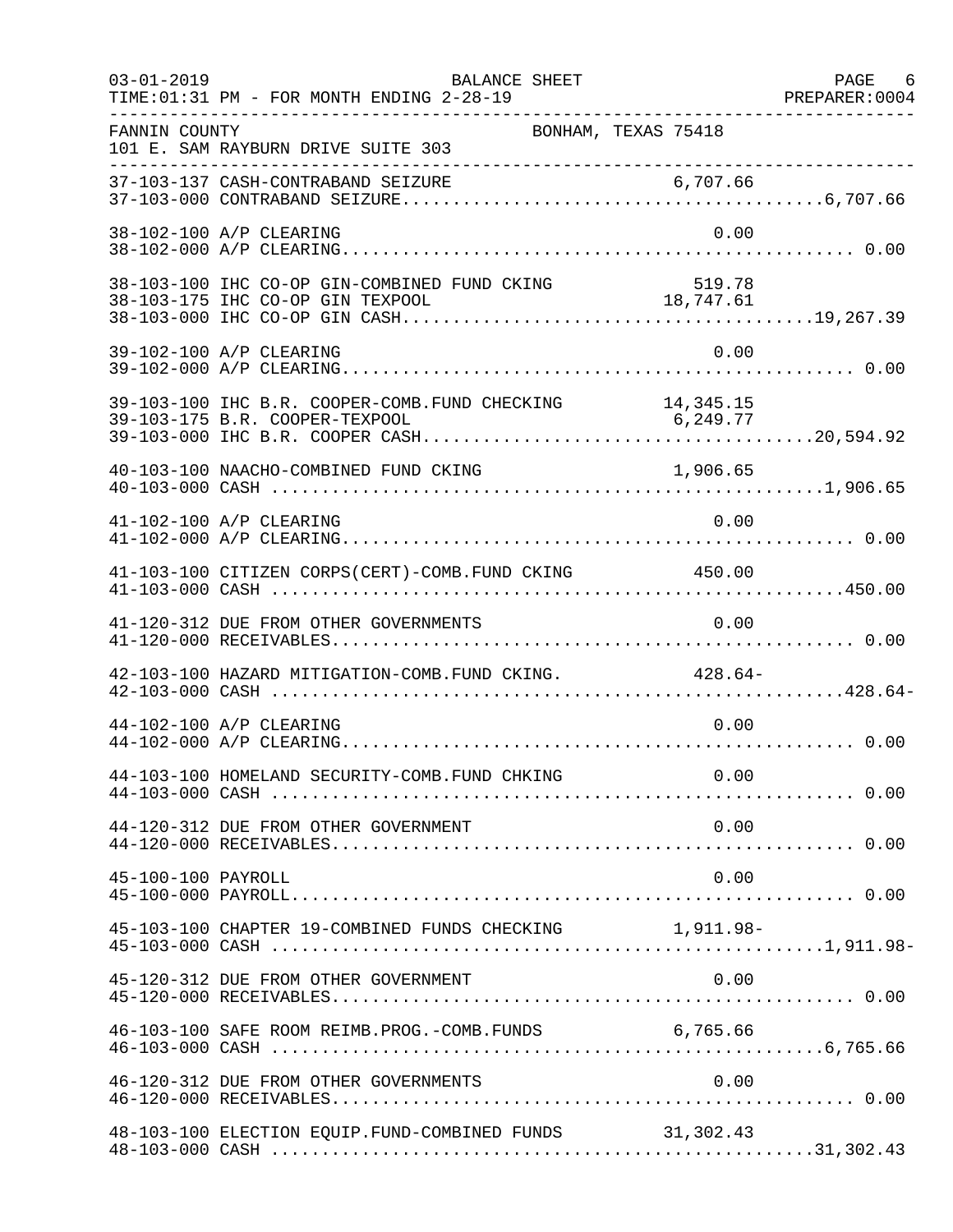FANNIN COUNTY BONHAM, TEXAS 75418
101 E. SAM RAYBURN DRIVE SUITE 303

| Account | Description | Amount | Total |
|---|---|---|---|
| 37-103-137 | CASH-CONTRABAND SEIZURE | 6,707.66 | |
| 37-103-000 | CONTRABAND SEIZURE | | 6,707.66 |
| 38-102-100 | A/P CLEARING | 0.00 | |
| 38-102-000 | A/P CLEARING | | 0.00 |
| 38-103-100 | IHC CO-OP GIN-COMBINED FUND CKING | 519.78 | |
| 38-103-175 | IHC CO-OP GIN TEXPOOL | 18,747.61 | |
| 38-103-000 | IHC CO-OP GIN CASH | | 19,267.39 |
| 39-102-100 | A/P CLEARING | 0.00 | |
| 39-102-000 | A/P CLEARING | | 0.00 |
| 39-103-100 | IHC B.R. COOPER-COMB.FUND CHECKING | 14,345.15 | |
| 39-103-175 | B.R. COOPER-TEXPOOL | 6,249.77 | |
| 39-103-000 | IHC B.R. COOPER CASH | | 20,594.92 |
| 40-103-100 | NAACHO-COMBINED FUND CKING | 1,906.65 | |
| 40-103-000 | CASH | | 1,906.65 |
| 41-102-100 | A/P CLEARING | 0.00 | |
| 41-102-000 | A/P CLEARING | | 0.00 |
| 41-103-100 | CITIZEN CORPS(CERT)-COMB.FUND CKING | 450.00 | |
| 41-103-000 | CASH | | 450.00 |
| 41-120-312 | DUE FROM OTHER GOVERNMENTS | 0.00 | |
| 41-120-000 | RECEIVABLES | | 0.00 |
| 42-103-100 | HAZARD MITIGATION-COMB.FUND CKING. | 428.64- | |
| 42-103-000 | CASH | | 428.64- |
| 44-102-100 | A/P CLEARING | 0.00 | |
| 44-102-000 | A/P CLEARING | | 0.00 |
| 44-103-100 | HOMELAND SECURITY-COMB.FUND CHKING | 0.00 | |
| 44-103-000 | CASH | | 0.00 |
| 44-120-312 | DUE FROM OTHER GOVERNMENT | 0.00 | |
| 44-120-000 | RECEIVABLES | | 0.00 |
| 45-100-100 | PAYROLL | 0.00 | |
| 45-100-000 | PAYROLL | | 0.00 |
| 45-103-100 | CHAPTER 19-COMBINED FUNDS CHECKING | 1,911.98- | |
| 45-103-000 | CASH | | 1,911.98- |
| 45-120-312 | DUE FROM OTHER GOVERNMENT | 0.00 | |
| 45-120-000 | RECEIVABLES | | 0.00 |
| 46-103-100 | SAFE ROOM REIMB.PROG.-COMB.FUNDS | 6,765.66 | |
| 46-103-000 | CASH | | 6,765.66 |
| 46-120-312 | DUE FROM OTHER GOVERNMENTS | 0.00 | |
| 46-120-000 | RECEIVABLES | | 0.00 |
| 48-103-100 | ELECTION EQUIP.FUND-COMBINED FUNDS | 31,302.43 | |
| 48-103-000 | CASH | | 31,302.43 |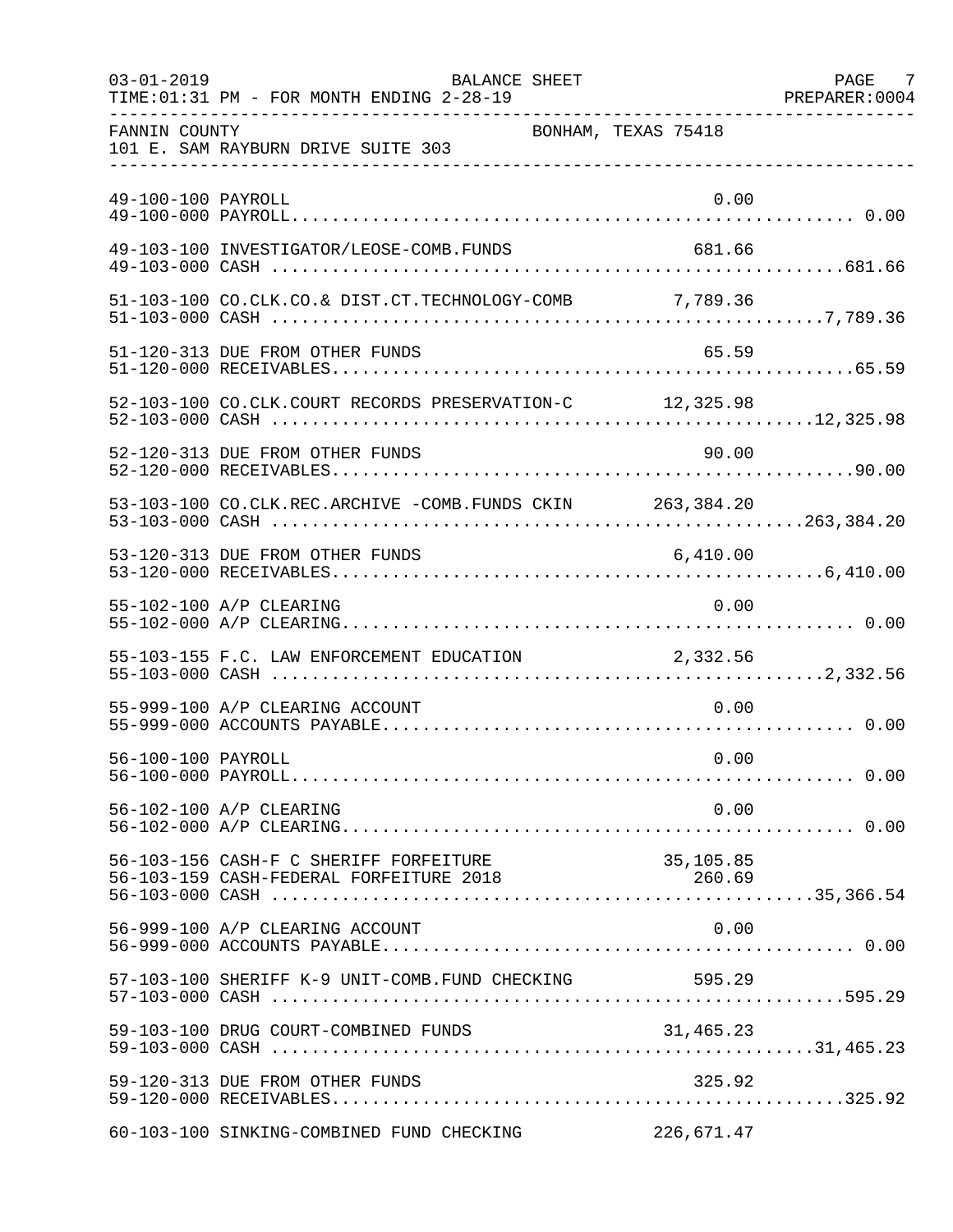FANNIN COUNTY BONHAM, TEXAS 75418
101 E. SAM RAYBURN DRIVE SUITE 303

| Account | Description | Detail | Total |
|---|---|---|---|
| 49-100-100 | PAYROLL | 0.00 | |
| 49-100-000 | PAYROLL | | 0.00 |
| 49-103-100 | INVESTIGATOR/LEOSE-COMB.FUNDS | 681.66 | |
| 49-103-000 | CASH | | 681.66 |
| 51-103-100 | CO.CLK.CO.& DIST.CT.TECHNOLOGY-COMB | 7,789.36 | |
| 51-103-000 | CASH | | 7,789.36 |
| 51-120-313 | DUE FROM OTHER FUNDS | 65.59 | |
| 51-120-000 | RECEIVABLES | | 65.59 |
| 52-103-100 | CO.CLK.COURT RECORDS PRESERVATION-C | 12,325.98 | |
| 52-103-000 | CASH | | 12,325.98 |
| 52-120-313 | DUE FROM OTHER FUNDS | 90.00 | |
| 52-120-000 | RECEIVABLES | | 90.00 |
| 53-103-100 | CO.CLK.REC.ARCHIVE -COMB.FUNDS CKIN | 263,384.20 | |
| 53-103-000 | CASH | | 263,384.20 |
| 53-120-313 | DUE FROM OTHER FUNDS | 6,410.00 | |
| 53-120-000 | RECEIVABLES | | 6,410.00 |
| 55-102-100 | A/P CLEARING | 0.00 | |
| 55-102-000 | A/P CLEARING | | 0.00 |
| 55-103-155 | F.C. LAW ENFORCEMENT EDUCATION | 2,332.56 | |
| 55-103-000 | CASH | | 2,332.56 |
| 55-999-100 | A/P CLEARING ACCOUNT | 0.00 | |
| 55-999-000 | ACCOUNTS PAYABLE | | 0.00 |
| 56-100-100 | PAYROLL | 0.00 | |
| 56-100-000 | PAYROLL | | 0.00 |
| 56-102-100 | A/P CLEARING | 0.00 | |
| 56-102-000 | A/P CLEARING | | 0.00 |
| 56-103-156 | CASH-F C SHERIFF FORFEITURE | 35,105.85 | |
| 56-103-159 | CASH-FEDERAL FORFEITURE 2018 | 260.69 | |
| 56-103-000 | CASH | | 35,366.54 |
| 56-999-100 | A/P CLEARING ACCOUNT | 0.00 | |
| 56-999-000 | ACCOUNTS PAYABLE | | 0.00 |
| 57-103-100 | SHERIFF K-9 UNIT-COMB.FUND CHECKING | 595.29 | |
| 57-103-000 | CASH | | 595.29 |
| 59-103-100 | DRUG COURT-COMBINED FUNDS | 31,465.23 | |
| 59-103-000 | CASH | | 31,465.23 |
| 59-120-313 | DUE FROM OTHER FUNDS | 325.92 | |
| 59-120-000 | RECEIVABLES | | 325.92 |
| 60-103-100 | SINKING-COMBINED FUND CHECKING | 226,671.47 | |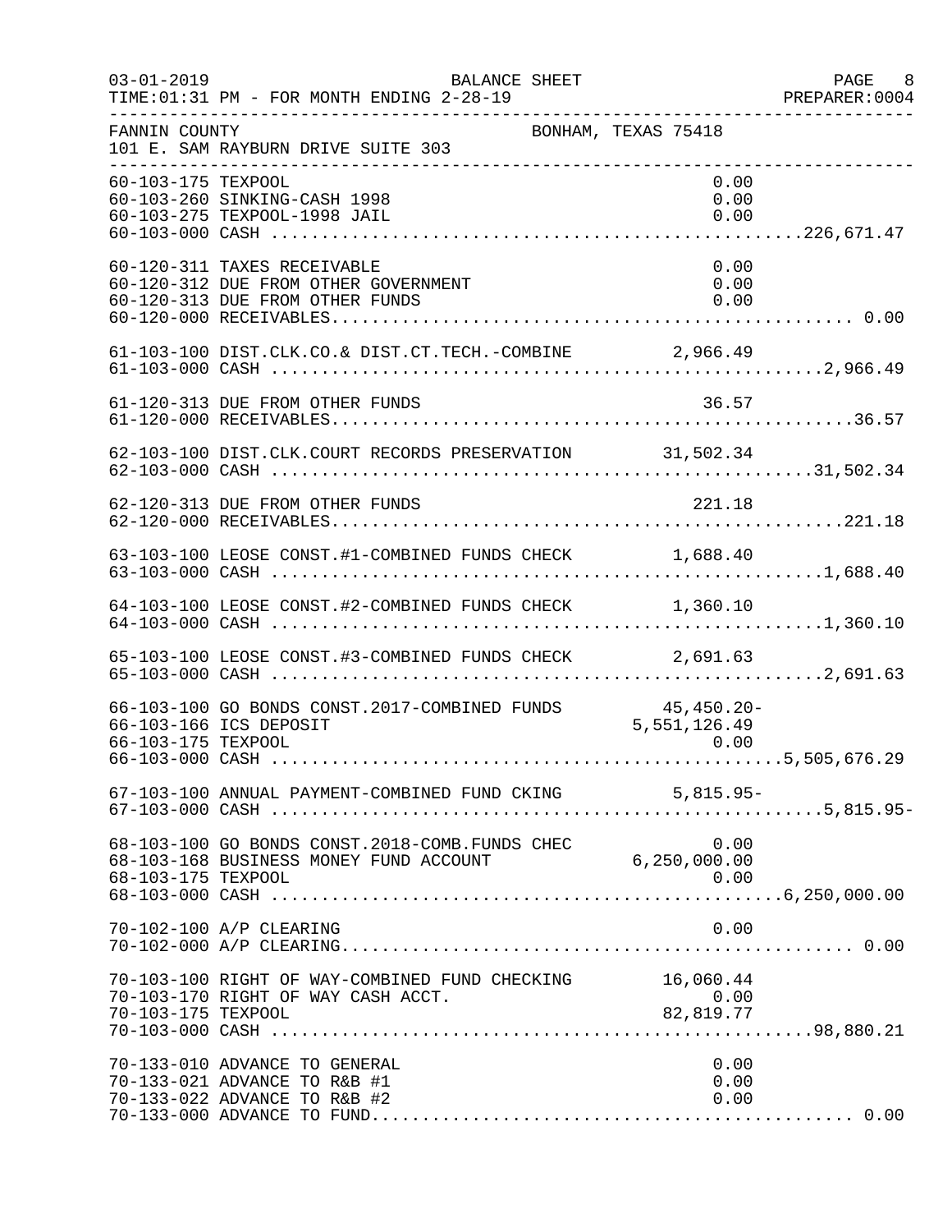FANNIN COUNTY — BONHAM, TEXAS 75418
101 E. SAM RAYBURN DRIVE SUITE 303

| Account | Description | Amount | Total |
|---|---|---|---|
| 60-103-175 | TEXPOOL | 0.00 | |
| 60-103-260 | SINKING-CASH 1998 | 0.00 | |
| 60-103-275 | TEXPOOL-1998 JAIL | 0.00 | |
| 60-103-000 | CASH | | 226,671.47 |
| 60-120-311 | TAXES RECEIVABLE | 0.00 | |
| 60-120-312 | DUE FROM OTHER GOVERNMENT | 0.00 | |
| 60-120-313 | DUE FROM OTHER FUNDS | 0.00 | |
| 60-120-000 | RECEIVABLES | | 0.00 |
| 61-103-100 | DIST.CLK.CO.& DIST.CT.TECH.-COMBINE | 2,966.49 | |
| 61-103-000 | CASH | | 2,966.49 |
| 61-120-313 | DUE FROM OTHER FUNDS | 36.57 | |
| 61-120-000 | RECEIVABLES | | 36.57 |
| 62-103-100 | DIST.CLK.COURT RECORDS PRESERVATION | 31,502.34 | |
| 62-103-000 | CASH | | 31,502.34 |
| 62-120-313 | DUE FROM OTHER FUNDS | 221.18 | |
| 62-120-000 | RECEIVABLES | | 221.18 |
| 63-103-100 | LEOSE CONST.#1-COMBINED FUNDS CHECK | 1,688.40 | |
| 63-103-000 | CASH | | 1,688.40 |
| 64-103-100 | LEOSE CONST.#2-COMBINED FUNDS CHECK | 1,360.10 | |
| 64-103-000 | CASH | | 1,360.10 |
| 65-103-100 | LEOSE CONST.#3-COMBINED FUNDS CHECK | 2,691.63 | |
| 65-103-000 | CASH | | 2,691.63 |
| 66-103-100 | GO BONDS CONST.2017-COMBINED FUNDS | 45,450.20- | |
| 66-103-166 | ICS DEPOSIT | 5,551,126.49 | |
| 66-103-175 | TEXPOOL | 0.00 | |
| 66-103-000 | CASH | | 5,505,676.29 |
| 67-103-100 | ANNUAL PAYMENT-COMBINED FUND CKING | 5,815.95- | |
| 67-103-000 | CASH | | 5,815.95- |
| 68-103-100 | GO BONDS CONST.2018-COMB.FUNDS CHEC | 0.00 | |
| 68-103-168 | BUSINESS MONEY FUND ACCOUNT | 6,250,000.00 | |
| 68-103-175 | TEXPOOL | 0.00 | |
| 68-103-000 | CASH | | 6,250,000.00 |
| 70-102-100 | A/P CLEARING | 0.00 | |
| 70-102-000 | A/P CLEARING | | 0.00 |
| 70-103-100 | RIGHT OF WAY-COMBINED FUND CHECKING | 16,060.44 | |
| 70-103-170 | RIGHT OF WAY CASH ACCT. | 0.00 | |
| 70-103-175 | TEXPOOL | 82,819.77 | |
| 70-103-000 | CASH | | 98,880.21 |
| 70-133-010 | ADVANCE TO GENERAL | 0.00 | |
| 70-133-021 | ADVANCE TO R&B #1 | 0.00 | |
| 70-133-022 | ADVANCE TO R&B #2 | 0.00 | |
| 70-133-000 | ADVANCE TO FUND | | 0.00 |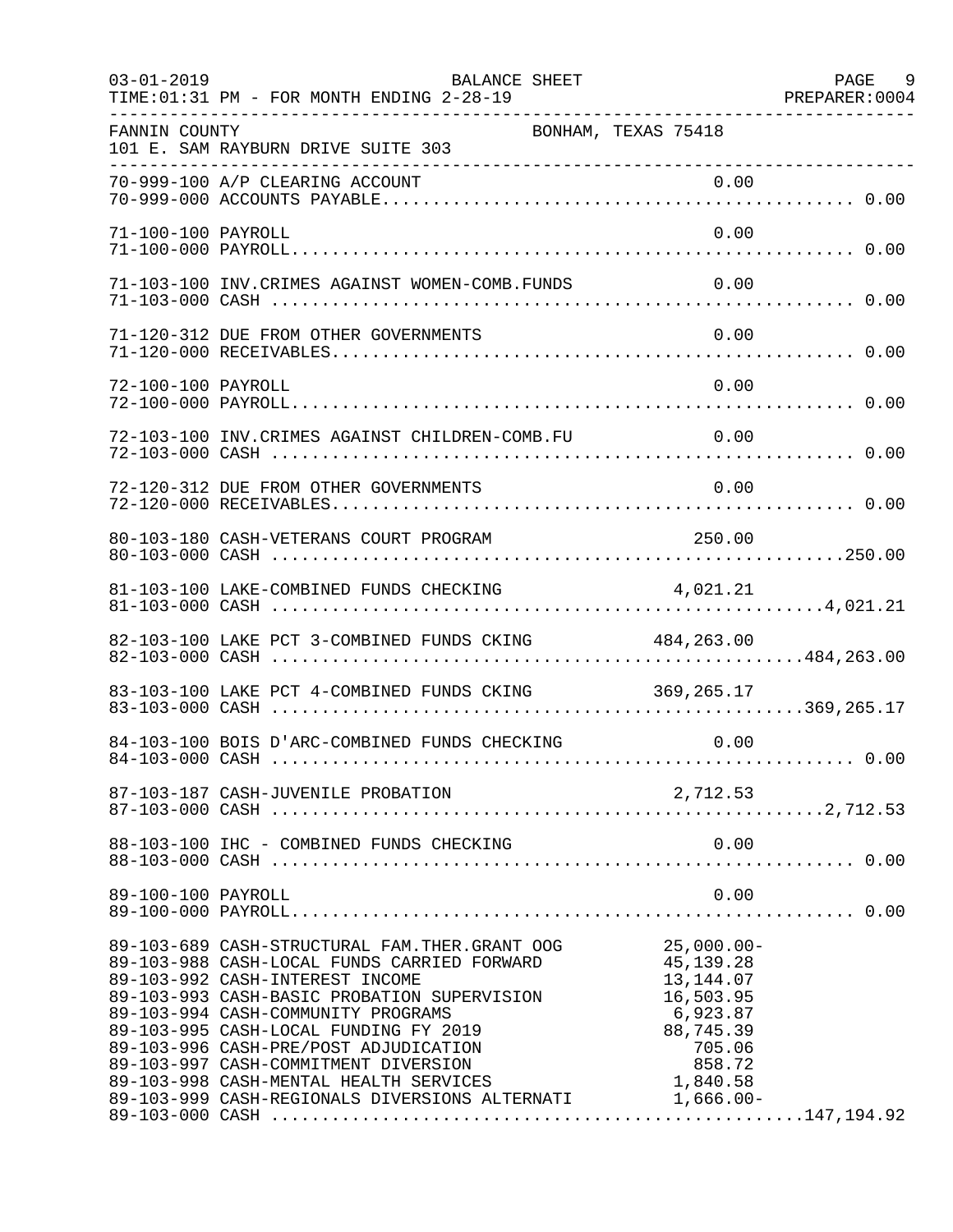FANNIN COUNTY — BONHAM, TEXAS 75418
101 E. SAM RAYBURN DRIVE SUITE 303

BALANCE SHEET
TIME:01:31 PM - FOR MONTH ENDING 2-28-19

| Account | Description | Amount | Total |
|---|---|---|---|
| 70-999-100 | A/P CLEARING ACCOUNT | 0.00 | |
| 70-999-000 | ACCOUNTS PAYABLE | | 0.00 |
| 71-100-100 | PAYROLL | 0.00 | |
| 71-100-000 | PAYROLL | | 0.00 |
| 71-103-100 | INV.CRIMES AGAINST WOMEN-COMB.FUNDS | 0.00 | |
| 71-103-000 | CASH | | 0.00 |
| 71-120-312 | DUE FROM OTHER GOVERNMENTS | 0.00 | |
| 71-120-000 | RECEIVABLES | | 0.00 |
| 72-100-100 | PAYROLL | 0.00 | |
| 72-100-000 | PAYROLL | | 0.00 |
| 72-103-100 | INV.CRIMES AGAINST CHILDREN-COMB.FU | 0.00 | |
| 72-103-000 | CASH | | 0.00 |
| 72-120-312 | DUE FROM OTHER GOVERNMENTS | 0.00 | |
| 72-120-000 | RECEIVABLES | | 0.00 |
| 80-103-180 | CASH-VETERANS COURT PROGRAM | 250.00 | |
| 80-103-000 | CASH | | 250.00 |
| 81-103-100 | LAKE-COMBINED FUNDS CHECKING | 4,021.21 | |
| 81-103-000 | CASH | | 4,021.21 |
| 82-103-100 | LAKE PCT 3-COMBINED FUNDS CKING | 484,263.00 | |
| 82-103-000 | CASH | | 484,263.00 |
| 83-103-100 | LAKE PCT 4-COMBINED FUNDS CKING | 369,265.17 | |
| 83-103-000 | CASH | | 369,265.17 |
| 84-103-100 | BOIS D'ARC-COMBINED FUNDS CHECKING | 0.00 | |
| 84-103-000 | CASH | | 0.00 |
| 87-103-187 | CASH-JUVENILE PROBATION | 2,712.53 | |
| 87-103-000 | CASH | | 2,712.53 |
| 88-103-100 | IHC - COMBINED FUNDS CHECKING | 0.00 | |
| 88-103-000 | CASH | | 0.00 |
| 89-100-100 | PAYROLL | 0.00 | |
| 89-100-000 | PAYROLL | | 0.00 |
| 89-103-689 | CASH-STRUCTURAL FAM.THER.GRANT OOG | 25,000.00- | |
| 89-103-988 | CASH-LOCAL FUNDS CARRIED FORWARD | 45,139.28 | |
| 89-103-992 | CASH-INTEREST INCOME | 13,144.07 | |
| 89-103-993 | CASH-BASIC PROBATION SUPERVISION | 16,503.95 | |
| 89-103-994 | CASH-COMMUNITY PROGRAMS | 6,923.87 | |
| 89-103-995 | CASH-LOCAL FUNDING FY 2019 | 88,745.39 | |
| 89-103-996 | CASH-PRE/POST ADJUDICATION | 705.06 | |
| 89-103-997 | CASH-COMMITMENT DIVERSION | 858.72 | |
| 89-103-998 | CASH-MENTAL HEALTH SERVICES | 1,840.58 | |
| 89-103-999 | CASH-REGIONALS DIVERSIONS ALTERNATI | 1,666.00- | |
| 89-103-000 | CASH | | 147,194.92 |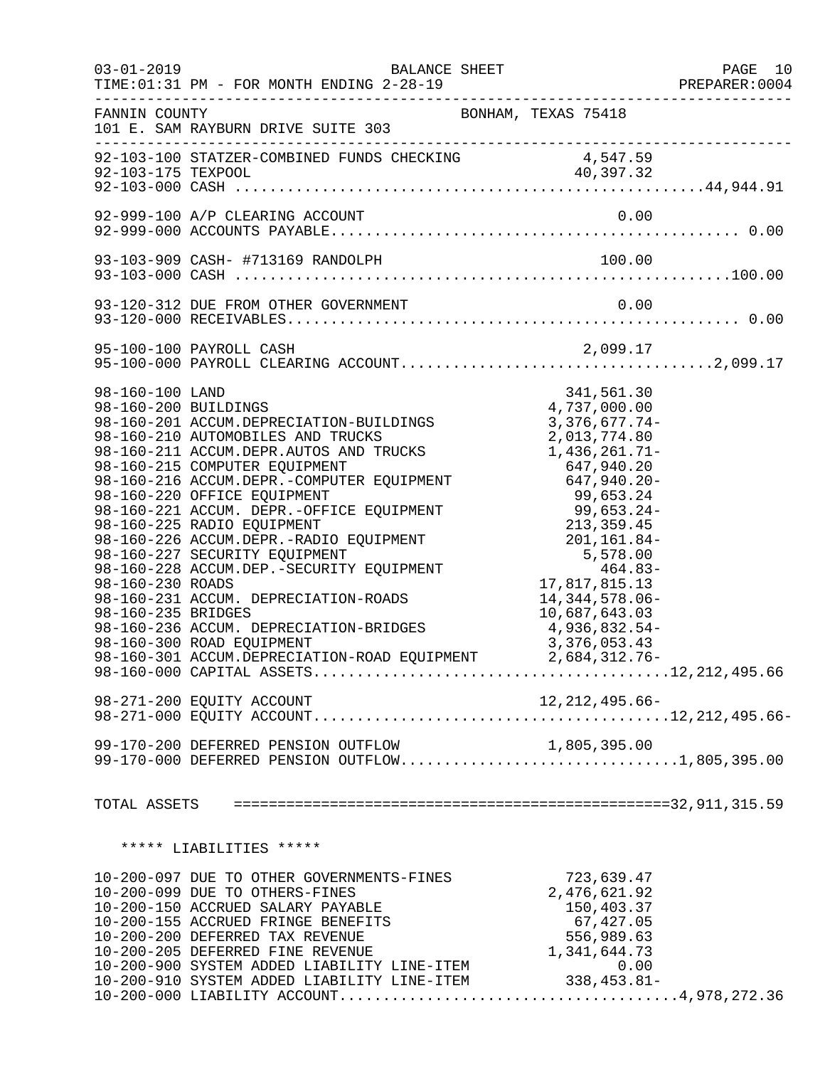FANNIN COUNTY — BONHAM, TEXAS 75418
101 E. SAM RAYBURN DRIVE SUITE 303

BALANCE SHEET — FOR MONTH ENDING 2-28-19

| Account | Description | Amount | Total |
|---|---|---|---|
| 92-103-100 | STATZER-COMBINED FUNDS CHECKING | 4,547.59 | |
| 92-103-175 | TEXPOOL | 40,397.32 | |
| 92-103-000 | CASH | | 44,944.91 |
| 92-999-100 | A/P CLEARING ACCOUNT | 0.00 | |
| 92-999-000 | ACCOUNTS PAYABLE | | 0.00 |
| 93-103-909 | CASH- #713169 RANDOLPH | 100.00 | |
| 93-103-000 | CASH | | 100.00 |
| 93-120-312 | DUE FROM OTHER GOVERNMENT | 0.00 | |
| 93-120-000 | RECEIVABLES | | 0.00 |
| 95-100-100 | PAYROLL CASH | 2,099.17 | |
| 95-100-000 | PAYROLL CLEARING ACCOUNT | | 2,099.17 |
| 98-160-100 | LAND | 341,561.30 | |
| 98-160-200 | BUILDINGS | 4,737,000.00 | |
| 98-160-201 | ACCUM.DEPRECIATION-BUILDINGS | 3,376,677.74- | |
| 98-160-210 | AUTOMOBILES AND TRUCKS | 2,013,774.80 | |
| 98-160-211 | ACCUM.DEPR.AUTOS AND TRUCKS | 1,436,261.71- | |
| 98-160-215 | COMPUTER EQUIPMENT | 647,940.20 | |
| 98-160-216 | ACCUM.DEPR.-COMPUTER EQUIPMENT | 647,940.20- | |
| 98-160-220 | OFFICE EQUIPMENT | 99,653.24 | |
| 98-160-221 | ACCUM. DEPR.-OFFICE EQUIPMENT | 99,653.24- | |
| 98-160-225 | RADIO EQUIPMENT | 213,359.45 | |
| 98-160-226 | ACCUM.DEPR.-RADIO EQUIPMENT | 201,161.84- | |
| 98-160-227 | SECURITY EQUIPMENT | 5,578.00 | |
| 98-160-228 | ACCUM.DEP.-SECURITY EQUIPMENT | 464.83- | |
| 98-160-230 | ROADS | 17,817,815.13 | |
| 98-160-231 | ACCUM. DEPRECIATION-ROADS | 14,344,578.06- | |
| 98-160-235 | BRIDGES | 10,687,643.03 | |
| 98-160-236 | ACCUM. DEPRECIATION-BRIDGES | 4,936,832.54- | |
| 98-160-300 | ROAD EQUIPMENT | 3,376,053.43 | |
| 98-160-301 | ACCUM.DEPRECIATION-ROAD EQUIPMENT | 2,684,312.76- | |
| 98-160-000 | CAPITAL ASSETS | | 12,212,495.66 |
| 98-271-200 | EQUITY ACCOUNT | 12,212,495.66- | |
| 98-271-000 | EQUITY ACCOUNT | | 12,212,495.66- |
| 99-170-200 | DEFERRED PENSION OUTFLOW | 1,805,395.00 | |
| 99-170-000 | DEFERRED PENSION OUTFLOW | | 1,805,395.00 |
| | **TOTAL ASSETS** | | **32,911,315.59** |

***** LIABILITIES *****

| Account | Description | Amount | Total |
|---|---|---|---|
| 10-200-097 | DUE TO OTHER GOVERNMENTS-FINES | 723,639.47 | |
| 10-200-099 | DUE TO OTHERS-FINES | 2,476,621.92 | |
| 10-200-150 | ACCRUED SALARY PAYABLE | 150,403.37 | |
| 10-200-155 | ACCRUED FRINGE BENEFITS | 67,427.05 | |
| 10-200-200 | DEFERRED TAX REVENUE | 556,989.63 | |
| 10-200-205 | DEFERRED FINE REVENUE | 1,341,644.73 | |
| 10-200-900 | SYSTEM ADDED LIABILITY LINE-ITEM | 0.00 | |
| 10-200-910 | SYSTEM ADDED LIABILITY LINE-ITEM | 338,453.81- | |
| 10-200-000 | LIABILITY ACCOUNT | | 4,978,272.36 |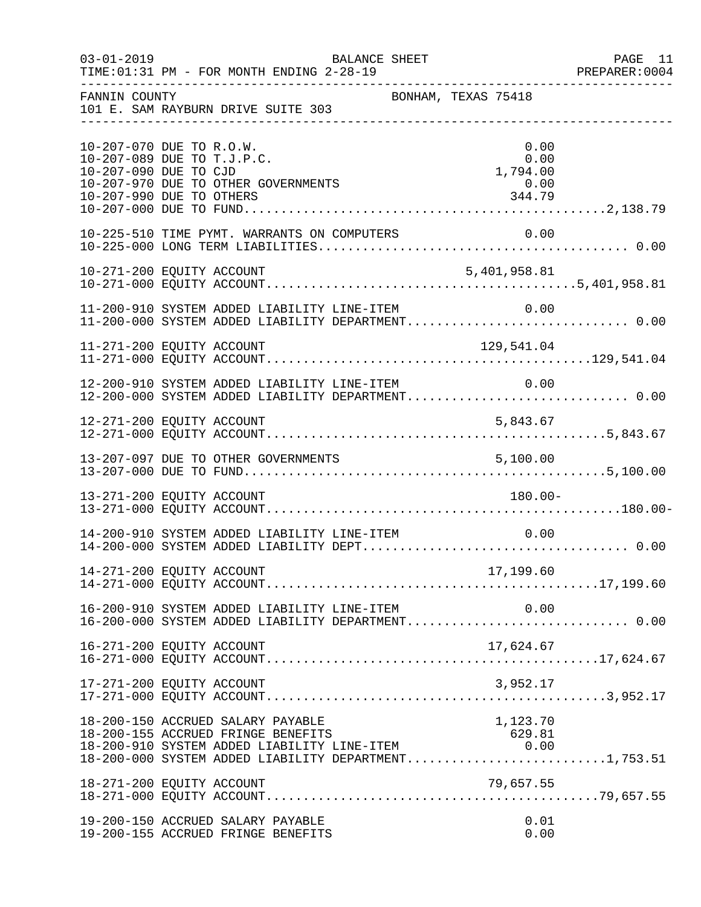FANNIN COUNTY BONHAM, TEXAS 75418
101 E. SAM RAYBURN DRIVE SUITE 303

BALANCE SHEET
FOR MONTH ENDING 2-28-19

| Account | Description | Line Amount | Total |
|---|---|---|---|
| 10-207-070 | DUE TO R.O.W. | 0.00 | |
| 10-207-089 | DUE TO T.J.P.C. | 0.00 | |
| 10-207-090 | DUE TO CJD | 1,794.00 | |
| 10-207-970 | DUE TO OTHER GOVERNMENTS | 0.00 | |
| 10-207-990 | DUE TO OTHERS | 344.79 | |
| 10-207-000 | DUE TO FUND | | 2,138.79 |
| 10-225-510 | TIME PYMT. WARRANTS ON COMPUTERS | 0.00 | |
| 10-225-000 | LONG TERM LIABILITIES | | 0.00 |
| 10-271-200 | EQUITY ACCOUNT | 5,401,958.81 | |
| 10-271-000 | EQUITY ACCOUNT | | 5,401,958.81 |
| 11-200-910 | SYSTEM ADDED LIABILITY LINE-ITEM | 0.00 | |
| 11-200-000 | SYSTEM ADDED LIABILITY DEPARTMENT | | 0.00 |
| 11-271-200 | EQUITY ACCOUNT | 129,541.04 | |
| 11-271-000 | EQUITY ACCOUNT | | 129,541.04 |
| 12-200-910 | SYSTEM ADDED LIABILITY LINE-ITEM | 0.00 | |
| 12-200-000 | SYSTEM ADDED LIABILITY DEPARTMENT | | 0.00 |
| 12-271-200 | EQUITY ACCOUNT | 5,843.67 | |
| 12-271-000 | EQUITY ACCOUNT | | 5,843.67 |
| 13-207-097 | DUE TO OTHER GOVERNMENTS | 5,100.00 | |
| 13-207-000 | DUE TO FUND | | 5,100.00 |
| 13-271-200 | EQUITY ACCOUNT | 180.00- | |
| 13-271-000 | EQUITY ACCOUNT | | 180.00- |
| 14-200-910 | SYSTEM ADDED LIABILITY LINE-ITEM | 0.00 | |
| 14-200-000 | SYSTEM ADDED LIABILITY DEPT | | 0.00 |
| 14-271-200 | EQUITY ACCOUNT | 17,199.60 | |
| 14-271-000 | EQUITY ACCOUNT | | 17,199.60 |
| 16-200-910 | SYSTEM ADDED LIABILITY LINE-ITEM | 0.00 | |
| 16-200-000 | SYSTEM ADDED LIABILITY DEPARTMENT | | 0.00 |
| 16-271-200 | EQUITY ACCOUNT | 17,624.67 | |
| 16-271-000 | EQUITY ACCOUNT | | 17,624.67 |
| 17-271-200 | EQUITY ACCOUNT | 3,952.17 | |
| 17-271-000 | EQUITY ACCOUNT | | 3,952.17 |
| 18-200-150 | ACCRUED SALARY PAYABLE | 1,123.70 | |
| 18-200-155 | ACCRUED FRINGE BENEFITS | 629.81 | |
| 18-200-910 | SYSTEM ADDED LIABILITY LINE-ITEM | 0.00 | |
| 18-200-000 | SYSTEM ADDED LIABILITY DEPARTMENT | | 1,753.51 |
| 18-271-200 | EQUITY ACCOUNT | 79,657.55 | |
| 18-271-000 | EQUITY ACCOUNT | | 79,657.55 |
| 19-200-150 | ACCRUED SALARY PAYABLE | 0.01 | |
| 19-200-155 | ACCRUED FRINGE BENEFITS | 0.00 | |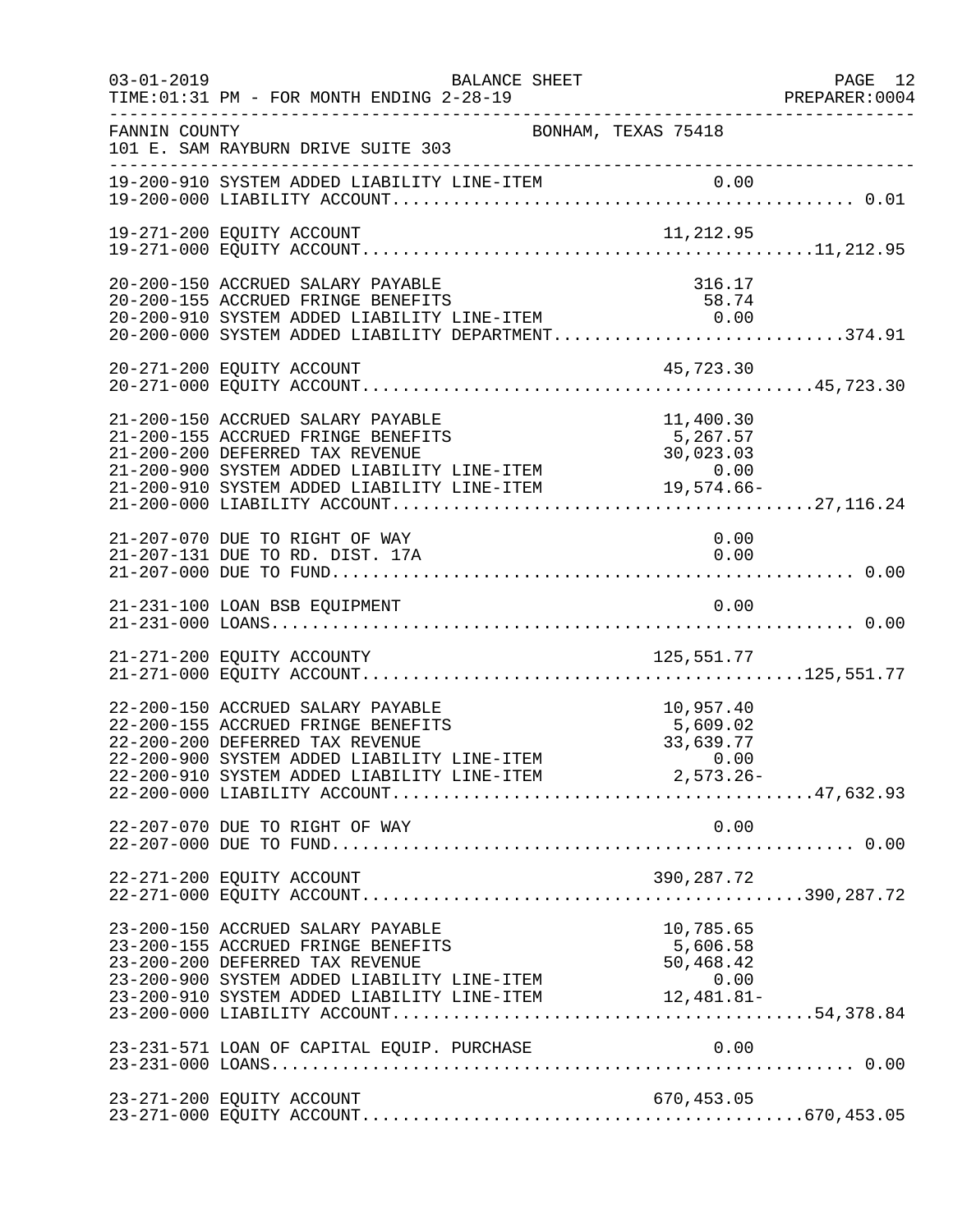FANNIN COUNTY BONHAM, TEXAS 75418
101 E. SAM RAYBURN DRIVE SUITE 303

| Account | Description | Amount | Total |
|---|---|---|---|
| 19-200-910 | SYSTEM ADDED LIABILITY LINE-ITEM | 0.00 | |
| 19-200-000 | LIABILITY ACCOUNT | | 0.01 |
| 19-271-200 | EQUITY ACCOUNT | 11,212.95 | |
| 19-271-000 | EQUITY ACCOUNT | | 11,212.95 |
| 20-200-150 | ACCRUED SALARY PAYABLE | 316.17 | |
| 20-200-155 | ACCRUED FRINGE BENEFITS | 58.74 | |
| 20-200-910 | SYSTEM ADDED LIABILITY LINE-ITEM | 0.00 | |
| 20-200-000 | SYSTEM ADDED LIABILITY DEPARTMENT | | 374.91 |
| 20-271-200 | EQUITY ACCOUNT | 45,723.30 | |
| 20-271-000 | EQUITY ACCOUNT | | 45,723.30 |
| 21-200-150 | ACCRUED SALARY PAYABLE | 11,400.30 | |
| 21-200-155 | ACCRUED FRINGE BENEFITS | 5,267.57 | |
| 21-200-200 | DEFERRED TAX REVENUE | 30,023.03 | |
| 21-200-900 | SYSTEM ADDED LIABILITY LINE-ITEM | 0.00 | |
| 21-200-910 | SYSTEM ADDED LIABILITY LINE-ITEM | 19,574.66- | |
| 21-200-000 | LIABILITY ACCOUNT | | 27,116.24 |
| 21-207-070 | DUE TO RIGHT OF WAY | 0.00 | |
| 21-207-131 | DUE TO RD. DIST. 17A | 0.00 | |
| 21-207-000 | DUE TO FUND | | 0.00 |
| 21-231-100 | LOAN BSB EQUIPMENT | 0.00 | |
| 21-231-000 | LOANS | | 0.00 |
| 21-271-200 | EQUITY ACCOUNTY | 125,551.77 | |
| 21-271-000 | EQUITY ACCOUNT | | 125,551.77 |
| 22-200-150 | ACCRUED SALARY PAYABLE | 10,957.40 | |
| 22-200-155 | ACCRUED FRINGE BENEFITS | 5,609.02 | |
| 22-200-200 | DEFERRED TAX REVENUE | 33,639.77 | |
| 22-200-900 | SYSTEM ADDED LIABILITY LINE-ITEM | 0.00 | |
| 22-200-910 | SYSTEM ADDED LIABILITY LINE-ITEM | 2,573.26- | |
| 22-200-000 | LIABILITY ACCOUNT | | 47,632.93 |
| 22-207-070 | DUE TO RIGHT OF WAY | 0.00 | |
| 22-207-000 | DUE TO FUND | | 0.00 |
| 22-271-200 | EQUITY ACCOUNT | 390,287.72 | |
| 22-271-000 | EQUITY ACCOUNT | | 390,287.72 |
| 23-200-150 | ACCRUED SALARY PAYABLE | 10,785.65 | |
| 23-200-155 | ACCRUED FRINGE BENEFITS | 5,606.58 | |
| 23-200-200 | DEFERRED TAX REVENUE | 50,468.42 | |
| 23-200-900 | SYSTEM ADDED LIABILITY LINE-ITEM | 0.00 | |
| 23-200-910 | SYSTEM ADDED LIABILITY LINE-ITEM | 12,481.81- | |
| 23-200-000 | LIABILITY ACCOUNT | | 54,378.84 |
| 23-231-571 | LOAN OF CAPITAL EQUIP. PURCHASE | 0.00 | |
| 23-231-000 | LOANS | | 0.00 |
| 23-271-200 | EQUITY ACCOUNT | 670,453.05 | |
| 23-271-000 | EQUITY ACCOUNT | | 670,453.05 |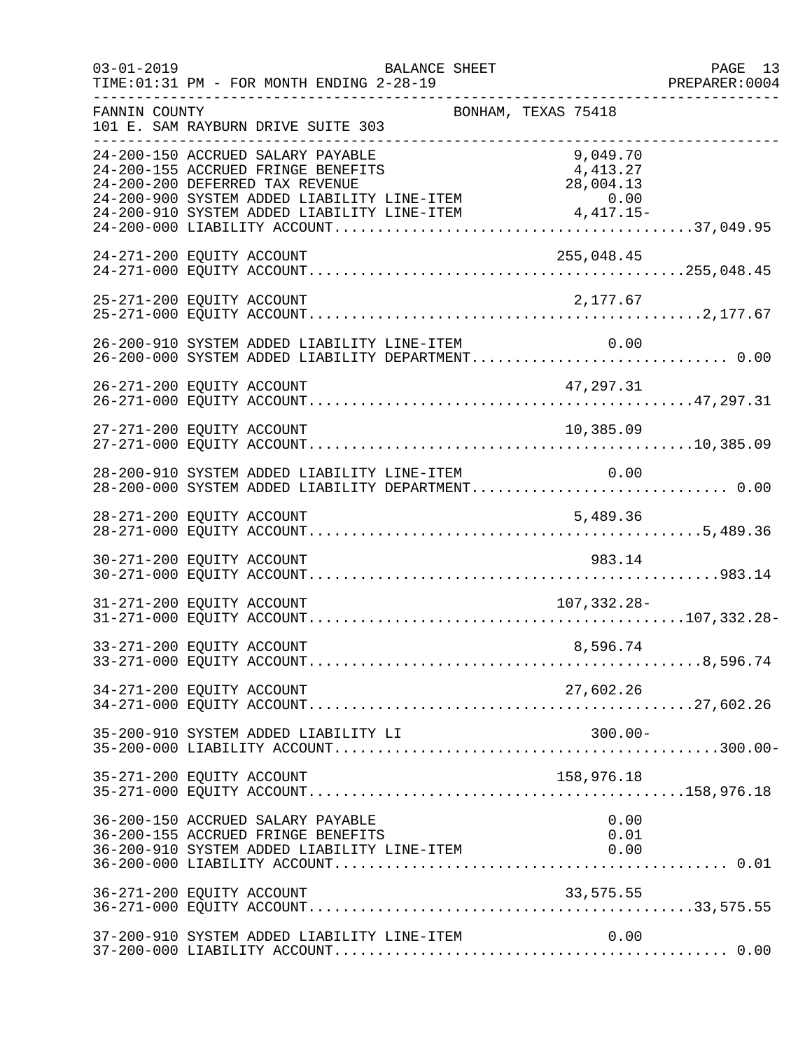FANNIN COUNTY — BONHAM, TEXAS 75418
101 E. SAM RAYBURN DRIVE SUITE 303

BALANCE SHEET
FOR MONTH ENDING 2-28-19

| Account | Description | Amount | Total |
|---|---|---|---|
| 24-200-150 | ACCRUED SALARY PAYABLE | 9,049.70 | |
| 24-200-155 | ACCRUED FRINGE BENEFITS | 4,413.27 | |
| 24-200-200 | DEFERRED TAX REVENUE | 28,004.13 | |
| 24-200-900 | SYSTEM ADDED LIABILITY LINE-ITEM | 0.00 | |
| 24-200-910 | SYSTEM ADDED LIABILITY LINE-ITEM | 4,417.15- | |
| 24-200-000 | LIABILITY ACCOUNT | | 37,049.95 |
| 24-271-200 | EQUITY ACCOUNT | 255,048.45 | |
| 24-271-000 | EQUITY ACCOUNT | | 255,048.45 |
| 25-271-200 | EQUITY ACCOUNT | 2,177.67 | |
| 25-271-000 | EQUITY ACCOUNT | | 2,177.67 |
| 26-200-910 | SYSTEM ADDED LIABILITY LINE-ITEM | 0.00 | |
| 26-200-000 | SYSTEM ADDED LIABILITY DEPARTMENT | | 0.00 |
| 26-271-200 | EQUITY ACCOUNT | 47,297.31 | |
| 26-271-000 | EQUITY ACCOUNT | | 47,297.31 |
| 27-271-200 | EQUITY ACCOUNT | 10,385.09 | |
| 27-271-000 | EQUITY ACCOUNT | | 10,385.09 |
| 28-200-910 | SYSTEM ADDED LIABILITY LINE-ITEM | 0.00 | |
| 28-200-000 | SYSTEM ADDED LIABILITY DEPARTMENT | | 0.00 |
| 28-271-200 | EQUITY ACCOUNT | 5,489.36 | |
| 28-271-000 | EQUITY ACCOUNT | | 5,489.36 |
| 30-271-200 | EQUITY ACCOUNT | 983.14 | |
| 30-271-000 | EQUITY ACCOUNT | | 983.14 |
| 31-271-200 | EQUITY ACCOUNT | 107,332.28- | |
| 31-271-000 | EQUITY ACCOUNT | | 107,332.28- |
| 33-271-200 | EQUITY ACCOUNT | 8,596.74 | |
| 33-271-000 | EQUITY ACCOUNT | | 8,596.74 |
| 34-271-200 | EQUITY ACCOUNT | 27,602.26 | |
| 34-271-000 | EQUITY ACCOUNT | | 27,602.26 |
| 35-200-910 | SYSTEM ADDED LIABILITY LI | 300.00- | |
| 35-200-000 | LIABILITY ACCOUNT | | 300.00- |
| 35-271-200 | EQUITY ACCOUNT | 158,976.18 | |
| 35-271-000 | EQUITY ACCOUNT | | 158,976.18 |
| 36-200-150 | ACCRUED SALARY PAYABLE | 0.00 | |
| 36-200-155 | ACCRUED FRINGE BENEFITS | 0.01 | |
| 36-200-910 | SYSTEM ADDED LIABILITY LINE-ITEM | 0.00 | |
| 36-200-000 | LIABILITY ACCOUNT | | 0.01 |
| 36-271-200 | EQUITY ACCOUNT | 33,575.55 | |
| 36-271-000 | EQUITY ACCOUNT | | 33,575.55 |
| 37-200-910 | SYSTEM ADDED LIABILITY LINE-ITEM | 0.00 | |
| 37-200-000 | LIABILITY ACCOUNT | | 0.00 |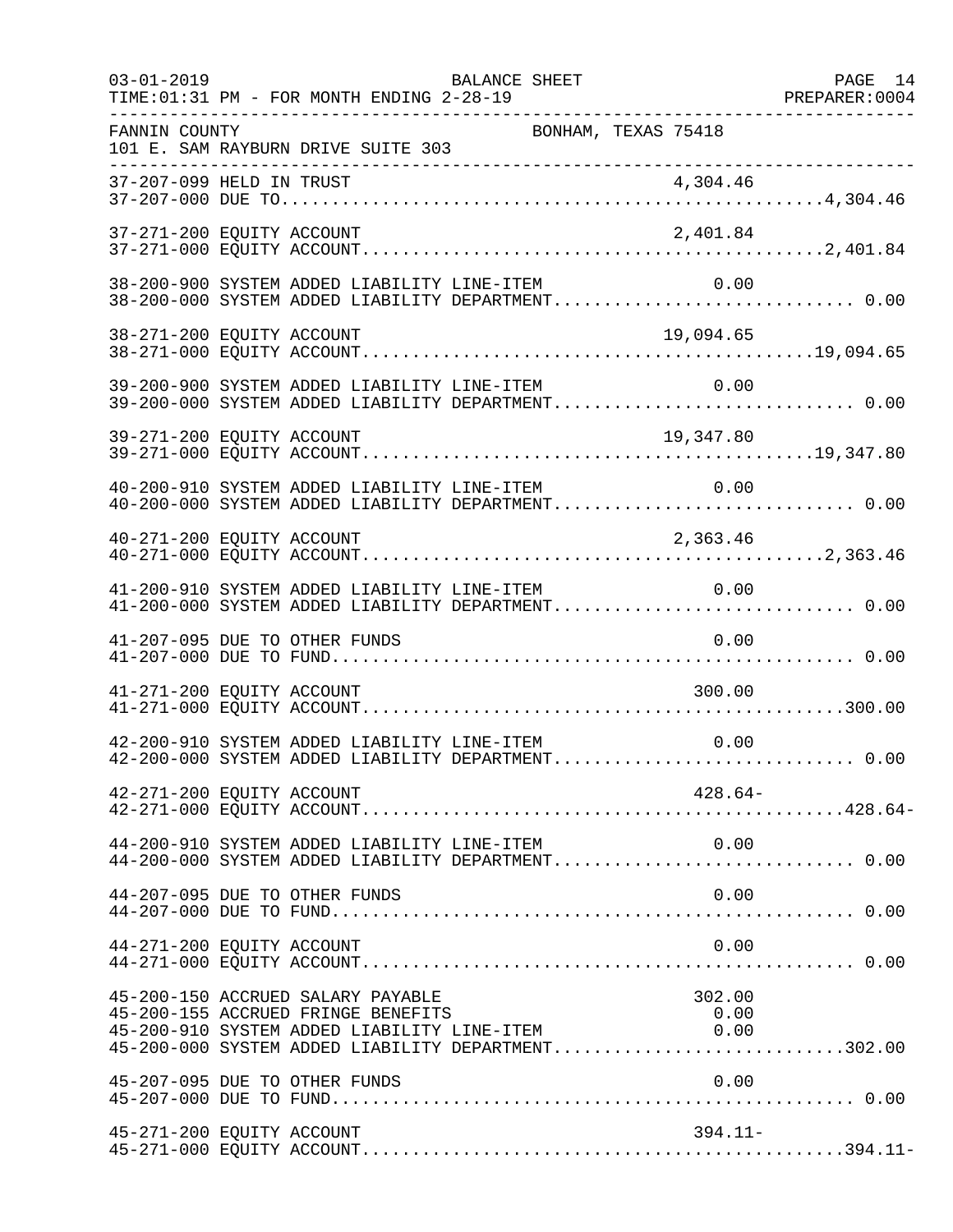FANNIN COUNTY BONHAM, TEXAS 75418
101 E. SAM RAYBURN DRIVE SUITE 303

| Account | Description | Line-Item Amount | Department Total |
|---|---|---|---|
| 37-207-099 | HELD IN TRUST | 4,304.46 | |
| 37-207-000 | DUE TO | | 4,304.46 |
| 37-271-200 | EQUITY ACCOUNT | 2,401.84 | |
| 37-271-000 | EQUITY ACCOUNT | | 2,401.84 |
| 38-200-900 | SYSTEM ADDED LIABILITY LINE-ITEM | 0.00 | |
| 38-200-000 | SYSTEM ADDED LIABILITY DEPARTMENT | | 0.00 |
| 38-271-200 | EQUITY ACCOUNT | 19,094.65 | |
| 38-271-000 | EQUITY ACCOUNT | | 19,094.65 |
| 39-200-900 | SYSTEM ADDED LIABILITY LINE-ITEM | 0.00 | |
| 39-200-000 | SYSTEM ADDED LIABILITY DEPARTMENT | | 0.00 |
| 39-271-200 | EQUITY ACCOUNT | 19,347.80 | |
| 39-271-000 | EQUITY ACCOUNT | | 19,347.80 |
| 40-200-910 | SYSTEM ADDED LIABILITY LINE-ITEM | 0.00 | |
| 40-200-000 | SYSTEM ADDED LIABILITY DEPARTMENT | | 0.00 |
| 40-271-200 | EQUITY ACCOUNT | 2,363.46 | |
| 40-271-000 | EQUITY ACCOUNT | | 2,363.46 |
| 41-200-910 | SYSTEM ADDED LIABILITY LINE-ITEM | 0.00 | |
| 41-200-000 | SYSTEM ADDED LIABILITY DEPARTMENT | | 0.00 |
| 41-207-095 | DUE TO OTHER FUNDS | 0.00 | |
| 41-207-000 | DUE TO FUND | | 0.00 |
| 41-271-200 | EQUITY ACCOUNT | 300.00 | |
| 41-271-000 | EQUITY ACCOUNT | | 300.00 |
| 42-200-910 | SYSTEM ADDED LIABILITY LINE-ITEM | 0.00 | |
| 42-200-000 | SYSTEM ADDED LIABILITY DEPARTMENT | | 0.00 |
| 42-271-200 | EQUITY ACCOUNT | 428.64- | |
| 42-271-000 | EQUITY ACCOUNT | | 428.64- |
| 44-200-910 | SYSTEM ADDED LIABILITY LINE-ITEM | 0.00 | |
| 44-200-000 | SYSTEM ADDED LIABILITY DEPARTMENT | | 0.00 |
| 44-207-095 | DUE TO OTHER FUNDS | 0.00 | |
| 44-207-000 | DUE TO FUND | | 0.00 |
| 44-271-200 | EQUITY ACCOUNT | 0.00 | |
| 44-271-000 | EQUITY ACCOUNT | | 0.00 |
| 45-200-150 | ACCRUED SALARY PAYABLE | 302.00 | |
| 45-200-155 | ACCRUED FRINGE BENEFITS | 0.00 | |
| 45-200-910 | SYSTEM ADDED LIABILITY LINE-ITEM | 0.00 | |
| 45-200-000 | SYSTEM ADDED LIABILITY DEPARTMENT | | 302.00 |
| 45-207-095 | DUE TO OTHER FUNDS | 0.00 | |
| 45-207-000 | DUE TO FUND | | 0.00 |
| 45-271-200 | EQUITY ACCOUNT | 394.11- | |
| 45-271-000 | EQUITY ACCOUNT | | 394.11- |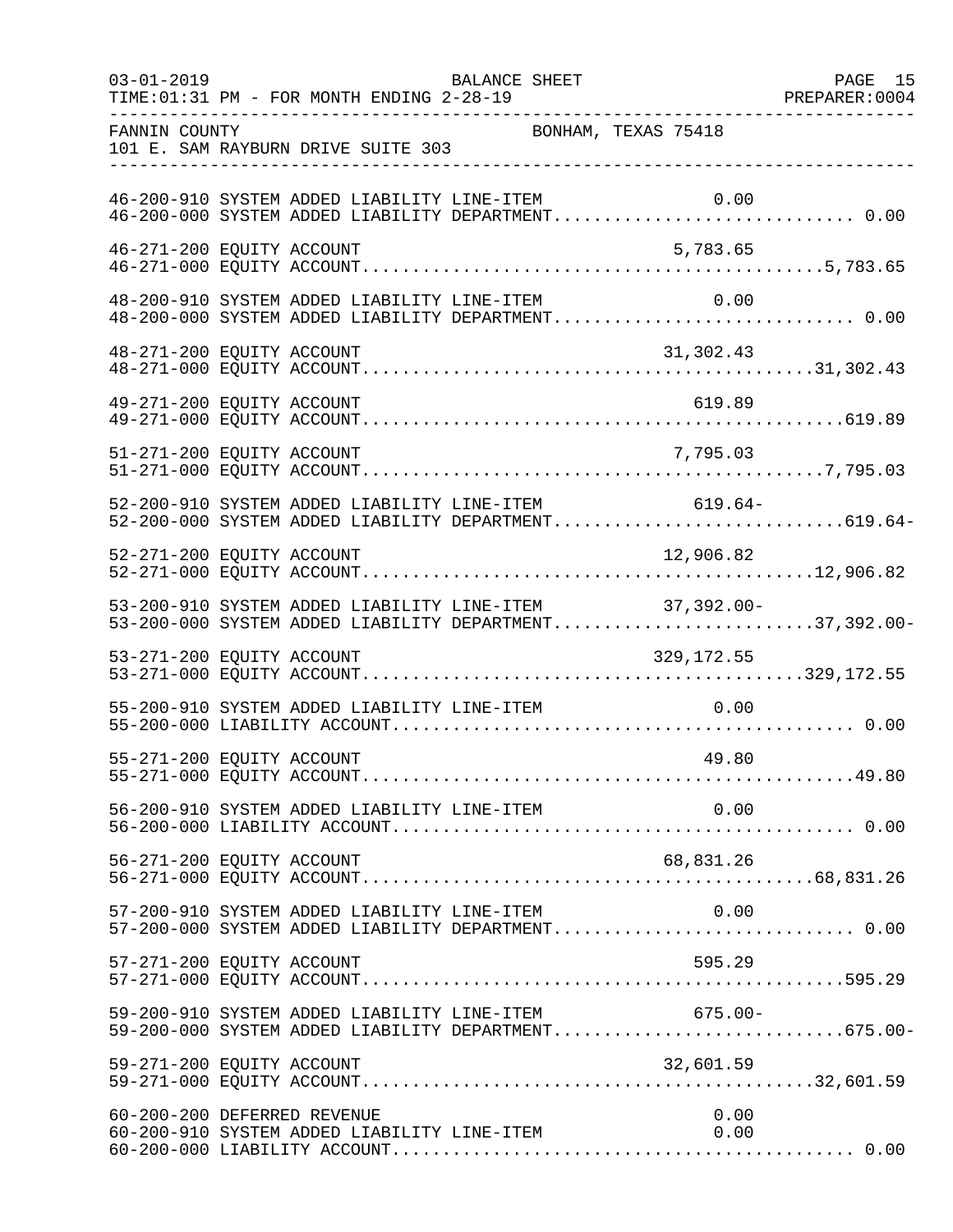FANNIN COUNTY BONHAM, TEXAS 75418
101 E. SAM RAYBURN DRIVE SUITE 303

| Account | Description | Line Item | Total |
|---|---|---|---|
| 46-200-910 | SYSTEM ADDED LIABILITY LINE-ITEM | 0.00 | |
| 46-200-000 | SYSTEM ADDED LIABILITY DEPARTMENT | | 0.00 |
| 46-271-200 | EQUITY ACCOUNT | 5,783.65 | |
| 46-271-000 | EQUITY ACCOUNT | | 5,783.65 |
| 48-200-910 | SYSTEM ADDED LIABILITY LINE-ITEM | 0.00 | |
| 48-200-000 | SYSTEM ADDED LIABILITY DEPARTMENT | | 0.00 |
| 48-271-200 | EQUITY ACCOUNT | 31,302.43 | |
| 48-271-000 | EQUITY ACCOUNT | | 31,302.43 |
| 49-271-200 | EQUITY ACCOUNT | 619.89 | |
| 49-271-000 | EQUITY ACCOUNT | | 619.89 |
| 51-271-200 | EQUITY ACCOUNT | 7,795.03 | |
| 51-271-000 | EQUITY ACCOUNT | | 7,795.03 |
| 52-200-910 | SYSTEM ADDED LIABILITY LINE-ITEM | 619.64- | |
| 52-200-000 | SYSTEM ADDED LIABILITY DEPARTMENT | | 619.64- |
| 52-271-200 | EQUITY ACCOUNT | 12,906.82 | |
| 52-271-000 | EQUITY ACCOUNT | | 12,906.82 |
| 53-200-910 | SYSTEM ADDED LIABILITY LINE-ITEM | 37,392.00- | |
| 53-200-000 | SYSTEM ADDED LIABILITY DEPARTMENT | | 37,392.00- |
| 53-271-200 | EQUITY ACCOUNT | 329,172.55 | |
| 53-271-000 | EQUITY ACCOUNT | | 329,172.55 |
| 55-200-910 | SYSTEM ADDED LIABILITY LINE-ITEM | 0.00 | |
| 55-200-000 | LIABILITY ACCOUNT | | 0.00 |
| 55-271-200 | EQUITY ACCOUNT | 49.80 | |
| 55-271-000 | EQUITY ACCOUNT | | 49.80 |
| 56-200-910 | SYSTEM ADDED LIABILITY LINE-ITEM | 0.00 | |
| 56-200-000 | LIABILITY ACCOUNT | | 0.00 |
| 56-271-200 | EQUITY ACCOUNT | 68,831.26 | |
| 56-271-000 | EQUITY ACCOUNT | | 68,831.26 |
| 57-200-910 | SYSTEM ADDED LIABILITY LINE-ITEM | 0.00 | |
| 57-200-000 | SYSTEM ADDED LIABILITY DEPARTMENT | | 0.00 |
| 57-271-200 | EQUITY ACCOUNT | 595.29 | |
| 57-271-000 | EQUITY ACCOUNT | | 595.29 |
| 59-200-910 | SYSTEM ADDED LIABILITY LINE-ITEM | 675.00- | |
| 59-200-000 | SYSTEM ADDED LIABILITY DEPARTMENT | | 675.00- |
| 59-271-200 | EQUITY ACCOUNT | 32,601.59 | |
| 59-271-000 | EQUITY ACCOUNT | | 32,601.59 |
| 60-200-200 | DEFERRED REVENUE | 0.00 | |
| 60-200-910 | SYSTEM ADDED LIABILITY LINE-ITEM | 0.00 | |
| 60-200-000 | LIABILITY ACCOUNT | | 0.00 |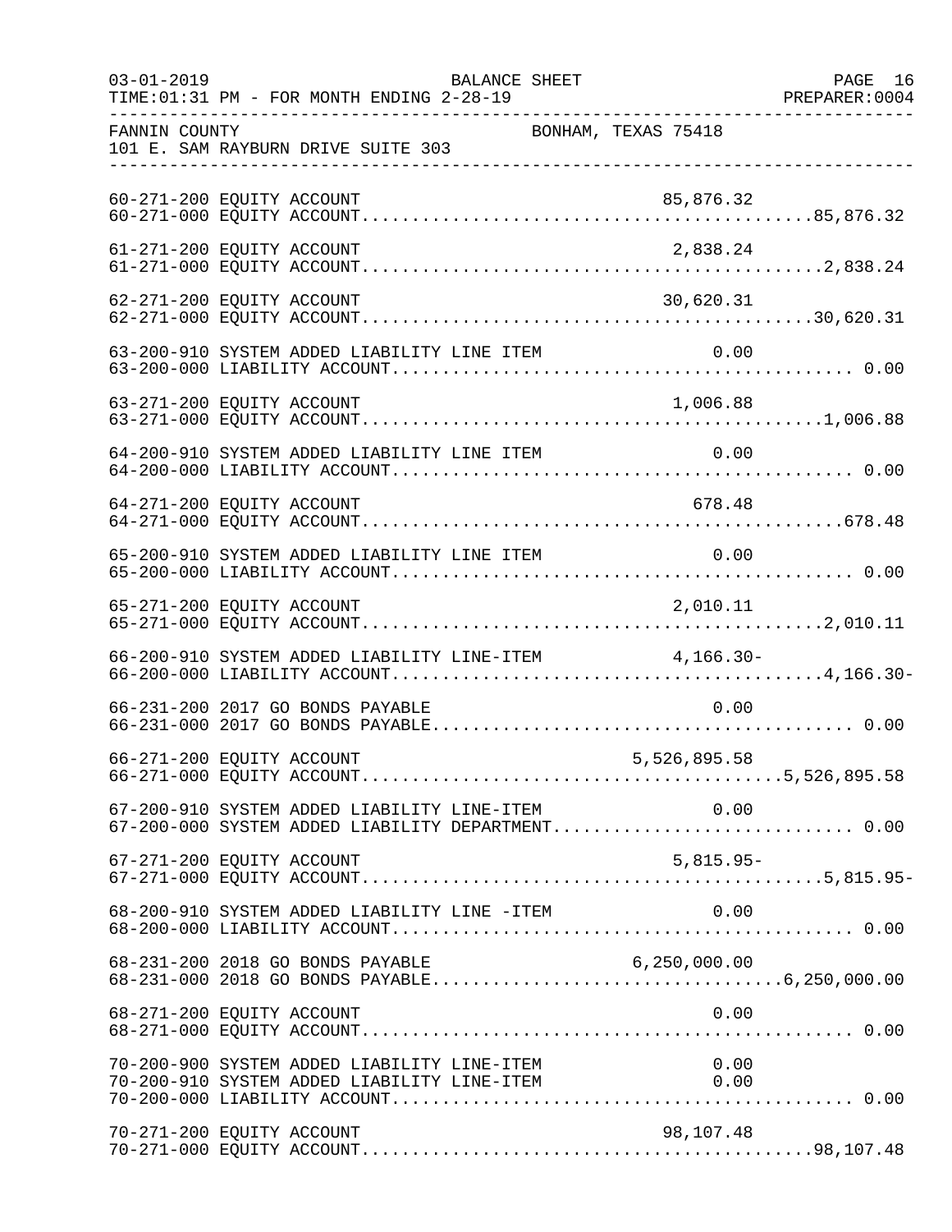FANNIN COUNTY BONHAM, TEXAS 75418
101 E. SAM RAYBURN DRIVE SUITE 303

```
60-271-200 EQUITY ACCOUNT                                    85,876.32
60-271-000 EQUITY ACCOUNT...........................................85,876.32

61-271-200 EQUITY ACCOUNT                                     2,838.24
61-271-000 EQUITY ACCOUNT............................................2,838.24

62-271-200 EQUITY ACCOUNT                                    30,620.31
62-271-000 EQUITY ACCOUNT...........................................30,620.31

63-200-910 SYSTEM ADDED LIABILITY LINE ITEM                       0.00
63-200-000 LIABILITY ACCOUNT............................................. 0.00

63-271-200 EQUITY ACCOUNT                                     1,006.88
63-271-000 EQUITY ACCOUNT............................................1,006.88

64-200-910 SYSTEM ADDED LIABILITY LINE ITEM                       0.00
64-200-000 LIABILITY ACCOUNT............................................. 0.00

64-271-200 EQUITY ACCOUNT                                       678.48
64-271-000 EQUITY ACCOUNT..............................................678.48

65-200-910 SYSTEM ADDED LIABILITY LINE ITEM                       0.00
65-200-000 LIABILITY ACCOUNT............................................. 0.00

65-271-200 EQUITY ACCOUNT                                     2,010.11
65-271-000 EQUITY ACCOUNT............................................2,010.11

66-200-910 SYSTEM ADDED LIABILITY LINE-ITEM               4,166.30-
66-200-000 LIABILITY ACCOUNT.........................................4,166.30-

66-231-200 2017 GO BONDS PAYABLE                                  0.00
66-231-000 2017 GO BONDS PAYABLE......................................... 0.00

66-271-200 EQUITY ACCOUNT                                 5,526,895.58
66-271-000 EQUITY ACCOUNT........................................5,526,895.58

67-200-910 SYSTEM ADDED LIABILITY LINE-ITEM                       0.00
67-200-000 SYSTEM ADDED LIABILITY DEPARTMENT............................. 0.00

67-271-200 EQUITY ACCOUNT                                     5,815.95-
67-271-000 EQUITY ACCOUNT............................................5,815.95-

68-200-910 SYSTEM ADDED LIABILITY LINE -ITEM                      0.00
68-200-000 LIABILITY ACCOUNT............................................. 0.00

68-231-200 2018 GO BONDS PAYABLE                          6,250,000.00
68-231-000 2018 GO BONDS PAYABLE.................................6,250,000.00

68-271-200 EQUITY ACCOUNT                                         0.00
68-271-000 EQUITY ACCOUNT................................................ 0.00

70-200-900 SYSTEM ADDED LIABILITY LINE-ITEM                       0.00
70-200-910 SYSTEM ADDED LIABILITY LINE-ITEM                       0.00
70-200-000 LIABILITY ACCOUNT............................................. 0.00

70-271-200 EQUITY ACCOUNT                                    98,107.48
70-271-000 EQUITY ACCOUNT...........................................98,107.48
```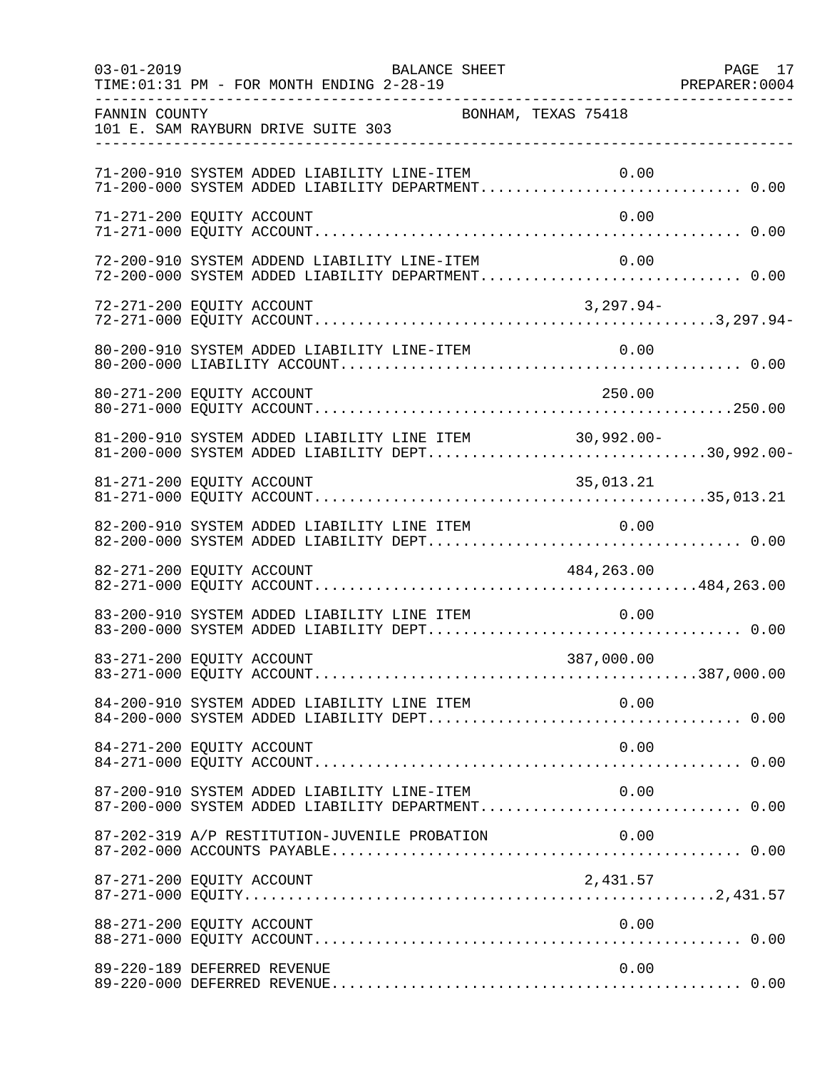FANNIN COUNTY BONHAM, TEXAS 75418
101 E. SAM RAYBURN DRIVE SUITE 303

BALANCE SHEET
TIME:01:31 PM - FOR MONTH ENDING 2-28-19

| Account | Description | Line Item | Department |
|---|---|---|---|
| 71-200-910 | SYSTEM ADDED LIABILITY LINE-ITEM | 0.00 | |
| 71-200-000 | SYSTEM ADDED LIABILITY DEPARTMENT | | 0.00 |
| 71-271-200 | EQUITY ACCOUNT | 0.00 | |
| 71-271-000 | EQUITY ACCOUNT | | 0.00 |
| 72-200-910 | SYSTEM ADDEND LIABILITY LINE-ITEM | 0.00 | |
| 72-200-000 | SYSTEM ADDED LIABILITY DEPARTMENT | | 0.00 |
| 72-271-200 | EQUITY ACCOUNT | 3,297.94- | |
| 72-271-000 | EQUITY ACCOUNT | | 3,297.94- |
| 80-200-910 | SYSTEM ADDED LIABILITY LINE-ITEM | 0.00 | |
| 80-200-000 | LIABILITY ACCOUNT | | 0.00 |
| 80-271-200 | EQUITY ACCOUNT | 250.00 | |
| 80-271-000 | EQUITY ACCOUNT | | 250.00 |
| 81-200-910 | SYSTEM ADDED LIABILITY LINE ITEM | 30,992.00- | |
| 81-200-000 | SYSTEM ADDED LIABILITY DEPT | | 30,992.00- |
| 81-271-200 | EQUITY ACCOUNT | 35,013.21 | |
| 81-271-000 | EQUITY ACCOUNT | | 35,013.21 |
| 82-200-910 | SYSTEM ADDED LIABILITY LINE ITEM | 0.00 | |
| 82-200-000 | SYSTEM ADDED LIABILITY DEPT | | 0.00 |
| 82-271-200 | EQUITY ACCOUNT | 484,263.00 | |
| 82-271-000 | EQUITY ACCOUNT | | 484,263.00 |
| 83-200-910 | SYSTEM ADDED LIABILITY LINE ITEM | 0.00 | |
| 83-200-000 | SYSTEM ADDED LIABILITY DEPT | | 0.00 |
| 83-271-200 | EQUITY ACCOUNT | 387,000.00 | |
| 83-271-000 | EQUITY ACCOUNT | | 387,000.00 |
| 84-200-910 | SYSTEM ADDED LIABILITY LINE ITEM | 0.00 | |
| 84-200-000 | SYSTEM ADDED LIABILITY DEPT | | 0.00 |
| 84-271-200 | EQUITY ACCOUNT | 0.00 | |
| 84-271-000 | EQUITY ACCOUNT | | 0.00 |
| 87-200-910 | SYSTEM ADDED LIABILITY LINE-ITEM | 0.00 | |
| 87-200-000 | SYSTEM ADDED LIABILITY DEPARTMENT | | 0.00 |
| 87-202-319 | A/P RESTITUTION-JUVENILE PROBATION | 0.00 | |
| 87-202-000 | ACCOUNTS PAYABLE | | 0.00 |
| 87-271-200 | EQUITY ACCOUNT | 2,431.57 | |
| 87-271-000 | EQUITY | | 2,431.57 |
| 88-271-200 | EQUITY ACCOUNT | 0.00 | |
| 88-271-000 | EQUITY ACCOUNT | | 0.00 |
| 89-220-189 | DEFERRED REVENUE | 0.00 | |
| 89-220-000 | DEFERRED REVENUE | | 0.00 |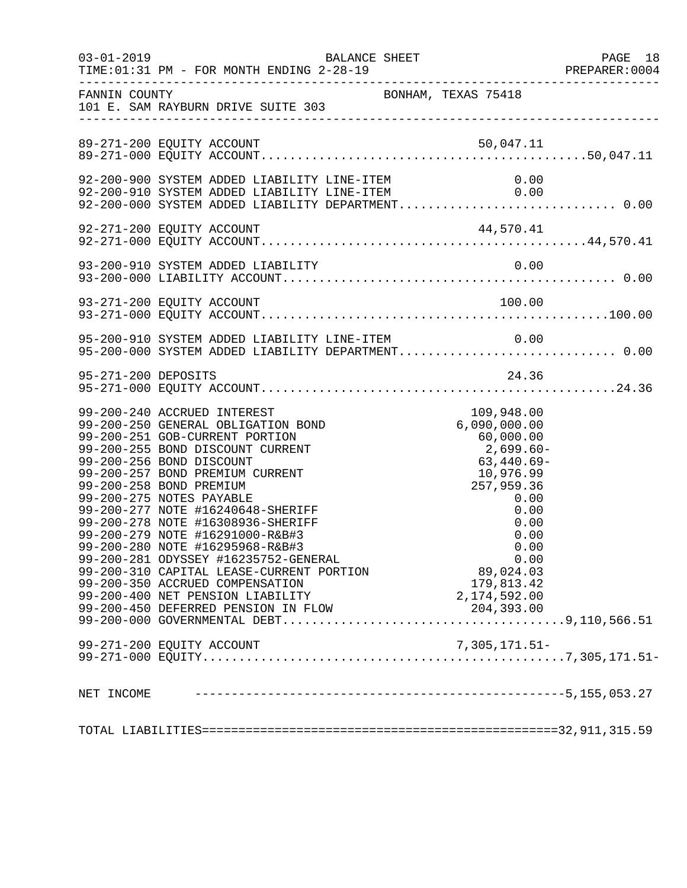03-01-2019 BALANCE SHEET
TIME:01:31 PM - FOR MONTH ENDING 2-28-19

FANNIN COUNTY BONHAM, TEXAS 75418
101 E. SAM RAYBURN DRIVE SUITE 303

| | | |
|---|---|---|
| 89-271-200 EQUITY ACCOUNT | 50,047.11 | |
| 89-271-000 EQUITY ACCOUNT | | 50,047.11 |
| 92-200-900 SYSTEM ADDED LIABILITY LINE-ITEM | 0.00 | |
| 92-200-910 SYSTEM ADDED LIABILITY LINE-ITEM | 0.00 | |
| 92-200-000 SYSTEM ADDED LIABILITY DEPARTMENT | | 0.00 |
| 92-271-200 EQUITY ACCOUNT | 44,570.41 | |
| 92-271-000 EQUITY ACCOUNT | | 44,570.41 |
| 93-200-910 SYSTEM ADDED LIABILITY | 0.00 | |
| 93-200-000 LIABILITY ACCOUNT | | 0.00 |
| 93-271-200 EQUITY ACCOUNT | 100.00 | |
| 93-271-000 EQUITY ACCOUNT | | 100.00 |
| 95-200-910 SYSTEM ADDED LIABILITY LINE-ITEM | 0.00 | |
| 95-200-000 SYSTEM ADDED LIABILITY DEPARTMENT | | 0.00 |
| 95-271-200 DEPOSITS | 24.36 | |
| 95-271-000 EQUITY ACCOUNT | | 24.36 |
| 99-200-240 ACCRUED INTEREST | 109,948.00 | |
| 99-200-250 GENERAL OBLIGATION BOND | 6,090,000.00 | |
| 99-200-251 GOB-CURRENT PORTION | 60,000.00 | |
| 99-200-255 BOND DISCOUNT CURRENT | 2,699.60- | |
| 99-200-256 BOND DISCOUNT | 63,440.69- | |
| 99-200-257 BOND PREMIUM CURRENT | 10,976.99 | |
| 99-200-258 BOND PREMIUM | 257,959.36 | |
| 99-200-275 NOTES PAYABLE | 0.00 | |
| 99-200-277 NOTE #16240648-SHERIFF | 0.00 | |
| 99-200-278 NOTE #16308936-SHERIFF | 0.00 | |
| 99-200-279 NOTE #16291000-R&B#3 | 0.00 | |
| 99-200-280 NOTE #16295968-R&B#3 | 0.00 | |
| 99-200-281 ODYSSEY #16235752-GENERAL | 0.00 | |
| 99-200-310 CAPITAL LEASE-CURRENT PORTION | 89,024.03 | |
| 99-200-350 ACCRUED COMPENSATION | 179,813.42 | |
| 99-200-400 NET PENSION LIABILITY | 2,174,592.00 | |
| 99-200-450 DEFERRED PENSION IN FLOW | 204,393.00 | |
| 99-200-000 GOVERNMENTAL DEBT | | 9,110,566.51 |
| 99-271-200 EQUITY ACCOUNT | 7,305,171.51- | |
| 99-271-000 EQUITY | | 7,305,171.51- |
| NET INCOME | | 5,155,053.27 |
| TOTAL LIABILITIES | | 32,911,315.59 |